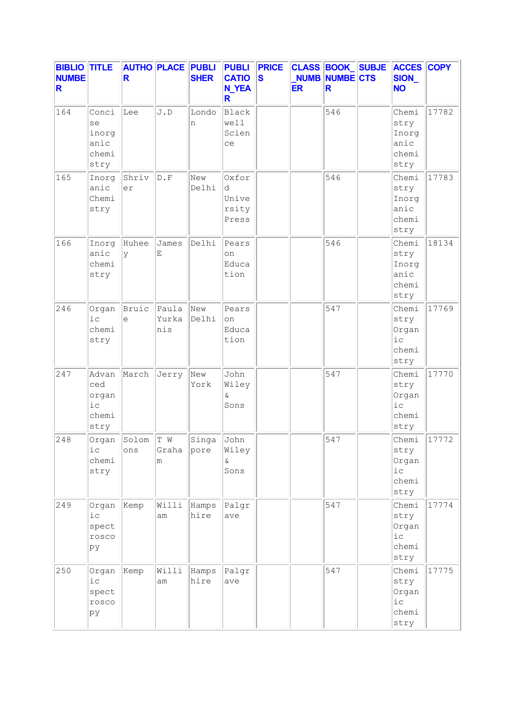| BIBLIO NUMBER | TITLE | AUTHOR | PLACE | PUBLISHER | PUBLICATION_YEAR | PRICES | CLASS_NUMBER | BOOK_NUMBER | SUBJECTS | ACCESSION_NO | COPY |
|---|---|---|---|---|---|---|---|---|---|---|---|
| 164 | Concise inorganic chemistry | Lee | J.D | London | Blackwell Science | | | 546 | | Chemistry Inorganic chemistry | 17782 |
| 165 | Inorganic Chemistry | Shriver | D.F | New Delhi | Oxford University Press | | | 546 | | Chemistry Inorganic chemistry | 17783 |
| 166 | Inorganic chemistry | Huheey | James E | Delhi | Pearson Education | | | 546 | | Chemistry Inorganic chemistry | 18134 |
| 246 | Organic chemistry | Bruice | Paula Yurkanis | New Delhi | Pearson Education | | | 547 | | Chemistry Organic chemistry | 17769 |
| 247 | Advanced organic chemistry | March | Jerry | New York | John Wiley & Sons | | | 547 | | Chemistry Organic chemistry | 17770 |
| 248 | Organic chemistry | Solomons | T W Graham | Singapore | John Wiley & Sons | | | 547 | | Chemistry Organic chemistry | 17772 |
| 249 | Organic spectroscopy | Kemp | William | Hampshire | Palgrave | | | 547 | | Chemistry Organic chemistry | 17774 |
| 250 | Organic spectroscopy | Kemp | William | Hampshire | Palgrave | | | 547 | | Chemistry Organic chemistry | 17775 |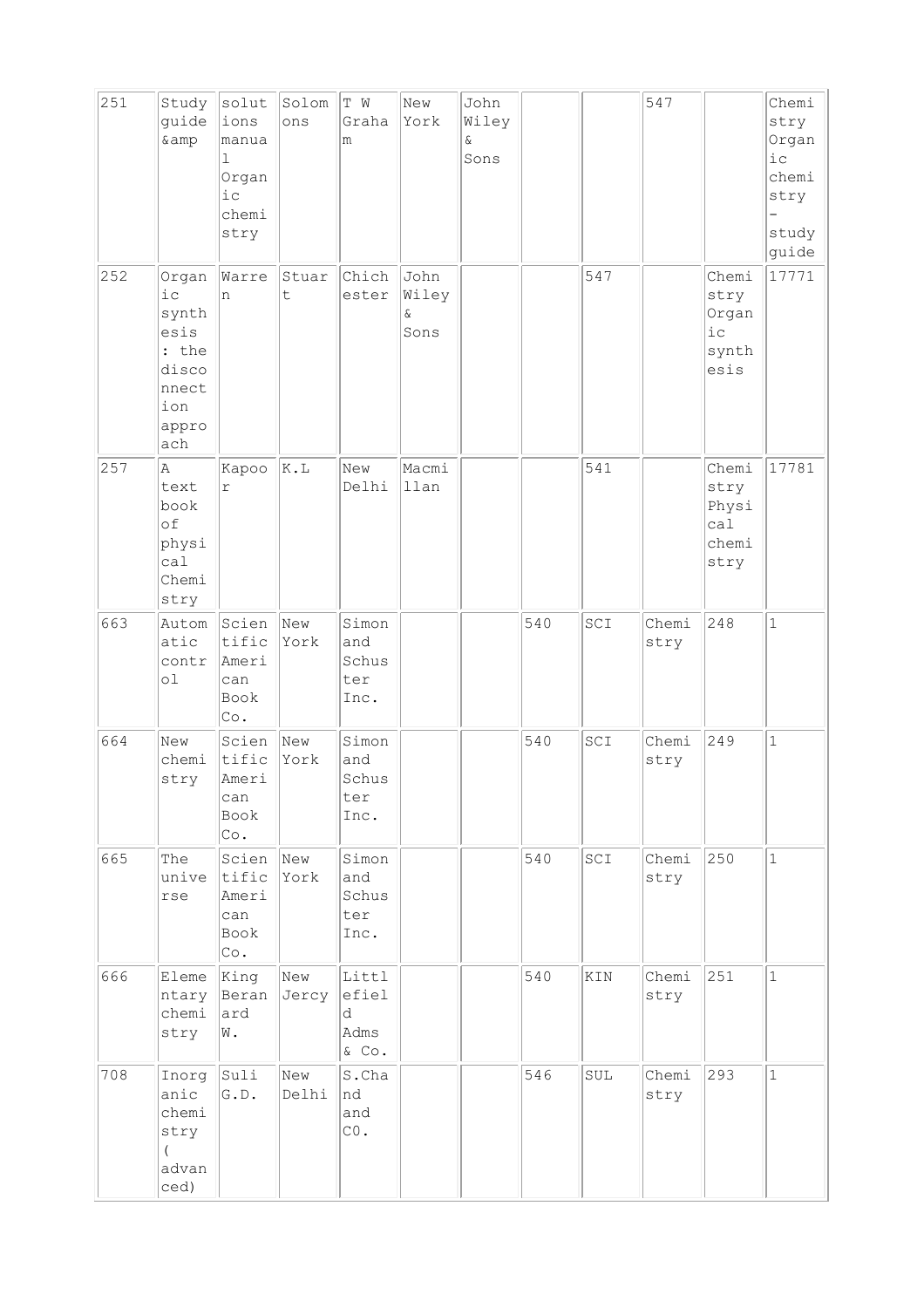| | | | | | | | | | | | |
|---|---|---|---|---|---|---|---|---|---|---|---|
| 251 | Study guide &amp | solutions manual Organic chemistry | Solomons | T W Graham | New York | John Wiley & Sons | | | 547 | | Chemistry Organic chemistry - study guide |
| 252 | Organic synthesis : the disconnection approach | Warren | Stuart | Chichester | John Wiley & Sons | | | 547 | | Chemistry Organic synthesis | 17771 |
| 257 | A text book of physical Chemistry | Kapoor | K.L | New Delhi | Macmillan | | | 541 | | Chemistry Physical chemistry | 17781 |
| 663 | Automatic control | Scientific American Book Co. | New York | Simon and Schuster Inc. | | | 540 | SCI | Chemistry | 248 | 1 |
| 664 | New chemistry | Scientific American Book Co. | New York | Simon and Schuster Inc. | | | 540 | SCI | Chemistry | 249 | 1 |
| 665 | The universe | Scientific American Book Co. | New York | Simon and Schuster Inc. | | | 540 | SCI | Chemistry | 250 | 1 |
| 666 | Elementary chemistry | King Beranard W. | New Jercy | Littlefield Adms & Co. | | | 540 | KIN | Chemistry | 251 | 1 |
| 708 | Inorganic chemistry ( advanced) | Suli G.D. | New Delhi | S.Chand and CO. | | | 546 | SUL | Chemistry | 293 | 1 |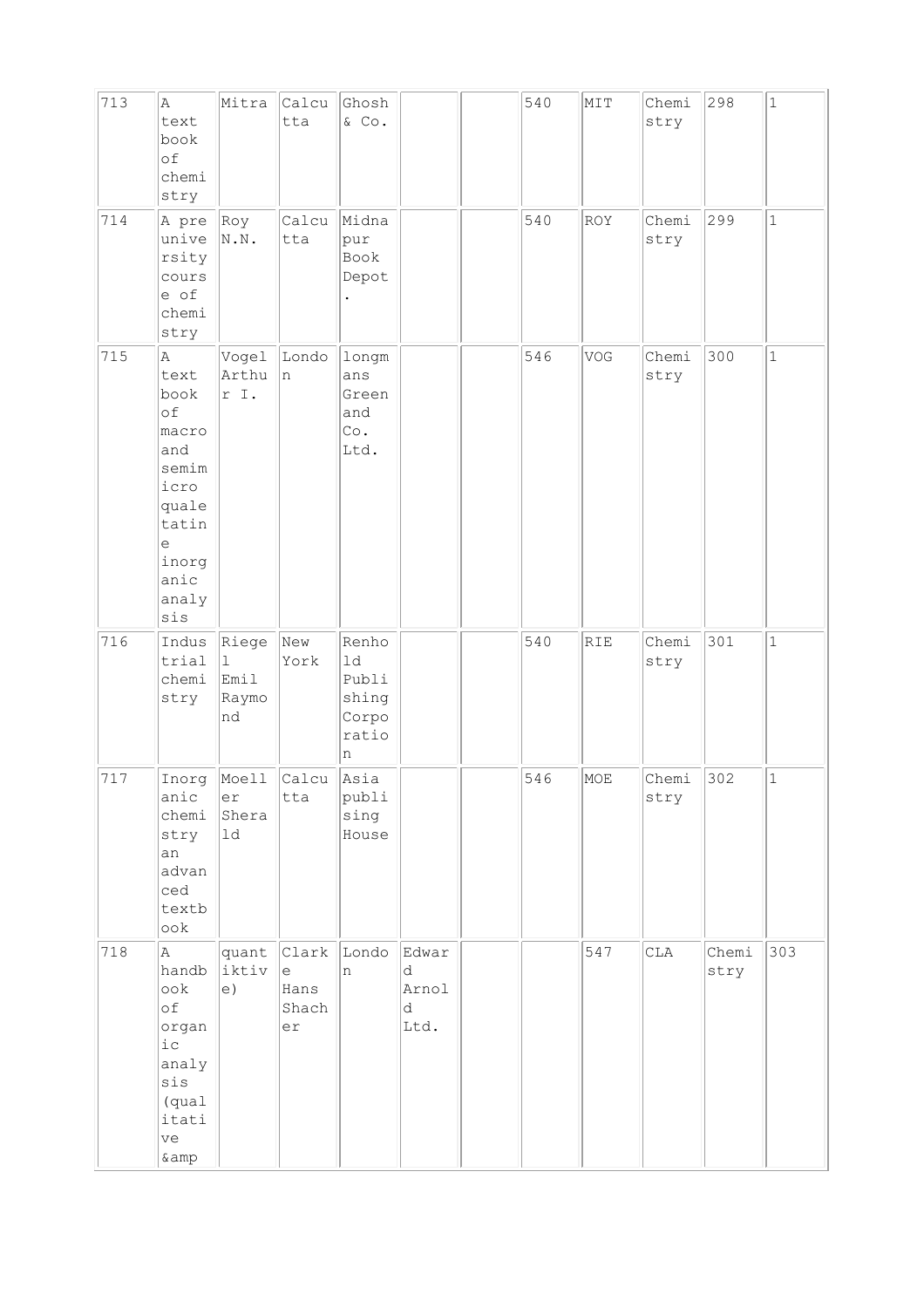| 713 | A text book of chemistry | Mitra | Calcutta | Ghosh & Co. | | | 540 | MIT | Chemistry | 298 | 1 |
|---|---|---|---|---|---|---|---|---|---|---|---|
| 714 | A pre university course of chemistry | Roy N.N. | Calcutta | Midnapur Book Depot. | | | 540 | ROY | Chemistry | 299 | 1 |
| 715 | A text book of macro and semimicro qualetatine inorganic analysis | Vogel Arthur I. | London | longmans Green and Co. Ltd. | | | 546 | VOG | Chemistry | 300 | 1 |
| 716 | Industrial chemistry | Riegel Emil Raymond | New York | Renhold Publishing Corporation | | | 540 | RIE | Chemistry | 301 | 1 |
| 717 | Inorganic chemistry an advanced textbook | Moeller Sherald | Calcutta | Asia publising House | | | 546 | MOE | Chemistry | 302 | 1 |
| 718 | A handbook of organic analysis (qualitative &amp | quantiktive) | Clarke Hans Shacher | London | Edward Arnold Ltd. | | 547 | CLA | Chemistry | 303 | |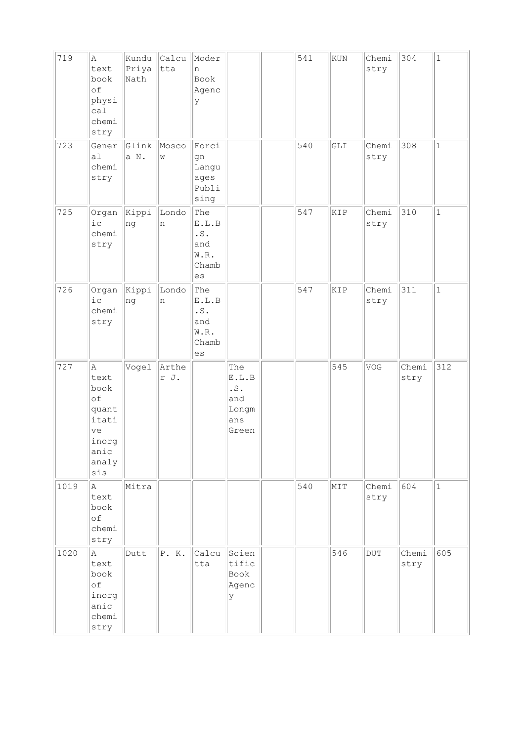| | | | | | | | | | | | |
|---|---|---|---|---|---|---|---|---|---|---|---|
| 719 | A text book of physical chemistry | Kundu Priya Nath | Calcutta | Modern Book Agency | | | 541 | KUN | Chemistry | 304 | 1 |
| 723 | General chemistry | Glinka N. | Moscow | Forcign Languages Publising | | | 540 | GLI | Chemistry | 308 | 1 |
| 725 | Organic chemistry | Kipping | London | The E.L.B.S. and W.R. Chambes | | | 547 | KIP | Chemistry | 310 | 1 |
| 726 | Organic chemistry | Kipping | London | The E.L.B.S. and W.R. Chambes | | | 547 | KIP | Chemistry | 311 | 1 |
| 727 | A text book of quantitative inorganic analysis | Vogel | Arther J. | | The E.L.B.S. and Longmans Green | | | 545 | VOG | Chemistry | 312 |
| 1019 | A text book of chemistry | Mitra | | | | | 540 | MIT | Chemistry | 604 | 1 |
| 1020 | A text book of inorganic chemistry | Dutt | P. K. | Calcutta | Scientific Book Agency | | | 546 | DUT | Chemistry | 605 |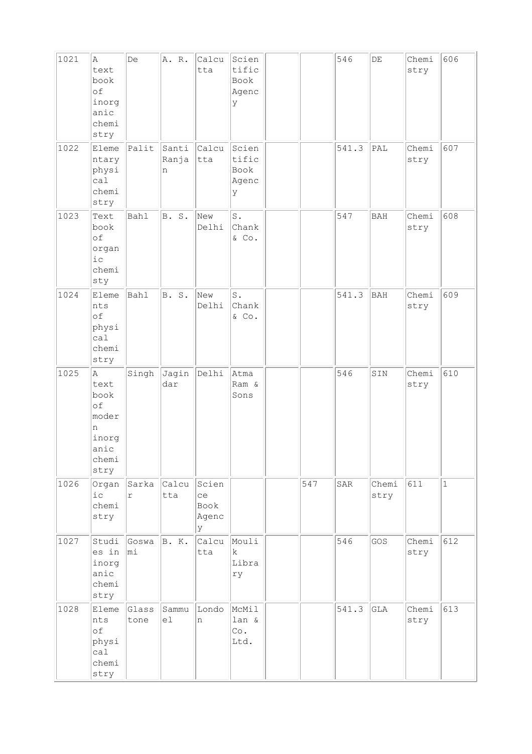| | | | | | | | | | | | |
|---|---|---|---|---|---|---|---|---|---|---|---|
| 1021 | A text book of inorganic chemistry | De | A. R. | Calcutta | Scientific Book Agency | | | 546 | DE | Chemistry | 606 |
| 1022 | Elementary physical chemistry | Palit | Santi Ranjan | Calcutta | Scientific Book Agency | | | 541.3 | PAL | Chemistry | 607 |
| 1023 | Text book of organic chemisty | Bahl | B. S. | New Delhi | S. Chank & Co. | | | 547 | BAH | Chemistry | 608 |
| 1024 | Elements of physical chemistry | Bahl | B. S. | New Delhi | S. Chank & Co. | | | 541.3 | BAH | Chemistry | 609 |
| 1025 | A text book of modern inorganic chemistry | Singh | Jagindar | Delhi | Atma Ram & Sons | | | 546 | SIN | Chemistry | 610 |
| 1026 | Organic chemistry | Sarkar | Calcutta | Science Book Agency | | | 547 | SAR | Chemistry | 611 | 1 |
| 1027 | Studies in inorganic chemistry | Goswami | B. K. | Calcutta | Moulik Library | | | 546 | GOS | Chemistry | 612 |
| 1028 | Elements of physical chemistry | Glasstone | Sammuel | London | McMillan & Co. Ltd. | | | 541.3 | GLA | Chemistry | 613 |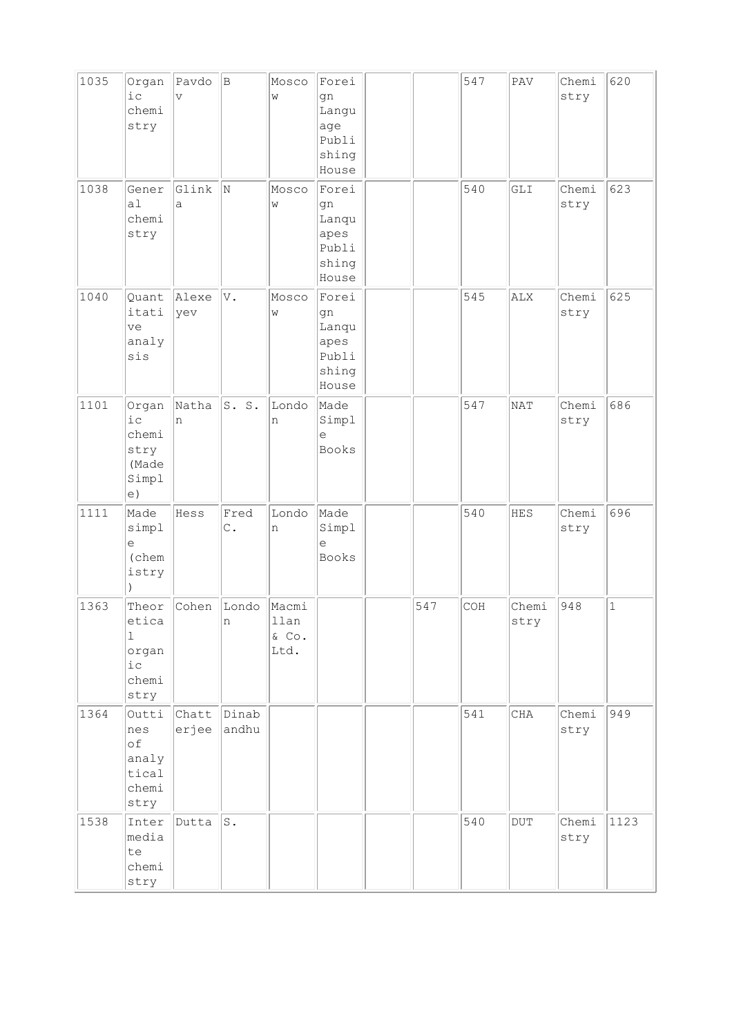| | | | | | | | | | | | |
|---|---|---|---|---|---|---|---|---|---|---|---|
| 1035 | Organic chemistry | Pavdov | B | Moscow | Foreign Language Publishing House | | | 547 | PAV | Chemistry | 620 |
| 1038 | General chemistry | Glinka | N | Moscow | Foreign Lanquapes Publishing House | | | 540 | GLI | Chemistry | 623 |
| 1040 | Quantitative analysis | Alexeyev | V. | Moscow | Foreign Lanquapes Publishing House | | | 545 | ALX | Chemistry | 625 |
| 1101 | Organic chemistry (Made Simple) | Nathan | S. S. | London | Made Simple Books | | | 547 | NAT | Chemistry | 686 |
| 1111 | Made simple (chemistry) | Hess | Fred C. | London | Made Simple Books | | | 540 | HES | Chemistry | 696 |
| 1363 | Theoretical organic chemistry | Cohen | London | Macmillan & Co. Ltd. | | | 547 | COH | Chemistry | 948 | 1 |
| 1364 | Outtines of analytical chemistry | Chatterjee | Dinabandhu | | | | | 541 | CHA | Chemistry | 949 |
| 1538 | Intermediate chemistry | Dutta | S. | | | | | 540 | DUT | Chemistry | 1123 |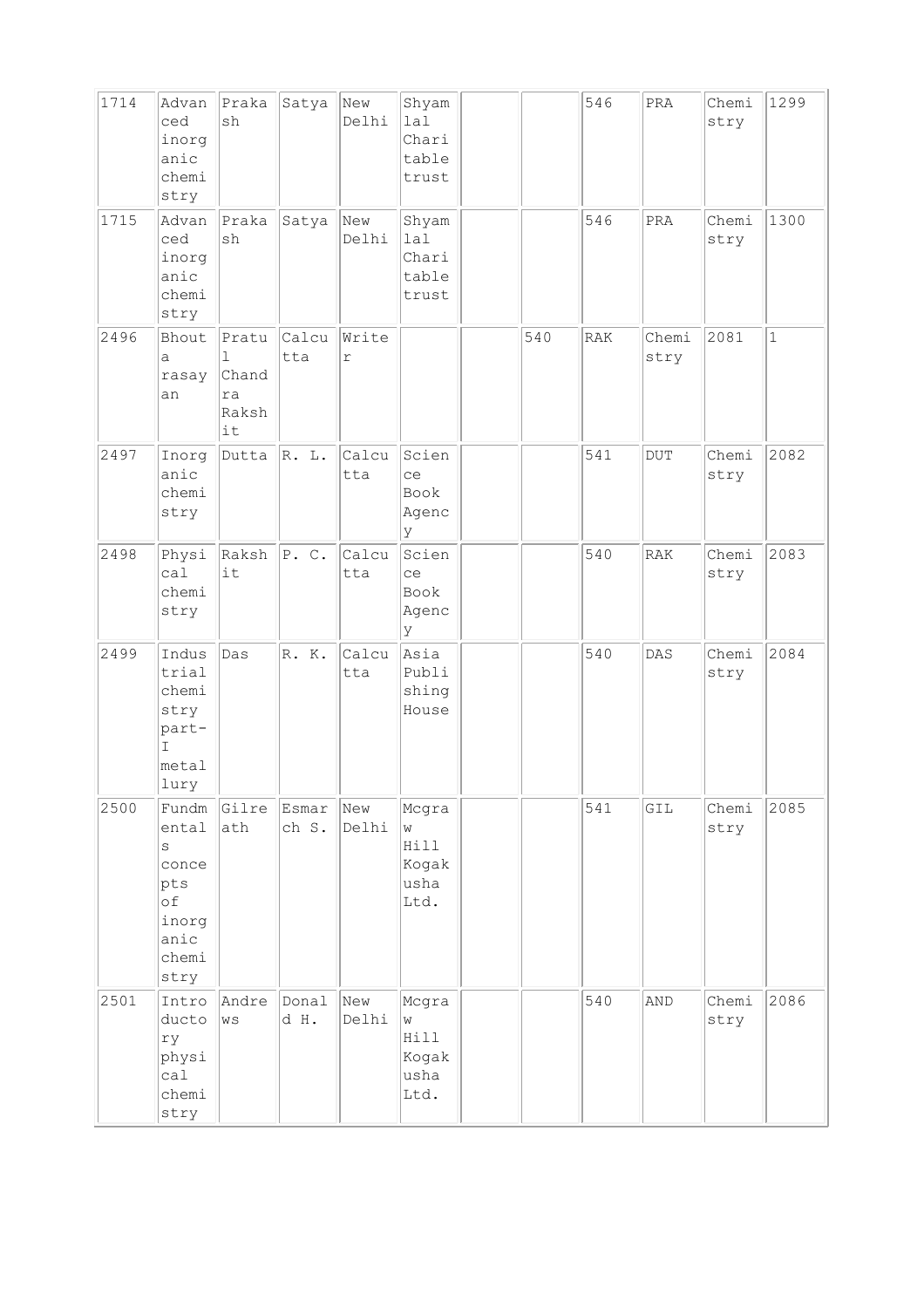| | | | | | | | | | | | |
|---|---|---|---|---|---|---|---|---|---|---|---|
| 1714 | Advanced inorganic chemistry | Prakash | Satya | New Delhi | Shyamlal Charitable trust | | | 546 | PRA | Chemistry | 1299 |
| 1715 | Advanced inorganic chemistry | Prakash | Satya | New Delhi | Shyamlal Charitable trust | | | 546 | PRA | Chemistry | 1300 |
| 2496 | Bhouta rasayan | Pratul Chandra Rakshit | Calcutta | Writer | | | 540 | RAK | Chemistry | 2081 | 1 |
| 2497 | Inorganic chemistry | Dutta | R. L. | Calcutta | Science Book Agency | | | 541 | DUT | Chemistry | 2082 |
| 2498 | Physical chemistry | Rakshit | P. C. | Calcutta | Science Book Agency | | | 540 | RAK | Chemistry | 2083 |
| 2499 | Industrial chemistry part-I metallury | Das | R. K. | Calcutta | Asia Publishing House | | | 540 | DAS | Chemistry | 2084 |
| 2500 | Fundmentals concepts of inorganic chemistry | Gilreath | Esmarch S. | New Delhi | Mcgraw Hill Kogakusha Ltd. | | | 541 | GIL | Chemistry | 2085 |
| 2501 | Introductory physical chemistry | Andrews | Donald H. | New Delhi | Mcgraw Hill Kogakusha Ltd. | | | 540 | AND | Chemistry | 2086 |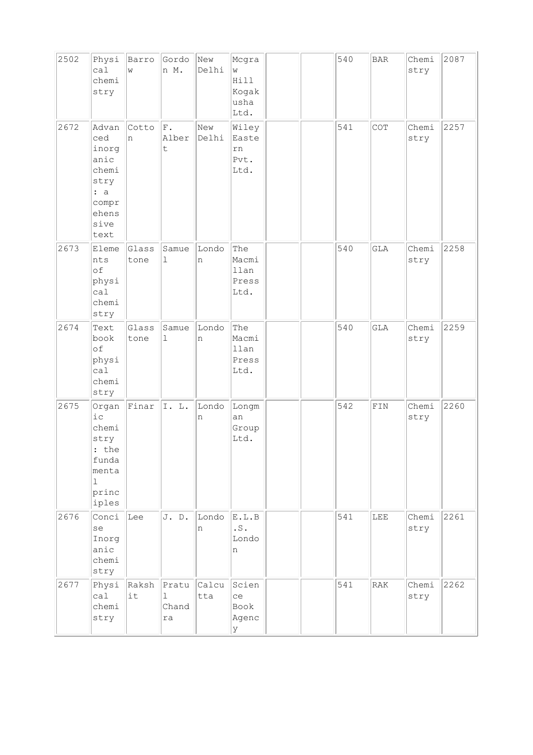| 2502 | Physical chemistry | Barrow | Gordon M. | New Delhi | Mcgraw Hill Kogakusha Ltd. | | | 540 | BAR | Chemistry | 2087 |
|---|---|---|---|---|---|---|---|---|---|---|---|
| 2672 | Advanced inorganic chemistry : a comprehensive text | Cotton | F. Albert | New Delhi | Wiley Eastern Pvt. Ltd. | | | 541 | COT | Chemistry | 2257 |
| 2673 | Elements of physical chemistry | Glasstone | Samuel | London | The Macmillan Press Ltd. | | | 540 | GLA | Chemistry | 2258 |
| 2674 | Text book of physical chemistry | Glasstone | Samuel | London | The Macmillan Press Ltd. | | | 540 | GLA | Chemistry | 2259 |
| 2675 | Organic chemistry : the fundamental principles | Finar | I. L. | London | Longman Group Ltd. | | | 542 | FIN | Chemistry | 2260 |
| 2676 | Concise Inorganic chemistry | Lee | J. D. | London | E.L.B.S. London | | | 541 | LEE | Chemistry | 2261 |
| 2677 | Physical chemistry | Rakshit | Pratul Chandra | Calcutta | Science Book Agency | | | 541 | RAK | Chemistry | 2262 |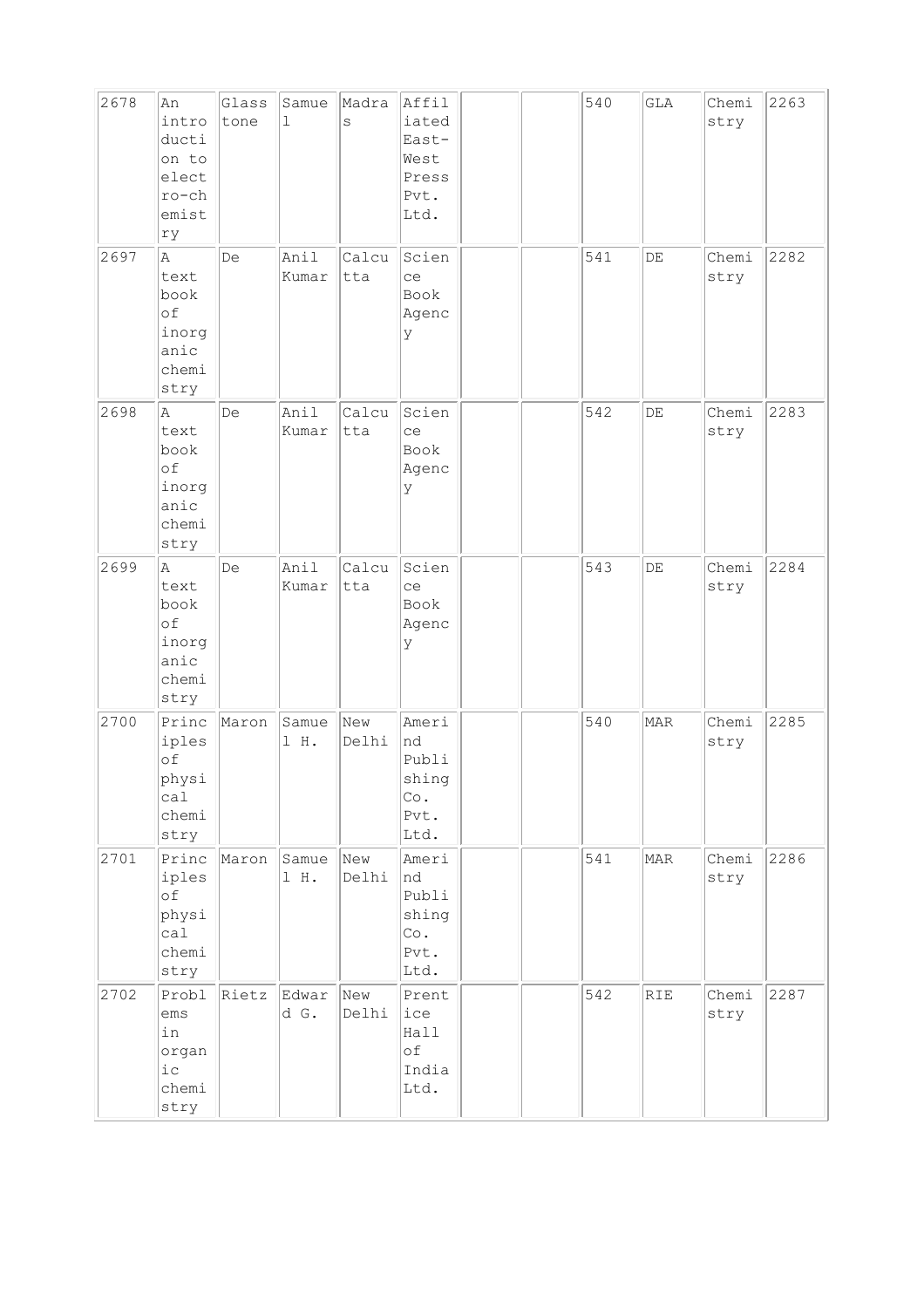| 2678 | An introduction to electro-chemistry | Glasstone | Samuel | Madras | Affiliated East-West Press Pvt. Ltd. | | | 540 | GLA | Chemistry | 2263 |
|---|---|---|---|---|---|---|---|---|---|---|---|
| 2697 | A text book of inorganic chemistry | De | Anil Kumar | Calcutta | Science Book Agency | | | 541 | DE | Chemistry | 2282 |
| 2698 | A text book of inorganic chemistry | De | Anil Kumar | Calcutta | Science Book Agency | | | 542 | DE | Chemistry | 2283 |
| 2699 | A text book of inorganic chemistry | De | Anil Kumar | Calcutta | Science Book Agency | | | 543 | DE | Chemistry | 2284 |
| 2700 | Principles of physical chemistry | Maron | Samuel H. | New Delhi | Amerind Publishing Co. Pvt. Ltd. | | | 540 | MAR | Chemistry | 2285 |
| 2701 | Principles of physical chemistry | Maron | Samuel H. | New Delhi | Amerind Publishing Co. Pvt. Ltd. | | | 541 | MAR | Chemistry | 2286 |
| 2702 | Problems in organic chemistry | Rietz | Edward G. | New Delhi | Prentice Hall of India Ltd. | | | 542 | RIE | Chemistry | 2287 |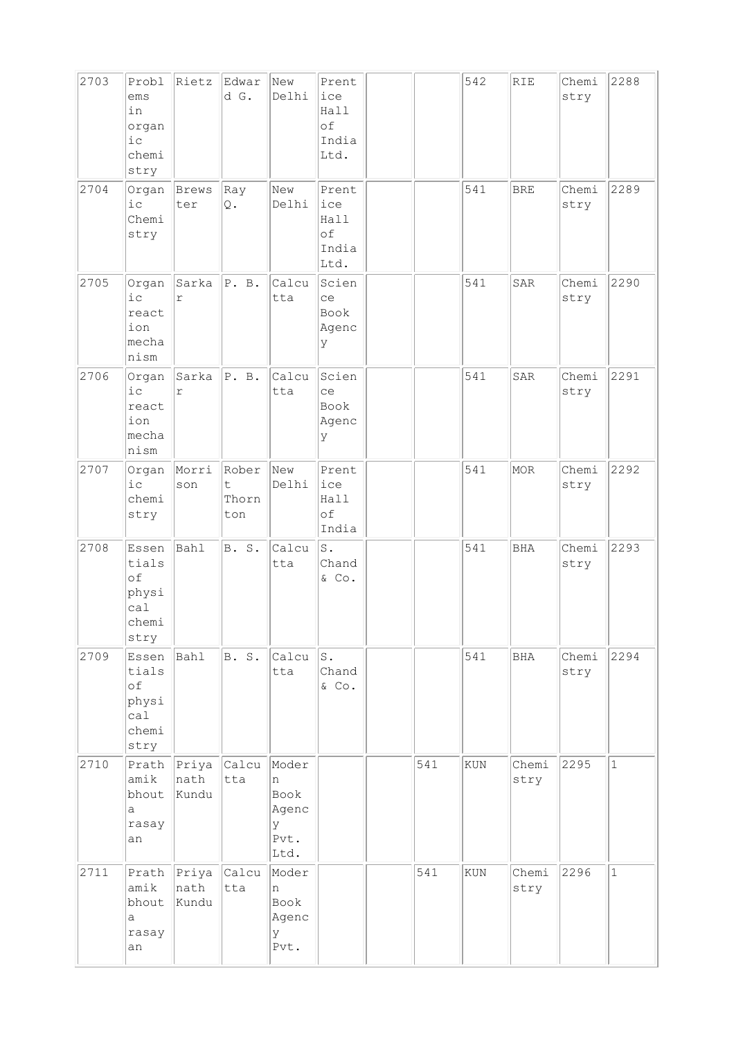| 2703 | Problems in organic chemistry | Rietz | Edward G. | New Delhi | Prentice Hall of India Ltd. | | | 542 | RIE | Chemistry | 2288 |
|---|---|---|---|---|---|---|---|---|---|---|---|
| 2704 | Organic Chemistry | Brewster | Ray Q. | New Delhi | Prentice Hall of India Ltd. | | | 541 | BRE | Chemistry | 2289 |
| 2705 | Organic reaction mechanism | Sarkar | P. B. | Calcutta | Science Book Agency | | | 541 | SAR | Chemistry | 2290 |
| 2706 | Organic reaction mechanism | Sarkar | P. B. | Calcutta | Science Book Agency | | | 541 | SAR | Chemistry | 2291 |
| 2707 | Organic chemistry | Morrison | Robert Thornton | New Delhi | Prentice Hall of India | | | 541 | MOR | Chemistry | 2292 |
| 2708 | Essentials of physical chemistry | Bahl | B. S. | Calcutta | S. Chand & Co. | | | 541 | BHA | Chemistry | 2293 |
| 2709 | Essentials of physical chemistry | Bahl | B. S. | Calcutta | S. Chand & Co. | | | 541 | BHA | Chemistry | 2294 |
| 2710 | Prathamik bhouta rasayan | Priyanath Kundu | Calcutta | Modern Book Agency Pvt. Ltd. | | | 541 | KUN | Chemistry | 2295 | 1 |
| 2711 | Prathamik bhouta rasayan | Priyanath Kundu | Calcutta | Modern Book Agency Pvt. | | | 541 | KUN | Chemistry | 2296 | 1 |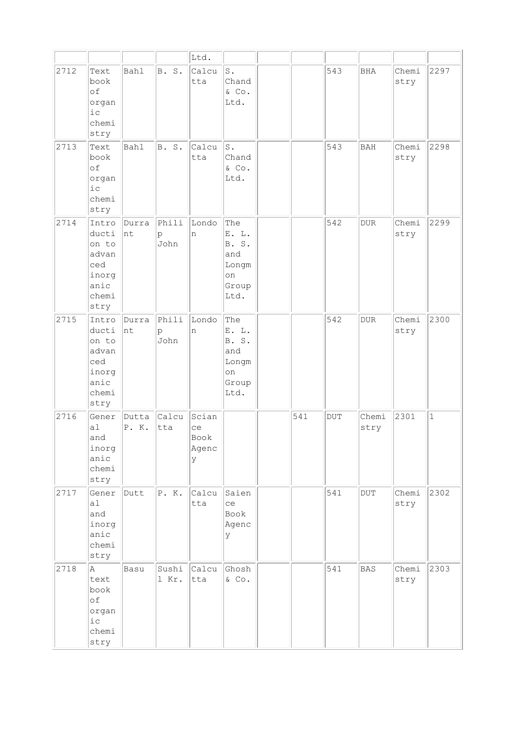| | | | | Ltd. | | | | | | | |
|---|---|---|---|---|---|---|---|---|---|---|---|
| 2712 | Text book of organic chemistry | Bahl | B. S. | Calcutta | S. Chand & Co. Ltd. | | | 543 | BHA | Chemistry | 2297 |
| 2713 | Text book of organic chemistry | Bahl | B. S. | Calcutta | S. Chand & Co. Ltd. | | | 543 | BAH | Chemistry | 2298 |
| 2714 | Introduction to advanced inorganic chemistry | Durrant | Philip John | London | The E. L. B. S. and Longmon Group Ltd. | | | 542 | DUR | Chemistry | 2299 |
| 2715 | Introduction to advanced inorganic chemistry | Durrant | Philip John | London | The E. L. B. S. and Longmon Group Ltd. | | | 542 | DUR | Chemistry | 2300 |
| 2716 | General and inorganic chemistry | Dutta P. K. | Calcutta | Sciance Book Agency | | | 541 | DUT | Chemistry | 2301 | 1 |
| 2717 | General and inorganic chemistry | Dutt | P. K. | Calcutta | Saience Book Agency | | | 541 | DUT | Chemistry | 2302 |
| 2718 | A text book of organic chemistry | Basu | Sushil Kr. | Calcutta | Ghosh & Co. | | | 541 | BAS | Chemistry | 2303 |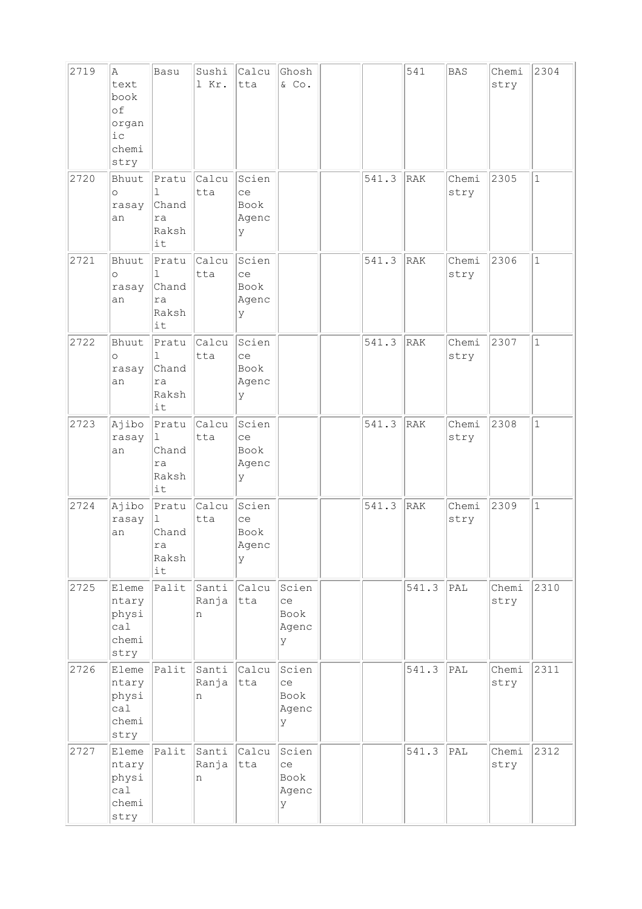| 2719 | A text book of organic chemistry | Basu | Sushil Kr. | Calcutta | Ghosh & Co. | | | 541 | BAS | Chemistry | 2304 |
|---|---|---|---|---|---|---|---|---|---|---|---|
| 2720 | Bhuuto rasayan | Pratul Chandra Rakshit | Calcutta | Science Book Agency | | | 541.3 | RAK | Chemistry | 2305 | 1 |
| 2721 | Bhuuto rasayan | Pratul Chandra Rakshit | Calcutta | Science Book Agency | | | 541.3 | RAK | Chemistry | 2306 | 1 |
| 2722 | Bhuuto rasayan | Pratul Chandra Rakshit | Calcutta | Science Book Agency | | | 541.3 | RAK | Chemistry | 2307 | 1 |
| 2723 | Ajibo rasayan | Pratul Chandra Rakshit | Calcutta | Science Book Agency | | | 541.3 | RAK | Chemistry | 2308 | 1 |
| 2724 | Ajibo rasayan | Pratul Chandra Rakshit | Calcutta | Science Book Agency | | | 541.3 | RAK | Chemistry | 2309 | 1 |
| 2725 | Elementary physical chemistry | Palit | Santi Ranjan | Calcutta | Science Book Agency | | | 541.3 | PAL | Chemistry | 2310 |
| 2726 | Elementary physical chemistry | Palit | Santi Ranjan | Calcutta | Science Book Agency | | | 541.3 | PAL | Chemistry | 2311 |
| 2727 | Elementary physical chemistry | Palit | Santi Ranjan | Calcutta | Science Book Agency | | | 541.3 | PAL | Chemistry | 2312 |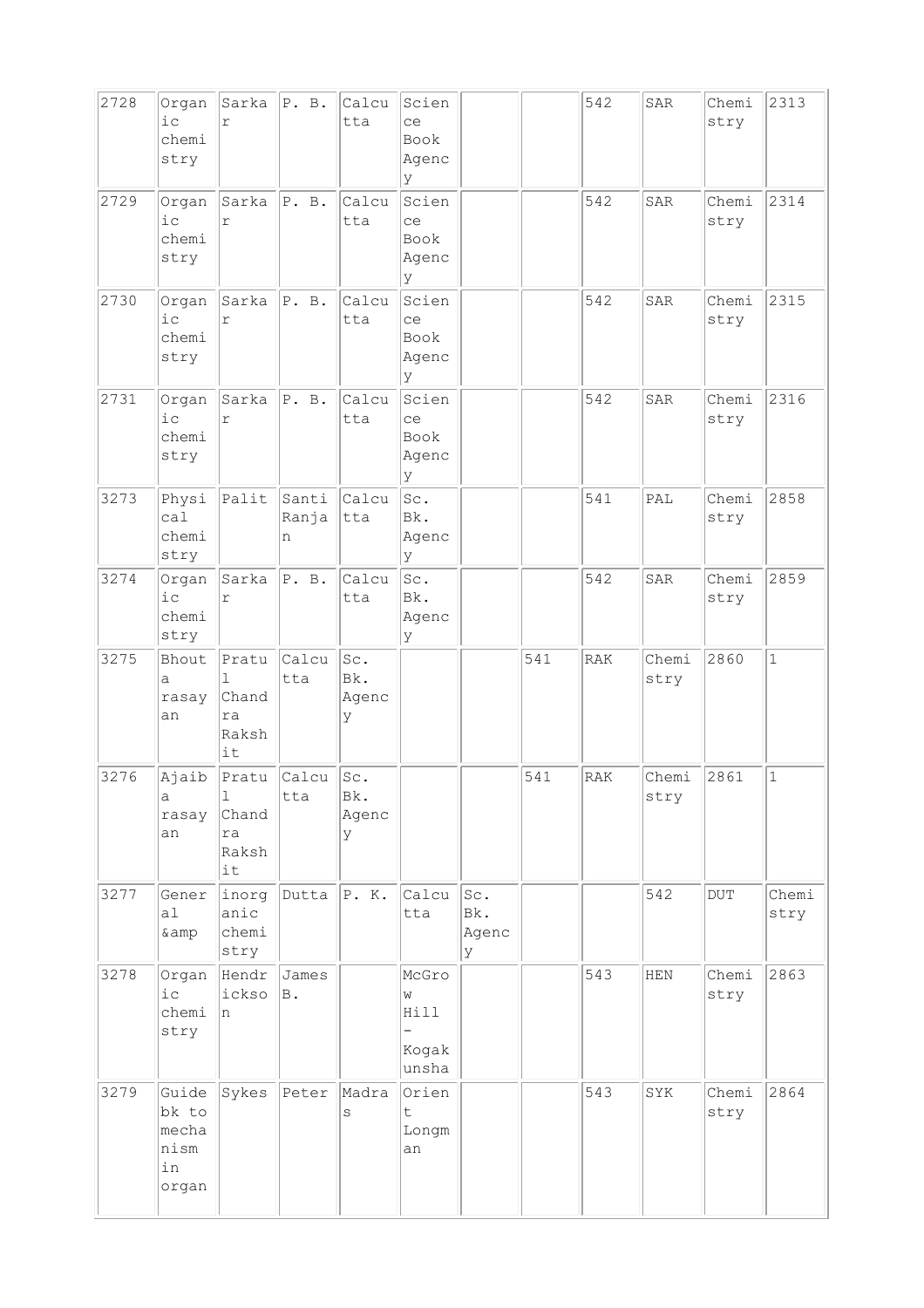| 2728 | Organic chemistry | Sarkar | P. B. | Calcutta | Science Book Agency | | | 542 | SAR | Chemistry | 2313 |
|---|---|---|---|---|---|---|---|---|---|---|---|
| 2729 | Organic chemistry | Sarkar | P. B. | Calcutta | Science Book Agency | | | 542 | SAR | Chemistry | 2314 |
| 2730 | Organic chemistry | Sarkar | P. B. | Calcutta | Science Book Agency | | | 542 | SAR | Chemistry | 2315 |
| 2731 | Organic chemistry | Sarkar | P. B. | Calcutta | Science Book Agency | | | 542 | SAR | Chemistry | 2316 |
| 3273 | Physical chemistry | Palit | Santi Ranjan | Calcutta | Sc. Bk. Agency | | | 541 | PAL | Chemistry | 2858 |
| 3274 | Organic chemistry | Sarkar | P. B. | Calcutta | Sc. Bk. Agency | | | 542 | SAR | Chemistry | 2859 |
| 3275 | Bhouta rasayan | Pratul Chandra Rakshit | Calcutta | Sc. Bk. Agency | | | 541 | RAK | Chemistry | 2860 | 1 |
| 3276 | Ajaiba rasayan | Pratul Chandra Rakshit | Calcutta | Sc. Bk. Agency | | | 541 | RAK | Chemistry | 2861 | 1 |
| 3277 | General &amp | inorganic chemistry | Dutta | P. K. | Calcutta | Sc. Bk. Agency | | | 542 | DUT | Chemistry |
| 3278 | Organic chemistry | Hendrickson | James B. | | McGrow Hill - Kogakunsha | | | 543 | HEN | Chemistry | 2863 |
| 3279 | Guide bk to mechanism in organ | Sykes | Peter | Madras | Orient Longman | | | 543 | SYK | Chemistry | 2864 |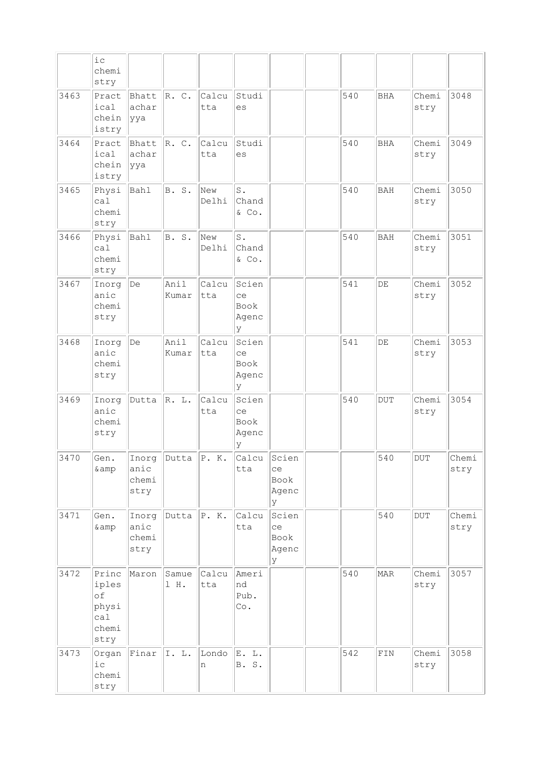| | ic chemistry | | | | | | | | | | |
|---|---|---|---|---|---|---|---|---|---|---|---|
| 3463 | Practical cheinistry | Bhattacharyya | R. C. | Calcutta | Studies | | | 540 | BHA | Chemistry | 3048 |
| 3464 | Practical cheinistry | Bhattacharyya | R. C. | Calcutta | Studies | | | 540 | BHA | Chemistry | 3049 |
| 3465 | Physical chemistry | Bahl | B. S. | New Delhi | S. Chand & Co. | | | 540 | BAH | Chemistry | 3050 |
| 3466 | Physical chemistry | Bahl | B. S. | New Delhi | S. Chand & Co. | | | 540 | BAH | Chemistry | 3051 |
| 3467 | Inorganic chemistry | De | Anil Kumar | Calcutta | Science Book Agency | | | 541 | DE | Chemistry | 3052 |
| 3468 | Inorganic chemistry | De | Anil Kumar | Calcutta | Science Book Agency | | | 541 | DE | Chemistry | 3053 |
| 3469 | Inorganic chemistry | Dutta | R. L. | Calcutta | Science Book Agency | | | 540 | DUT | Chemistry | 3054 |
| 3470 | Gen. &amp | Inorganic chemistry | Dutta | P. K. | Calcutta | Science Book Agency | | | 540 | DUT | Chemistry |
| 3471 | Gen. &amp | Inorganic chemistry | Dutta | P. K. | Calcutta | Science Book Agency | | | 540 | DUT | Chemistry |
| 3472 | Principles of physical chemistry | Maron | Samuel H. | Calcutta | Amerind Pub. Co. | | | 540 | MAR | Chemistry | 3057 |
| 3473 | Organic chemistry | Finar | I. L. | London | E. L. B. S. | | | 542 | FIN | Chemistry | 3058 |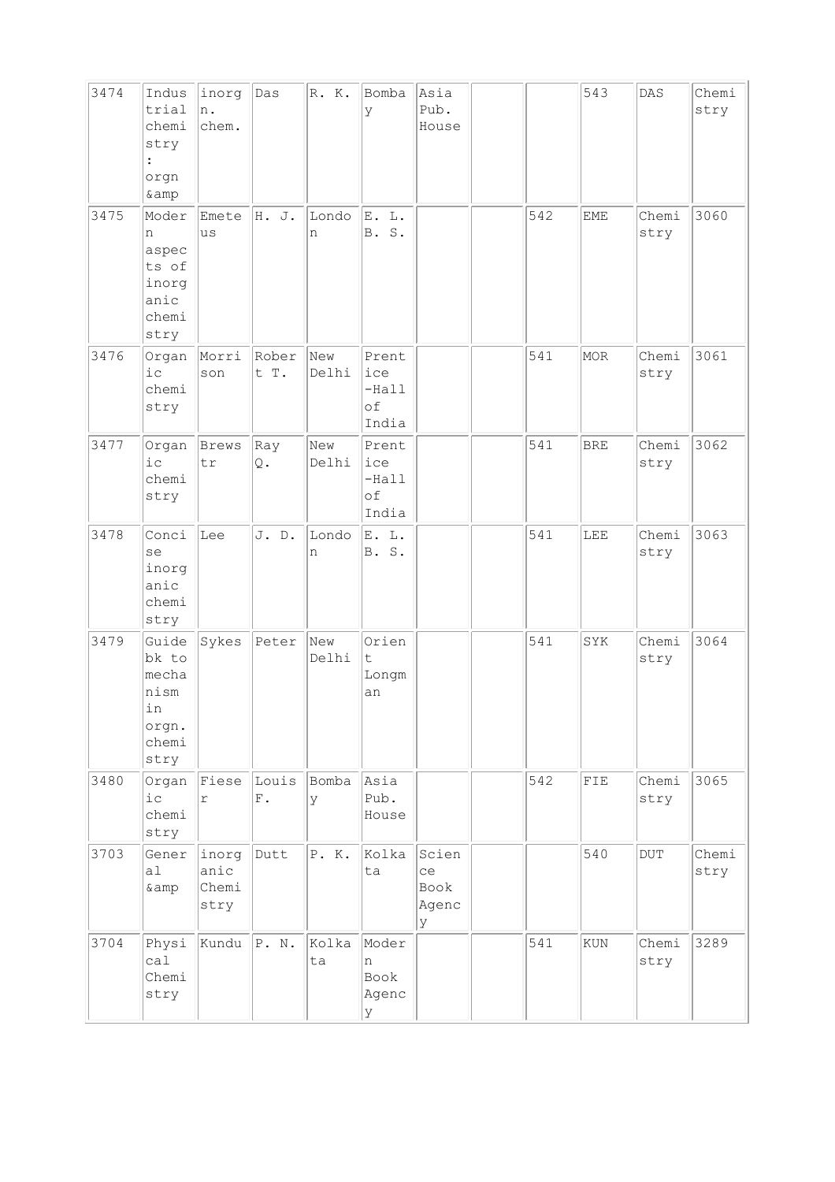| 3474 | Industrial chemistry : orgn &amp | inorgn. chem. | Das | R. K. | Bombay | Asia Pub. House | | | 543 | DAS | Chemistry |
|---|---|---|---|---|---|---|---|---|---|---|---|
| 3475 | Modern aspects of inorganic chemistry | Emeteus | H. J. | London | E. L. B. S. | | | 542 | EME | Chemistry | 3060 |
| 3476 | Organic chemistry | Morrison | Robert T. | New Delhi | Prentice-Hall of India | | | 541 | MOR | Chemistry | 3061 |
| 3477 | Organic chemistry | Brewstr | Ray Q. | New Delhi | Prentice-Hall of India | | | 541 | BRE | Chemistry | 3062 |
| 3478 | Concise inorganic chemistry | Lee | J. D. | London | E. L. B. S. | | | 541 | LEE | Chemistry | 3063 |
| 3479 | Guide bk to mechanism in orgn. chemistry | Sykes | Peter | New Delhi | Orient Longman | | | 541 | SYK | Chemistry | 3064 |
| 3480 | Organic chemistry | Fieser | Louis F. | Bombay | Asia Pub. House | | | 542 | FIE | Chemistry | 3065 |
| 3703 | General &amp | inorganic Chemistry | Dutt | P. K. | Kolkata | Science Book Agency | | | 540 | DUT | Chemistry |
| 3704 | Physical Chemistry | Kundu | P. N. | Kolkata | Modern Book Agency | | | 541 | KUN | Chemistry | 3289 |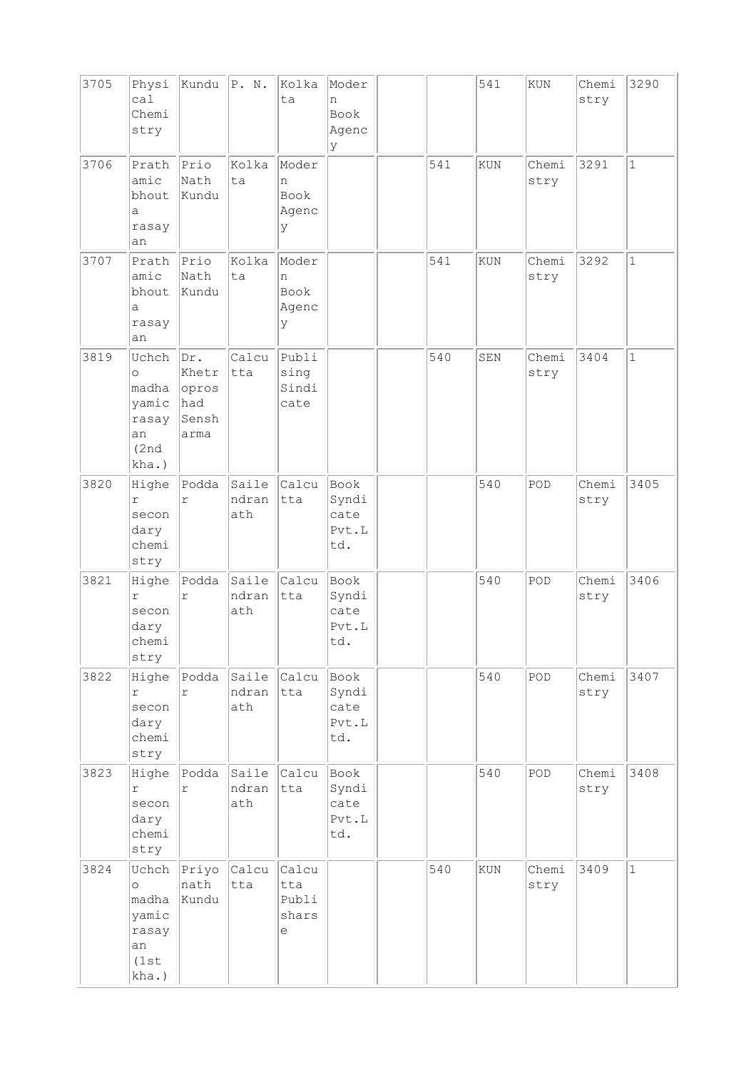| | | | | | | | | | | | |
|---|---|---|---|---|---|---|---|---|---|---|---|
| 3705 | Physical Chemistry | Kundu | P. N. | Kolkata | Modern Book Agency | | | 541 | KUN | Chemistry | 3290 |
| 3706 | Prathamic bhouta rasayan | Prio Nath Kundu | Kolkata | Modern Book Agency | | | 541 | KUN | Chemistry | 3291 | 1 |
| 3707 | Prathamic bhouta rasayan | Prio Nath Kundu | Kolkata | Modern Book Agency | | | 541 | KUN | Chemistry | 3292 | 1 |
| 3819 | Uchcho madhayamic rasayan (2nd kha.) | Dr. Khetroproshad Sensharma | Calcutta | Publising Sindicate | | | 540 | SEN | Chemistry | 3404 | 1 |
| 3820 | Higher secondary chemistry | Poddar | Sailendranath | Calcutta | Book Syndicate Pvt.Ltd. | | | 540 | POD | Chemistry | 3405 |
| 3821 | Higher secondary chemistry | Poddar | Sailendranath | Calcutta | Book Syndicate Pvt.Ltd. | | | 540 | POD | Chemistry | 3406 |
| 3822 | Higher secondary chemistry | Poddar | Sailendranath | Calcutta | Book Syndicate Pvt.Ltd. | | | 540 | POD | Chemistry | 3407 |
| 3823 | Higher secondary chemistry | Poddar | Sailendranath | Calcutta | Book Syndicate Pvt.Ltd. | | | 540 | POD | Chemistry | 3408 |
| 3824 | Uchcho madhayamic rasayan (1st kha.) | Priyonath Kundu | Calcutta | Calcutta Publishars e | | | 540 | KUN | Chemistry | 3409 | 1 |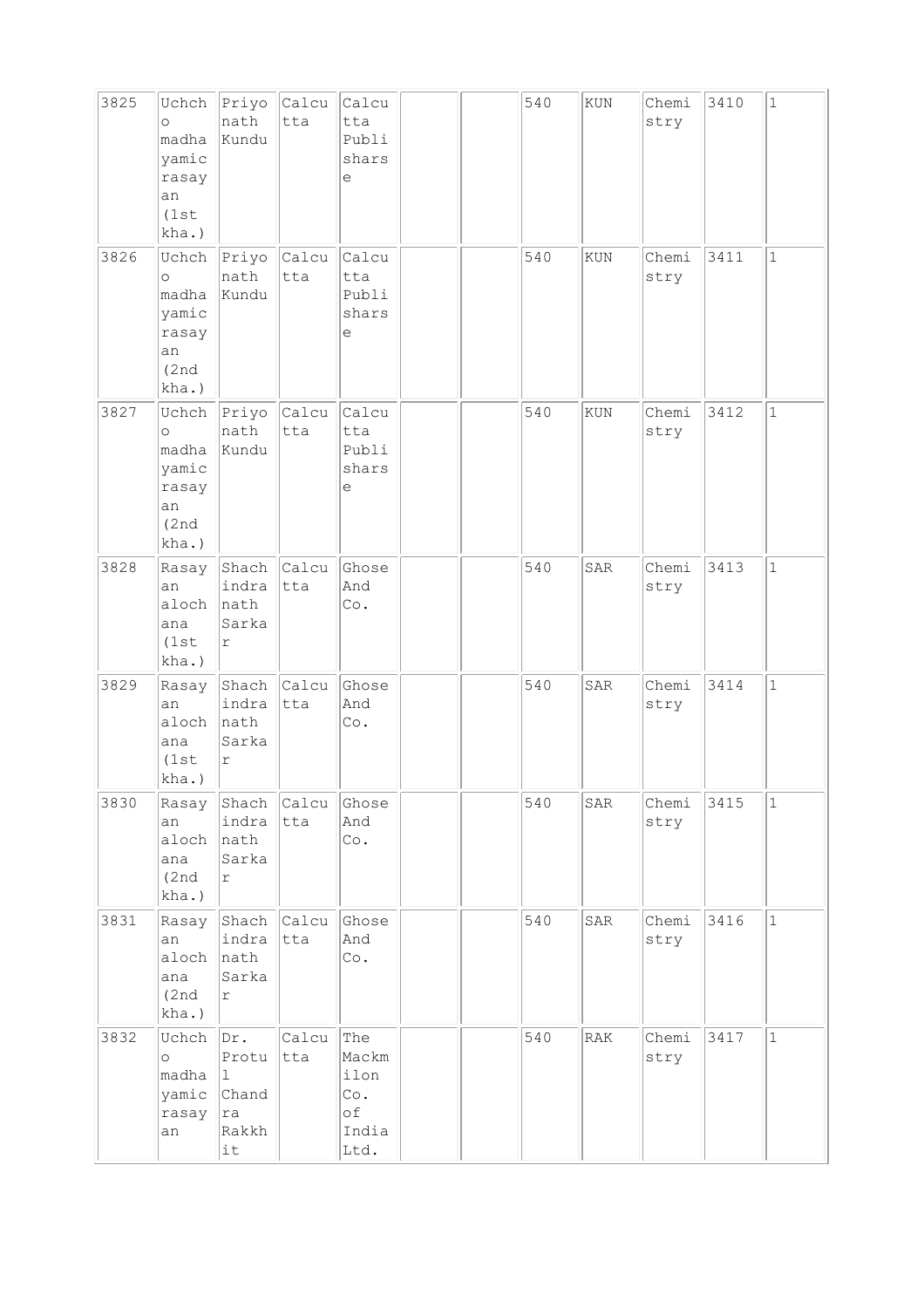| 3825 | Uchcho madhayamic rasayan (1st kha.) | Priyonath Kundu | Calcutta | Calcutta Publishars e | | | 540 | KUN | Chemistry | 3410 | 1 |
|---|---|---|---|---|---|---|---|---|---|---|---|
| 3826 | Uchcho madhayamic rasayan (2nd kha.) | Priyonath Kundu | Calcutta | Calcutta Publishars e | | | 540 | KUN | Chemistry | 3411 | 1 |
| 3827 | Uchcho madhayamic rasayan (2nd kha.) | Priyonath Kundu | Calcutta | Calcutta Publishars e | | | 540 | KUN | Chemistry | 3412 | 1 |
| 3828 | Rasayan alochana (1st kha.) | Shachindranath Sarkar | Calcutta | Ghose And Co. | | | 540 | SAR | Chemistry | 3413 | 1 |
| 3829 | Rasayan alochana (1st kha.) | Shachindranath Sarkar | Calcutta | Ghose And Co. | | | 540 | SAR | Chemistry | 3414 | 1 |
| 3830 | Rasayan alochana (2nd kha.) | Shachindranath Sarkar | Calcutta | Ghose And Co. | | | 540 | SAR | Chemistry | 3415 | 1 |
| 3831 | Rasayan alochana (2nd kha.) | Shachindranath Sarkar | Calcutta | Ghose And Co. | | | 540 | SAR | Chemistry | 3416 | 1 |
| 3832 | Uchcho madhayamic rasayan | Dr. Protul Chandra Rakkhit | Calcutta | The Mackmilon Co. of India Ltd. | | | 540 | RAK | Chemistry | 3417 | 1 |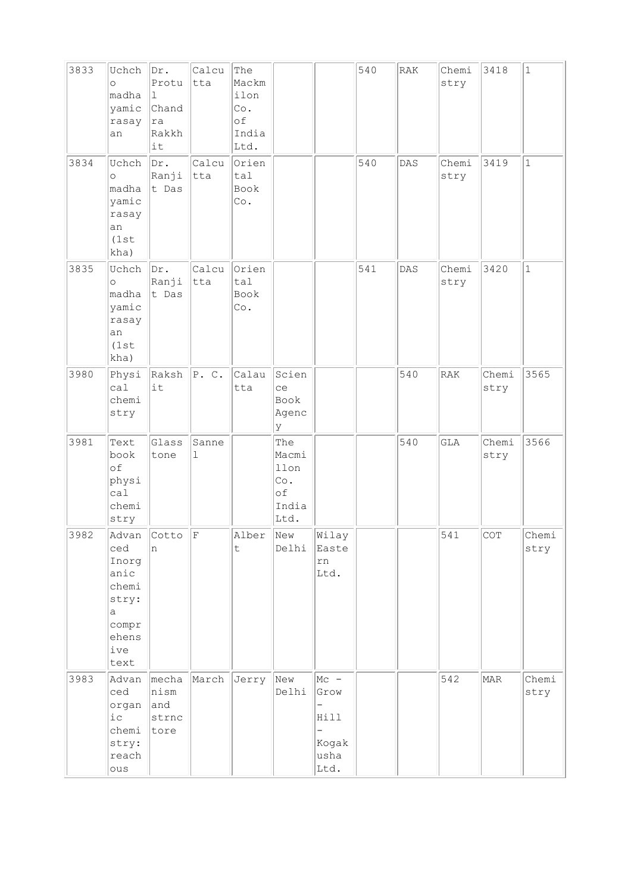| 3833 | Uchcho madhayamic rasayan | Dr. Protul Chandra Rakkhit | Calcutta | The Mackmilon Co. of India Ltd. | | | 540 | RAK | Chemistry | 3418 | 1 |
|---|---|---|---|---|---|---|---|---|---|---|---|
| 3834 | Uchcho madhayamic rasayan (1st kha) | Dr. Ranjit Das | Calcutta | Oriental Book Co. | | | 540 | DAS | Chemistry | 3419 | 1 |
| 3835 | Uchcho madhayamic rasayan (1st kha) | Dr. Ranjit Das | Calcutta | Oriental Book Co. | | | 541 | DAS | Chemistry | 3420 | 1 |
| 3980 | Physical chemistry | Rakshit | P. C. | Calautta | Science Book Agency | | | 540 | RAK | Chemistry | 3565 |
| 3981 | Text book of physical chemistry | Glasstone | Sannel | | The Macmillon Co. of India Ltd. | | | 540 | GLA | Chemistry | 3566 |
| 3982 | Advanced Inorganic chemistry: a comprehensive text | Cotton | F | Albert | New Delhi | Wilay Eastern Ltd. | | | 541 | COT | Chemistry |
| 3983 | Advanced organic chemistry: reachous | mechanism and strnctore | March | Jerry | New Delhi | Mc - Grow - Hill - Kogakusha Ltd. | | | 542 | MAR | Chemistry |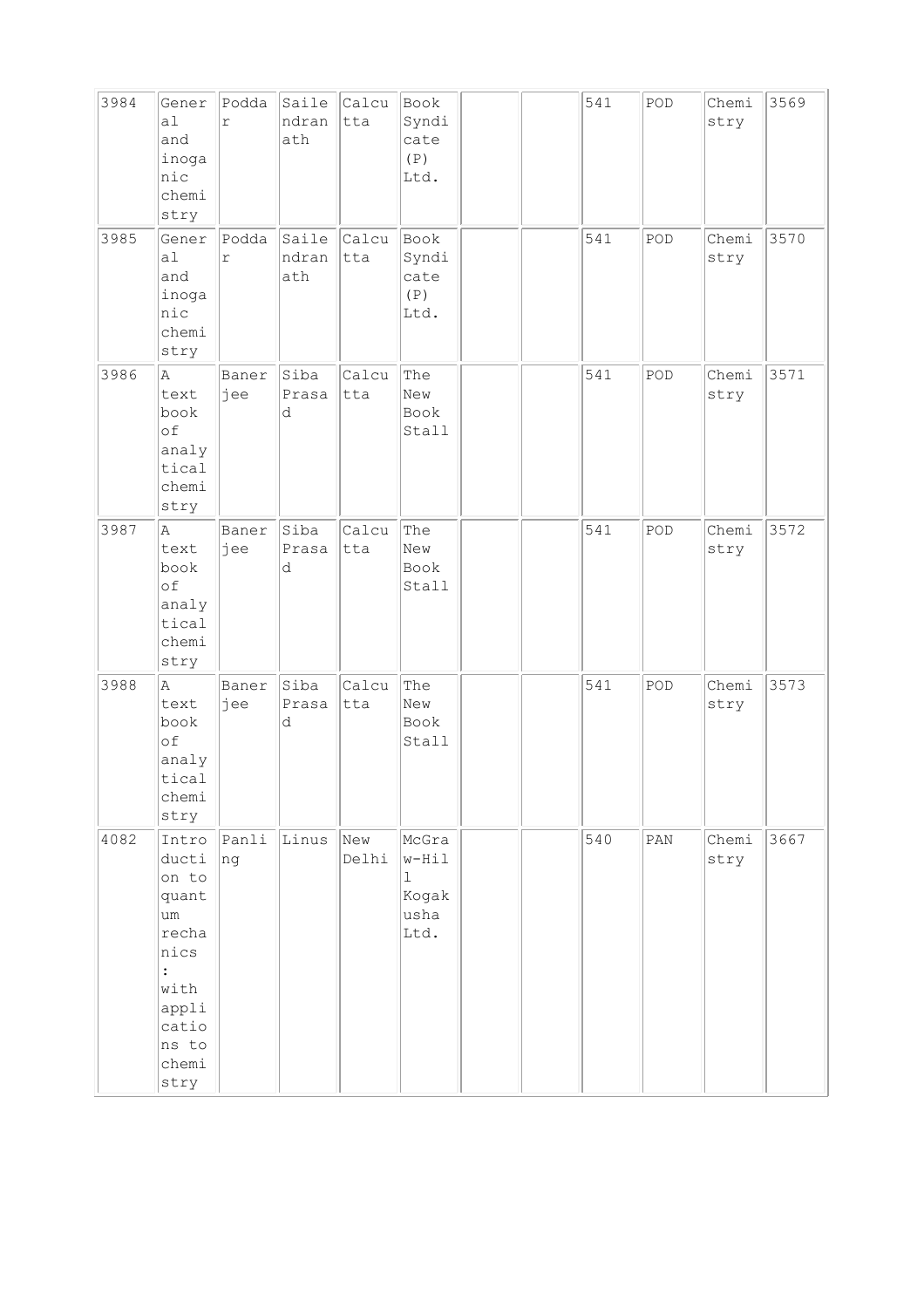| 3984 | General and inoganic chemistry | Poddar | Sailendranath | Calcutta | Book Syndicate (P) Ltd. | | | 541 | POD | Chemistry | 3569 |
|---|---|---|---|---|---|---|---|---|---|---|---|
| 3985 | General and inoganic chemistry | Poddar | Sailendranath | Calcutta | Book Syndicate (P) Ltd. | | | 541 | POD | Chemistry | 3570 |
| 3986 | A text book of analytical chemistry | Banerjee | Siba Prasad | Calcutta | The New Book Stall | | | 541 | POD | Chemistry | 3571 |
| 3987 | A text book of analytical chemistry | Banerjee | Siba Prasad | Calcutta | The New Book Stall | | | 541 | POD | Chemistry | 3572 |
| 3988 | A text book of analytical chemistry | Banerjee | Siba Prasad | Calcutta | The New Book Stall | | | 541 | POD | Chemistry | 3573 |
| 4082 | Introduction to quantum rechanics : with applications to chemistry | Panling | Linus | New Delhi | McGraw-Hill Kogakusha Ltd. | | | 540 | PAN | Chemistry | 3667 |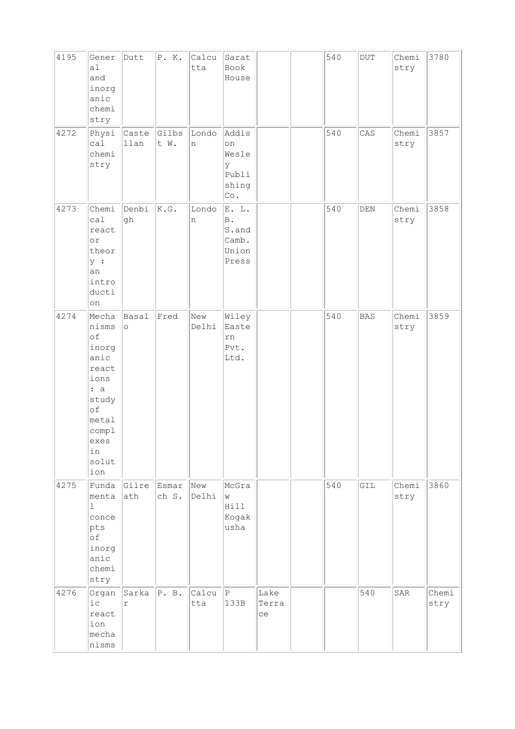| | | | | | | | | | | | |
|---|---|---|---|---|---|---|---|---|---|---|---|
| 4195 | General and inorganic chemistry | Dutt | P. K. | Calcutta | Sarat Book House | | | 540 | DUT | Chemistry | 3780 |
| 4272 | Physical chemistry | Castellan | Gilbst W. | London | Addison Wesley Publishing Co. | | | 540 | CAS | Chemistry | 3857 |
| 4273 | Chemical reactor theory : an introduction | Denbigh | K.G. | London | E. L. B. S.and Camb. Union Press | | | 540 | DEN | Chemistry | 3858 |
| 4274 | Mechanisms of inorganic reactions : a study of metal complexes in solution | Basalo | Fred | New Delhi | Wiley Eastern Pvt. Ltd. | | | 540 | BAS | Chemistry | 3859 |
| 4275 | Fundamental concepts of inorganic chemistry | Gilreath | Esmarch S. | New Delhi | McGraw Hill Kogakusha | | | 540 | GIL | Chemistry | 3860 |
| 4276 | Organic reaction mechanisms | Sarkar | P. B. | Calcutta | P 133B | Lake Terrace | | | 540 | SAR | Chemistry |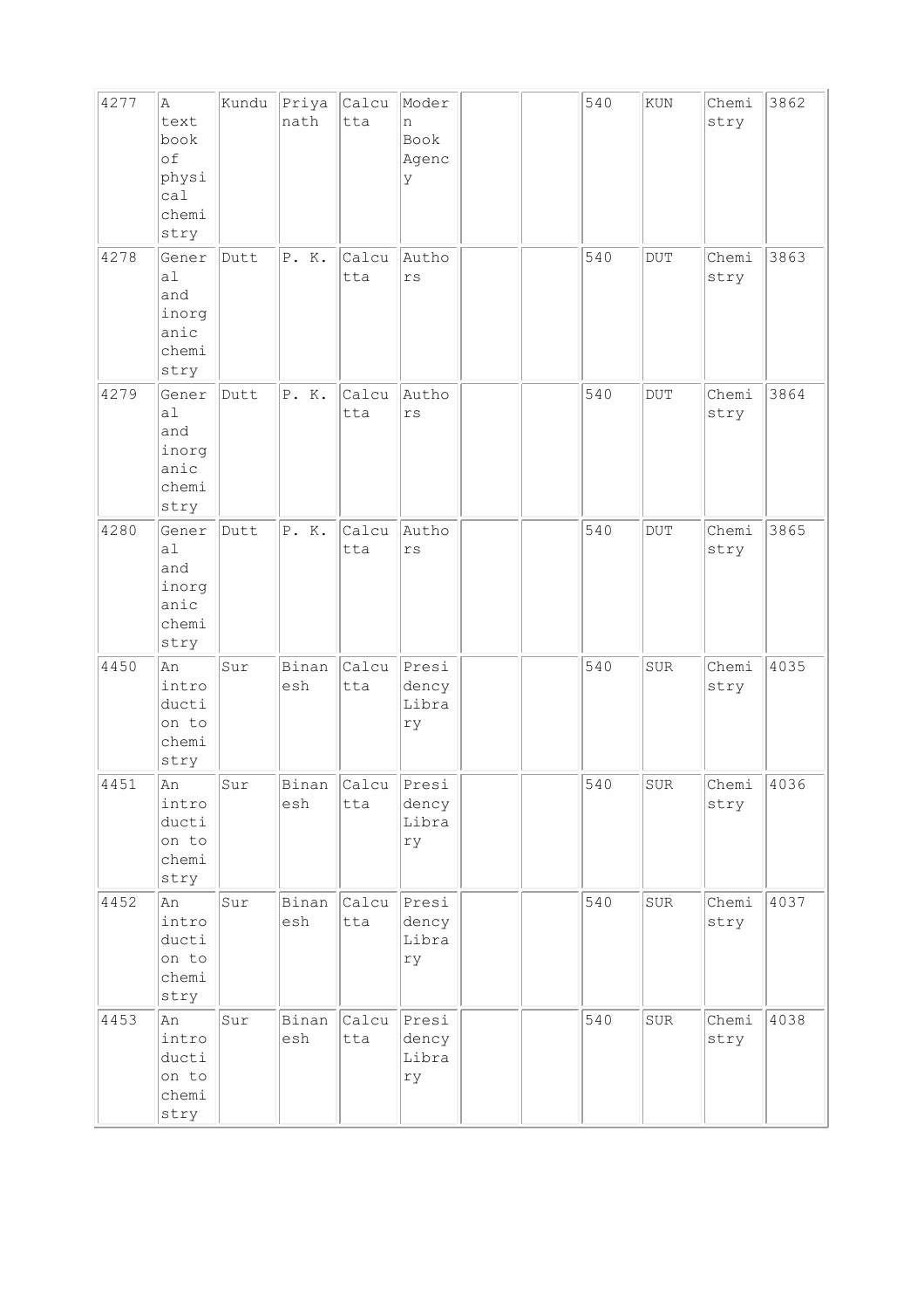| 4277 | A text book of physical chemistry | Kundu | Priyanath | Calcutta | Modern Book Agency | | | 540 | KUN | Chemistry | 3862 |
|---|---|---|---|---|---|---|---|---|---|---|---|
| 4278 | General and inorganic chemistry | Dutt | P. K. | Calcutta | Authors | | | 540 | DUT | Chemistry | 3863 |
| 4279 | General and inorganic chemistry | Dutt | P. K. | Calcutta | Authors | | | 540 | DUT | Chemistry | 3864 |
| 4280 | General and inorganic chemistry | Dutt | P. K. | Calcutta | Authors | | | 540 | DUT | Chemistry | 3865 |
| 4450 | An introduction to chemistry | Sur | Binanesh | Calcutta | Presidency Library | | | 540 | SUR | Chemistry | 4035 |
| 4451 | An introduction to chemistry | Sur | Binanesh | Calcutta | Presidency Library | | | 540 | SUR | Chemistry | 4036 |
| 4452 | An introduction to chemistry | Sur | Binanesh | Calcutta | Presidency Library | | | 540 | SUR | Chemistry | 4037 |
| 4453 | An introduction to chemistry | Sur | Binanesh | Calcutta | Presidency Library | | | 540 | SUR | Chemistry | 4038 |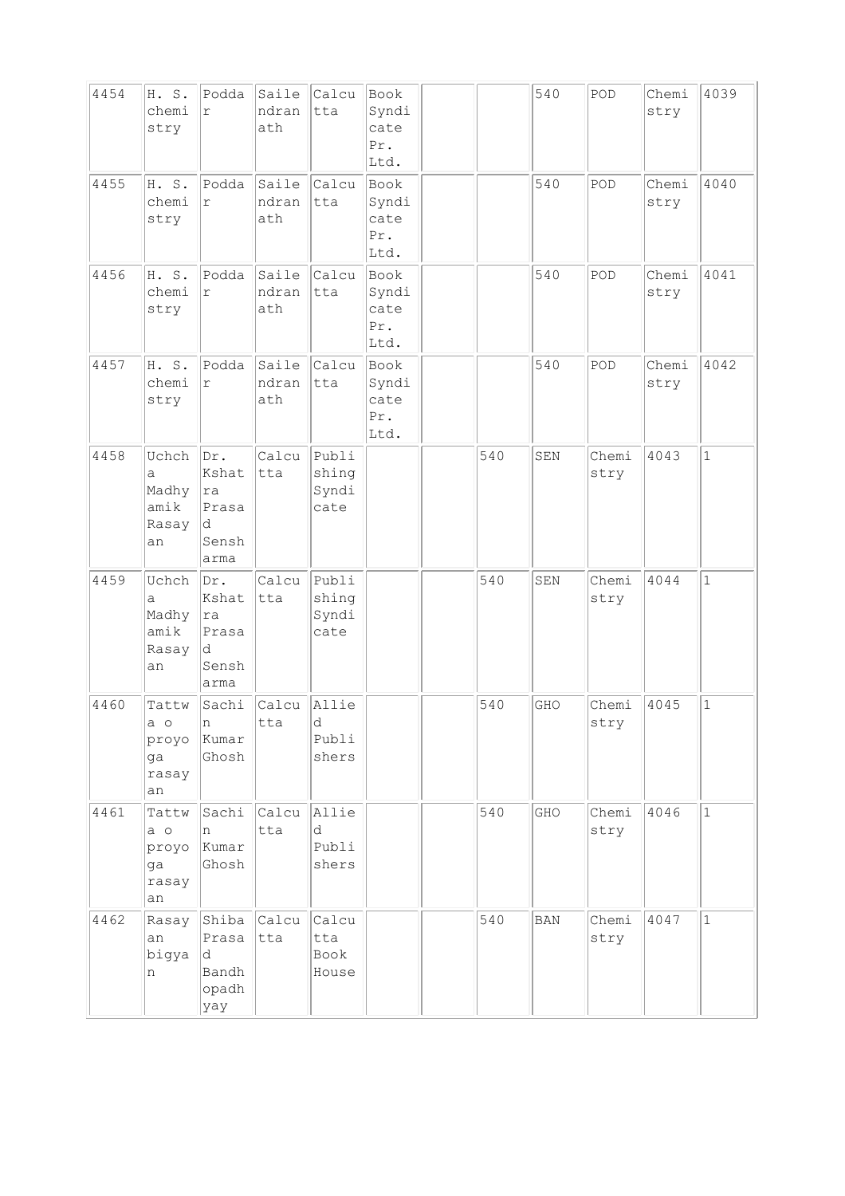| | | | | | | | | | | | |
|---|---|---|---|---|---|---|---|---|---|---|---|
| 4454 | H. S. chemistry | Poddar | Sailendranath | Calcutta | Book Syndicate Pr. Ltd. | | | 540 | POD | Chemistry | 4039 |
| 4455 | H. S. chemistry | Poddar | Sailendranath | Calcutta | Book Syndicate Pr. Ltd. | | | 540 | POD | Chemistry | 4040 |
| 4456 | H. S. chemistry | Poddar | Sailendranath | Calcutta | Book Syndicate Pr. Ltd. | | | 540 | POD | Chemistry | 4041 |
| 4457 | H. S. chemistry | Poddar | Sailendranath | Calcutta | Book Syndicate Pr. Ltd. | | | 540 | POD | Chemistry | 4042 |
| 4458 | Uchcha Madhyamik Rasayan | Dr. Kshatra Prasad Senshsarma | Calcutta | Publishing Syndicate | | | 540 | SEN | Chemistry | 4043 | 1 |
| 4459 | Uchcha Madhyamik Rasayan | Dr. Kshatra Prasad Senshsarma | Calcutta | Publishing Syndicate | | | 540 | SEN | Chemistry | 4044 | 1 |
| 4460 | Tattwa o proyoga rasayan | Sachin Kumar Ghosh | Calcutta | Allied Publishers | | | 540 | GHO | Chemistry | 4045 | 1 |
| 4461 | Tattwa o proyoga rasayan | Sachin Kumar Ghosh | Calcutta | Allied Publishers | | | 540 | GHO | Chemistry | 4046 | 1 |
| 4462 | Rasayan bigyan | Shiba Prasad Bandhopadhyay | Calcutta | Calcutta Book House | | | 540 | BAN | Chemistry | 4047 | 1 |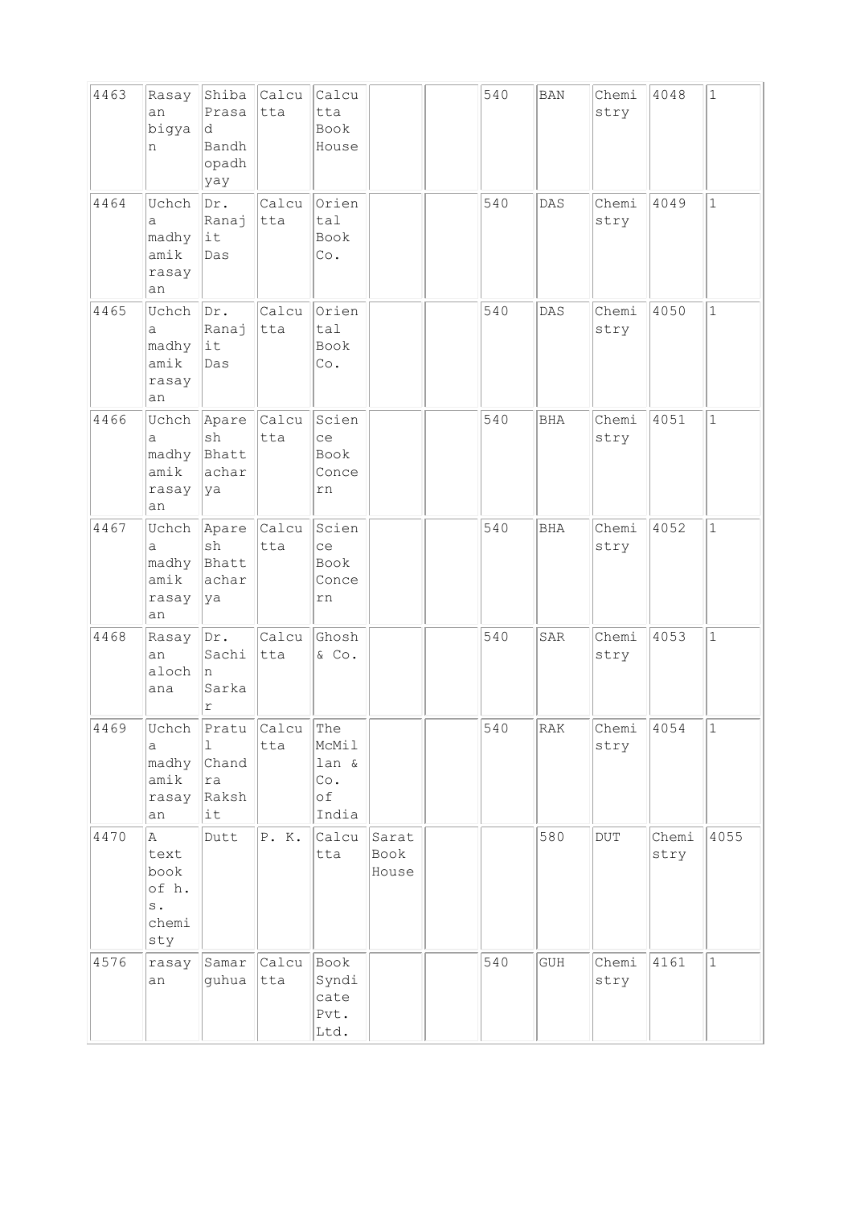|  |  |  |  |  |  |  |  |  |  |  |  |
|---|---|---|---|---|---|---|---|---|---|---|---|
| 4463 | Rasayan bigyan | Shiba Prasad Bandhopadhyay | Calcutta | Calcutta Book House |  |  | 540 | BAN | Chemistry | 4048 | 1 |
| 4464 | Uchcha madhyamik rasayan | Dr. Ranajit Das | Calcutta | Oriental Book Co. |  |  | 540 | DAS | Chemistry | 4049 | 1 |
| 4465 | Uchcha madhyamik rasayan | Dr. Ranajit Das | Calcutta | Oriental Book Co. |  |  | 540 | DAS | Chemistry | 4050 | 1 |
| 4466 | Uchcha madhyamik rasayan | Aparesh Bhattacharya | Calcutta | Science Book Concern |  |  | 540 | BHA | Chemistry | 4051 | 1 |
| 4467 | Uchcha madhyamik rasayan | Aparesh Bhattacharya | Calcutta | Science Book Concern |  |  | 540 | BHA | Chemistry | 4052 | 1 |
| 4468 | Rasayan alochana | Dr. Sachin Sarkar | Calcutta | Ghosh & Co. |  |  | 540 | SAR | Chemistry | 4053 | 1 |
| 4469 | Uchcha madhyamik rasayan | Pratul Chandra Rakshit | Calcutta | The McMillan & Co. of India |  |  | 540 | RAK | Chemistry | 4054 | 1 |
| 4470 | A text book of h. s. chemistry | Dutt | P. K. | Calcutta | Sarat Book House |  |  | 580 | DUT | Chemistry | 4055 |
| 4576 | rasayan | Samar guhua | Calcutta | Book Syndicate Pvt. Ltd. |  |  | 540 | GUH | Chemistry | 4161 | 1 |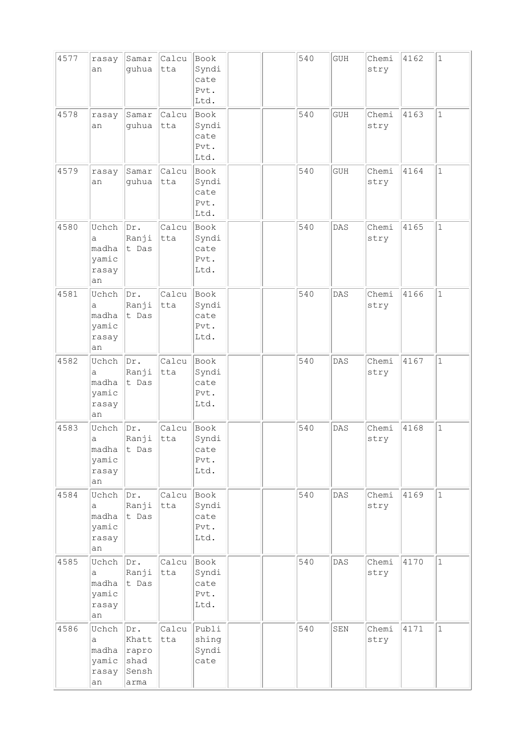| 4577 | rasayan | Samar guhua | Calcutta | Book Syndicate Pvt. Ltd. | | | 540 | GUH | Chemistry | 4162 | 1 |
|---|---|---|---|---|---|---|---|---|---|---|---|
| 4578 | rasayan | Samar guhua | Calcutta | Book Syndicate Pvt. Ltd. | | | 540 | GUH | Chemistry | 4163 | 1 |
| 4579 | rasayan | Samar guhua | Calcutta | Book Syndicate Pvt. Ltd. | | | 540 | GUH | Chemistry | 4164 | 1 |
| 4580 | Uchcha madhayamic rasayan | Dr. Ranjit Das | Calcutta | Book Syndicate Pvt. Ltd. | | | 540 | DAS | Chemistry | 4165 | 1 |
| 4581 | Uchcha madhayamic rasayan | Dr. Ranjit Das | Calcutta | Book Syndicate Pvt. Ltd. | | | 540 | DAS | Chemistry | 4166 | 1 |
| 4582 | Uchcha madhayamic rasayan | Dr. Ranjit Das | Calcutta | Book Syndicate Pvt. Ltd. | | | 540 | DAS | Chemistry | 4167 | 1 |
| 4583 | Uchcha madhayamic rasayan | Dr. Ranjit Das | Calcutta | Book Syndicate Pvt. Ltd. | | | 540 | DAS | Chemistry | 4168 | 1 |
| 4584 | Uchcha madhayamic rasayan | Dr. Ranjit Das | Calcutta | Book Syndicate Pvt. Ltd. | | | 540 | DAS | Chemistry | 4169 | 1 |
| 4585 | Uchcha madhayamic rasayan | Dr. Ranjit Das | Calcutta | Book Syndicate Pvt. Ltd. | | | 540 | DAS | Chemistry | 4170 | 1 |
| 4586 | Uchcha madhayamic rasayan | Dr. Khattraprashad Sensharma | Calcutta | Publishing Syndicate | | | 540 | SEN | Chemistry | 4171 | 1 |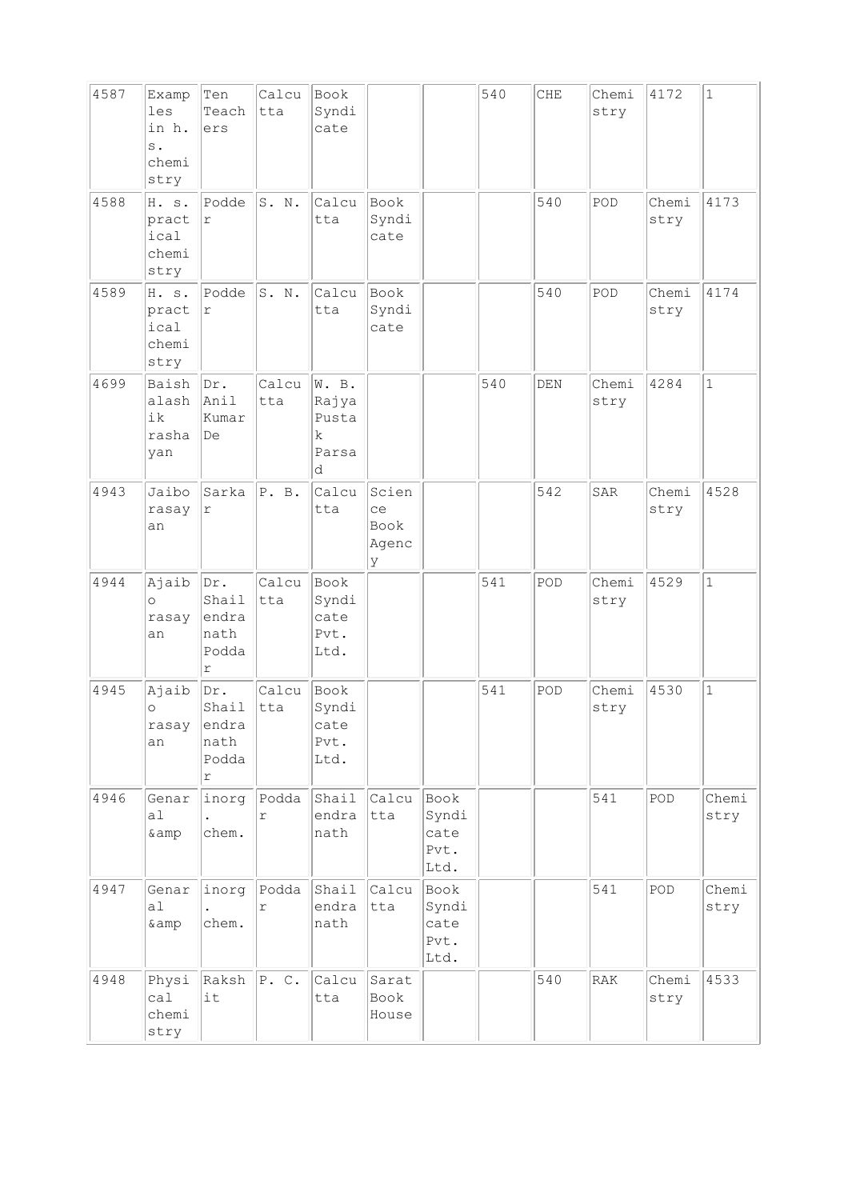| 4587 | Examples in h. s. chemistry | Ten Teachers | Calcutta | Book Syndicate | | | 540 | CHE | Chemistry | 4172 | 1 |
|---|---|---|---|---|---|---|---|---|---|---|---|
| 4588 | H. s. practical chemistry | Podder | S. N. | Calcutta | Book Syndicate | | | 540 | POD | Chemistry | 4173 |
| 4589 | H. s. practical chemistry | Podder | S. N. | Calcutta | Book Syndicate | | | 540 | POD | Chemistry | 4174 |
| 4699 | Baishalashik rashayan | Dr. Anil Kumar De | Calcutta | W. B. Rajya Pustak Parsad | | | 540 | DEN | Chemistry | 4284 | 1 |
| 4943 | Jaibo rasayan | Sarkar | P. B. | Calcutta | Science Book Agency | | | 542 | SAR | Chemistry | 4528 |
| 4944 | Ajaibo rasayan | Dr. Shailendranath Poddar | Calcutta | Book Syndicate Pvt. Ltd. | | | 541 | POD | Chemistry | 4529 | 1 |
| 4945 | Ajaibo rasayan | Dr. Shailendranath Poddar | Calcutta | Book Syndicate Pvt. Ltd. | | | 541 | POD | Chemistry | 4530 | 1 |
| 4946 | Genaral &amp | inorg. chem. | Poddar | Shailendranath | Calcutta | Book Syndicate Pvt. Ltd. | | | 541 | POD | Chemistry |
| 4947 | Genaral &amp | inorg. chem. | Poddar | Shailendranath | Calcutta | Book Syndicate Pvt. Ltd. | | | 541 | POD | Chemistry |
| 4948 | Physical chemistry | Rakshit | P. C. | Calcutta | Sarat Book House | | | 540 | RAK | Chemistry | 4533 |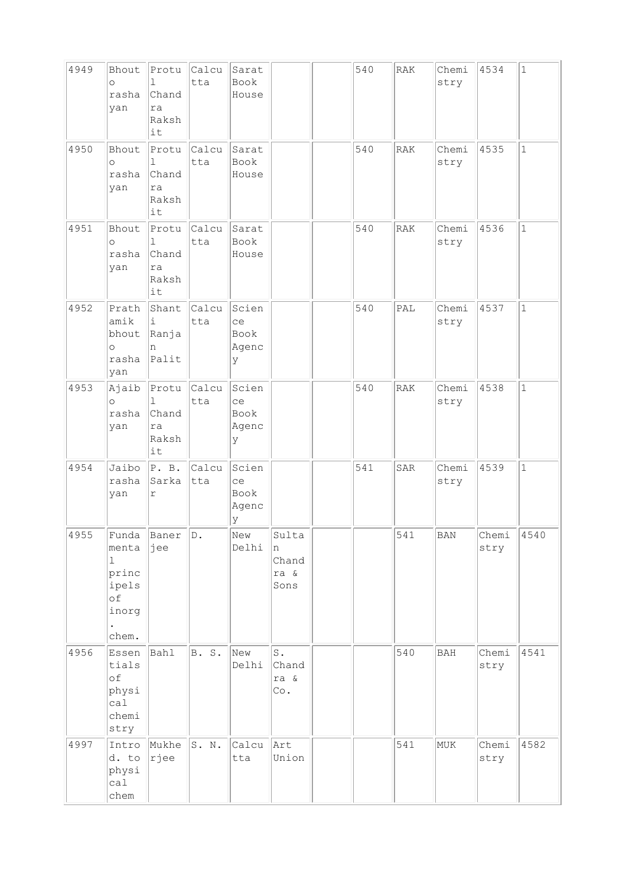| 4949 | Bhouto rashayan | Protul Chandra Rakshit | Calcutta | Sarat Book House | | | 540 | RAK | Chemistry | 4534 | 1 |
|---|---|---|---|---|---|---|---|---|---|---|---|
| 4950 | Bhouto rashayan | Protul Chandra Rakshit | Calcutta | Sarat Book House | | | 540 | RAK | Chemistry | 4535 | 1 |
| 4951 | Bhouto rashayan | Protul Chandra Rakshit | Calcutta | Sarat Book House | | | 540 | RAK | Chemistry | 4536 | 1 |
| 4952 | Prathamik bhouto rashayan | Shanti Ranjan Palit | Calcutta | Science Book Agency | | | 540 | PAL | Chemistry | 4537 | 1 |
| 4953 | Ajaibo rashayan | Protul Chandra Rakshit | Calcutta | Science Book Agency | | | 540 | RAK | Chemistry | 4538 | 1 |
| 4954 | Jaibo rashayan | P. B. Sarkar | Calcutta | Science Book Agency | | | 541 | SAR | Chemistry | 4539 | 1 |
| 4955 | Fundamental princ ipels of inorg. chem. | Banerjee | D. | New Delhi | Sultan Chandra & Sons | | | 541 | BAN | Chemistry | 4540 |
| 4956 | Essentials of physical chemistry | Bahl | B. S. | New Delhi | S. Chandra & Co. | | | 540 | BAH | Chemistry | 4541 |
| 4997 | Introd. to physical chem | Mukherjee | S. N. | Calcutta | Art Union | | | 541 | MUK | Chemistry | 4582 |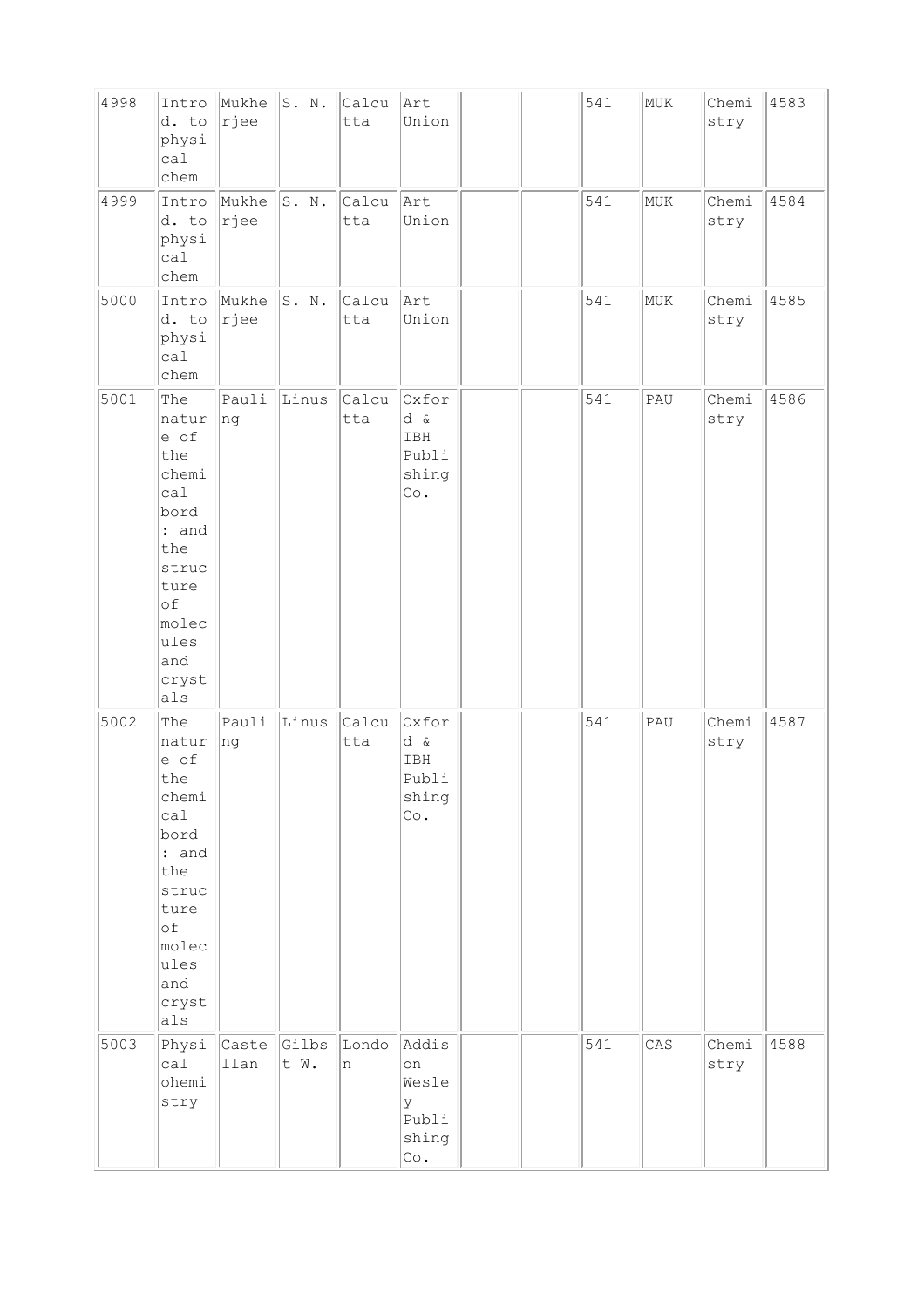| 4998 | Introd. to physical chem | Mukherjee | S. N. | Calcutta | Art Union | | | 541 | MUK | Chemistry | 4583 |
|---|---|---|---|---|---|---|---|---|---|---|---|
| 4999 | Introd. to physical chem | Mukherjee | S. N. | Calcutta | Art Union | | | 541 | MUK | Chemistry | 4584 |
| 5000 | Introd. to physical chem | Mukherjee | S. N. | Calcutta | Art Union | | | 541 | MUK | Chemistry | 4585 |
| 5001 | The nature of the chemical bord : and the structure of molecules and crystals | Pauling | Linus | Calcutta | Oxford & IBH Publishing Co. | | | 541 | PAU | Chemistry | 4586 |
| 5002 | The nature of the chemical bord : and the structure of molecules and crystals | Pauling | Linus | Calcutta | Oxford & IBH Publishing Co. | | | 541 | PAU | Chemistry | 4587 |
| 5003 | Physical ohemistry | Castellan | Gilbst W. | London | Addison Wesley Publishing Co. | | | 541 | CAS | Chemistry | 4588 |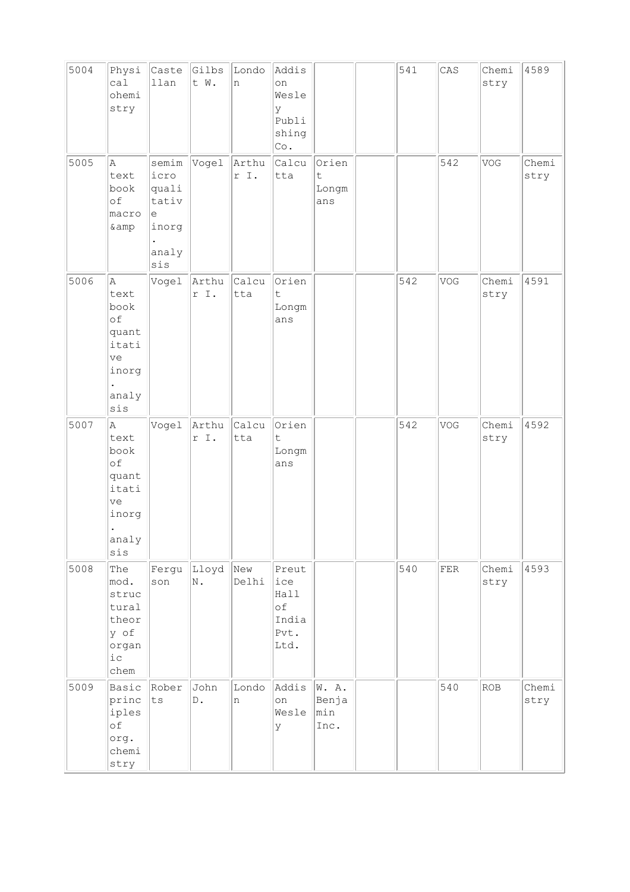| 5004 | Physical ohemistry | Castellan | Gilbst W. | London | Addison Wesley Publishing Co. | | | 541 | CAS | Chemistry | 4589 |
|---|---|---|---|---|---|---|---|---|---|---|---|
| 5005 | A text book of macro &amp | semimicro qualitative inorg. analysis | Vogel | Arthur I. | Calcutta | Orient Longmans | | | 542 | VOG | Chemistry |
| 5006 | A text book of quantitative inorg. analysis | Vogel | Arthur I. | Calcutta | Orient Longmans | | | 542 | VOG | Chemistry | 4591 |
| 5007 | A text book of quantitative inorg. analysis | Vogel | Arthur I. | Calcutta | Orient Longmans | | | 542 | VOG | Chemistry | 4592 |
| 5008 | The mod. structural theory of organic chem | Ferguson | Lloyd N. | New Delhi | Preutice Hall of India Pvt. Ltd. | | | 540 | FER | Chemistry | 4593 |
| 5009 | Basic principles of org. chemistry | Roberts | John D. | London | Addison Wesley | W. A. Benjamin Inc. | | | 540 | ROB | Chemistry |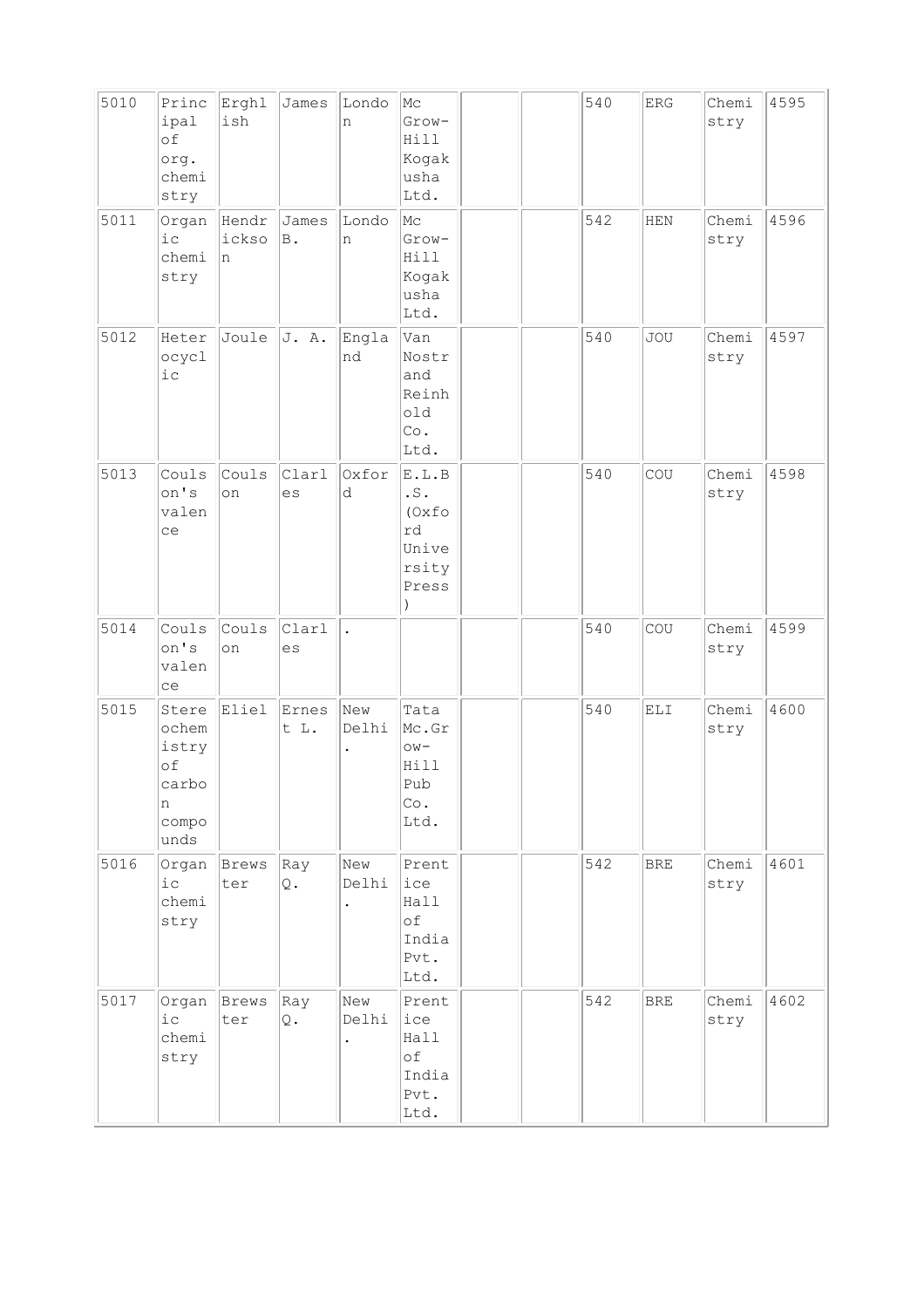| 5010 | Principal of org. chemistry | Ergh lish | James | London | Mc Grow-Hill Kogakusha Ltd. | | | 540 | ERG | Chemistry | 4595 |
|---|---|---|---|---|---|---|---|---|---|---|---|
| 5011 | Organic chemistry | Hendrickson | James B. | London | Mc Grow-Hill Kogakusha Ltd. | | | 542 | HEN | Chemistry | 4596 |
| 5012 | Heterocyclic | Joule | J. A. | England | Van Nostrand Reinhold Co. Ltd. | | | 540 | JOU | Chemistry | 4597 |
| 5013 | Coulson's valence | Coulson | Charles | Oxford | E.L.B.S. (Oxford University Press) | | | 540 | COU | Chemistry | 4598 |
| 5014 | Coulson's valence | Coulson | Charles | . | | | | 540 | COU | Chemistry | 4599 |
| 5015 | Stereochemistry of carbon compounds | Eliel | Ernest L. | New Delhi. | Tata Mc.Grow-Hill Pub Co. Ltd. | | | 540 | ELI | Chemistry | 4600 |
| 5016 | Organic chemistry | Brewster | Ray Q. | New Delhi. | Prentice Hall of India Pvt. Ltd. | | | 542 | BRE | Chemistry | 4601 |
| 5017 | Organic chemistry | Brewster | Ray Q. | New Delhi. | Prentice Hall of India Pvt. Ltd. | | | 542 | BRE | Chemistry | 4602 |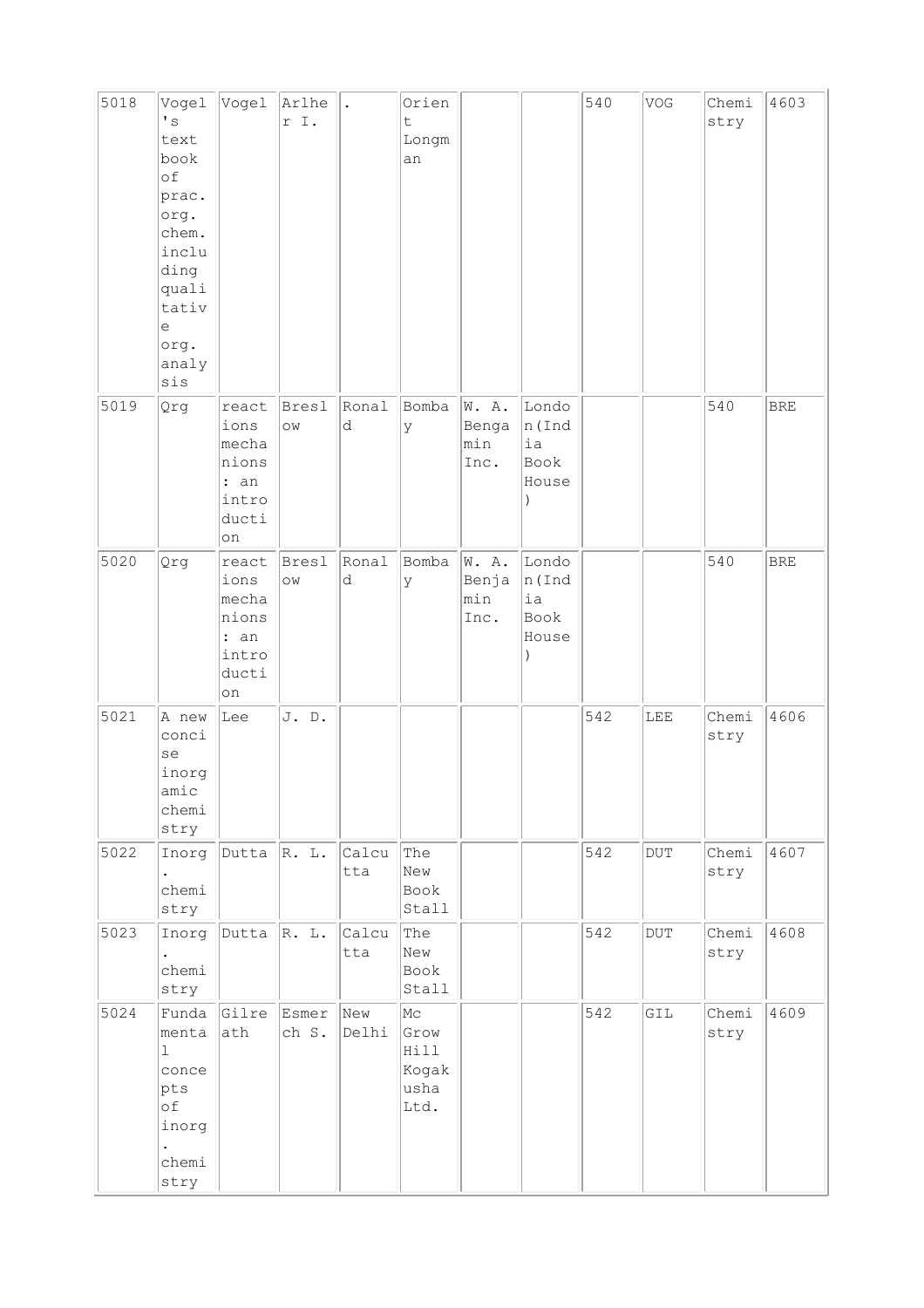| | | | | | | | | | | | |
|---|---|---|---|---|---|---|---|---|---|---|---|
| 5018 | Vogel's text book of prac. org. chem. including qualitative org. analysis | Vogel | Arlher I. | . | Orient Longman | | | 540 | VOG | Chemistry | 4603 |
| 5019 | Qrg | reactions mechanions: an introduction | Breslow | Ronald | Bombay | W. A. Bengamin Inc. | London(India Book House) | | | 540 | BRE |
| 5020 | Qrg | reactions mechanions: an introduction | Breslow | Ronald | Bombay | W. A. Benjamin Inc. | London(India Book House) | | | 540 | BRE |
| 5021 | A new concise inorgamic chemistry | Lee | J. D. | | | | | 542 | LEE | Chemistry | 4606 |
| 5022 | Inorg. chemistry | Dutta | R. L. | Calcutta | The New Book Stall | | | 542 | DUT | Chemistry | 4607 |
| 5023 | Inorg. chemistry | Dutta | R. L. | Calcutta | The New Book Stall | | | 542 | DUT | Chemistry | 4608 |
| 5024 | Fundamental concepts of inorg. chemistry | Gilreath | Esmerch S. | New Delhi | Mc Grow Hill Kogakusha Ltd. | | | 542 | GIL | Chemistry | 4609 |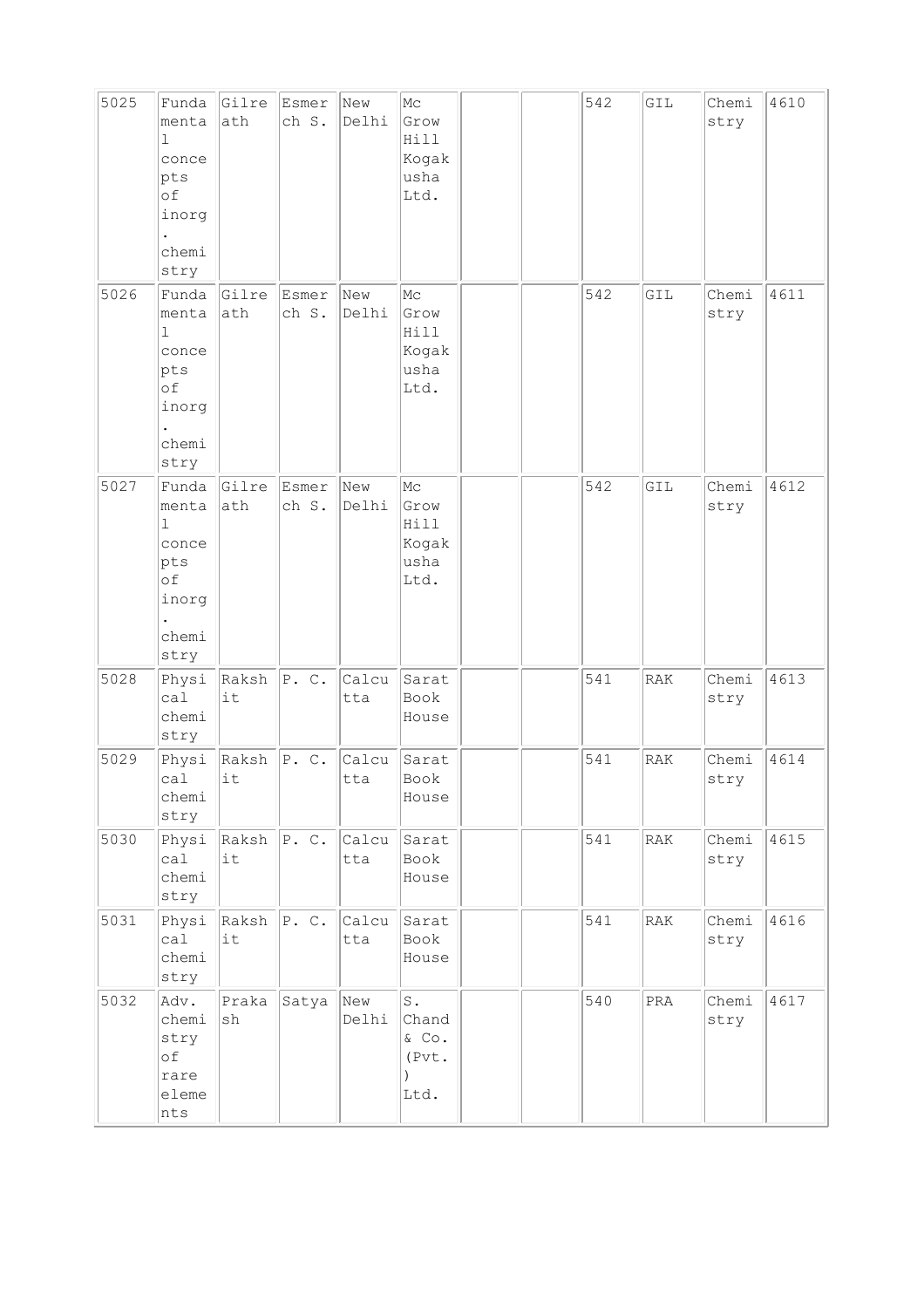| 5025 | Fundamental concepts of inorg. chemistry | Gilreath | Esmerch S. | New Delhi | Mc Grow Hill Kogakusha Ltd. | | | 542 | GIL | Chemistry | 4610 |
|---|---|---|---|---|---|---|---|---|---|---|---|
| 5026 | Fundamental concepts of inorg. chemistry | Gilreath | Esmerch S. | New Delhi | Mc Grow Hill Kogakusha Ltd. | | | 542 | GIL | Chemistry | 4611 |
| 5027 | Fundamental concepts of inorg. chemistry | Gilreath | Esmerch S. | New Delhi | Mc Grow Hill Kogakusha Ltd. | | | 542 | GIL | Chemistry | 4612 |
| 5028 | Physical chemistry | Rakshit | P. C. | Calcutta | Sarat Book House | | | 541 | RAK | Chemistry | 4613 |
| 5029 | Physical chemistry | Rakshit | P. C. | Calcutta | Sarat Book House | | | 541 | RAK | Chemistry | 4614 |
| 5030 | Physical chemistry | Rakshit | P. C. | Calcutta | Sarat Book House | | | 541 | RAK | Chemistry | 4615 |
| 5031 | Physical chemistry | Rakshit | P. C. | Calcutta | Sarat Book House | | | 541 | RAK | Chemistry | 4616 |
| 5032 | Adv. chemistry of rare elements | Prakash | Satya | New Delhi | S. Chand & Co. (Pvt.) Ltd. | | | 540 | PRA | Chemistry | 4617 |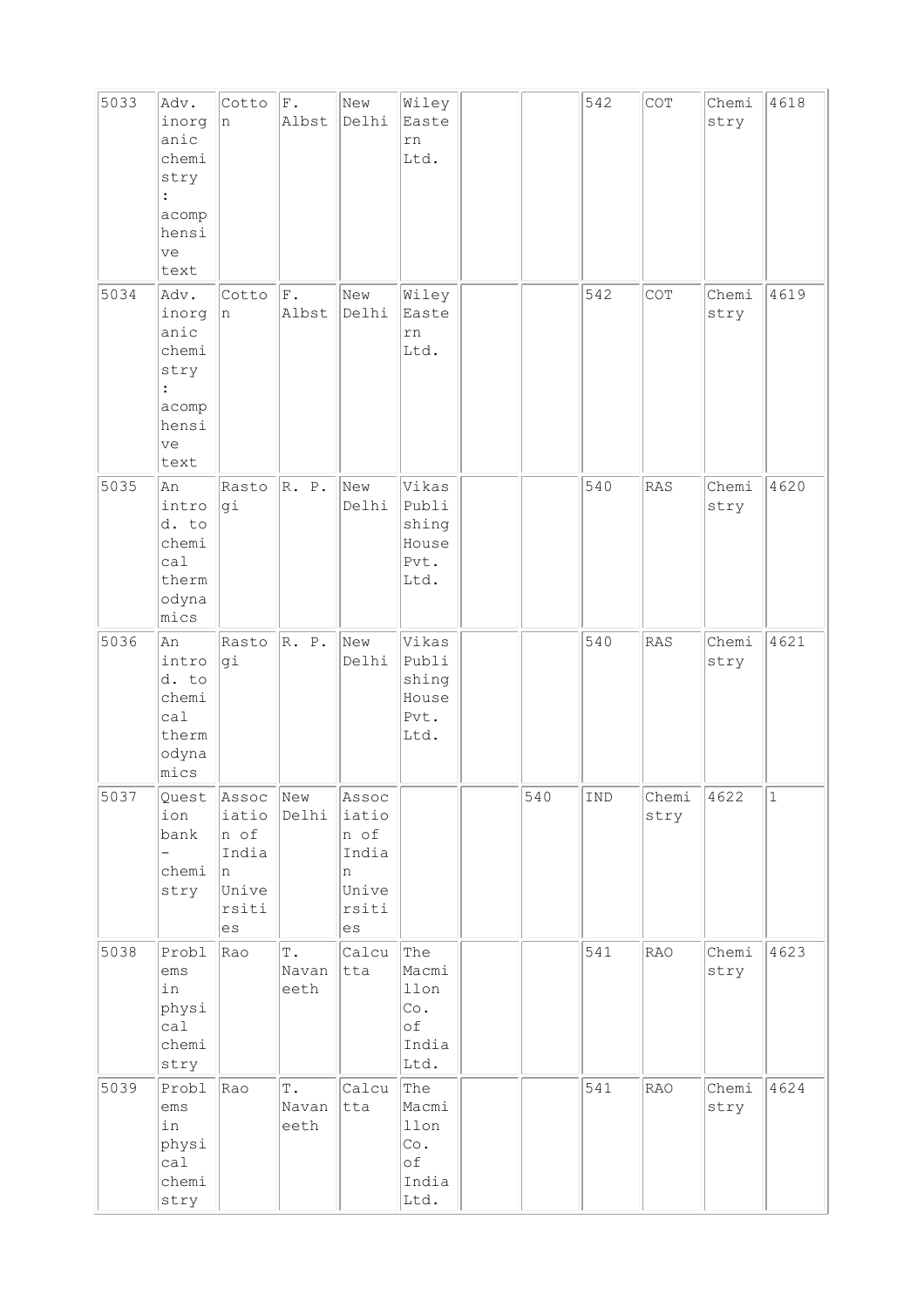| 5033 | Adv. inorganic chemistry : acomprehensive text | Cotton | F. Albst | New Delhi | Wiley Eastern Ltd. | | | 542 | COT | Chemistry | 4618 |
|---|---|---|---|---|---|---|---|---|---|---|---|
| 5034 | Adv. inorganic chemistry : acomprehensive text | Cotton | F. Albst | New Delhi | Wiley Eastern Ltd. | | | 542 | COT | Chemistry | 4619 |
| 5035 | An introd. to chemical thermodynamics | Rastogi | R. P. | New Delhi | Vikas Publishing House Pvt. Ltd. | | | 540 | RAS | Chemistry | 4620 |
| 5036 | An introd. to chemical thermodynamics | Rastogi | R. P. | New Delhi | Vikas Publishing House Pvt. Ltd. | | | 540 | RAS | Chemistry | 4621 |
| 5037 | Question bank – chemistry | Association of Indian Universities | New Delhi | Association of Indian Universities | | | 540 | IND | Chemistry | 4622 | 1 |
| 5038 | Problems in physical chemistry | Rao | T. Navaneeth | Calcutta | The Macmillon Co. of India Ltd. | | | 541 | RAO | Chemistry | 4623 |
| 5039 | Problems in physical chemistry | Rao | T. Navaneeth | Calcutta | The Macmillon Co. of India Ltd. | | | 541 | RAO | Chemistry | 4624 |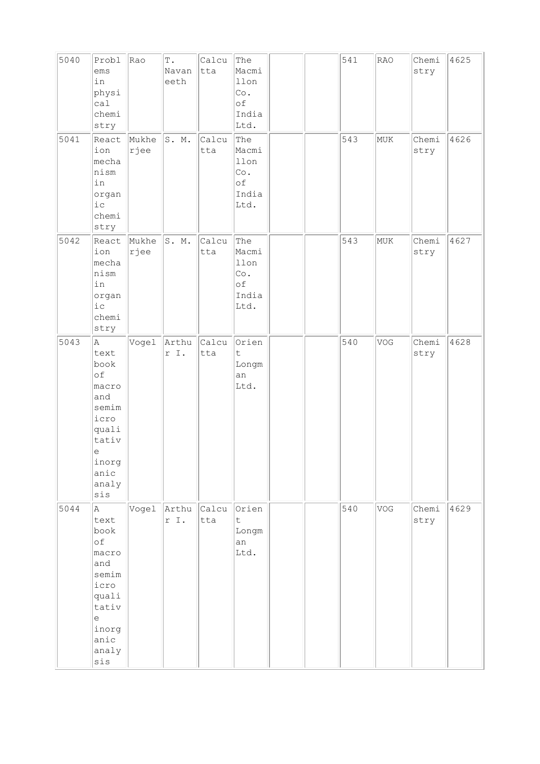| 5040 | Problems in physical chemistry | Rao | T. Navaneeth | Calcutta | The Macmillon Co. of India Ltd. | | | 541 | RAO | Chemistry | 4625 |
|---|---|---|---|---|---|---|---|---|---|---|---|
| 5041 | Reaction mechanism in organic chemistry | Mukherjee | S. M. | Calcutta | The Macmillon Co. of India Ltd. | | | 543 | MUK | Chemistry | 4626 |
| 5042 | Reaction mechanism in organic chemistry | Mukherjee | S. M. | Calcutta | The Macmillon Co. of India Ltd. | | | 543 | MUK | Chemistry | 4627 |
| 5043 | A text book of macro and semimicro qualitative inorganic analysis | Vogel | Arthur I. | Calcutta | Orient Longman Ltd. | | | 540 | VOG | Chemistry | 4628 |
| 5044 | A text book of macro and semimicro qualitative inorganic analysis | Vogel | Arthur I. | Calcutta | Orient Longman Ltd. | | | 540 | VOG | Chemistry | 4629 |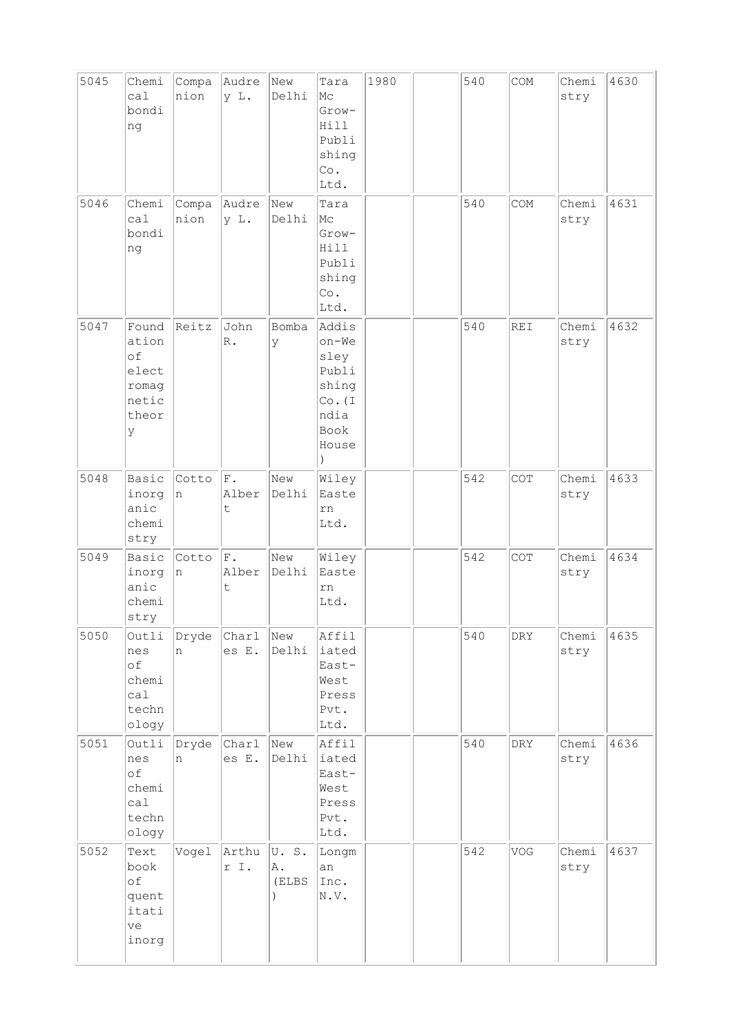| 5045 | Chemical bonding | Companion | Audrey L. | New Delhi | Tara Mc Grow-Hill Publishing Co. Ltd. | 1980 | | 540 | COM | Chemistry | 4630 |
|---|---|---|---|---|---|---|---|---|---|---|---|
| 5046 | Chemical bonding | Companion | Audrey L. | New Delhi | Tara Mc Grow-Hill Publishing Co. Ltd. | | | 540 | COM | Chemistry | 4631 |
| 5047 | Foundation of electromagnetic theory | Reitz | John R. | Bombay | Addison-Wesley Publishing Co.(India Book House) | | | 540 | REI | Chemistry | 4632 |
| 5048 | Basic inorganic chemistry | Cotton | F. Albert | New Delhi | Wiley Eastern Ltd. | | | 542 | COT | Chemistry | 4633 |
| 5049 | Basic inorganic chemistry | Cotton | F. Albert | New Delhi | Wiley Eastern Ltd. | | | 542 | COT | Chemistry | 4634 |
| 5050 | Outlines of chemical technology | Dryden | Charles E. | New Delhi | Affiliated East-West Press Pvt. Ltd. | | | 540 | DRY | Chemistry | 4635 |
| 5051 | Outlines of chemical technology | Dryden | Charles E. | New Delhi | Affiliated East-West Press Pvt. Ltd. | | | 540 | DRY | Chemistry | 4636 |
| 5052 | Text book of quentitative inorg | Vogel | Arthur I. | U. S. A. (ELBS) | Longman Inc. N.V. | | | 542 | VOG | Chemistry | 4637 |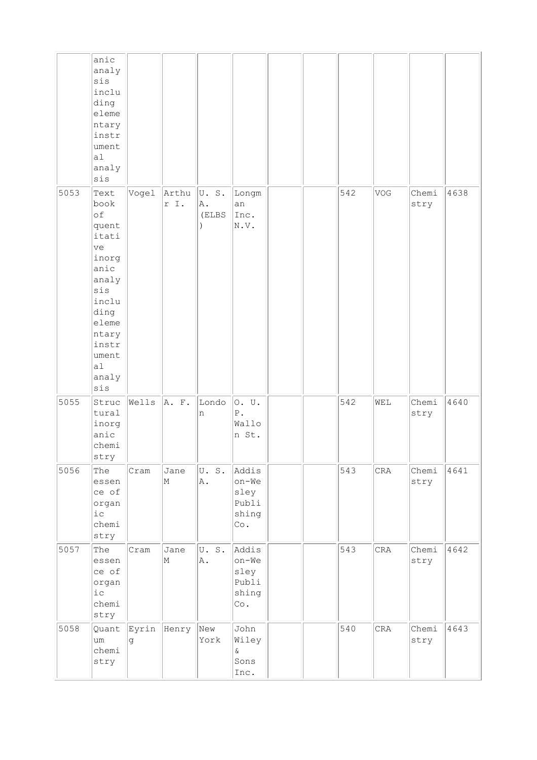| | | | | | | | | | | | |
|---|---|---|---|---|---|---|---|---|---|---|---|
| | anic analysis including elementary instrumental analysis | | | | | | | | | | |
| 5053 | Text book of quentitative inorganic analysis including elementary instrumental analysis | Vogel | Arthur I. | U. S. A. (ELBS) | Longman Inc. N.V. | | | 542 | VOG | Chemistry | 4638 |
| 5055 | Structural inorganic chemistry | Wells | A. F. | London | O. U. P. Wallon St. | | | 542 | WEL | Chemistry | 4640 |
| 5056 | The essence of organic chemistry | Cram | Jane M | U. S. A. | Addison-Wesley Publishing Co. | | | 543 | CRA | Chemistry | 4641 |
| 5057 | The essence of organic chemistry | Cram | Jane M | U. S. A. | Addison-Wesley Publishing Co. | | | 543 | CRA | Chemistry | 4642 |
| 5058 | Quantum chemistry | Eyring | Henry | New York | John Wiley & Sons Inc. | | | 540 | CRA | Chemistry | 4643 |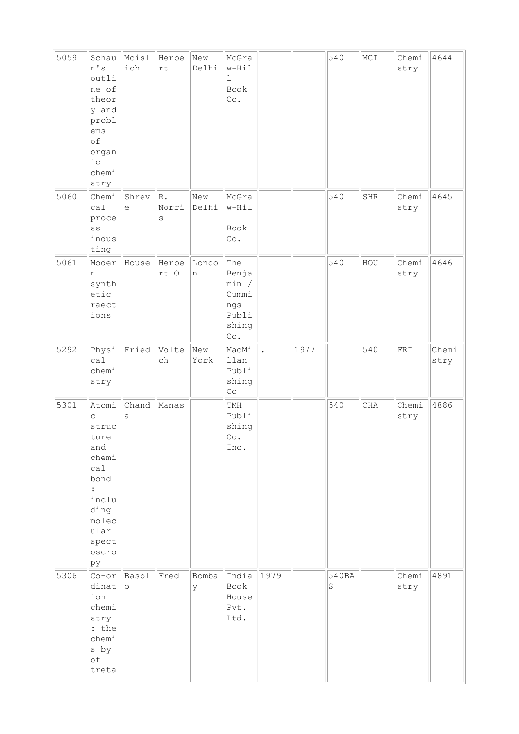| | | | | | | | | | | | |
|---|---|---|---|---|---|---|---|---|---|---|---|
| 5059 | Schaun's outline of theory and problems of organic chemistry | Mcislich | Herbert | New Delhi | McGraw-Hill Book Co. | | | 540 | MCI | Chemistry | 4644 |
| 5060 | Chemical process industing | Shreve | R. Norris | New Delhi | McGraw-Hill Book Co. | | | 540 | SHR | Chemistry | 4645 |
| 5061 | Modern synthetic raections | House | Herbert O | London | The Benjamin / Cummings Publishing Co. | | | 540 | HOU | Chemistry | 4646 |
| 5292 | Physical chemistry | Fried | Voltech | New York | MacMillan Publishing Co | . | 1977 | | 540 | FRI | Chemistry |
| 5301 | Atomic structure and chemical bond : including molecular spectroscropy | Chanda | Manas | | TMH Publishing Co. Inc. | | | 540 | CHA | Chemistry | 4886 |
| 5306 | Co-ordination chemistry : the chemis by of treta | Basolo | Fred | Bombay | India Book House Pvt. Ltd. | 1979 | | 540BAS | | Chemistry | 4891 |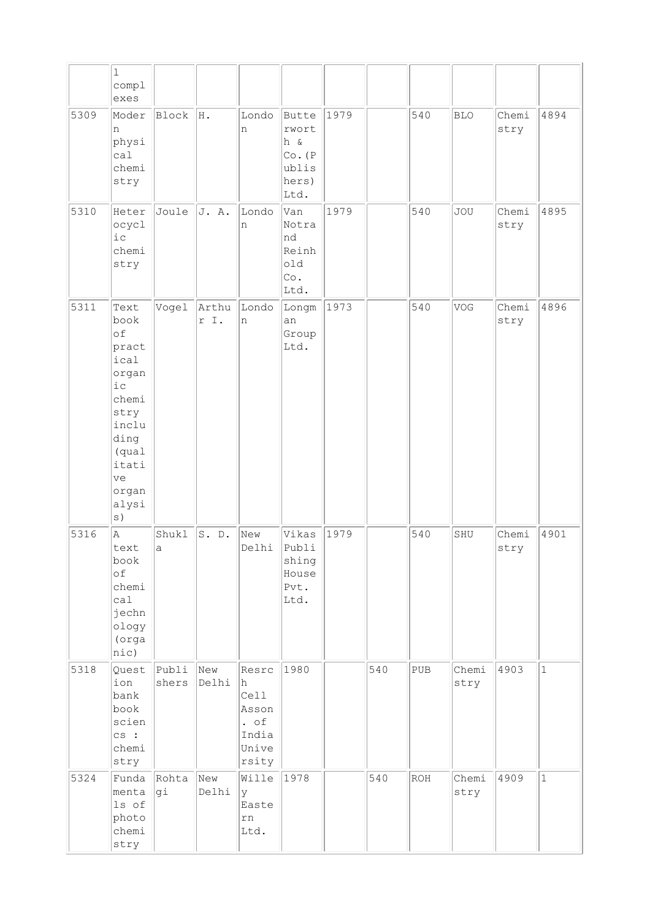| | | | | | | | | | | | |
|---|---|---|---|---|---|---|---|---|---|---|---|
| | l complexes | | | | | | | | | | |
| 5309 | Modern physical chemistry | Block | H. | London | Butterworth & Co.(Publishers) Ltd. | 1979 | | 540 | BLO | Chemistry | 4894 |
| 5310 | Heterocyclic chemistry | Joule | J. A. | London | Van Notrand Reinhold Co. Ltd. | 1979 | | 540 | JOU | Chemistry | 4895 |
| 5311 | Text book of practical organic chemistry including (qualitative organalysis) | Vogel | Arthur I. | London | Longman Group Ltd. | 1973 | | 540 | VOG | Chemistry | 4896 |
| 5316 | A text book of chemical jechnology (organic) | Shukla | S. D. | New Delhi | Vikas Publishing House Pvt. Ltd. | 1979 | | 540 | SHU | Chemistry | 4901 |
| 5318 | Question bank book sciencs : chemistry | Publishers | New Delhi | Resrch Cell Asson. of India University | 1980 | | 540 | PUB | Chemistry | 4903 | 1 |
| 5324 | Fundamentals of photochemistry | Rohtagi | New Delhi | Willey Eastern Ltd. | 1978 | | 540 | ROH | Chemistry | 4909 | 1 |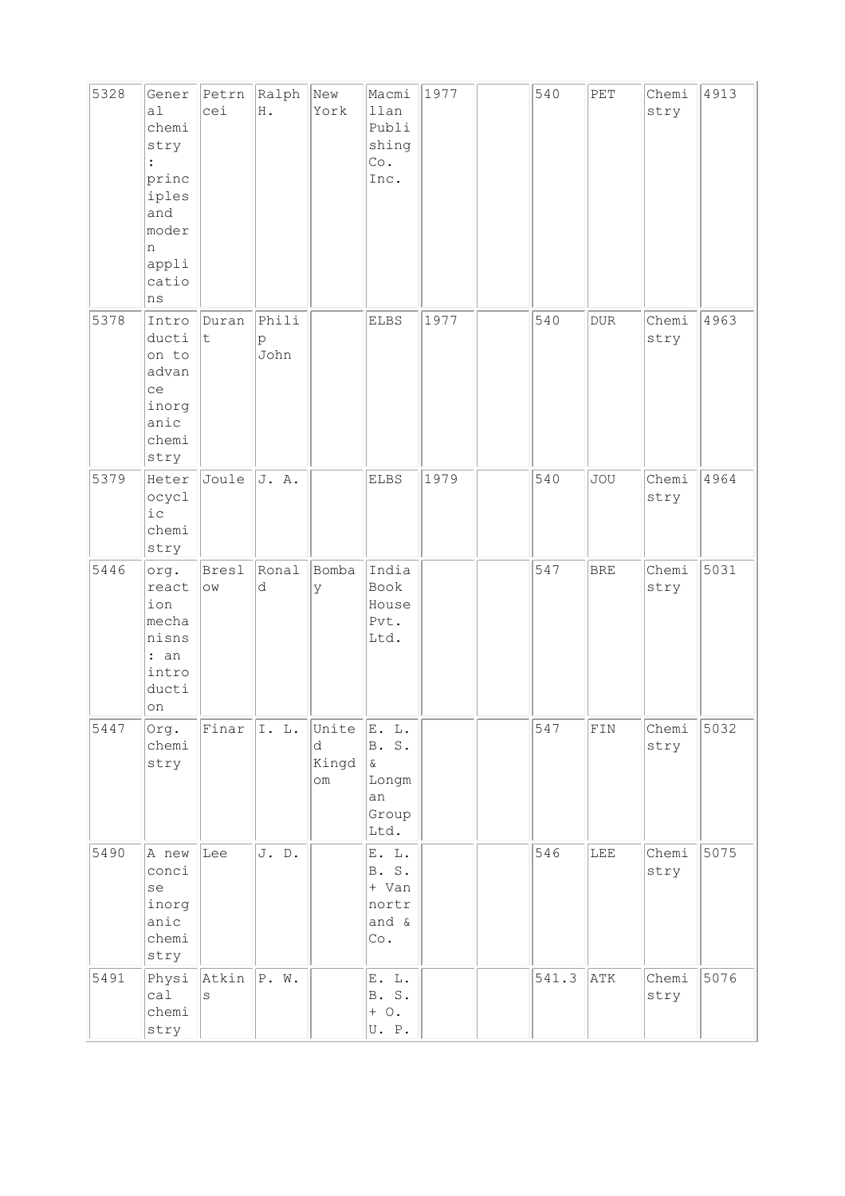| 5328 | General chemistry : principles and modern applications | Petrncei | Ralph H. | New York | Macmillan Publishing Co. Inc. | 1977 | | 540 | PET | Chemistry | 4913 |
|---|---|---|---|---|---|---|---|---|---|---|---|
| 5378 | Introduction to advance inorganic chemistry | Durant | Philip John | | ELBS | 1977 | | 540 | DUR | Chemistry | 4963 |
| 5379 | Heterocyclic chemistry | Joule | J. A. | | ELBS | 1979 | | 540 | JOU | Chemistry | 4964 |
| 5446 | org. reaction mechanisms : an introduction | Breslow | Ronald | Bombay | India Book House Pvt. Ltd. | | | 547 | BRE | Chemistry | 5031 |
| 5447 | Org. chemistry | Finar | I. L. | United Kingdom | E. L. B. S. & Longman Group Ltd. | | | 547 | FIN | Chemistry | 5032 |
| 5490 | A new concise inorganic chemistry | Lee | J. D. | | E. L. B. S. + Van nortrand & Co. | | | 546 | LEE | Chemistry | 5075 |
| 5491 | Physical chemistry | Atkins | P. W. | | E. L. B. S. + O. U. P. | | | 541.3 | ATK | Chemistry | 5076 |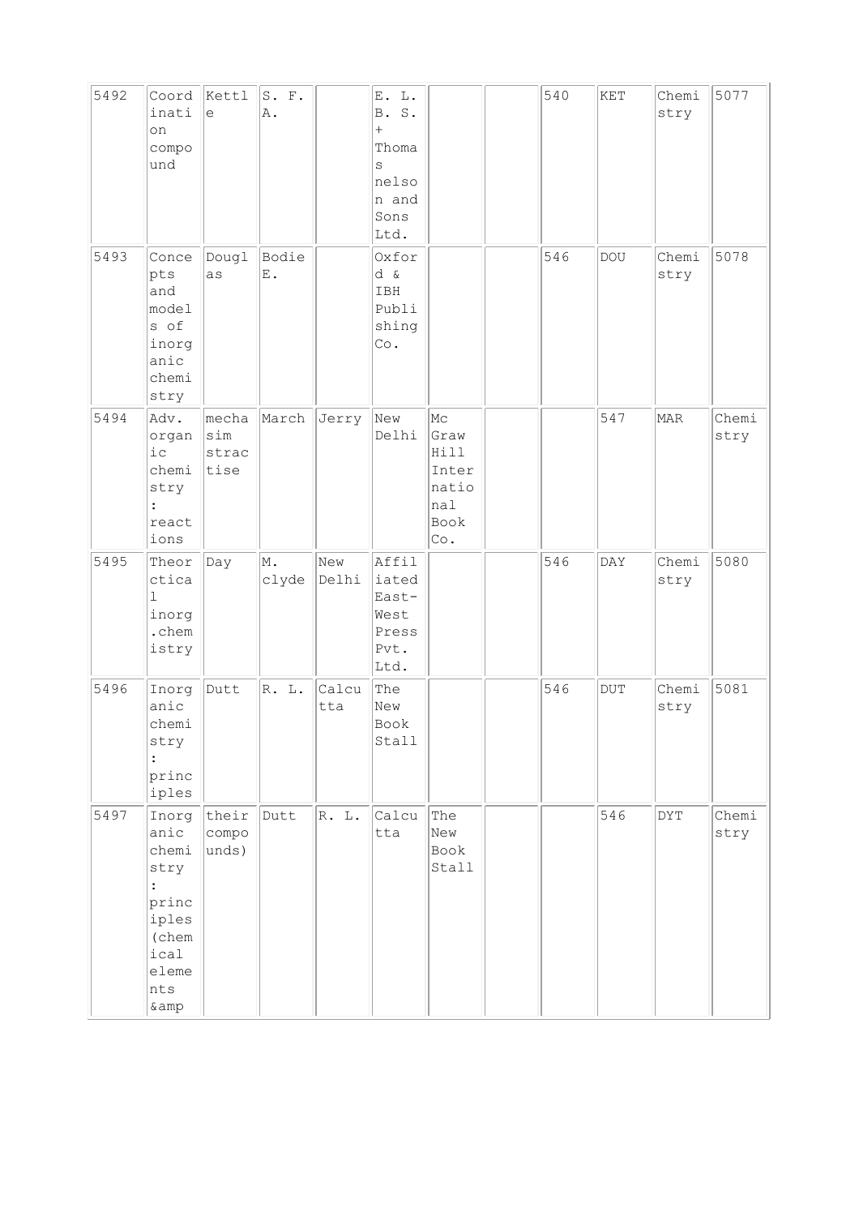| 5492 | Coordination compound | Kettle | S. F. A. | | E. L. B. S. + Thomas nelson and Sons Ltd. | | | 540 | KET | Chemistry | 5077 |
|---|---|---|---|---|---|---|---|---|---|---|---|
| 5493 | Concepts and models of inorganic chemistry | Douglas | Bodie E. | | Oxford & IBH Publishing Co. | | | 546 | DOU | Chemistry | 5078 |
| 5494 | Adv. organic chemistry : reactions | mechasim stractise | March | Jerry | New Delhi | Mc Graw Hill International Book Co. | | | 547 | MAR | Chemistry |
| 5495 | Theorctical inorg.chemistry | Day | M. clyde | New Delhi | Affiliated East-West Press Pvt. Ltd. | | | 546 | DAY | Chemistry | 5080 |
| 5496 | Inorganic chemistry : principles | Dutt | R. L. | Calcutta | The New Book Stall | | | 546 | DUT | Chemistry | 5081 |
| 5497 | Inorganic chemistry : principles (chemical elements &amp | their compounds) | Dutt | R. L. | Calcutta | The New Book Stall | | | 546 | DYT | Chemistry |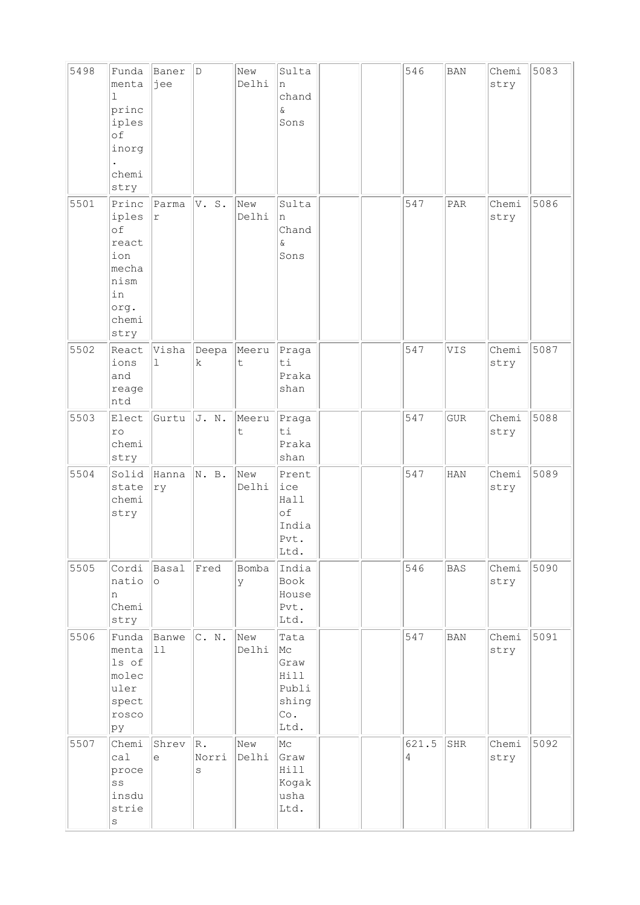| 5498 | Fundamental principles of inorg. chemistry | Banerjee | D | New Delhi | Sultan chand & Sons | | | 546 | BAN | Chemistry | 5083 |
|---|---|---|---|---|---|---|---|---|---|---|---|
| 5501 | Principles of reaction mechanism in org. chemistry | Parmar | V. S. | New Delhi | Sultan Chand & Sons | | | 547 | PAR | Chemistry | 5086 |
| 5502 | Reactions and reagentd | Vishal | Deepak | Meerut | Pragati Prakashan | | | 547 | VIS | Chemistry | 5087 |
| 5503 | Electro chemistry | Gurtu | J. N. | Meerut | Pragati Prakashan | | | 547 | GUR | Chemistry | 5088 |
| 5504 | Solid state chemistry | Hannary | N. B. | New Delhi | Prentice Hall of India Pvt. Ltd. | | | 547 | HAN | Chemistry | 5089 |
| 5505 | Cordination Chemistry | Basalo | Fred | Bombay | India Book House Pvt. Ltd. | | | 546 | BAS | Chemistry | 5090 |
| 5506 | Fundamentals of moleculer spectroscopy | Banwell | C. N. | New Delhi | Tata Mc Graw Hill Publishing Co. Ltd. | | | 547 | BAN | Chemistry | 5091 |
| 5507 | Chemical process insdustries | Shreve | R. Norris | New Delhi | Mc Graw Hill Kogakusha Ltd. | | | 621.54 | SHR | Chemistry | 5092 |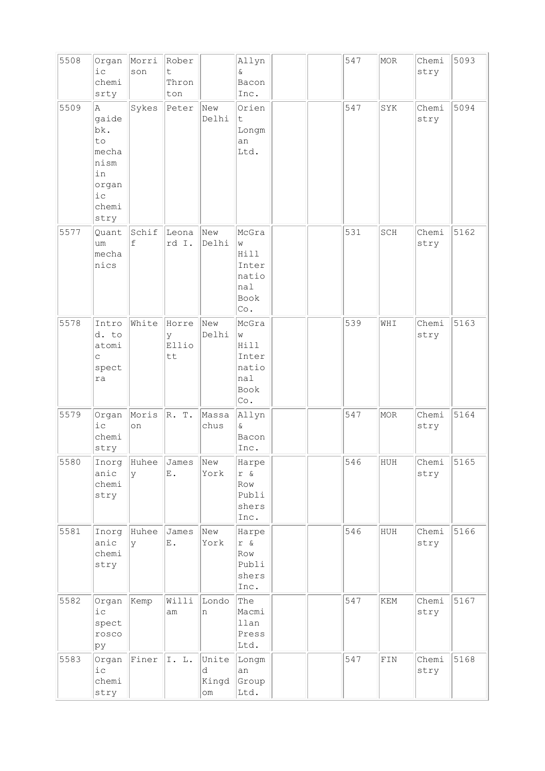| 5508 | Organic chemisrty | Morrison | Robert Thronton | | Allyn & Bacon Inc. | | | 547 | MOR | Chemistry | 5093 |
|---|---|---|---|---|---|---|---|---|---|---|---|
| 5509 | A gaide bk. to mechanism in organic chemistry | Sykes | Peter | New Delhi | Orient Longman Ltd. | | | 547 | SYK | Chemistry | 5094 |
| 5577 | Quantum mechanics | Schiff | Leonard I. | New Delhi | McGraw Hill International Book Co. | | | 531 | SCH | Chemistry | 5162 |
| 5578 | Introd. to atomic spectra | White | Horrey Elliott | New Delhi | McGraw Hill International Book Co. | | | 539 | WHI | Chemistry | 5163 |
| 5579 | Organic chemistry | Morison | R. T. | Massachus | Allyn & Bacon Inc. | | | 547 | MOR | Chemistry | 5164 |
| 5580 | Inorganic chemistry | Huheey | James E. | New York | Harper & Row Publishers Inc. | | | 546 | HUH | Chemistry | 5165 |
| 5581 | Inorganic chemistry | Huheey | James E. | New York | Harper & Row Publishers Inc. | | | 546 | HUH | Chemistry | 5166 |
| 5582 | Organic spectroscopy | Kemp | William | London | The Macmillan Press Ltd. | | | 547 | KEM | Chemistry | 5167 |
| 5583 | Organic chemistry | Finer | I. L. | United Kingdom | Longman Group Ltd. | | | 547 | FIN | Chemistry | 5168 |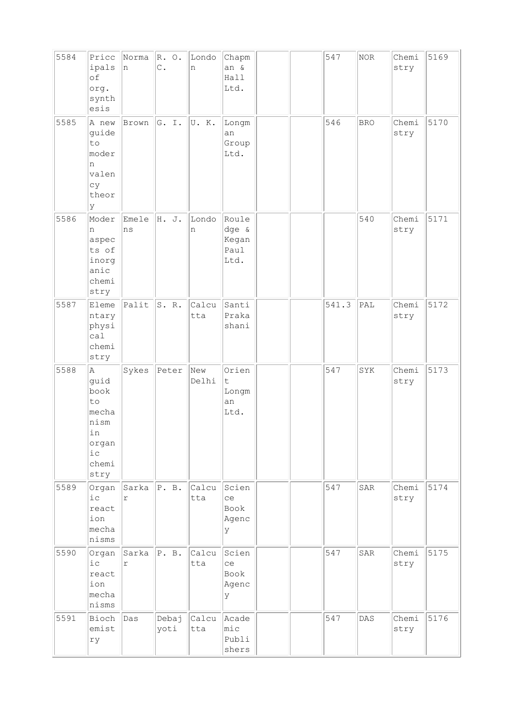| 5584 | Priccipals of org. synthesis | Norman | R. O. C. | London | Chapman & Hall Ltd. | | | 547 | NOR | Chemistry | 5169 |
|---|---|---|---|---|---|---|---|---|---|---|---|
| 5585 | A new guide to modern valency theory | Brown | G. I. | U. K. | Longman Group Ltd. | | | 546 | BRO | Chemistry | 5170 |
| 5586 | Modern aspects of inorganic chemistry | Emelens | H. J. | London | Routledge & Kegan Paul Ltd. | | | | 540 | Chemistry | 5171 |
| 5587 | Elementary physical chemistry | Palit | S. R. | Calcutta | Santi Prakashani | | | 541.3 | PAL | Chemistry | 5172 |
| 5588 | A guid book to mechanism in organic chemistry | Sykes | Peter | New Delhi | Orient Longman Ltd. | | | 547 | SYK | Chemistry | 5173 |
| 5589 | Organic reaction mechanisms | Sarkar | P. B. | Calcutta | Science Book Agency | | | 547 | SAR | Chemistry | 5174 |
| 5590 | Organic reaction mechanisms | Sarkar | P. B. | Calcutta | Science Book Agency | | | 547 | SAR | Chemistry | 5175 |
| 5591 | Biochemistry | Das | Debajyoti | Calcutta | Academic Publishers | | | 547 | DAS | Chemistry | 5176 |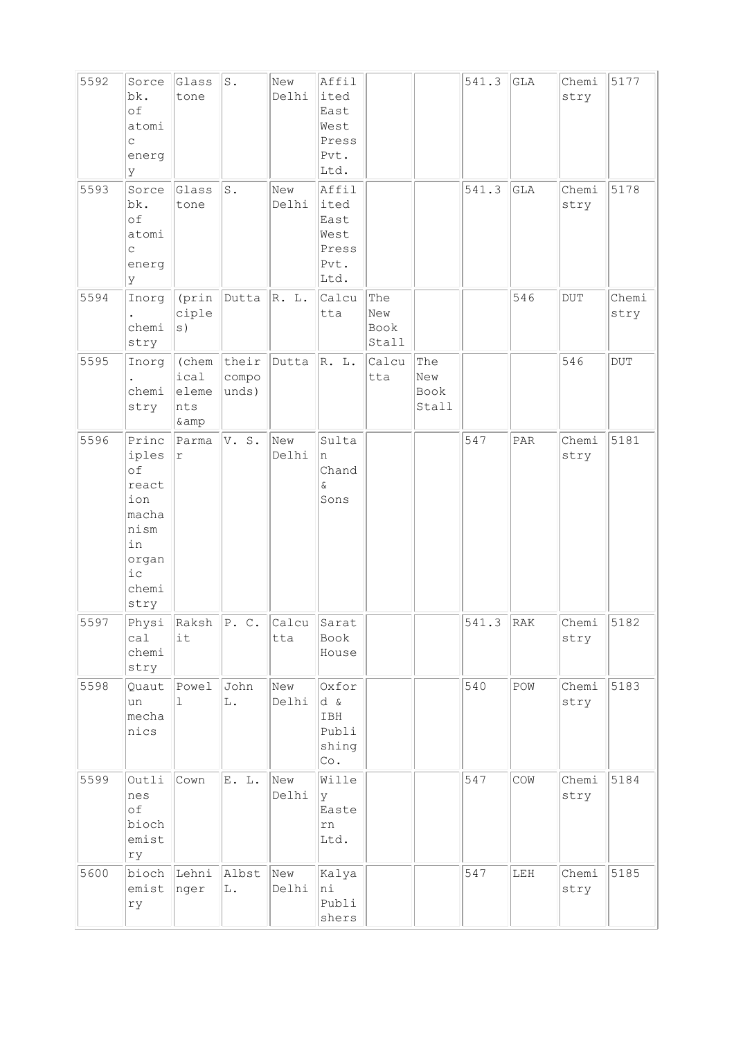| 5592 | Sorce bk. of atomic energy | Glasstone | S. | New Delhi | Affilited East West Press Pvt. Ltd. | | | 541.3 | GLA | Chemistry | 5177 |
|---|---|---|---|---|---|---|---|---|---|---|---|
| 5593 | Sorce bk. of atomic energy | Glasstone | S. | New Delhi | Affilited East West Press Pvt. Ltd. | | | 541.3 | GLA | Chemistry | 5178 |
| 5594 | Inorg. chemistry | (principles) | Dutta | R. L. | Calcutta | The New Book Stall | | | 546 | DUT | Chemistry |
| 5595 | Inorg. chemistry | (chemical elements &amp | their compounds) | Dutta | R. L. | Calcutta | The New Book Stall | | | 546 | DUT |
| 5596 | Principles of reaction machanism in organic chemistry | Parmar | V. S. | New Delhi | Sultan Chand & Sons | | | 547 | PAR | Chemistry | 5181 |
| 5597 | Physical chemistry | Rakshit | P. C. | Calcutta | Sarat Book House | | | 541.3 | RAK | Chemistry | 5182 |
| 5598 | Quautun mechanics | Powell | John L. | New Delhi | Oxford & IBH Publishing Co. | | | 540 | POW | Chemistry | 5183 |
| 5599 | Outlines of biochemistry | Cown | E. L. | New Delhi | Willey Eastern Ltd. | | | 547 | COW | Chemistry | 5184 |
| 5600 | biochemistry | Lehninger | Albst L. | New Delhi | Kalyani Publishers | | | 547 | LEH | Chemistry | 5185 |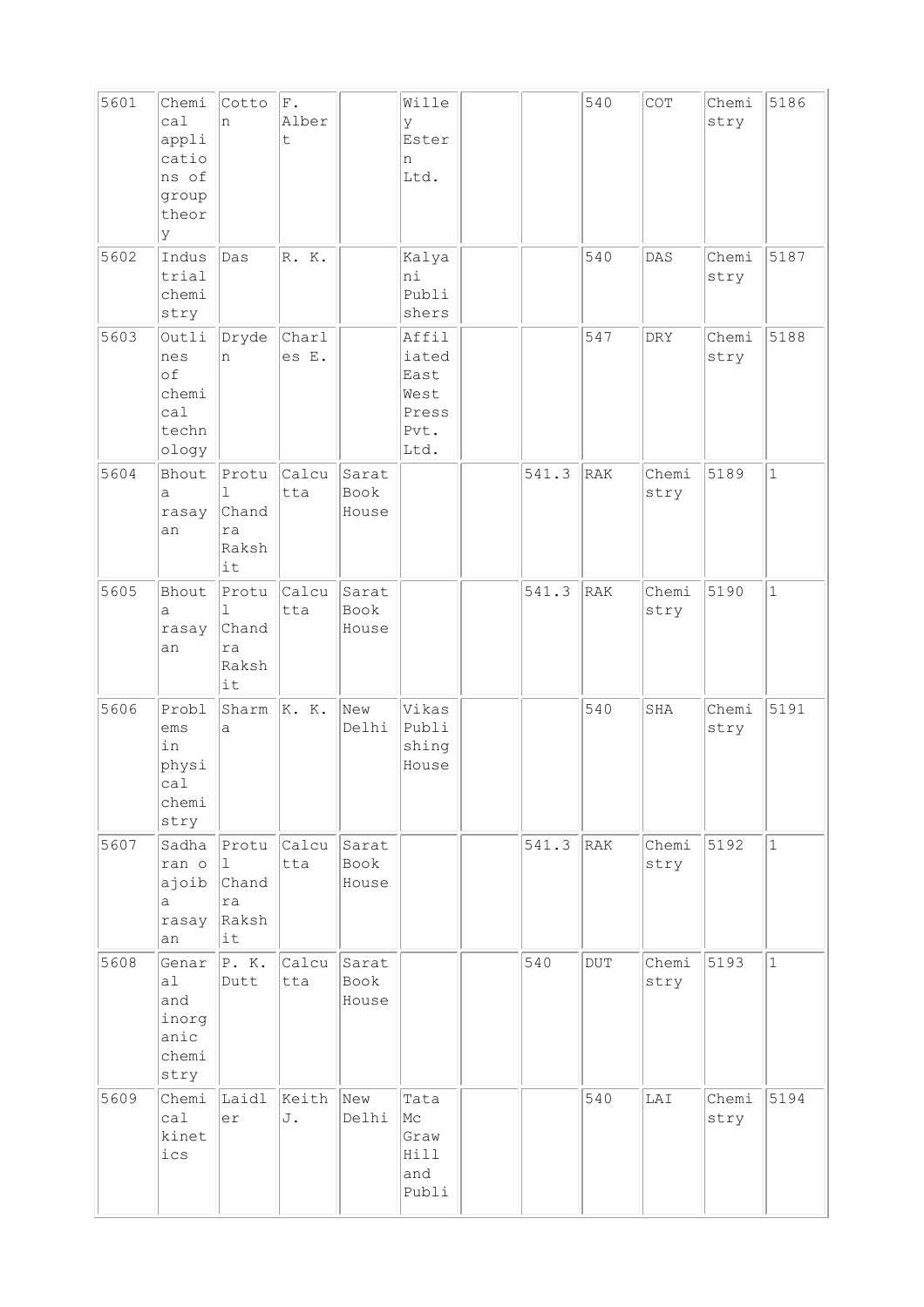| 5601 | Chemical applications of group theory | Cotton | F. Albert | | Willey Estern Ltd. | | | 540 | COT | Chemistry | 5186 |
|---|---|---|---|---|---|---|---|---|---|---|---|
| 5602 | Industrial chemistry | Das | R. K. | | Kalyani Publishers | | | 540 | DAS | Chemistry | 5187 |
| 5603 | Outlines of chemical technology | Dryden | Charles E. | | Affiliated East West Press Pvt. Ltd. | | | 547 | DRY | Chemistry | 5188 |
| 5604 | Bhouta rasayan | Protul Chandra Rakshit | Calcutta | Sarat Book House | | | 541.3 | RAK | Chemistry | 5189 | 1 |
| 5605 | Bhouta rasayan | Protul Chandra Rakshit | Calcutta | Sarat Book House | | | 541.3 | RAK | Chemistry | 5190 | 1 |
| 5606 | Problems in physical chemistry | Sharma | K. K. | New Delhi | Vikas Publishing House | | | 540 | SHA | Chemistry | 5191 |
| 5607 | Sadharan o ajoiba rasayan | Protul Chandra Rakshit | Calcutta | Sarat Book House | | | 541.3 | RAK | Chemistry | 5192 | 1 |
| 5608 | Genaral and inorganic chemistry | P. K. Dutt | Calcutta | Sarat Book House | | | 540 | DUT | Chemistry | 5193 | 1 |
| 5609 | Chemical kinetics | Laidler | Keith J. | New Delhi | Tata Mc Graw Hill and Publi | | | 540 | LAI | Chemistry | 5194 |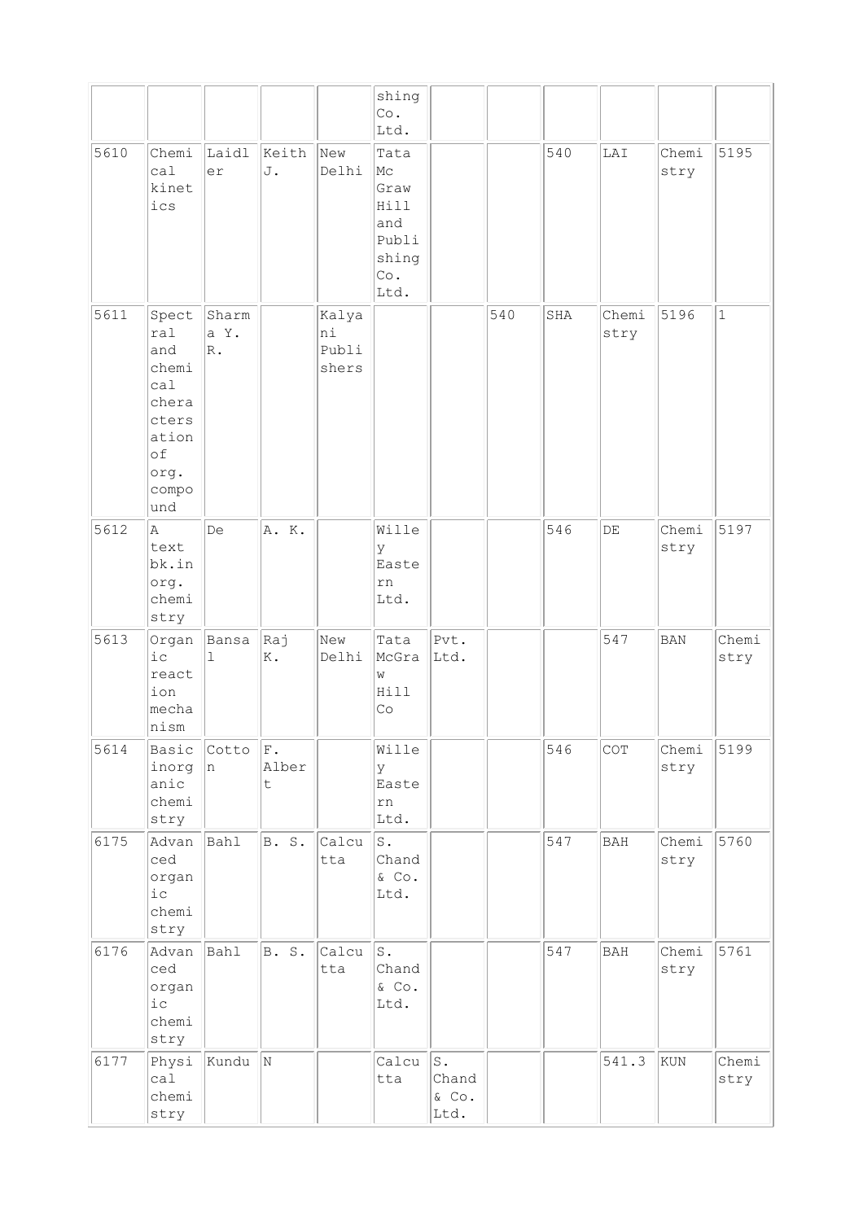| | | | | | | | | | | | |
|---|---|---|---|---|---|---|---|---|---|---|---|
| | | | | | shing Co. Ltd. | | | | | | |
| 5610 | Chemical kinetics | Laidler | Keith J. | New Delhi | Tata Mc Graw Hill and Publishing Co. Ltd. | | | 540 | LAI | Chemistry | 5195 |
| 5611 | Spectral and chemical cheracterstation of org. compound | Sharma Y. R. | | Kalyani Publishers | | | 540 | SHA | Chemistry | 5196 | 1 |
| 5612 | A text bk.in org. chemistry | De | A. K. | | Willey Eastern Ltd. | | | 546 | DE | Chemistry | 5197 |
| 5613 | Organic reaction mechanism | Bansal | Raj K. | New Delhi | Tata McGraw Hill Co | Pvt. Ltd. | | | 547 | BAN | Chemistry |
| 5614 | Basic inorganic chemistry | Cotton | F. Albert | | Willey Eastern Ltd. | | | 546 | COT | Chemistry | 5199 |
| 6175 | Advanced organic chemistry | Bahl | B. S. | Calcutta | S. Chand & Co. Ltd. | | | 547 | BAH | Chemistry | 5760 |
| 6176 | Advanced organic chemistry | Bahl | B. S. | Calcutta | S. Chand & Co. Ltd. | | | 547 | BAH | Chemistry | 5761 |
| 6177 | Physical chemistry | Kundu | N | | Calcutta | S. Chand & Co. Ltd. | | | 541.3 | KUN | Chemistry |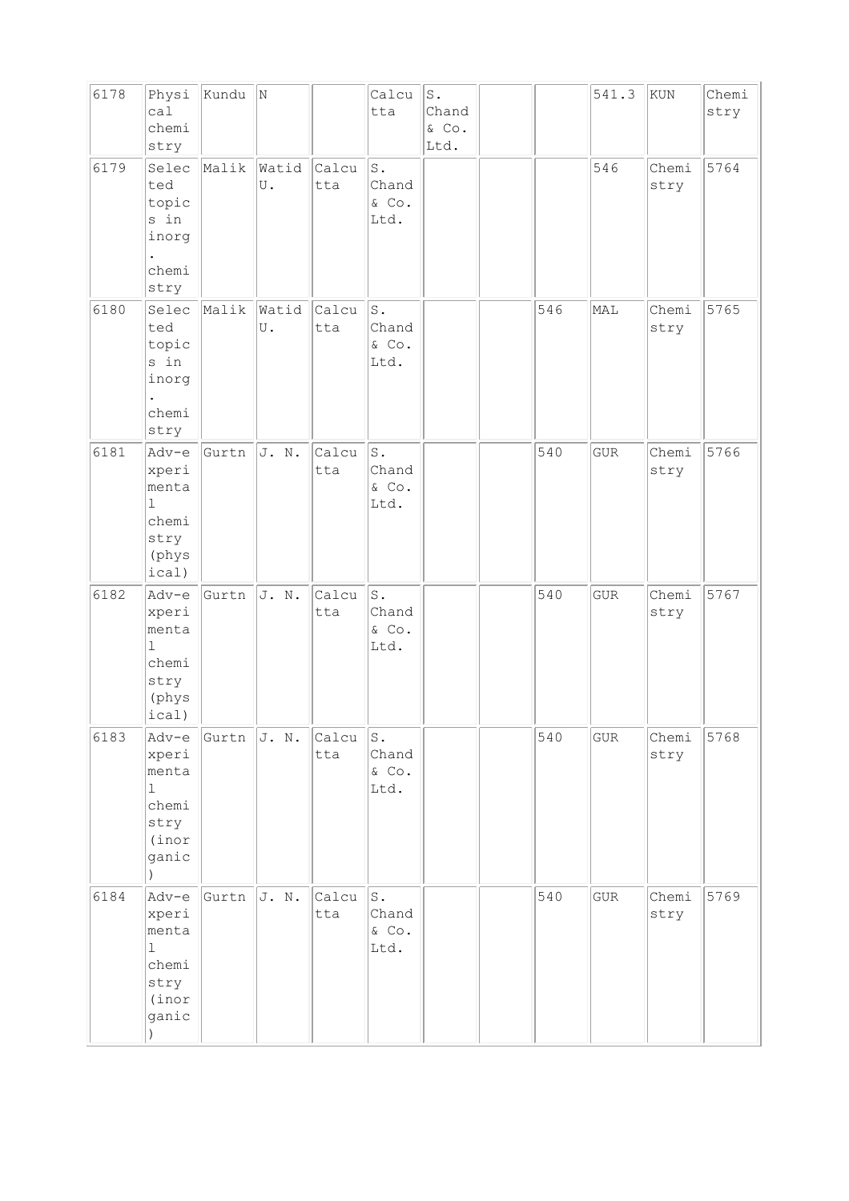| | | | | | | | | | | | |
|---|---|---|---|---|---|---|---|---|---|---|---|
| 6178 | Physical chemistry | Kundu | N | | Calcutta | S. Chand & Co. Ltd. | | | 541.3 | KUN | Chemistry |
| 6179 | Selected topics in inorg. chemistry | Malik | Watid U. | Calcutta | S. Chand & Co. Ltd. | | | | 546 | Chemistry | 5764 |
| 6180 | Selected topics in inorg. chemistry | Malik | Watid U. | Calcutta | S. Chand & Co. Ltd. | | | 546 | MAL | Chemistry | 5765 |
| 6181 | Adv-experimental chemistry (physical) | Gurtn | J. N. | Calcutta | S. Chand & Co. Ltd. | | | 540 | GUR | Chemistry | 5766 |
| 6182 | Adv-experimental chemistry (physical) | Gurtn | J. N. | Calcutta | S. Chand & Co. Ltd. | | | 540 | GUR | Chemistry | 5767 |
| 6183 | Adv-experimental chemistry (inorganic) | Gurtn | J. N. | Calcutta | S. Chand & Co. Ltd. | | | 540 | GUR | Chemistry | 5768 |
| 6184 | Adv-experimental chemistry (inorganic) | Gurtn | J. N. | Calcutta | S. Chand & Co. Ltd. | | | 540 | GUR | Chemistry | 5769 |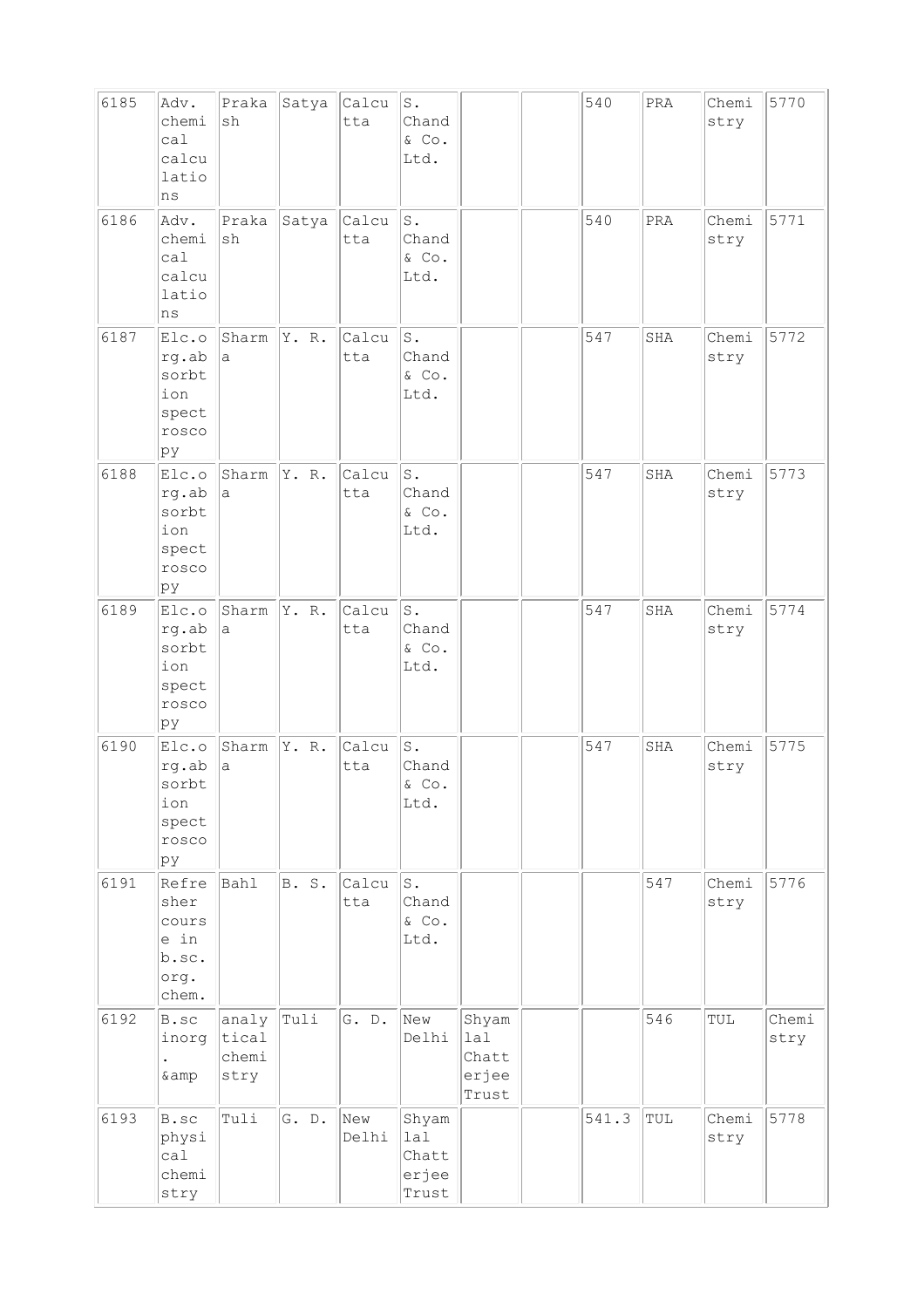| | | | | | | | | | | | |
|---|---|---|---|---|---|---|---|---|---|---|---|
| 6185 | Adv. chemical calculations | Prakash | Satya | Calcutta | S. Chand & Co. Ltd. | | | 540 | PRA | Chemistry | 5770 |
| 6186 | Adv. chemical calculations | Prakash | Satya | Calcutta | S. Chand & Co. Ltd. | | | 540 | PRA | Chemistry | 5771 |
| 6187 | Elc.org.absorbtion spectroscopy | Sharma | Y. R. | Calcutta | S. Chand & Co. Ltd. | | | 547 | SHA | Chemistry | 5772 |
| 6188 | Elc.org.absorbtion spectroscopy | Sharma | Y. R. | Calcutta | S. Chand & Co. Ltd. | | | 547 | SHA | Chemistry | 5773 |
| 6189 | Elc.org.absorbtion spectroscopy | Sharma | Y. R. | Calcutta | S. Chand & Co. Ltd. | | | 547 | SHA | Chemistry | 5774 |
| 6190 | Elc.org.absorbtion spectroscopy | Sharma | Y. R. | Calcutta | S. Chand & Co. Ltd. | | | 547 | SHA | Chemistry | 5775 |
| 6191 | Refresher course in b.sc. org. chem. | Bahl | B. S. | Calcutta | S. Chand & Co. Ltd. | | | | 547 | Chemistry | 5776 |
| 6192 | B.sc inorg. &amp | analytical chemistry | Tuli | G. D. | New Delhi | Shyamlal Chatterjee Trust | | | 546 | TUL | Chemistry |
| 6193 | B.sc physical chemistry | Tuli | G. D. | New Delhi | Shyamlal Chatterjee Trust | | | 541.3 | TUL | Chemistry | 5778 |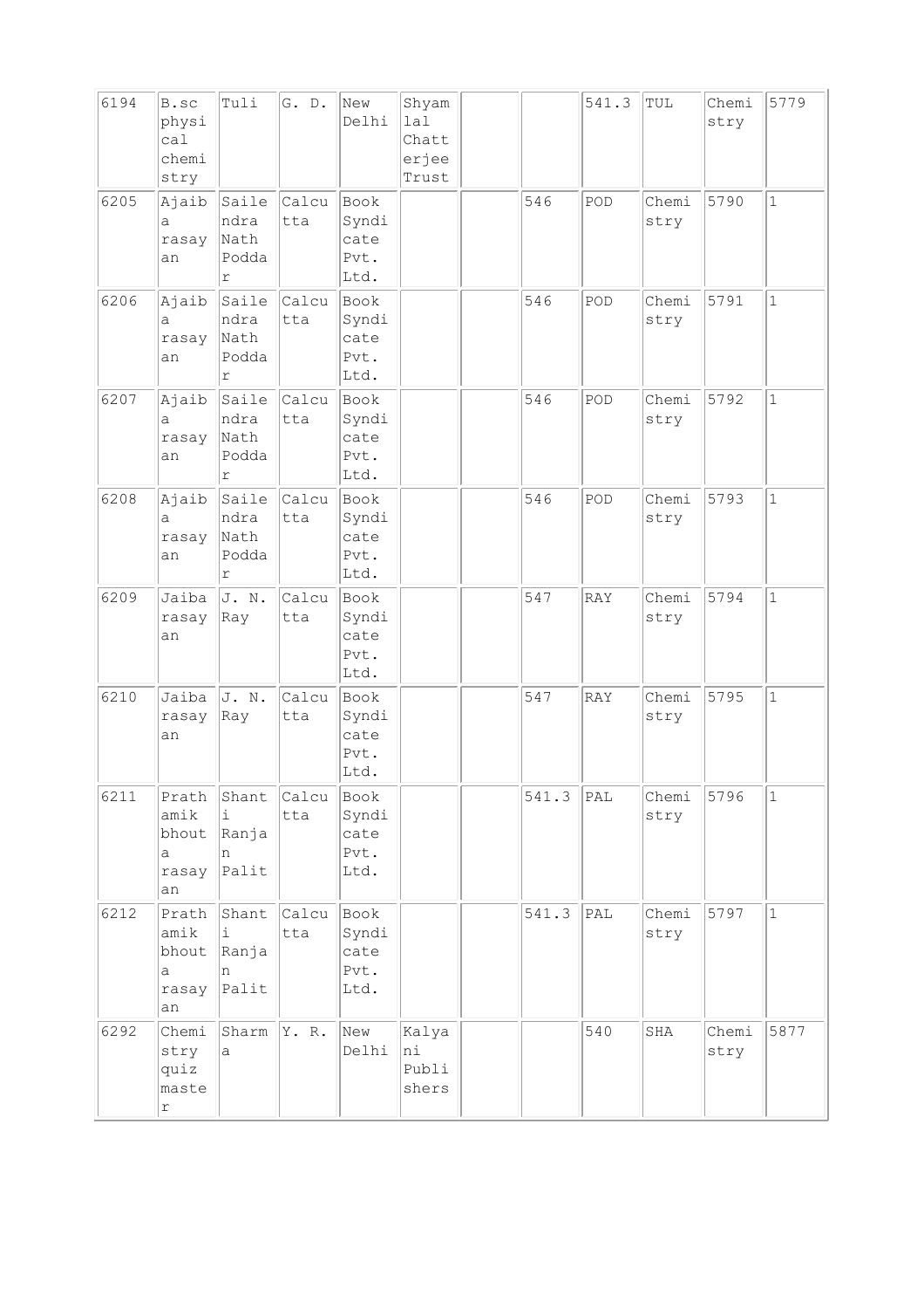| | | | | | | | | | | | |
|---|---|---|---|---|---|---|---|---|---|---|---|
| 6194 | B.sc physical chemistry | Tuli | G. D. | New Delhi | Shyamlal Chatterjee Trust | | | 541.3 | TUL | Chemistry | 5779 |
| 6205 | Ajaiba rasayan | Saillendra Nath Poddar | Calcutta | Book Syndicate Pvt. Ltd. | | | 546 | POD | Chemistry | 5790 | 1 |
| 6206 | Ajaiba rasayan | Saillendra Nath Poddar | Calcutta | Book Syndicate Pvt. Ltd. | | | 546 | POD | Chemistry | 5791 | 1 |
| 6207 | Ajaiba rasayan | Saillendra Nath Poddar | Calcutta | Book Syndicate Pvt. Ltd. | | | 546 | POD | Chemistry | 5792 | 1 |
| 6208 | Ajaiba rasayan | Saillendra Nath Poddar | Calcutta | Book Syndicate Pvt. Ltd. | | | 546 | POD | Chemistry | 5793 | 1 |
| 6209 | Jaiba rasayan | J. N. Ray | Calcutta | Book Syndicate Pvt. Ltd. | | | 547 | RAY | Chemistry | 5794 | 1 |
| 6210 | Jaiba rasayan | J. N. Ray | Calcutta | Book Syndicate Pvt. Ltd. | | | 547 | RAY | Chemistry | 5795 | 1 |
| 6211 | Prathamik bhouta rasayan | Shanti Ranjan Palit | Calcutta | Book Syndicate Pvt. Ltd. | | | 541.3 | PAL | Chemistry | 5796 | 1 |
| 6212 | Prathamik bhouta rasayan | Shanti Ranjan Palit | Calcutta | Book Syndicate Pvt. Ltd. | | | 541.3 | PAL | Chemistry | 5797 | 1 |
| 6292 | Chemistry quiz master | Sharma | Y. R. | New Delhi | Kalyani Publishers | | | 540 | SHA | Chemistry | 5877 |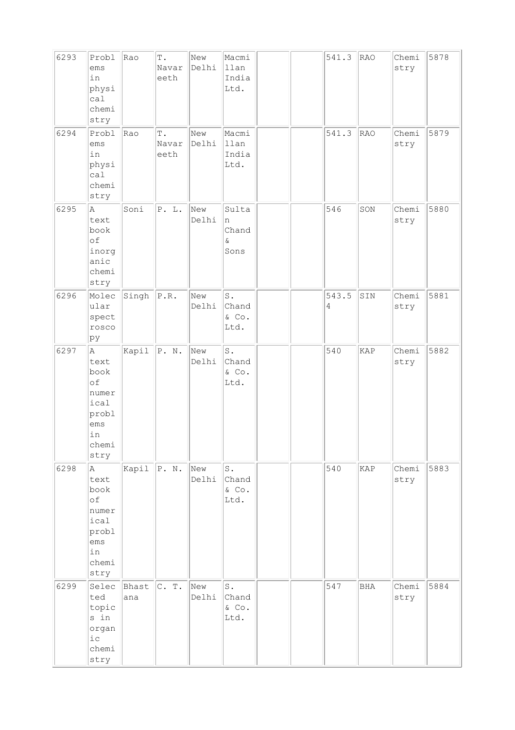| 6293 | Problems in physical chemistry | Rao | T. Navareeth | New Delhi | Macmillan India Ltd. | | | 541.3 | RAO | Chemistry | 5878 |
|---|---|---|---|---|---|---|---|---|---|---|---|
| 6294 | Problems in physical chemistry | Rao | T. Navareeth | New Delhi | Macmillan India Ltd. | | | 541.3 | RAO | Chemistry | 5879 |
| 6295 | A text book of inorganic chemistry | Soni | P. L. | New Delhi | Sultan Chand & Sons | | | 546 | SON | Chemistry | 5880 |
| 6296 | Molecular spectroscopy | Singh | P.R. | New Delhi | S. Chand & Co. Ltd. | | | 543.54 | SIN | Chemistry | 5881 |
| 6297 | A text book of numerical problems in chemistry | Kapil | P. N. | New Delhi | S. Chand & Co. Ltd. | | | 540 | KAP | Chemistry | 5882 |
| 6298 | A text book of numerical problems in chemistry | Kapil | P. N. | New Delhi | S. Chand & Co. Ltd. | | | 540 | KAP | Chemistry | 5883 |
| 6299 | Selected topics in organic chemistry | Bhastana | C. T. | New Delhi | S. Chand & Co. Ltd. | | | 547 | BHA | Chemistry | 5884 |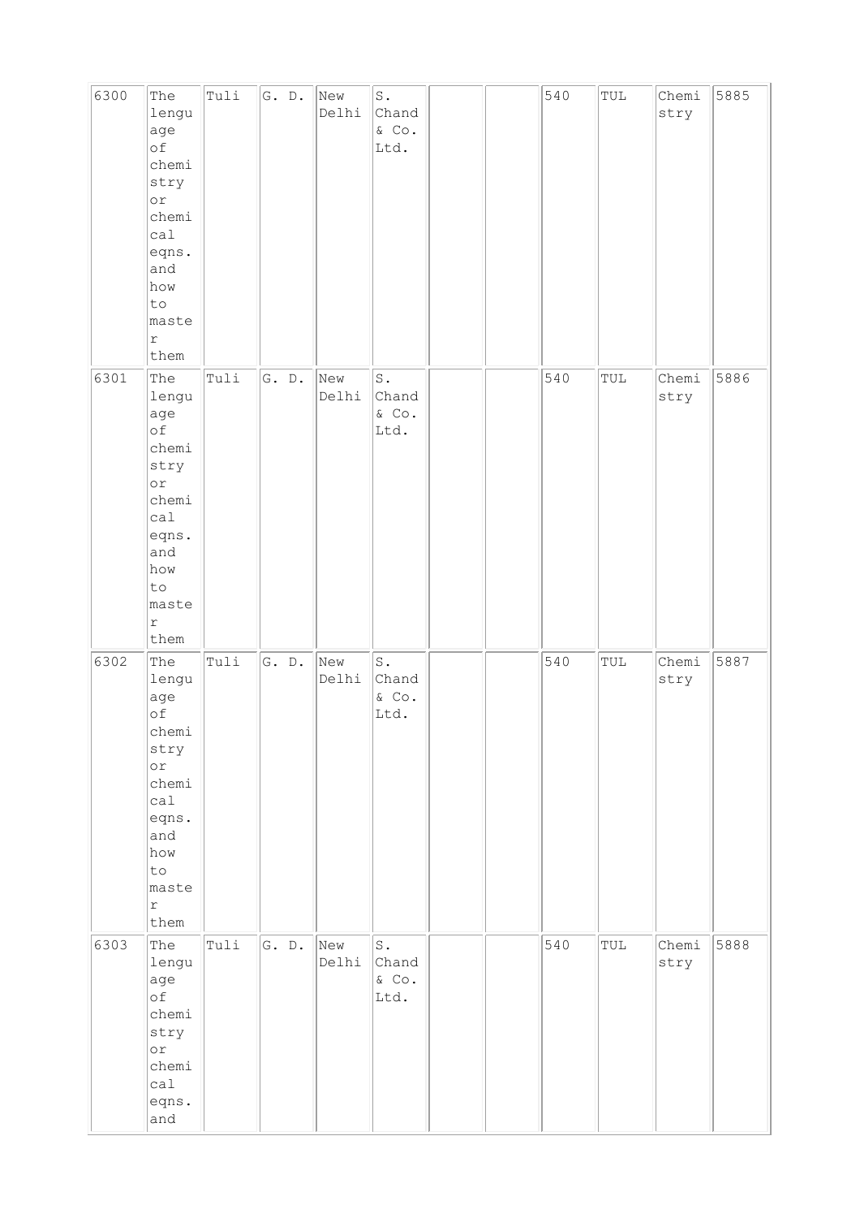| 6300 | The lenguage of chemistry or chemical eqns. and how to master them | Tuli | G. D. | New Delhi | S. Chand & Co. Ltd. | | | 540 | TUL | Chemistry | 5885 |
|---|---|---|---|---|---|---|---|---|---|---|---|
| 6301 | The lenguage of chemistry or chemical eqns. and how to master them | Tuli | G. D. | New Delhi | S. Chand & Co. Ltd. | | | 540 | TUL | Chemistry | 5886 |
| 6302 | The lenguage of chemistry or chemical eqns. and how to master them | Tuli | G. D. | New Delhi | S. Chand & Co. Ltd. | | | 540 | TUL | Chemistry | 5887 |
| 6303 | The lenguage of chemistry or chemical eqns. and | Tuli | G. D. | New Delhi | S. Chand & Co. Ltd. | | | 540 | TUL | Chemistry | 5888 |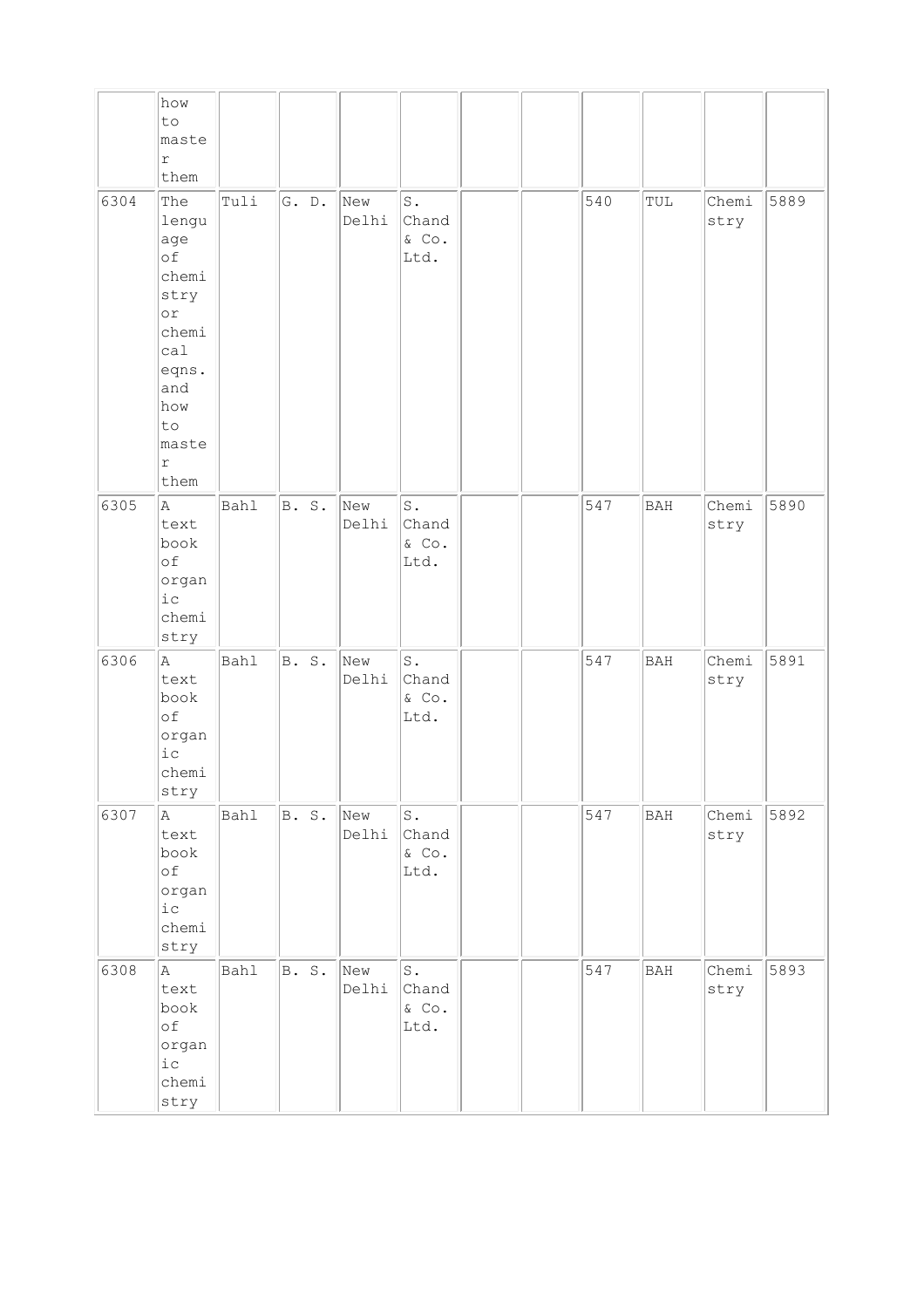|  | how to master them |  |  |  |  |  |  |  |  |  |  |
|---|---|---|---|---|---|---|---|---|---|---|---|
| 6304 | The lenguage of chemistry or chemical eqns. and how to master them | Tuli | G. D. | New Delhi | S. Chand & Co. Ltd. |  |  | 540 | TUL | Chemistry | 5889 |
| 6305 | A text book of organic chemistry | Bahl | B. S. | New Delhi | S. Chand & Co. Ltd. |  |  | 547 | BAH | Chemistry | 5890 |
| 6306 | A text book of organic chemistry | Bahl | B. S. | New Delhi | S. Chand & Co. Ltd. |  |  | 547 | BAH | Chemistry | 5891 |
| 6307 | A text book of organic chemistry | Bahl | B. S. | New Delhi | S. Chand & Co. Ltd. |  |  | 547 | BAH | Chemistry | 5892 |
| 6308 | A text book of organic chemistry | Bahl | B. S. | New Delhi | S. Chand & Co. Ltd. |  |  | 547 | BAH | Chemistry | 5893 |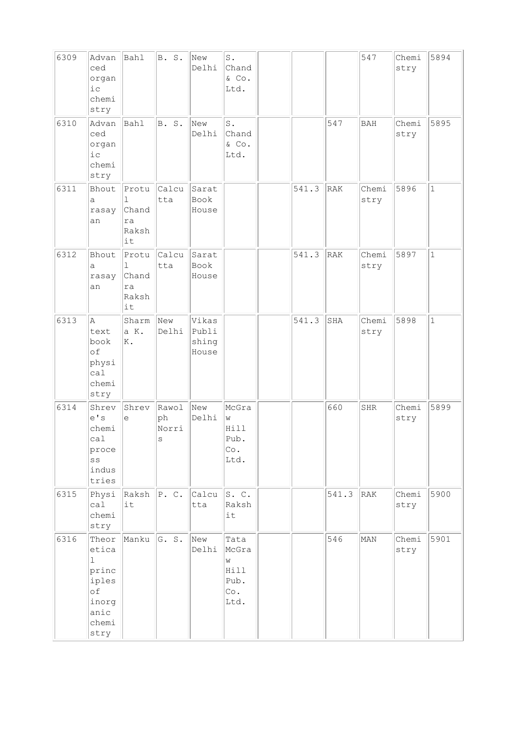| | | | | | | | | | | | |
|---|---|---|---|---|---|---|---|---|---|---|---|
| 6309 | Advanced organic chemistry | Bahl | B. S. | New Delhi | S. Chand & Co. Ltd. | | | | 547 | Chemistry | 5894 |
| 6310 | Advanced organic chemistry | Bahl | B. S. | New Delhi | S. Chand & Co. Ltd. | | | 547 | BAH | Chemistry | 5895 |
| 6311 | Bhouta rasayan | Protul Chandra Rakshit | Calcutta | Sarat Book House | | | 541.3 | RAK | Chemistry | 5896 | 1 |
| 6312 | Bhouta rasayan | Protul Chandra Rakshit | Calcutta | Sarat Book House | | | 541.3 | RAK | Chemistry | 5897 | 1 |
| 6313 | A text book of physical chemistry | Sharma K. K. | New Delhi | Vikas Publishing House | | | 541.3 | SHA | Chemistry | 5898 | 1 |
| 6314 | Shreve's chemical process industries | Shreve | Rawolph Norris | New Delhi | McGraw Hill Pub. Co. Ltd. | | | 660 | SHR | Chemistry | 5899 |
| 6315 | Physical chemistry | Rakshit | P. C. | Calcutta | S. C. Rakshit | | | 541.3 | RAK | Chemistry | 5900 |
| 6316 | Theoretical principles of inorganic chemistry | Manku | G. S. | New Delhi | Tata McGraw Hill Pub. Co. Ltd. | | | 546 | MAN | Chemistry | 5901 |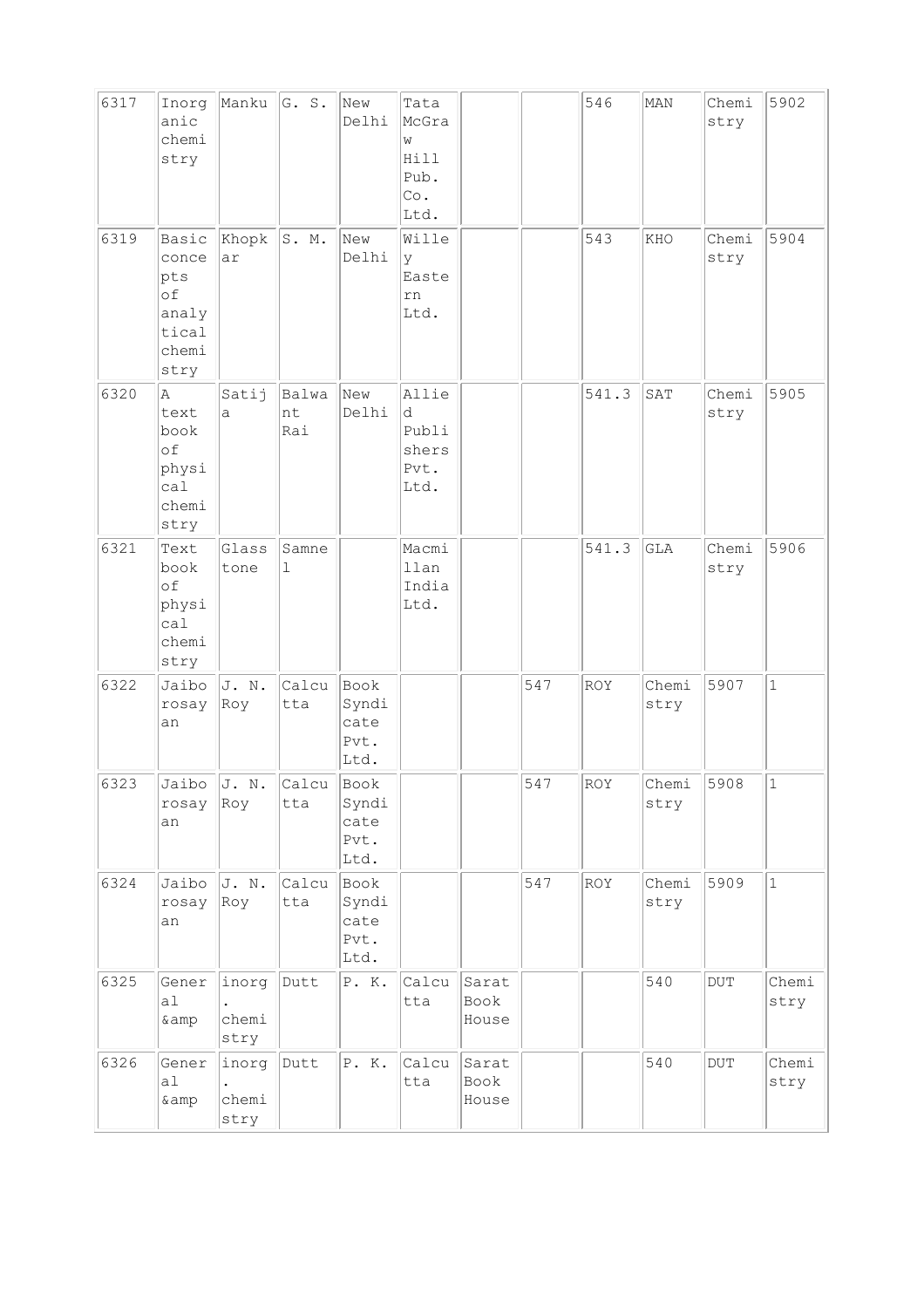| 6317 | Inorganic chemistry | Manku | G. S. | New Delhi | Tata McGraw Hill Pub. Co. Ltd. | | | 546 | MAN | Chemistry | 5902 |
|---|---|---|---|---|---|---|---|---|---|---|---|
| 6319 | Basic concepts of analytical chemistry | Khopkar | S. M. | New Delhi | Willey Eastern Ltd. | | | 543 | KHO | Chemistry | 5904 |
| 6320 | A text book of physical chemistry | Satija | Balwant Rai | New Delhi | Allied Publishers Pvt. Ltd. | | | 541.3 | SAT | Chemistry | 5905 |
| 6321 | Text book of physical chemistry | Glasstone | Samnel | | Macmillan India Ltd. | | | 541.3 | GLA | Chemistry | 5906 |
| 6322 | Jaiborosayan | J. N. Roy | Calcutta | Book Syndicate Pvt. Ltd. | | | 547 | ROY | Chemistry | 5907 | 1 |
| 6323 | Jaiborosayan | J. N. Roy | Calcutta | Book Syndicate Pvt. Ltd. | | | 547 | ROY | Chemistry | 5908 | 1 |
| 6324 | Jaiborosayan | J. N. Roy | Calcutta | Book Syndicate Pvt. Ltd. | | | 547 | ROY | Chemistry | 5909 | 1 |
| 6325 | General &amp | inorg. chemistry | Dutt | P. K. | Calcutta | Sarat Book House | | | 540 | DUT | Chemistry |
| 6326 | General &amp | inorg. chemistry | Dutt | P. K. | Calcutta | Sarat Book House | | | 540 | DUT | Chemistry |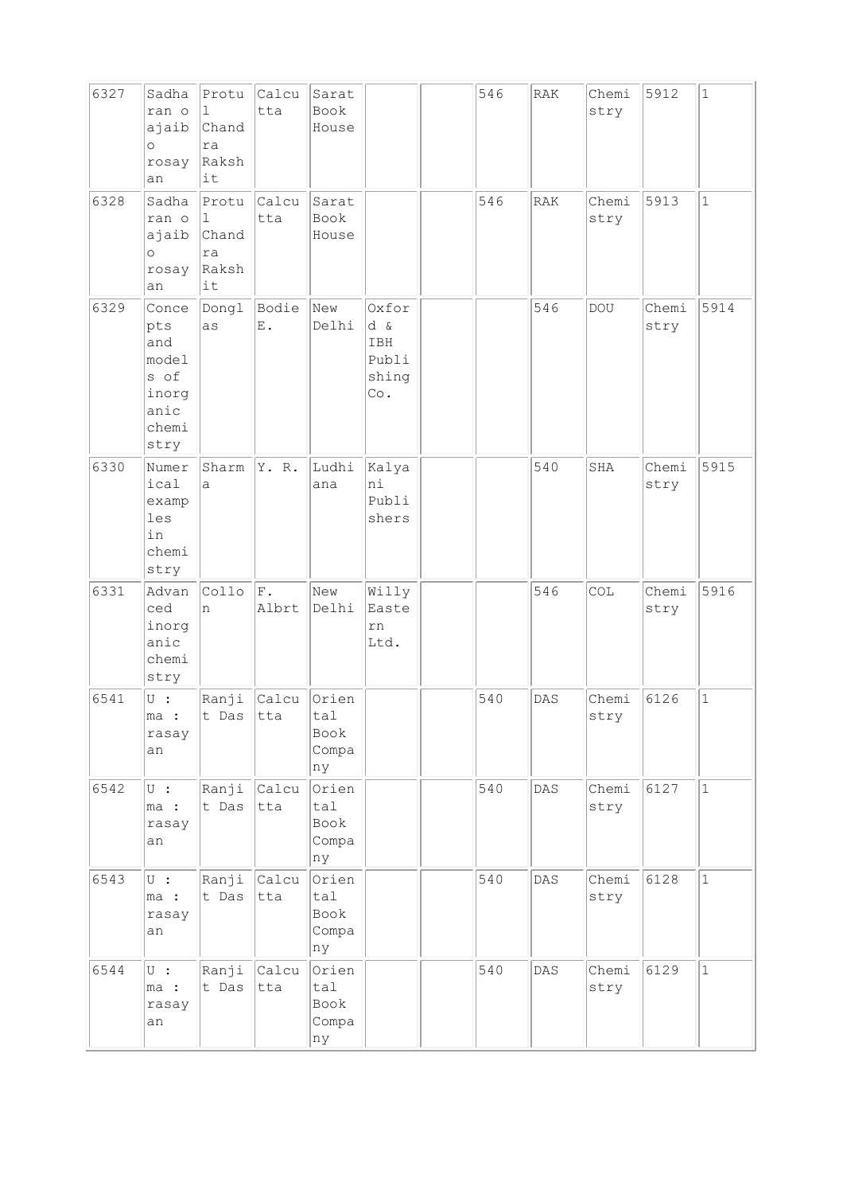| | | | | | | | | | | | |
|---|---|---|---|---|---|---|---|---|---|---|---|
| 6327 | Sadharan o ajaib o rosayan | Protul Chandra Rakshit | Calcutta | Sarat Book House | | | 546 | RAK | Chemistry | 5912 | 1 |
| 6328 | Sadharan o ajaib o rosayan | Protul Chandra Rakshit | Calcutta | Sarat Book House | | | 546 | RAK | Chemistry | 5913 | 1 |
| 6329 | Concepts and models of inorganic chemistry | Douglas | Bodie E. | New Delhi | Oxford & IBH Publishing Co. | | | 546 | DOU | Chemistry | 5914 |
| 6330 | Numerical examples in chemistry | Sharma | Y. R. | Ludhiana | Kalyani Publishers | | | 540 | SHA | Chemistry | 5915 |
| 6331 | Advanced inorganic chemistry | Collon | F. Albrt | New Delhi | Willy Eastern Ltd. | | | 546 | COL | Chemistry | 5916 |
| 6541 | U : ma : rasayan | Ranjit Das | Calcutta | Oriental Book Company | | | 540 | DAS | Chemistry | 6126 | 1 |
| 6542 | U : ma : rasayan | Ranjit Das | Calcutta | Oriental Book Company | | | 540 | DAS | Chemistry | 6127 | 1 |
| 6543 | U : ma : rasayan | Ranjit Das | Calcutta | Oriental Book Company | | | 540 | DAS | Chemistry | 6128 | 1 |
| 6544 | U : ma : rasayan | Ranjit Das | Calcutta | Oriental Book Company | | | 540 | DAS | Chemistry | 6129 | 1 |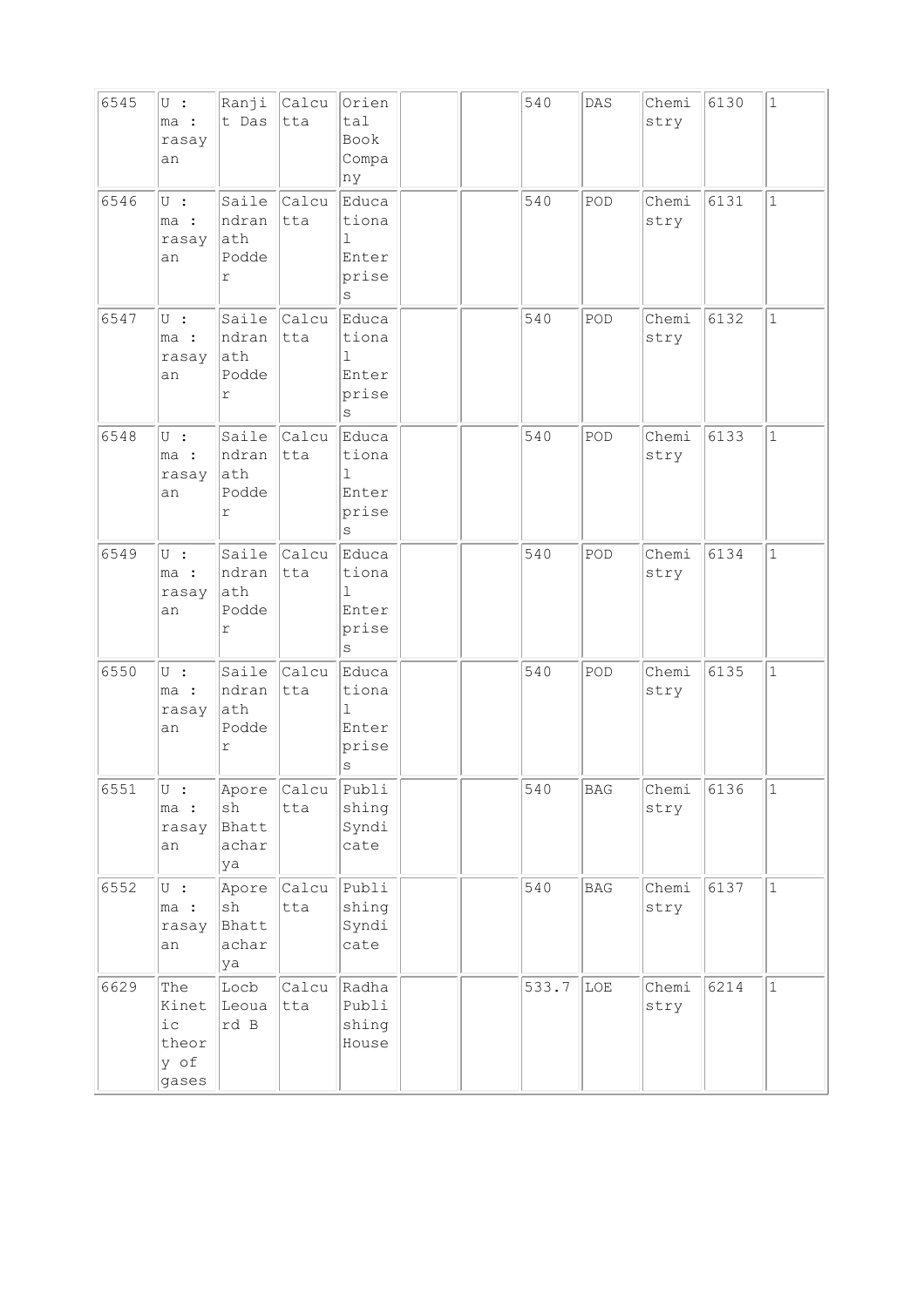| 6545 | U : ma : rasayan | Ranjit Das | Calcutta | Oriental Book Company | | | 540 | DAS | Chemistry | 6130 | 1 |
|---|---|---|---|---|---|---|---|---|---|---|---|
| 6546 | U : ma : rasayan | Saillendranath Podder | Calcutta | Educational Enterprises | | | 540 | POD | Chemistry | 6131 | 1 |
| 6547 | U : ma : rasayan | Saillendranath Podder | Calcutta | Educational Enterprises | | | 540 | POD | Chemistry | 6132 | 1 |
| 6548 | U : ma : rasayan | Saillendranath Podder | Calcutta | Educational Enterprises | | | 540 | POD | Chemistry | 6133 | 1 |
| 6549 | U : ma : rasayan | Saillendranath Podder | Calcutta | Educational Enterprises | | | 540 | POD | Chemistry | 6134 | 1 |
| 6550 | U : ma : rasayan | Saillendranath Podder | Calcutta | Educational Enterprises | | | 540 | POD | Chemistry | 6135 | 1 |
| 6551 | U : ma : rasayan | Aporesh Bhattacharya | Calcutta | Publishing Syndicate | | | 540 | BAG | Chemistry | 6136 | 1 |
| 6552 | U : ma : rasayan | Aporesh Bhattacharya | Calcutta | Publishing Syndicate | | | 540 | BAG | Chemistry | 6137 | 1 |
| 6629 | The Kinetic theory of gases | Locb Leouard B | Calcutta | Radha Publishing House | | | 533.7 | LOE | Chemistry | 6214 | 1 |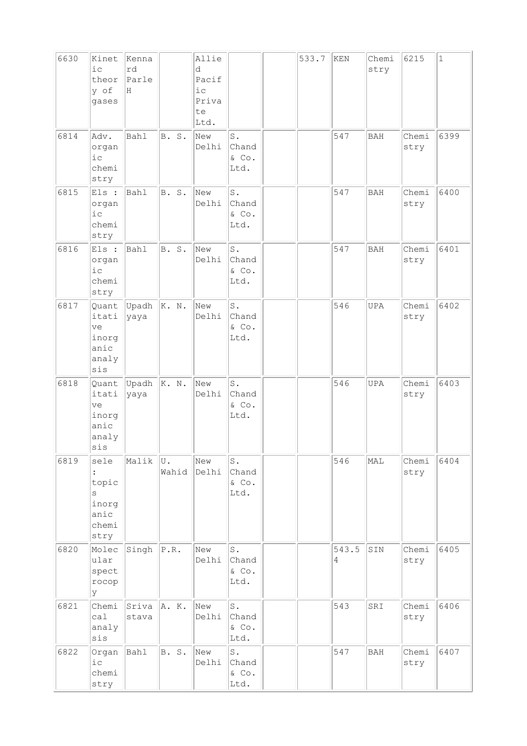| 6630 | Kinetic theory of gases | Kennard Parle H | | Allied Pacific Private Ltd. | | | 533.7 | KEN | Chemistry | 6215 | 1 |
|---|---|---|---|---|---|---|---|---|---|---|---|
| 6814 | Adv. organic chemistry | Bahl | B. S. | New Delhi | S. Chand & Co. Ltd. | | | 547 | BAH | Chemistry | 6399 |
| 6815 | Els : organic chemistry | Bahl | B. S. | New Delhi | S. Chand & Co. Ltd. | | | 547 | BAH | Chemistry | 6400 |
| 6816 | Els : organic chemistry | Bahl | B. S. | New Delhi | S. Chand & Co. Ltd. | | | 547 | BAH | Chemistry | 6401 |
| 6817 | Quantitative inorganic analysis | Upadhyaya | K. N. | New Delhi | S. Chand & Co. Ltd. | | | 546 | UPA | Chemistry | 6402 |
| 6818 | Quantitative inorganic analysis | Upadhyaya | K. N. | New Delhi | S. Chand & Co. Ltd. | | | 546 | UPA | Chemistry | 6403 |
| 6819 | sele : topics inorganic chemistry | Malik | U. Wahid | New Delhi | S. Chand & Co. Ltd. | | | 546 | MAL | Chemistry | 6404 |
| 6820 | Molecular spectroscopy | Singh | P.R. | New Delhi | S. Chand & Co. Ltd. | | | 543.54 | SIN | Chemistry | 6405 |
| 6821 | Chemical analysis | Srivastava | A. K. | New Delhi | S. Chand & Co. Ltd. | | | 543 | SRI | Chemistry | 6406 |
| 6822 | Organic chemistry | Bahl | B. S. | New Delhi | S. Chand & Co. Ltd. | | | 547 | BAH | Chemistry | 6407 |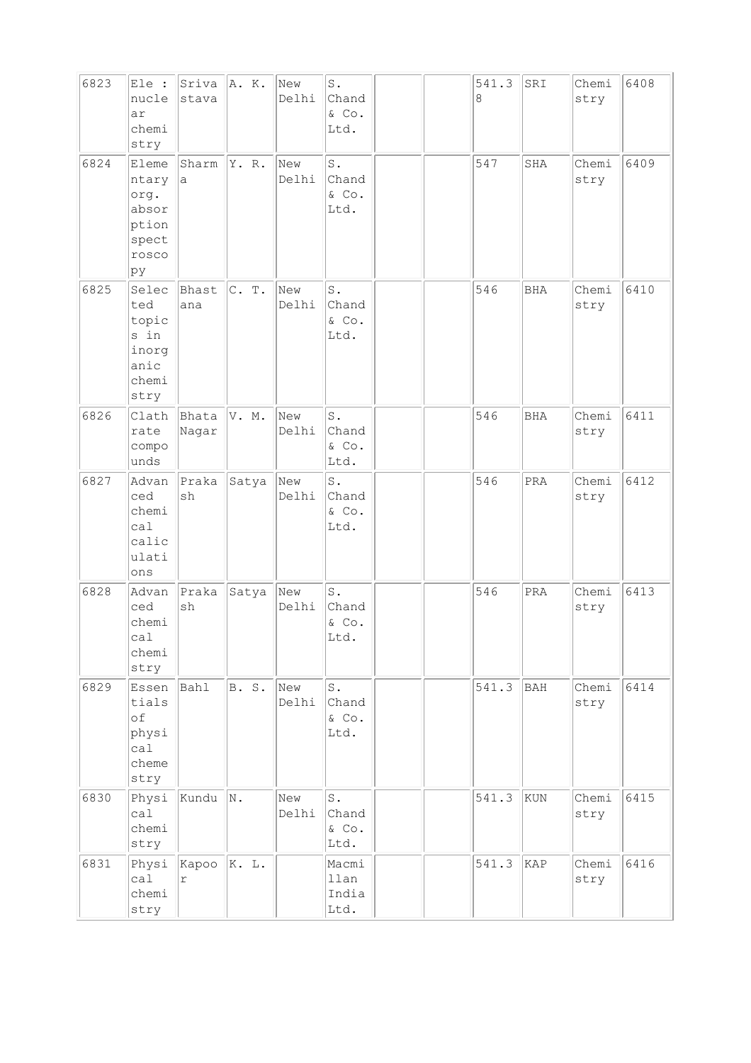| 6823 | Ele : nuclear chemistry | Srivastava | A. K. | New Delhi | S. Chand & Co. Ltd. | | | 541.38 | SRI | Chemistry | 6408 |
|---|---|---|---|---|---|---|---|---|---|---|---|
| 6824 | Elementary org. absorption spectroscopy | Sharma | Y. R. | New Delhi | S. Chand & Co. Ltd. | | | 547 | SHA | Chemistry | 6409 |
| 6825 | Selected topics in inorganic chemistry | Bhastana | C. T. | New Delhi | S. Chand & Co. Ltd. | | | 546 | BHA | Chemistry | 6410 |
| 6826 | Clathrate compounds | Bhata Nagar | V. M. | New Delhi | S. Chand & Co. Ltd. | | | 546 | BHA | Chemistry | 6411 |
| 6827 | Advanced chemical caliculations | Prakash | Satya | New Delhi | S. Chand & Co. Ltd. | | | 546 | PRA | Chemistry | 6412 |
| 6828 | Advanced chemical chemistry | Prakash | Satya | New Delhi | S. Chand & Co. Ltd. | | | 546 | PRA | Chemistry | 6413 |
| 6829 | Essentials of physical chemestry | Bahl | B. S. | New Delhi | S. Chand & Co. Ltd. | | | 541.3 | BAH | Chemistry | 6414 |
| 6830 | Physical chemistry | Kundu | N. | New Delhi | S. Chand & Co. Ltd. | | | 541.3 | KUN | Chemistry | 6415 |
| 6831 | Physical chemistry | Kapoor | K. L. | | Macmillan India Ltd. | | | 541.3 | KAP | Chemistry | 6416 |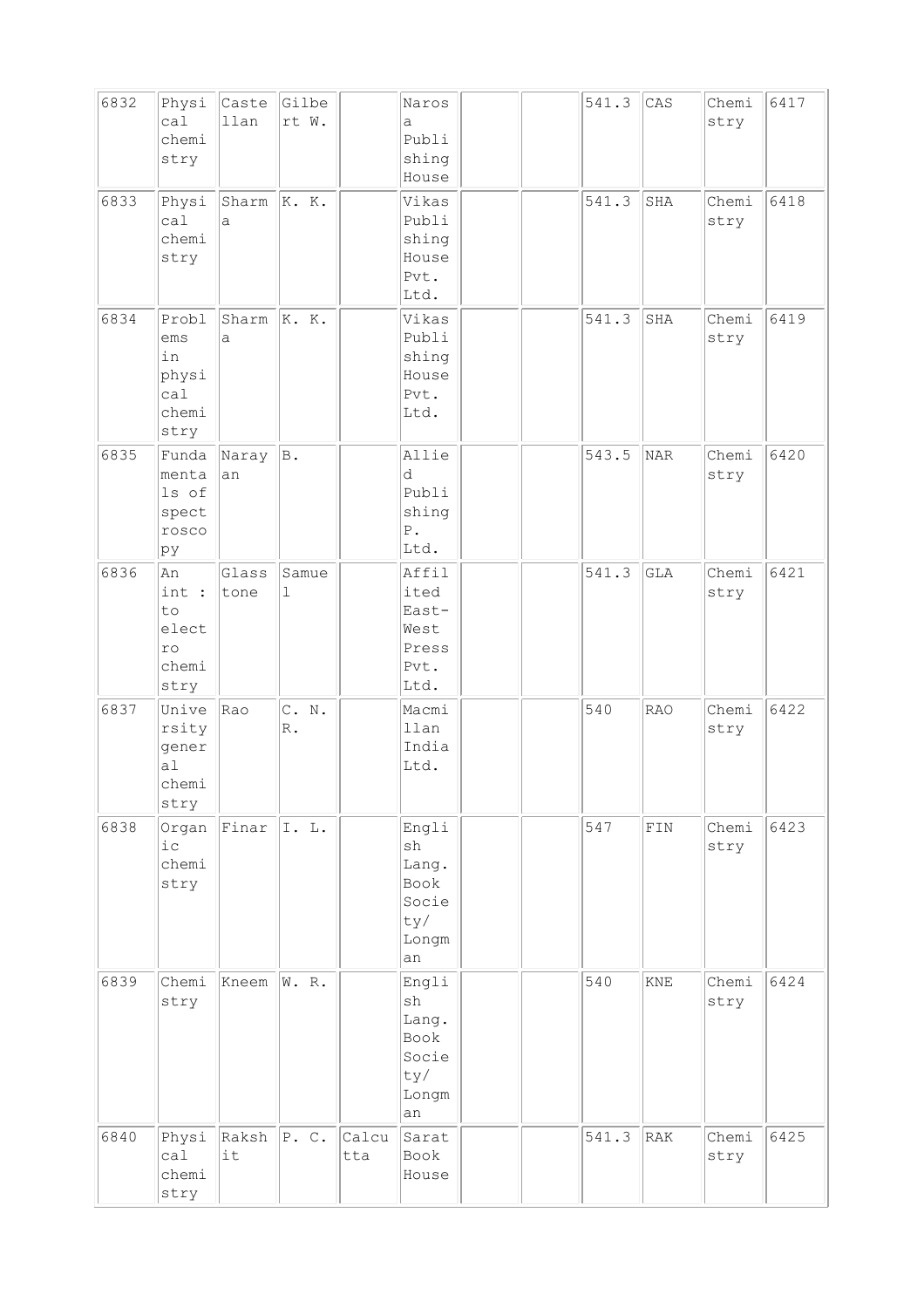| 6832 | Physical chemistry | Castellan | Gilbert W. | | Narosa Publishing House | | | 541.3 | CAS | Chemistry | 6417 |
|---|---|---|---|---|---|---|---|---|---|---|---|
| 6833 | Physical chemistry | Sharma | K. K. | | Vikas Publishing House Pvt. Ltd. | | | 541.3 | SHA | Chemistry | 6418 |
| 6834 | Problems in physical chemistry | Sharma | K. K. | | Vikas Publishing House Pvt. Ltd. | | | 541.3 | SHA | Chemistry | 6419 |
| 6835 | Fundamentals of spectroscopy | Narayan | B. | | Allied Publishing P. Ltd. | | | 543.5 | NAR | Chemistry | 6420 |
| 6836 | An int : to electro chemistry | Glasstone | Samuel | | Affilited East-West Press Pvt. Ltd. | | | 541.3 | GLA | Chemistry | 6421 |
| 6837 | University general chemistry | Rao | C. N. R. | | Macmillan India Ltd. | | | 540 | RAO | Chemistry | 6422 |
| 6838 | Organic chemistry | Finar | I. L. | | English Lang. Book Society/ Longman | | | 547 | FIN | Chemistry | 6423 |
| 6839 | Chemistry | Kneem | W. R. | | English Lang. Book Society/ Longman | | | 540 | KNE | Chemistry | 6424 |
| 6840 | Physical chemistry | Rakshit | P. C. | Calcutta | Sarat Book House | | | 541.3 | RAK | Chemistry | 6425 |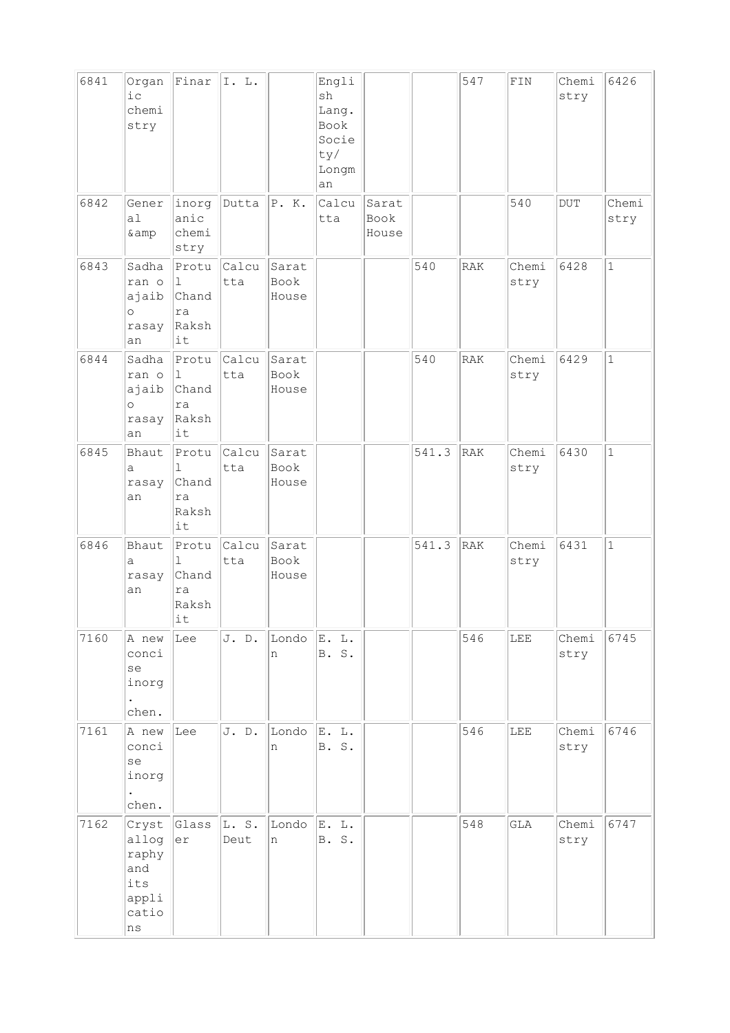| 6841 | Organic chemistry | Finar | I. L. | | English Lang. Book Society/ Longman | | | 547 | FIN | Chemistry | 6426 |
|---|---|---|---|---|---|---|---|---|---|---|---|
| 6842 | General &amp | inorganic chemistry | Dutta | P. K. | Calcutta | Sarat Book House | | | 540 | DUT | Chemistry |
| 6843 | Sadharan o ajaib o rasayan | Protul Chandra Rakshit | Calcutta | Sarat Book House | | | 540 | RAK | Chemistry | 6428 | 1 |
| 6844 | Sadharan o ajaib o rasayan | Protul Chandra Rakshit | Calcutta | Sarat Book House | | | 540 | RAK | Chemistry | 6429 | 1 |
| 6845 | Bhauta rasayan | Protul Chandra Rakshit | Calcutta | Sarat Book House | | | 541.3 | RAK | Chemistry | 6430 | 1 |
| 6846 | Bhauta rasayan | Protul Chandra Rakshit | Calcutta | Sarat Book House | | | 541.3 | RAK | Chemistry | 6431 | 1 |
| 7160 | A new concise inorg. chen. | Lee | J. D. | London | E. L. B. S. | | | 546 | LEE | Chemistry | 6745 |
| 7161 | A new concise inorg. chen. | Lee | J. D. | London | E. L. B. S. | | | 546 | LEE | Chemistry | 6746 |
| 7162 | Crystallography and its applications | Glasser | L. S. Deut | London | E. L. B. S. | | | 548 | GLA | Chemistry | 6747 |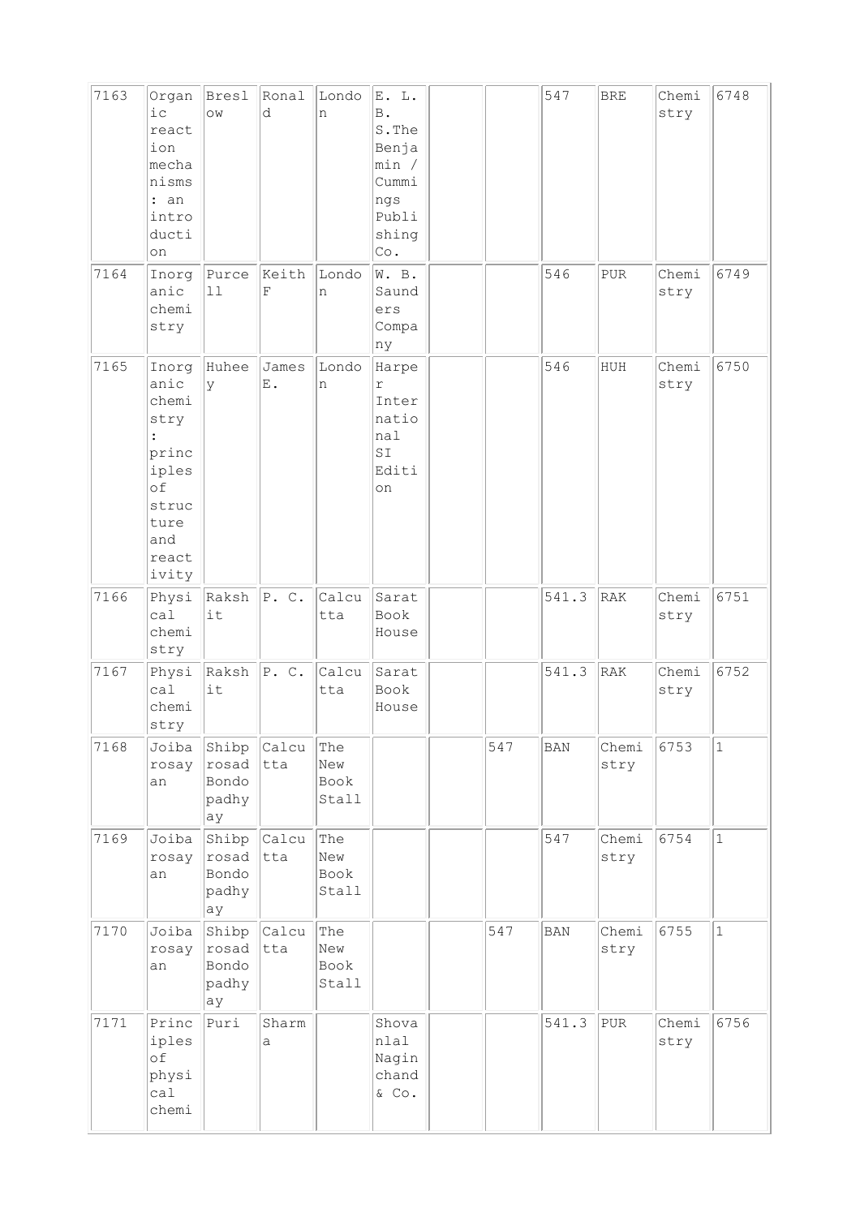| | | | | | | | | | | | |
|---|---|---|---|---|---|---|---|---|---|---|---|
| 7163 | Organic reaction mechanisms : an introduction | Breslow | Ronald | London | E. L. B. S.The Benjamin / Cummings Publishing Co. | | | 547 | BRE | Chemistry | 6748 |
| 7164 | Inorganic chemistry | Purcell | Keith F | London | W. B. Saunders Company | | | 546 | PUR | Chemistry | 6749 |
| 7165 | Inorganic chemistry : principles of structure and reactivity | Huheey | James E. | London | Harper International SI Edition | | | 546 | HUH | Chemistry | 6750 |
| 7166 | Physical chemistry | Rakshit | P. C. | Calcutta | Sarat Book House | | | 541.3 | RAK | Chemistry | 6751 |
| 7167 | Physical chemistry | Rakshit | P. C. | Calcutta | Sarat Book House | | | 541.3 | RAK | Chemistry | 6752 |
| 7168 | Joibarosayan | Shibprosad Bondopadhyay | Calcutta | The New Book Stall | | | 547 | BAN | Chemistry | 6753 | 1 |
| 7169 | Joibarosayan | Shibprosad Bondopadhyay | Calcutta | The New Book Stall | | | | 547 | Chemistry | 6754 | 1 |
| 7170 | Joibarosayan | Shibprosad Bondopadhyay | Calcutta | The New Book Stall | | | 547 | BAN | Chemistry | 6755 | 1 |
| 7171 | Principles of physical chemi | Puri | Sharma | | Shovanlal Naginchand & Co. | | | 541.3 | PUR | Chemistry | 6756 |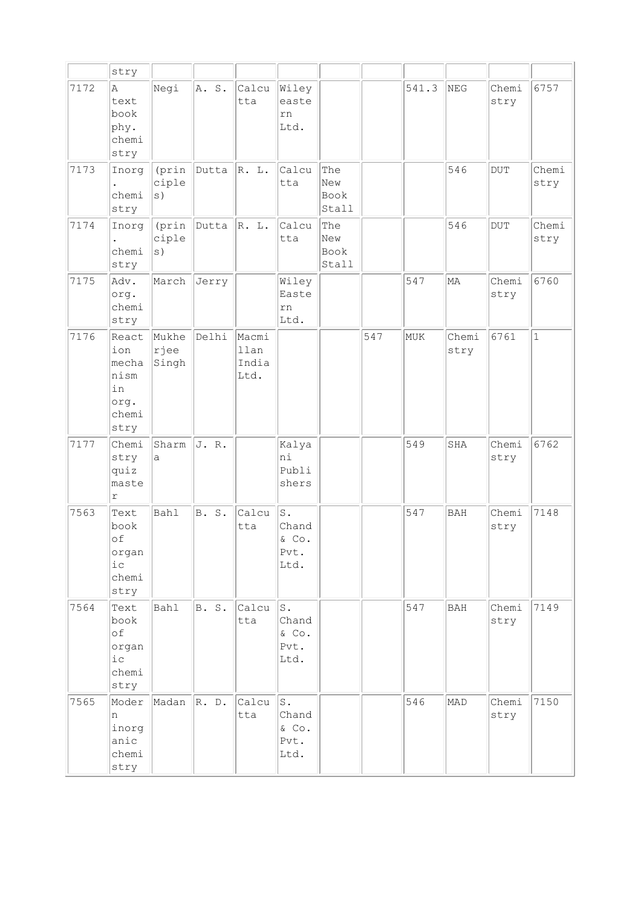| | | | | | | | | | | | |
|---|---|---|---|---|---|---|---|---|---|---|---|
| | stry | | | | | | | | | | |
| 7172 | A text book phy. chemistry | Negi | A. S. | Calcutta | Wiley eastern Ltd. | | | 541.3 | NEG | Chemistry | 6757 |
| 7173 | Inorg. chemistry | (principles) | Dutta | R. L. | Calcutta | The New Book Stall | | | 546 | DUT | Chemistry |
| 7174 | Inorg. chemistry | (principles) | Dutta | R. L. | Calcutta | The New Book Stall | | | 546 | DUT | Chemistry |
| 7175 | Adv. org. chemistry | March | Jerry | | Wiley Eastern Ltd. | | | 547 | MA | Chemistry | 6760 |
| 7176 | Reaction mechanism in org. chemistry | Mukherjee Singh | Delhi | Macmillan India Ltd. | | | 547 | MUK | Chemistry | 6761 | 1 |
| 7177 | Chemistry quiz master | Sharma | J. R. | | Kalyani Publishers | | | 549 | SHA | Chemistry | 6762 |
| 7563 | Text book of organic chemistry | Bahl | B. S. | Calcutta | S. Chand & Co. Pvt. Ltd. | | | 547 | BAH | Chemistry | 7148 |
| 7564 | Text book of organic chemistry | Bahl | B. S. | Calcutta | S. Chand & Co. Pvt. Ltd. | | | 547 | BAH | Chemistry | 7149 |
| 7565 | Modern inorganic chemistry | Madan | R. D. | Calcutta | S. Chand & Co. Pvt. Ltd. | | | 546 | MAD | Chemistry | 7150 |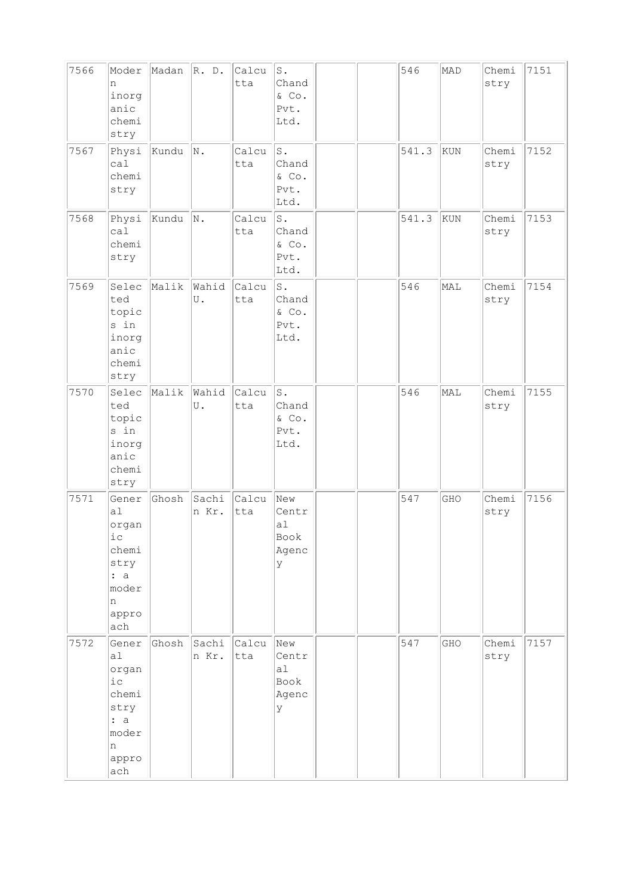| 7566 | Modern inorganic chemistry | Madan | R. D. | Calcutta | S. Chand & Co. Pvt. Ltd. | | | 546 | MAD | Chemistry | 7151 |
|---|---|---|---|---|---|---|---|---|---|---|---|
| 7567 | Physical chemistry | Kundu | N. | Calcutta | S. Chand & Co. Pvt. Ltd. | | | 541.3 | KUN | Chemistry | 7152 |
| 7568 | Physical chemistry | Kundu | N. | Calcutta | S. Chand & Co. Pvt. Ltd. | | | 541.3 | KUN | Chemistry | 7153 |
| 7569 | Selected topics in inorganic chemistry | Malik | Wahid U. | Calcutta | S. Chand & Co. Pvt. Ltd. | | | 546 | MAL | Chemistry | 7154 |
| 7570 | Selected topics in inorganic chemistry | Malik | Wahid U. | Calcutta | S. Chand & Co. Pvt. Ltd. | | | 546 | MAL | Chemistry | 7155 |
| 7571 | General organic chemistry : a modern approach | Ghosh | Sachin Kr. | Calcutta | New Central Book Agency | | | 547 | GHO | Chemistry | 7156 |
| 7572 | General organic chemistry : a modern approach | Ghosh | Sachin Kr. | Calcutta | New Central Book Agency | | | 547 | GHO | Chemistry | 7157 |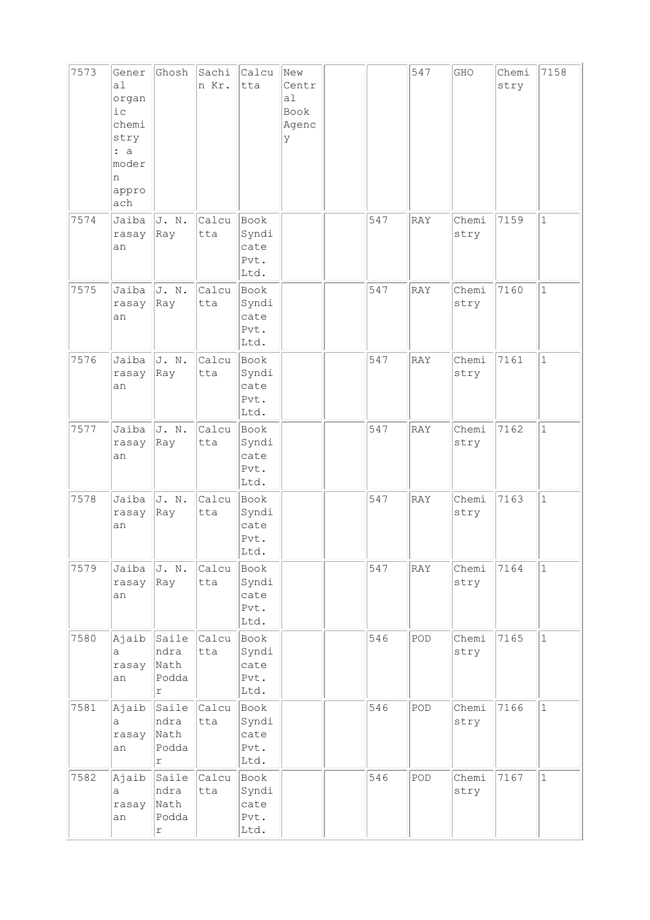| | | | | | | | | | | | |
|---|---|---|---|---|---|---|---|---|---|---|---|
| 7573 | General organic chemistry : a modern approach | Ghosh | Sachin Kr. | Calcutta | New Central Book Agency | | | 547 | GHO | Chemistry | 7158 |
| 7574 | Jaibarasayan | J. N. Ray | Calcutta | Book Syndicate Pvt. Ltd. | | | 547 | RAY | Chemistry | 7159 | 1 |
| 7575 | Jaibarasayan | J. N. Ray | Calcutta | Book Syndicate Pvt. Ltd. | | | 547 | RAY | Chemistry | 7160 | 1 |
| 7576 | Jaibarasayan | J. N. Ray | Calcutta | Book Syndicate Pvt. Ltd. | | | 547 | RAY | Chemistry | 7161 | 1 |
| 7577 | Jaibarasayan | J. N. Ray | Calcutta | Book Syndicate Pvt. Ltd. | | | 547 | RAY | Chemistry | 7162 | 1 |
| 7578 | Jaibarasayan | J. N. Ray | Calcutta | Book Syndicate Pvt. Ltd. | | | 547 | RAY | Chemistry | 7163 | 1 |
| 7579 | Jaibarasayan | J. N. Ray | Calcutta | Book Syndicate Pvt. Ltd. | | | 547 | RAY | Chemistry | 7164 | 1 |
| 7580 | Ajaiba rasayan | Sailendra Nath Poddar | Calcutta | Book Syndicate Pvt. Ltd. | | | 546 | POD | Chemistry | 7165 | 1 |
| 7581 | Ajaiba rasayan | Sailendra Nath Poddar | Calcutta | Book Syndicate Pvt. Ltd. | | | 546 | POD | Chemistry | 7166 | 1 |
| 7582 | Ajaiba rasayan | Sailendra Nath Poddar | Calcutta | Book Syndicate Pvt. Ltd. | | | 546 | POD | Chemistry | 7167 | 1 |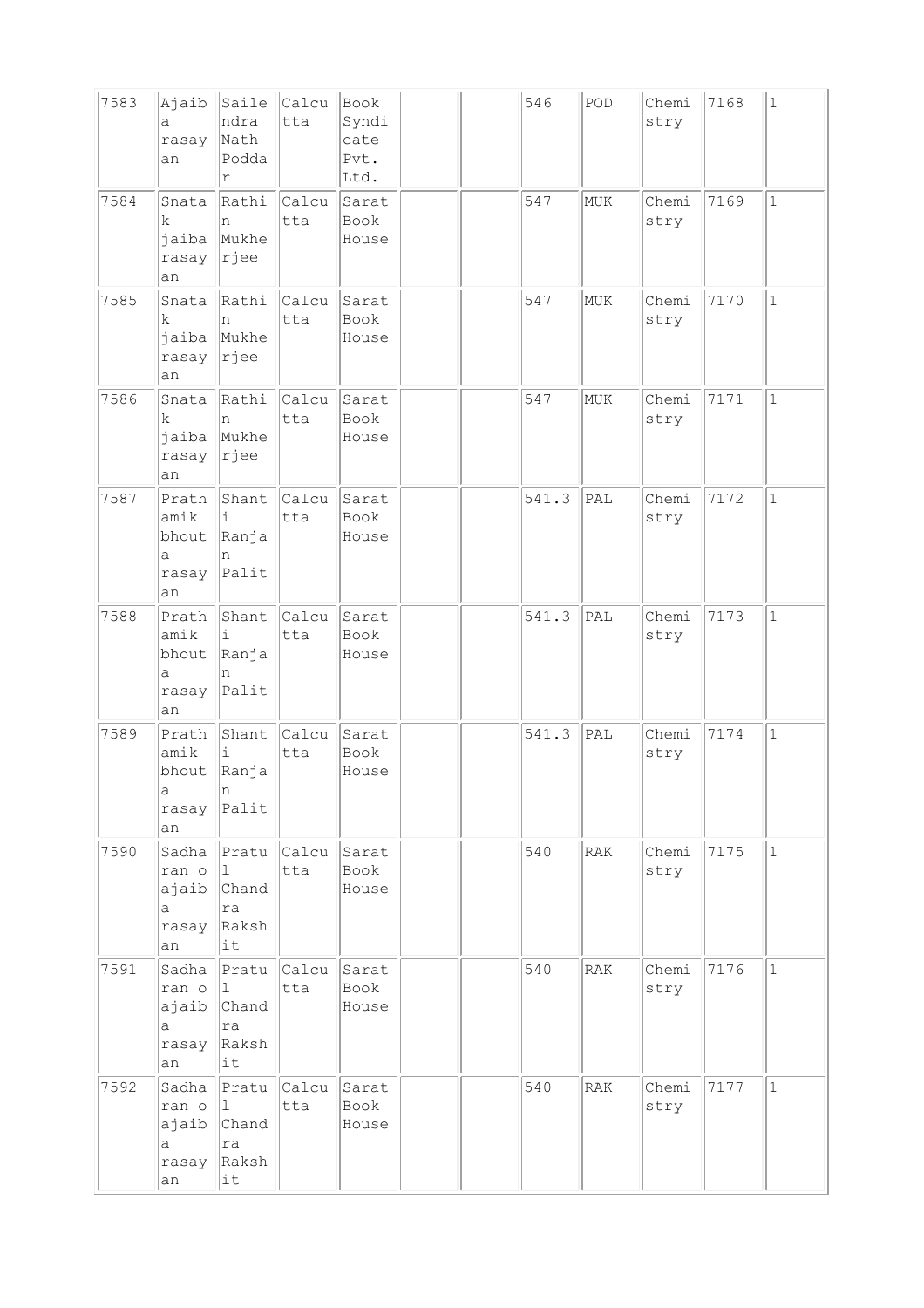| 7583 | Ajaiba rasayan | Sailendra Nath Poddar | Calcutta | Book Syndicate Pvt. Ltd. | | | 546 | POD | Chemistry | 7168 | 1 |
|---|---|---|---|---|---|---|---|---|---|---|---|
| 7584 | Snatak jaiba rasayan | Rathin Mukherjee | Calcutta | Sarat Book House | | | 547 | MUK | Chemistry | 7169 | 1 |
| 7585 | Snatak jaiba rasayan | Rathin Mukherjee | Calcutta | Sarat Book House | | | 547 | MUK | Chemistry | 7170 | 1 |
| 7586 | Snatak jaiba rasayan | Rathin Mukherjee | Calcutta | Sarat Book House | | | 547 | MUK | Chemistry | 7171 | 1 |
| 7587 | Prathamik bhouta rasayan | Shanti Ranjan Palit | Calcutta | Sarat Book House | | | 541.3 | PAL | Chemistry | 7172 | 1 |
| 7588 | Prathamik bhouta rasayan | Shanti Ranjan Palit | Calcutta | Sarat Book House | | | 541.3 | PAL | Chemistry | 7173 | 1 |
| 7589 | Prathamik bhouta rasayan | Shanti Ranjan Palit | Calcutta | Sarat Book House | | | 541.3 | PAL | Chemistry | 7174 | 1 |
| 7590 | Sadharan o ajaiba rasayan | Pratul Chandra Rakshit | Calcutta | Sarat Book House | | | 540 | RAK | Chemistry | 7175 | 1 |
| 7591 | Sadharan o ajaiba rasayan | Pratul Chandra Rakshit | Calcutta | Sarat Book House | | | 540 | RAK | Chemistry | 7176 | 1 |
| 7592 | Sadharan o ajaiba rasayan | Pratul Chandra Rakshit | Calcutta | Sarat Book House | | | 540 | RAK | Chemistry | 7177 | 1 |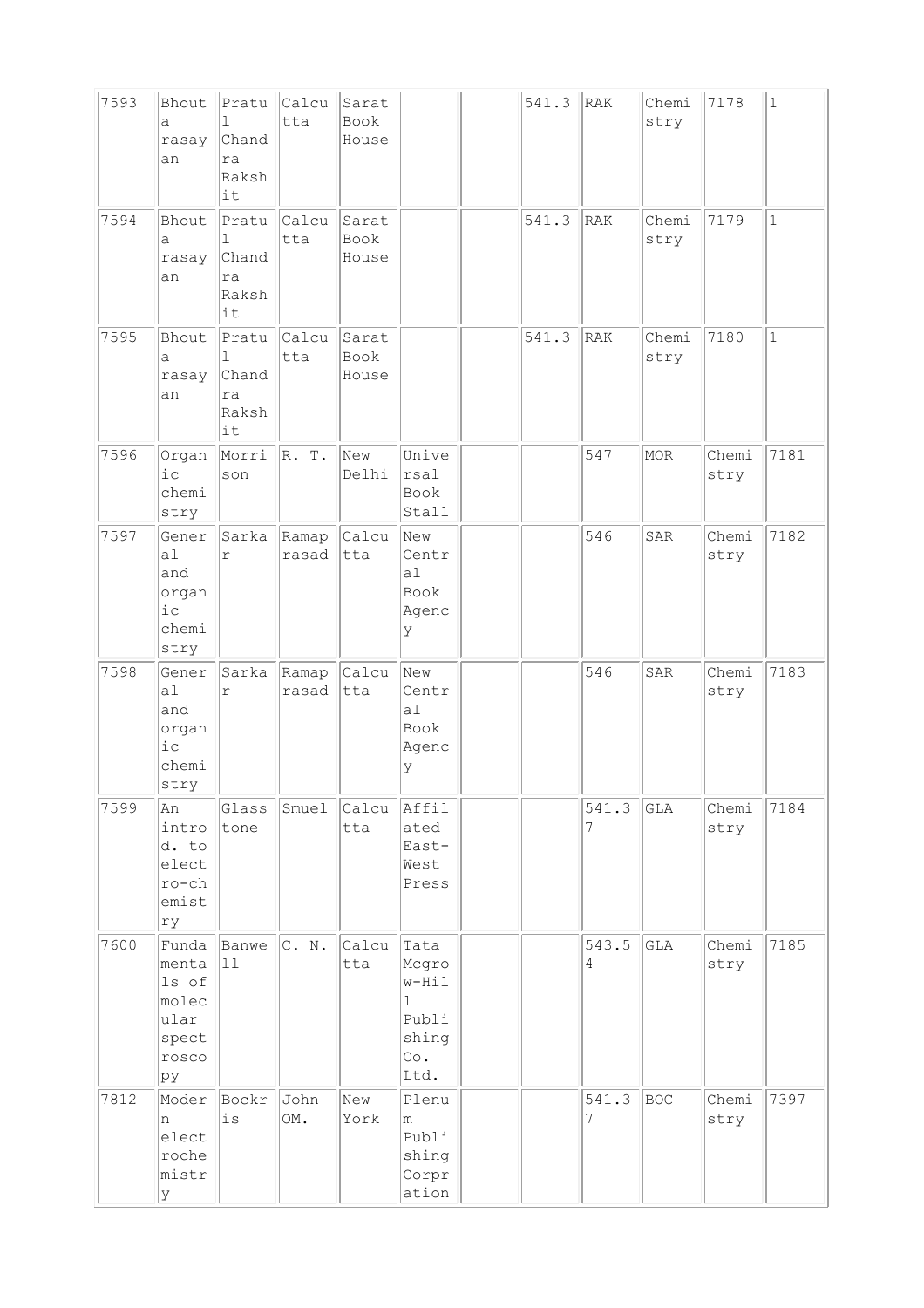| | | | | | | | | | | | |
|---|---|---|---|---|---|---|---|---|---|---|---|
| 7593 | Bhouta rasayan | Pratul Chandra Rakshit | Calcutta | Sarat Book House | | | 541.3 | RAK | Chemistry | 7178 | 1 |
| 7594 | Bhouta rasayan | Pratul Chandra Rakshit | Calcutta | Sarat Book House | | | 541.3 | RAK | Chemistry | 7179 | 1 |
| 7595 | Bhouta rasayan | Pratul Chandra Rakshit | Calcutta | Sarat Book House | | | 541.3 | RAK | Chemistry | 7180 | 1 |
| 7596 | Organic chemistry | Morrison | R. T. | New Delhi | Universal Book Stall | | | 547 | MOR | Chemistry | 7181 |
| 7597 | General and organic chemistry | Sarkar | Ramaprasad | Calcutta | New Central Book Agency | | | 546 | SAR | Chemistry | 7182 |
| 7598 | General and organic chemistry | Sarkar | Ramaprasad | Calcutta | New Central Book Agency | | | 546 | SAR | Chemistry | 7183 |
| 7599 | An introd. to electro-chemistry | Glasstone | Smuel | Calcutta | Affiliated East-West Press | | | 541.37 | GLA | Chemistry | 7184 |
| 7600 | Fundamentals of molecular spectroscopy | Banwell | C. N. | Calcutta | Tata Mcgrow-Hill Publishing Co. Ltd. | | | 543.54 | GLA | Chemistry | 7185 |
| 7812 | Modern electrochemistry | Bockris | John OM. | New York | Plenum Publishing Corpration | | | 541.37 | BOC | Chemistry | 7397 |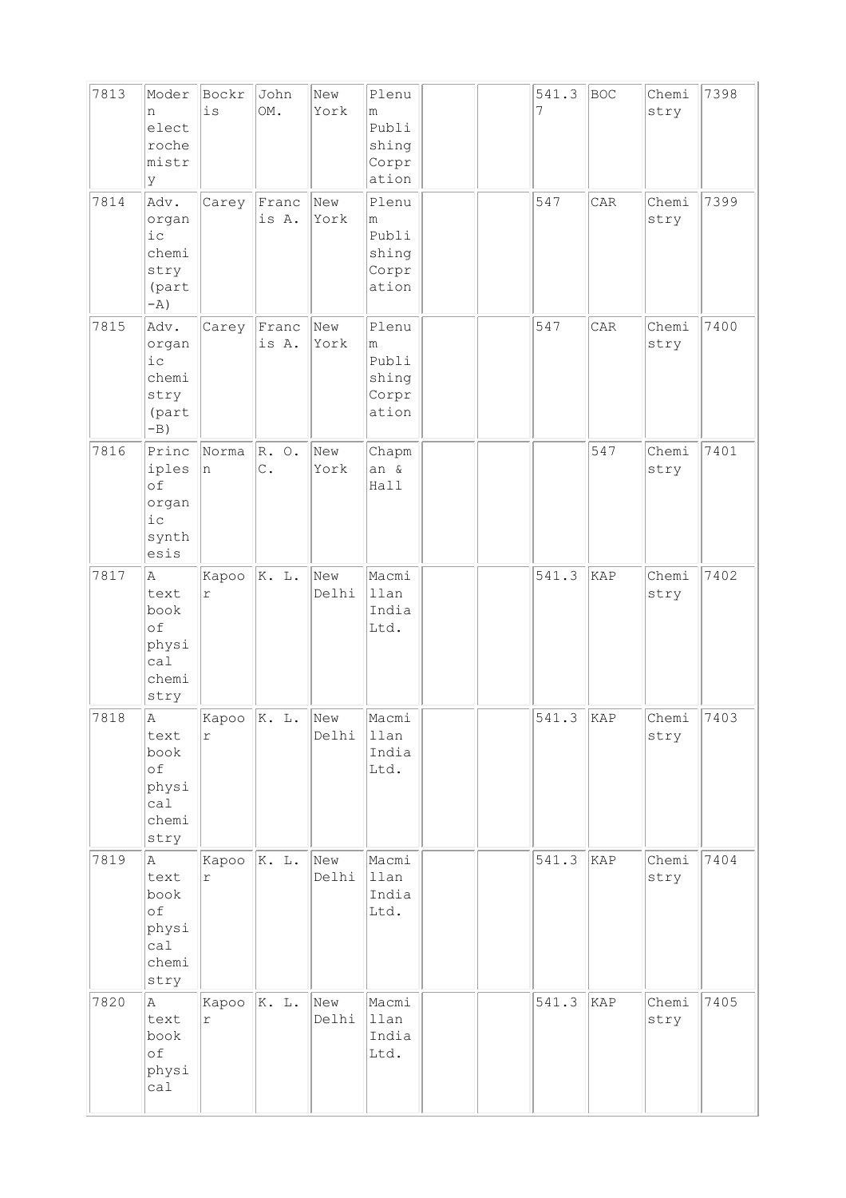| 7813 | Modern electrochemistry | Bockris | John OM. | New York | Plenum Publishing Corpration | | | 541.37 | BOC | Chemistry | 7398 |
|---|---|---|---|---|---|---|---|---|---|---|---|
| 7814 | Adv. organic chemistry (part-A) | Carey | Francis A. | New York | Plenum Publishing Corpration | | | 547 | CAR | Chemistry | 7399 |
| 7815 | Adv. organic chemistry (part-B) | Carey | Francis A. | New York | Plenum Publishing Corpration | | | 547 | CAR | Chemistry | 7400 |
| 7816 | Principles of organic synthesis | Norman | R. O. C. | New York | Chapman & Hall | | | | 547 | Chemistry | 7401 |
| 7817 | A text book of physical chemistry | Kapoor | K. L. | New Delhi | Macmillan India Ltd. | | | 541.3 | KAP | Chemistry | 7402 |
| 7818 | A text book of physical chemistry | Kapoor | K. L. | New Delhi | Macmillan India Ltd. | | | 541.3 | KAP | Chemistry | 7403 |
| 7819 | A text book of physical chemistry | Kapoor | K. L. | New Delhi | Macmillan India Ltd. | | | 541.3 | KAP | Chemistry | 7404 |
| 7820 | A text book of physical | Kapoor | K. L. | New Delhi | Macmillan India Ltd. | | | 541.3 | KAP | Chemistry | 7405 |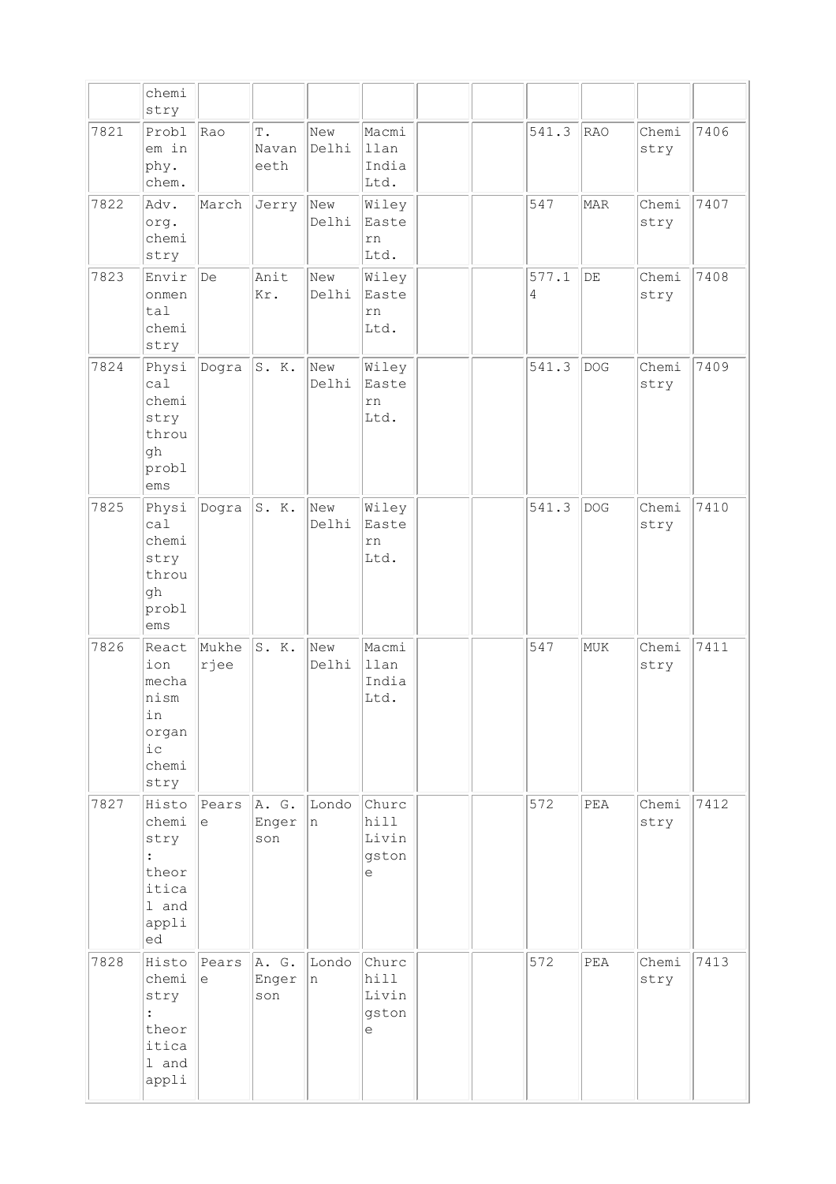| | chemistry | | | | | | | | | | |
|---|---|---|---|---|---|---|---|---|---|---|---|
| 7821 | Problem in phy. chem. | Rao | T. Navaneeth | New Delhi | Macmillan India Ltd. | | | 541.3 | RAO | Chemistry | 7406 |
| 7822 | Adv. org. chemistry | March | Jerry | New Delhi | Wiley Eastern Ltd. | | | 547 | MAR | Chemistry | 7407 |
| 7823 | Environmental chemistry | De | Anit Kr. | New Delhi | Wiley Eastern Ltd. | | | 577.14 | DE | Chemistry | 7408 |
| 7824 | Physical chemistry through problems | Dogra | S. K. | New Delhi | Wiley Eastern Ltd. | | | 541.3 | DOG | Chemistry | 7409 |
| 7825 | Physical chemistry through problems | Dogra | S. K. | New Delhi | Wiley Eastern Ltd. | | | 541.3 | DOG | Chemistry | 7410 |
| 7826 | Reaction mechanism in organic chemistry | Mukherjee | S. K. | New Delhi | Macmillan India Ltd. | | | 547 | MUK | Chemistry | 7411 |
| 7827 | Histochemistry : theoritical and applied | Pearse | A. G. Engerson | London | Churchill Livingstone | | | 572 | PEA | Chemistry | 7412 |
| 7828 | Histochemistry : theoritical and appli | Pearse | A. G. Engerson | London | Churchill Livingstone | | | 572 | PEA | Chemistry | 7413 |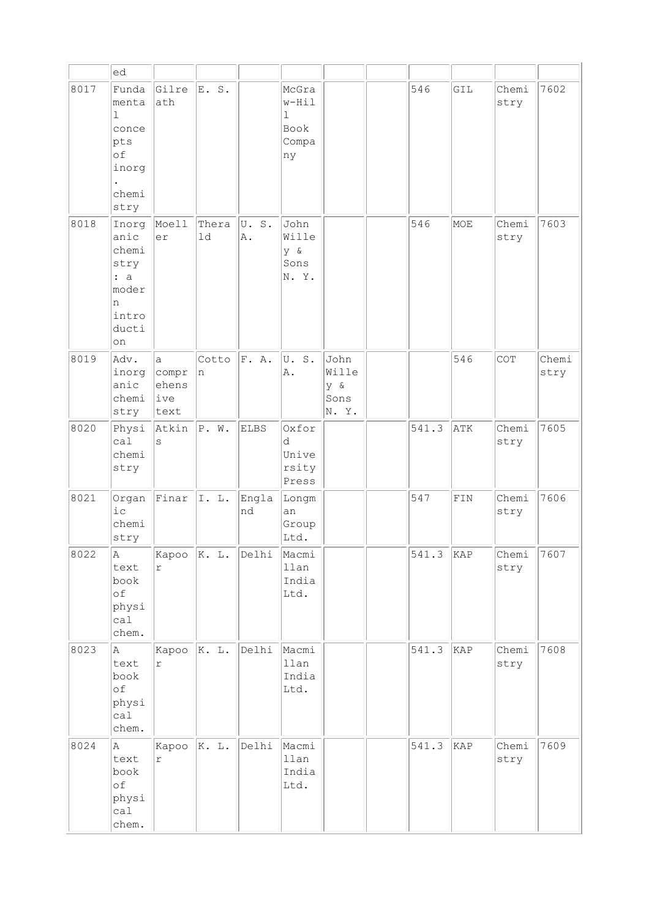| | ed | | | | | | | | | | |
|---|---|---|---|---|---|---|---|---|---|---|---|
| 8017 | Fundamental concepts of inorg. chemistry | Gilreath | E. S. | | McGraw-Hill Book Company | | | 546 | GIL | Chemistry | 7602 |
| 8018 | Inorganic chemistry : a modern introduction | Moeller | Therald | U. S. A. | John Willey & Sons N. Y. | | | 546 | MOE | Chemistry | 7603 |
| 8019 | Adv. inorganic chemistry | a comprehensive text | Cotton | F. A. | U. S. A. | John Willey & Sons N. Y. | | | 546 | COT | Chemistry |
| 8020 | Physical chemistry | Atkins | P. W. | ELBS | Oxford University Press | | | 541.3 | ATK | Chemistry | 7605 |
| 8021 | Organic chemistry | Finar | I. L. | England | Longman Group Ltd. | | | 547 | FIN | Chemistry | 7606 |
| 8022 | A text book of physical chem. | Kapoor | K. L. | Delhi | Macmillan India Ltd. | | | 541.3 | KAP | Chemistry | 7607 |
| 8023 | A text book of physical chem. | Kapoor | K. L. | Delhi | Macmillan India Ltd. | | | 541.3 | KAP | Chemistry | 7608 |
| 8024 | A text book of physical chem. | Kapoor | K. L. | Delhi | Macmillan India Ltd. | | | 541.3 | KAP | Chemistry | 7609 |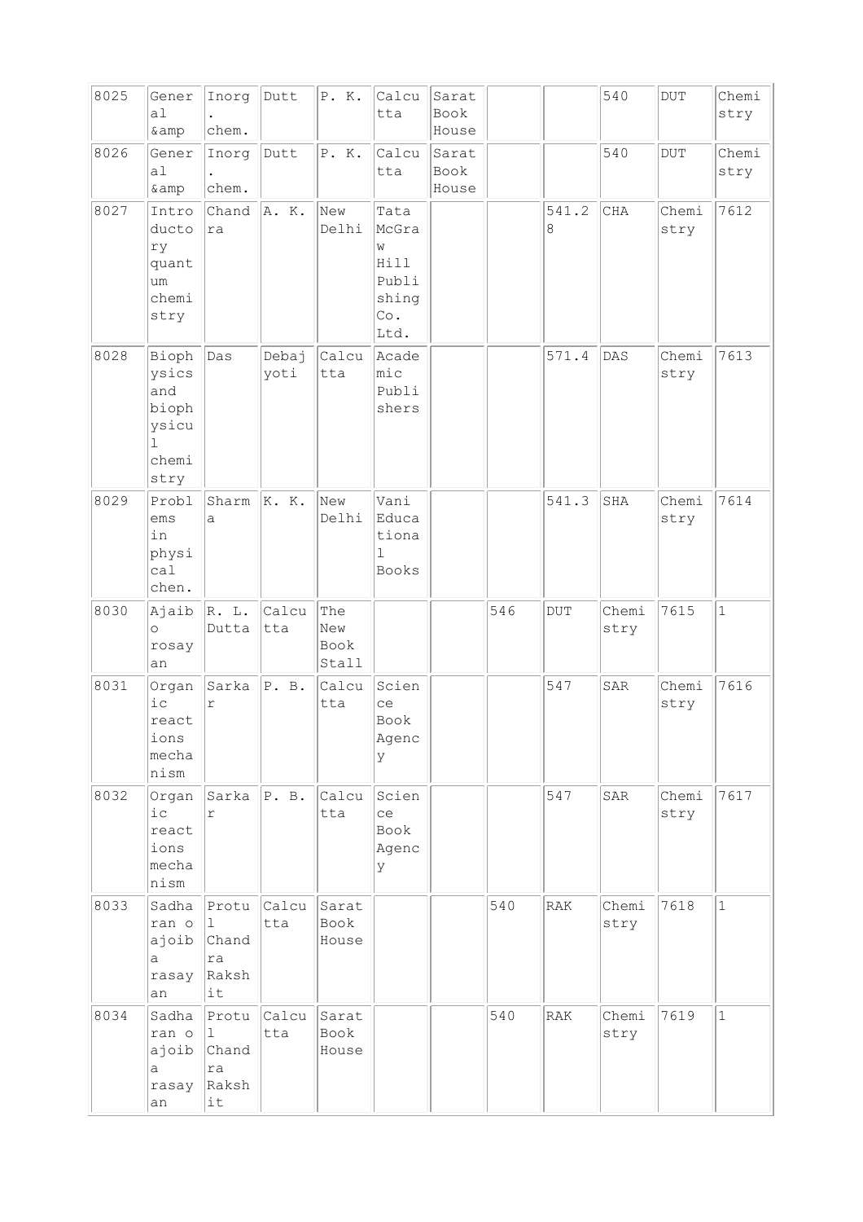| 8025 | General &amp | Inorg. chem. | Dutt | P. K. | Calcutta | Sarat Book House | | | 540 | DUT | Chemistry |
|---|---|---|---|---|---|---|---|---|---|---|---|
| 8026 | General &amp | Inorg. chem. | Dutt | P. K. | Calcutta | Sarat Book House | | | 540 | DUT | Chemistry |
| 8027 | Introductory quantum chemistry | Chandra | A. K. | New Delhi | Tata McGraw Hill Publishing Co. Ltd. | | | 541.28 | CHA | Chemistry | 7612 |
| 8028 | Biophysics and biophysicul chemistry | Das | Debajyoti | Calcutta | Academic Publishers | | | 571.4 | DAS | Chemistry | 7613 |
| 8029 | Problems in physical chen. | Sharma | K. K. | New Delhi | Vani Educational Books | | | 541.3 | SHA | Chemistry | 7614 |
| 8030 | Ajaib o rosayan | R. L. Dutta | Calcutta | The New Book Stall | | | 546 | DUT | Chemistry | 7615 | 1 |
| 8031 | Organic reactions mechanism | Sarkar | P. B. | Calcutta | Science Book Agency | | | 547 | SAR | Chemistry | 7616 |
| 8032 | Organic reactions mechanism | Sarkar | P. B. | Calcutta | Science Book Agency | | | 547 | SAR | Chemistry | 7617 |
| 8033 | Sadharan o ajoiba rasayan | Protul Chandra Rakshit | Calcutta | Sarat Book House | | | 540 | RAK | Chemistry | 7618 | 1 |
| 8034 | Sadharan o ajoiba rasayan | Protul Chandra Rakshit | Calcutta | Sarat Book House | | | 540 | RAK | Chemistry | 7619 | 1 |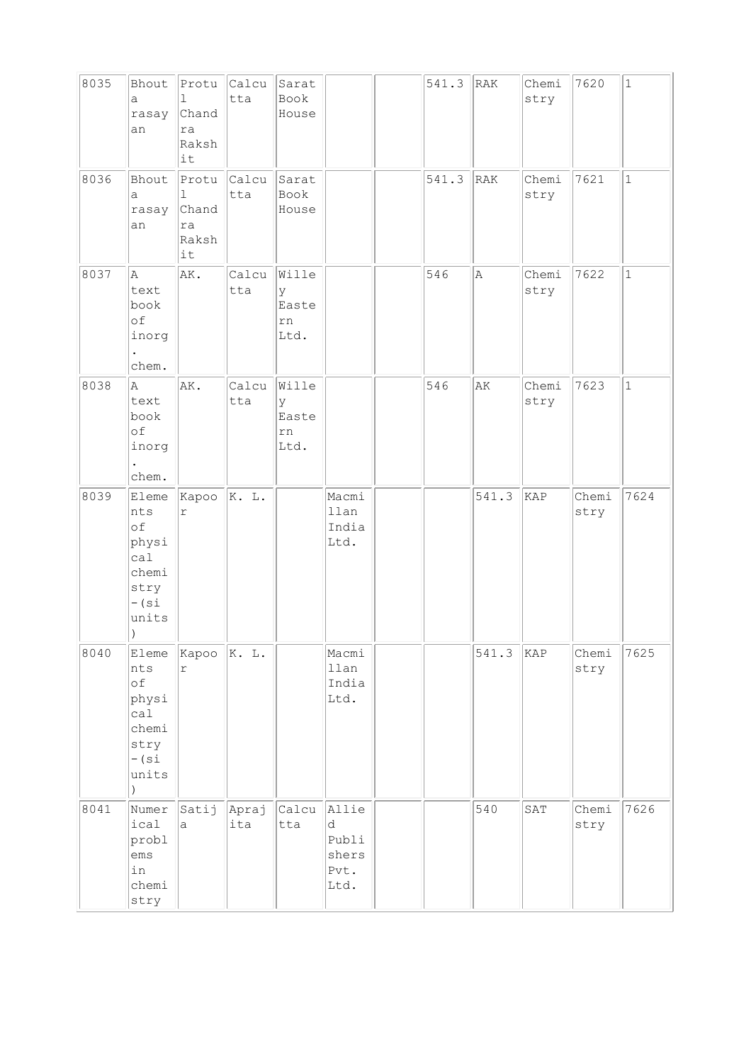| | | | | | | | | | | | |
|---|---|---|---|---|---|---|---|---|---|---|---|
| 8035 | Bhouta rasayan | Protul Chandra Rakshit | Calcutta | Sarat Book House | | | 541.3 | RAK | Chemistry | 7620 | 1 |
| 8036 | Bhouta rasayan | Protul Chandra Rakshit | Calcutta | Sarat Book House | | | 541.3 | RAK | Chemistry | 7621 | 1 |
| 8037 | A text book of inorg. chem. | AK. | Calcutta | Willey Eastern Ltd. | | | 546 | A | Chemistry | 7622 | 1 |
| 8038 | A text book of inorg. chem. | AK. | Calcutta | Willey Eastern Ltd. | | | 546 | AK | Chemistry | 7623 | 1 |
| 8039 | Elements of physical chemistry -(si units) | Kapoor | K. L. | | Macmillan India Ltd. | | | 541.3 | KAP | Chemistry | 7624 |
| 8040 | Elements of physical chemistry -(si units) | Kapoor | K. L. | | Macmillan India Ltd. | | | 541.3 | KAP | Chemistry | 7625 |
| 8041 | Numerical problems in chemistry | Satija | Aprajita | Calcutta | Allied Publishers Pvt. Ltd. | | | 540 | SAT | Chemistry | 7626 |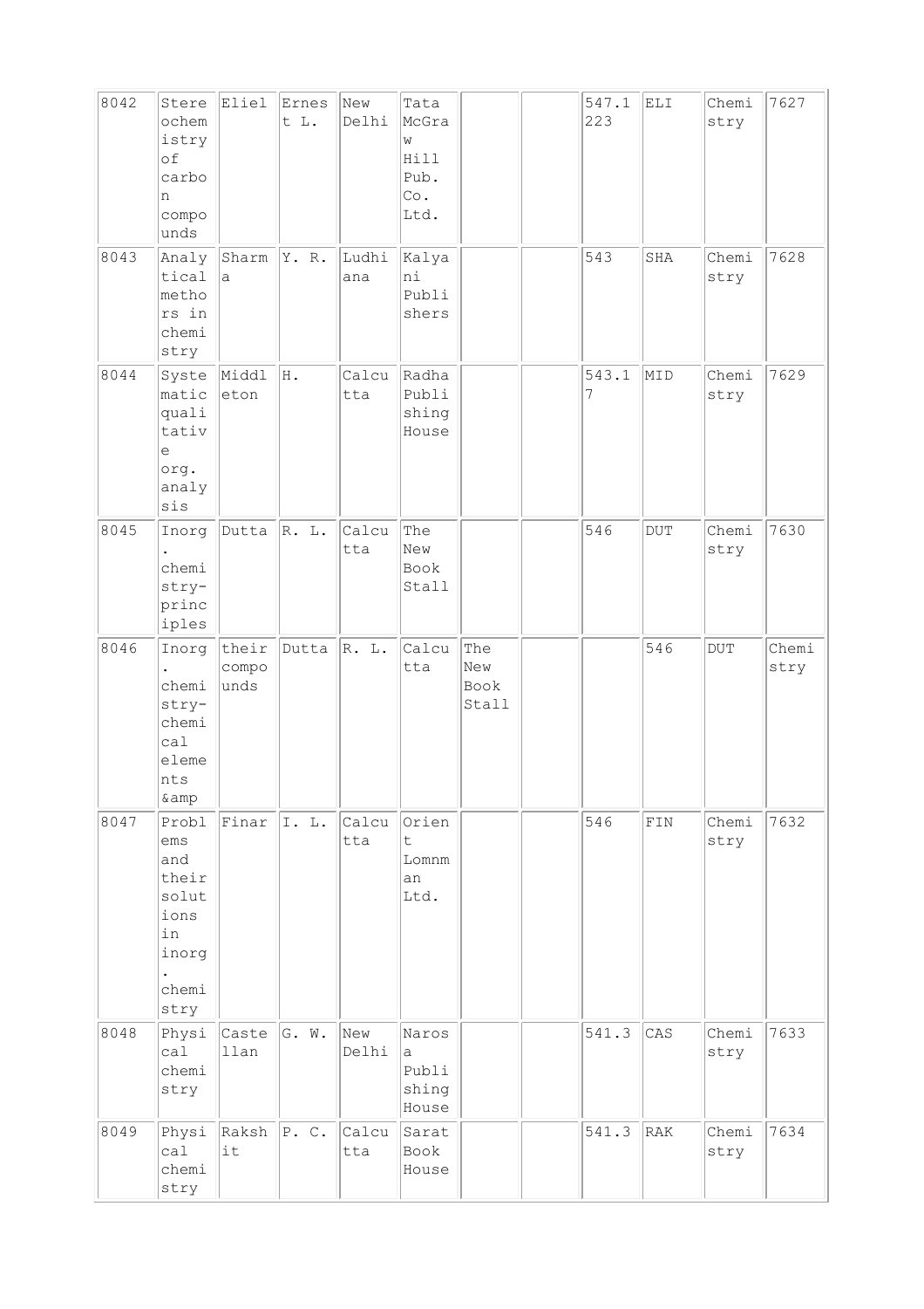| 8042 | Stereochemistry of carbon compounds | Eliel | Ernest L. | New Delhi | Tata McGraw Hill Pub. Co. Ltd. | | | 547.1223 | ELI | Chemistry | 7627 |
|---|---|---|---|---|---|---|---|---|---|---|---|
| 8043 | Analytical methors in chemistry | Sharma | Y. R. | Ludhiana | Kalyani Publishers | | | 543 | SHA | Chemistry | 7628 |
| 8044 | Systematic qualitative org. analysis | Middleton | H. | Calcutta | Radha Publishing House | | | 543.17 | MID | Chemistry | 7629 |
| 8045 | Inorg. chemistry-principles | Dutta | R. L. | Calcutta | The New Book Stall | | | 546 | DUT | Chemistry | 7630 |
| 8046 | Inorg. chemistry-chemical elements &amp | their compounds | Dutta | R. L. | Calcutta | The New Book Stall | | | 546 | DUT | Chemistry |
| 8047 | Problems and their solutions in inorg. chemistry | Finar | I. L. | Calcutta | Orient Lomnman Ltd. | | | 546 | FIN | Chemistry | 7632 |
| 8048 | Physical chemistry | Castellan | G. W. | New Delhi | Narosa Publishing House | | | 541.3 | CAS | Chemistry | 7633 |
| 8049 | Physical chemistry | Rakshit | P. C. | Calcutta | Sarat Book House | | | 541.3 | RAK | Chemistry | 7634 |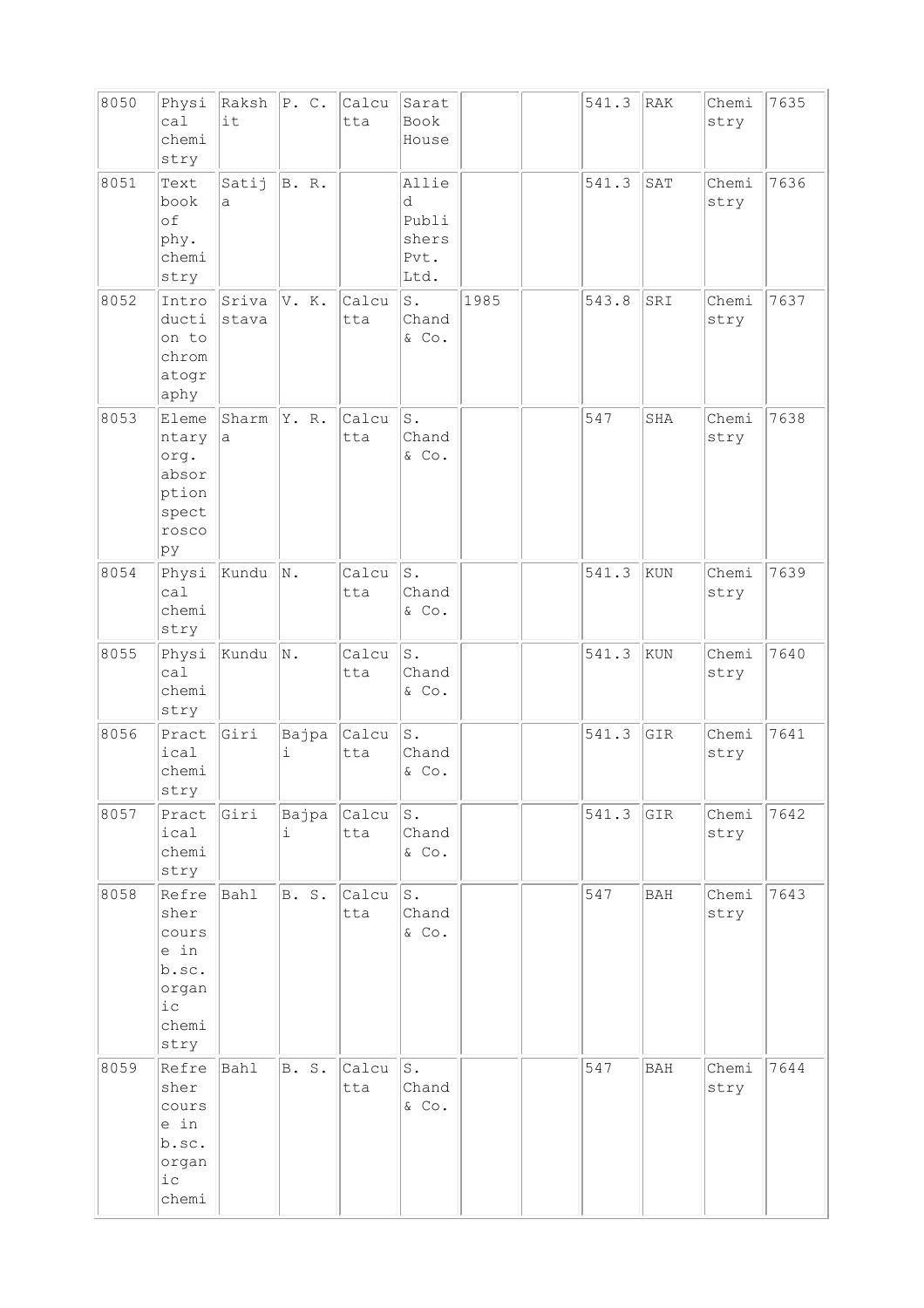| 8050 | Physical chemistry | Rakshit | P. C. | Calcutta | Sarat Book House | | | 541.3 | RAK | Chemistry | 7635 |
|---|---|---|---|---|---|---|---|---|---|---|---|
| 8051 | Text book of phy. chemistry | Satija | B. R. | | Allied Publishers Pvt. Ltd. | | | 541.3 | SAT | Chemistry | 7636 |
| 8052 | Introduction to chromatography | Srivastava | V. K. | Calcutta | S. Chand & Co. | 1985 | | 543.8 | SRI | Chemistry | 7637 |
| 8053 | Elementary org. absorption spectroscopy | Sharma | Y. R. | Calcutta | S. Chand & Co. | | | 547 | SHA | Chemistry | 7638 |
| 8054 | Physical chemistry | Kundu | N. | Calcutta | S. Chand & Co. | | | 541.3 | KUN | Chemistry | 7639 |
| 8055 | Physical chemistry | Kundu | N. | Calcutta | S. Chand & Co. | | | 541.3 | KUN | Chemistry | 7640 |
| 8056 | Practical chemistry | Giri | Bajpai | Calcutta | S. Chand & Co. | | | 541.3 | GIR | Chemistry | 7641 |
| 8057 | Practical chemistry | Giri | Bajpai | Calcutta | S. Chand & Co. | | | 541.3 | GIR | Chemistry | 7642 |
| 8058 | Refresher course in b.sc. organic chemistry | Bahl | B. S. | Calcutta | S. Chand & Co. | | | 547 | BAH | Chemistry | 7643 |
| 8059 | Refresher course in b.sc. organic chemi | Bahl | B. S. | Calcutta | S. Chand & Co. | | | 547 | BAH | Chemistry | 7644 |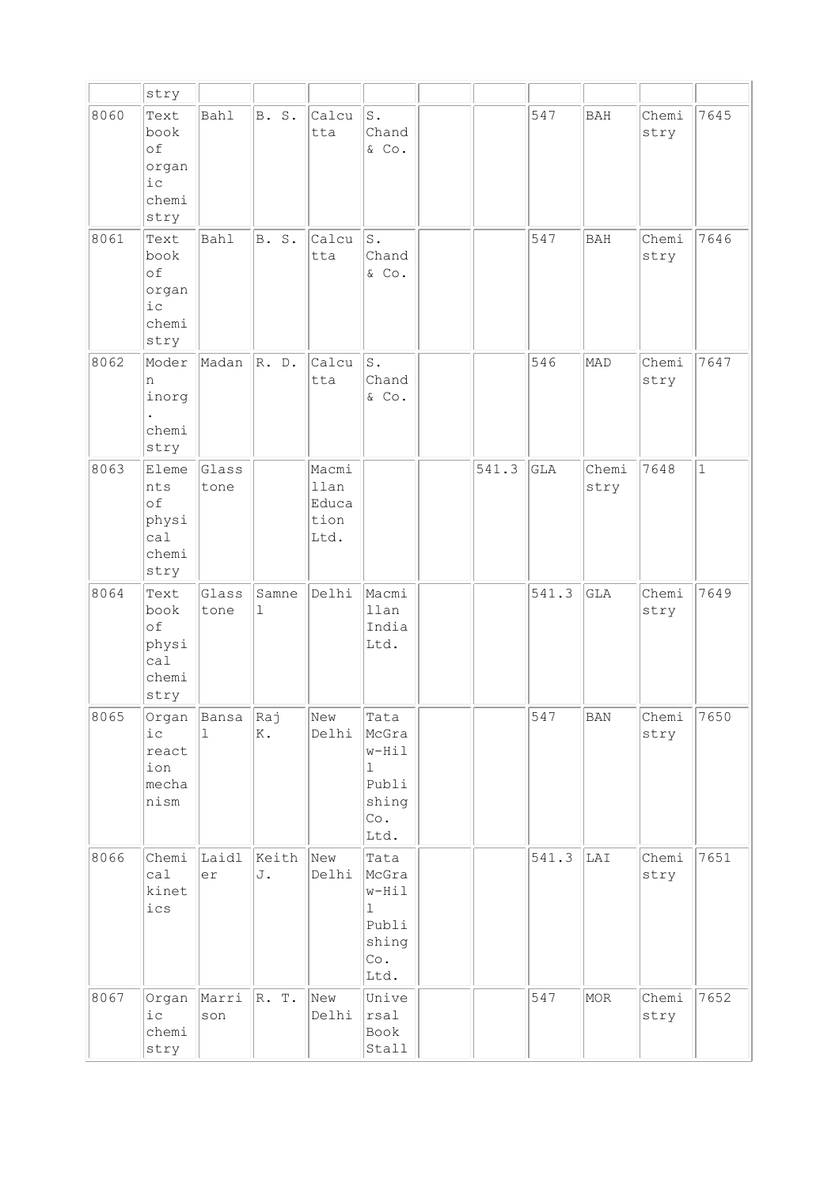| | | | | | | | | | | | |
|---|---|---|---|---|---|---|---|---|---|---|---|
| | stry | | | | | | | | | | |
| 8060 | Text book of organic chemistry | Bahl | B. S. | Calcutta | S. Chand & Co. | | | 547 | BAH | Chemistry | 7645 |
| 8061 | Text book of organic chemistry | Bahl | B. S. | Calcutta | S. Chand & Co. | | | 547 | BAH | Chemistry | 7646 |
| 8062 | Modern inorg. chemistry | Madan | R. D. | Calcutta | S. Chand & Co. | | | 546 | MAD | Chemistry | 7647 |
| 8063 | Elements of physical chemistry | Glasstone | | Macmillan Education Ltd. | | | 541.3 | GLA | Chemistry | 7648 | 1 |
| 8064 | Text book of physical chemistry | Glasstone | Samnel | Delhi | Macmillan India Ltd. | | | 541.3 | GLA | Chemistry | 7649 |
| 8065 | Organic reaction mechanism | Bansal | Raj K. | New Delhi | Tata McGraw-Hill Publishing Co. Ltd. | | | 547 | BAN | Chemistry | 7650 |
| 8066 | Chemical kinetics | Laidler | Keith J. | New Delhi | Tata McGraw-Hill Publishing Co. Ltd. | | | 541.3 | LAI | Chemistry | 7651 |
| 8067 | Organic chemistry | Marrison | R. T. | New Delhi | Universal Book Stall | | | 547 | MOR | Chemistry | 7652 |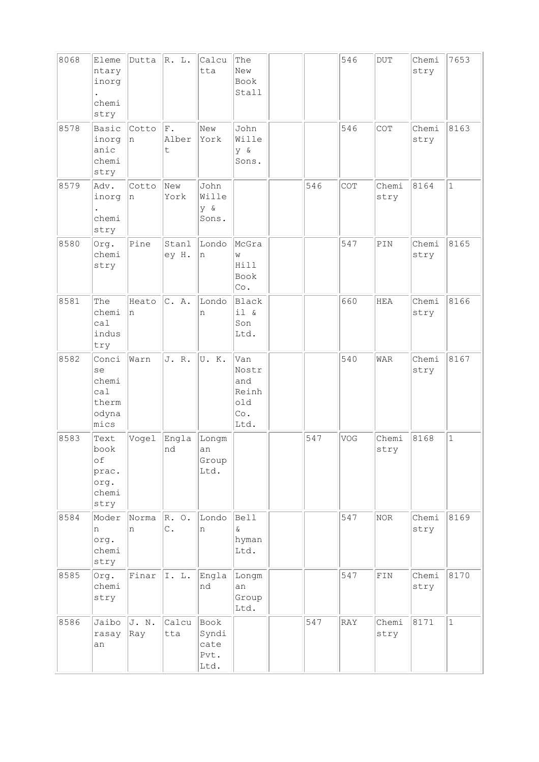| | | | | | | | | | | | |
|---|---|---|---|---|---|---|---|---|---|---|---|
| 8068 | Elementary inorg. chemistry | Dutta | R. L. | Calcutta | The New Book Stall | | | 546 | DUT | Chemistry | 7653 |
| 8578 | Basic inorganic chemistry | Cotton | F. Albert | New York | John Willey & Sons. | | | 546 | COT | Chemistry | 8163 |
| 8579 | Adv. inorg. chemistry | Cotton | New York | John Willey & Sons. | | | 546 | COT | Chemistry | 8164 | 1 |
| 8580 | Org. chemistry | Pine | Stanley H. | London | McGraw Hill Book Co. | | | 547 | PIN | Chemistry | 8165 |
| 8581 | The chemical industry | Heaton | C. A. | London | Blackil & Son Ltd. | | | 660 | HEA | Chemistry | 8166 |
| 8582 | Concise chemical thermodynamics | Warn | J. R. | U. K. | Van Nostrand Reinhold Co. Ltd. | | | 540 | WAR | Chemistry | 8167 |
| 8583 | Text book of prac. org. chemistry | Vogel | England | Longman Group Ltd. | | | 547 | VOG | Chemistry | 8168 | 1 |
| 8584 | Modern org. chemistry | Norman | R. O. C. | London | Bell & hyman Ltd. | | | 547 | NOR | Chemistry | 8169 |
| 8585 | Org. chemistry | Finar | I. L. | England | Longman Group Ltd. | | | 547 | FIN | Chemistry | 8170 |
| 8586 | Jaiborasayan | J. N. Ray | Calcutta | Book Syndicate Pvt. Ltd. | | | 547 | RAY | Chemistry | 8171 | 1 |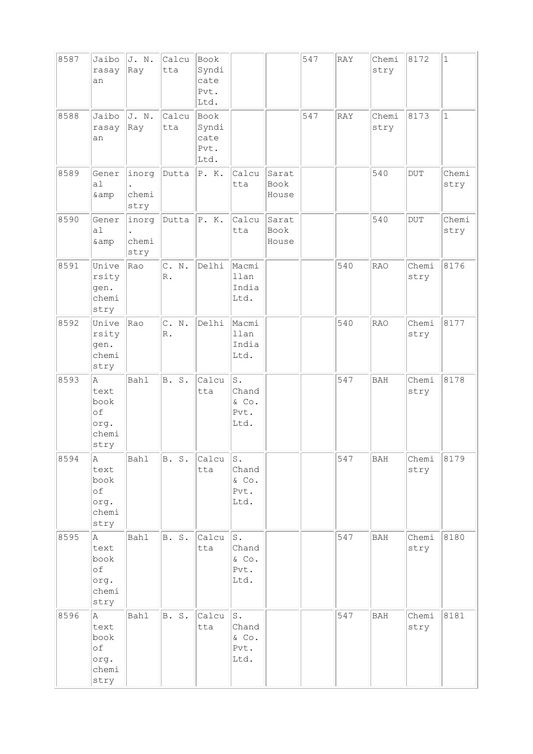| 8587 | Jaiborasayan | J. N. Ray | Calcutta | Book Syndicate Pvt. Ltd. | | | 547 | RAY | Chemistry | 8172 | 1 |
|---|---|---|---|---|---|---|---|---|---|---|---|
| 8588 | Jaiborasayan | J. N. Ray | Calcutta | Book Syndicate Pvt. Ltd. | | | 547 | RAY | Chemistry | 8173 | 1 |
| 8589 | General &amp | inorg. chemistry | Dutta | P. K. | Calcutta | Sarat Book House | | | 540 | DUT | Chemistry |
| 8590 | General &amp | inorg. chemistry | Dutta | P. K. | Calcutta | Sarat Book House | | | 540 | DUT | Chemistry |
| 8591 | University gen. chemistry | Rao | C. N. R. | Delhi | Macmillan India Ltd. | | | 540 | RAO | Chemistry | 8176 |
| 8592 | University gen. chemistry | Rao | C. N. R. | Delhi | Macmillan India Ltd. | | | 540 | RAO | Chemistry | 8177 |
| 8593 | A text book of org. chemistry | Bahl | B. S. | Calcutta | S. Chand & Co. Pvt. Ltd. | | | 547 | BAH | Chemistry | 8178 |
| 8594 | A text book of org. chemistry | Bahl | B. S. | Calcutta | S. Chand & Co. Pvt. Ltd. | | | 547 | BAH | Chemistry | 8179 |
| 8595 | A text book of org. chemistry | Bahl | B. S. | Calcutta | S. Chand & Co. Pvt. Ltd. | | | 547 | BAH | Chemistry | 8180 |
| 8596 | A text book of org. chemistry | Bahl | B. S. | Calcutta | S. Chand & Co. Pvt. Ltd. | | | 547 | BAH | Chemistry | 8181 |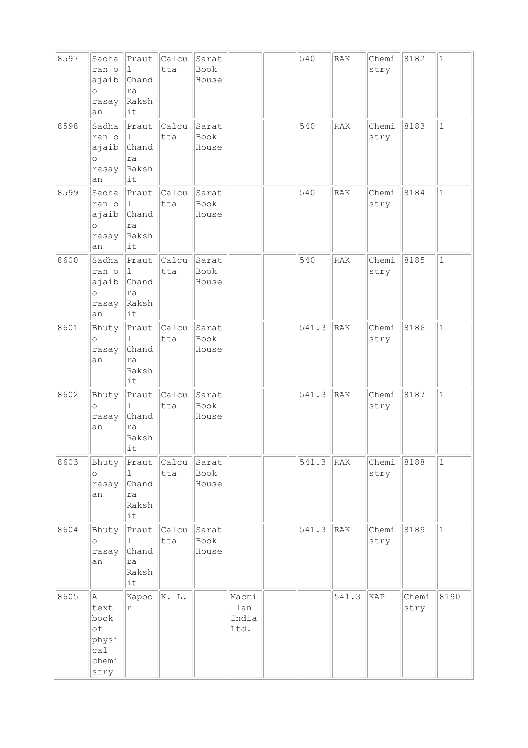| | | | | | | | | | | | |
|---|---|---|---|---|---|---|---|---|---|---|---|
| 8597 | Sadharan o ajaib o rasayan | Prautl Chandra Rakshit | Calcutta | Sarat Book House | | | 540 | RAK | Chemistry | 8182 | 1 |
| 8598 | Sadharan o ajaib o rasayan | Prautl Chandra Rakshit | Calcutta | Sarat Book House | | | 540 | RAK | Chemistry | 8183 | 1 |
| 8599 | Sadharan o ajaib o rasayan | Prautl Chandra Rakshit | Calcutta | Sarat Book House | | | 540 | RAK | Chemistry | 8184 | 1 |
| 8600 | Sadharan o ajaib o rasayan | Prautl Chandra Rakshit | Calcutta | Sarat Book House | | | 540 | RAK | Chemistry | 8185 | 1 |
| 8601 | Bhuty o rasayan | Prautl Chandra Rakshit | Calcutta | Sarat Book House | | | 541.3 | RAK | Chemistry | 8186 | 1 |
| 8602 | Bhuty o rasayan | Prautl Chandra Rakshit | Calcutta | Sarat Book House | | | 541.3 | RAK | Chemistry | 8187 | 1 |
| 8603 | Bhuty o rasayan | Prautl Chandra Rakshit | Calcutta | Sarat Book House | | | 541.3 | RAK | Chemistry | 8188 | 1 |
| 8604 | Bhuty o rasayan | Prautl Chandra Rakshit | Calcutta | Sarat Book House | | | 541.3 | RAK | Chemistry | 8189 | 1 |
| 8605 | A text book of physical chemistry | Kapoor | K. L. | | Macmillan India Ltd. | | | 541.3 | KAP | Chemistry | 8190 |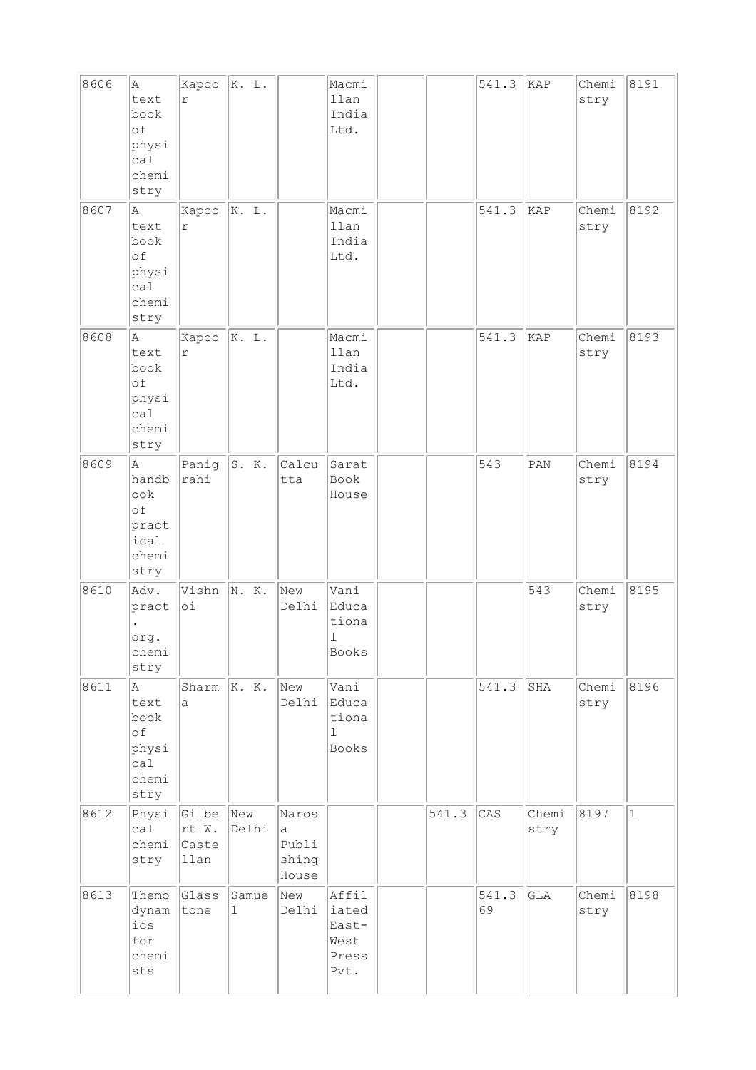| | | | | | | | | | | | |
|---|---|---|---|---|---|---|---|---|---|---|---|
| 8606 | A text book of physical chemistry | Kapoor | K. L. | | Macmillan India Ltd. | | | 541.3 | KAP | Chemistry | 8191 |
| 8607 | A text book of physical chemistry | Kapoor | K. L. | | Macmillan India Ltd. | | | 541.3 | KAP | Chemistry | 8192 |
| 8608 | A text book of physical chemistry | Kapoor | K. L. | | Macmillan India Ltd. | | | 541.3 | KAP | Chemistry | 8193 |
| 8609 | A handbook of practical chemistry | Panigrahi | S. K. | Calcutta | Sarat Book House | | | 543 | PAN | Chemistry | 8194 |
| 8610 | Adv. pract. org. chemistry | Vishnoi | N. K. | New Delhi | Vani Educational Books | | | | 543 | Chemistry | 8195 |
| 8611 | A text book of physical chemistry | Sharma | K. K. | New Delhi | Vani Educational Books | | | 541.3 | SHA | Chemistry | 8196 |
| 8612 | Physical chemistry | Gilbert W. Castellan | New Delhi | Narosa Publishing House | | | 541.3 | CAS | Chemistry | 8197 | 1 |
| 8613 | Themodynamics for chemists | Glasstone | Samuel | New Delhi | Affiliated East-West Press Pvt. | | | 541.369 | GLA | Chemistry | 8198 |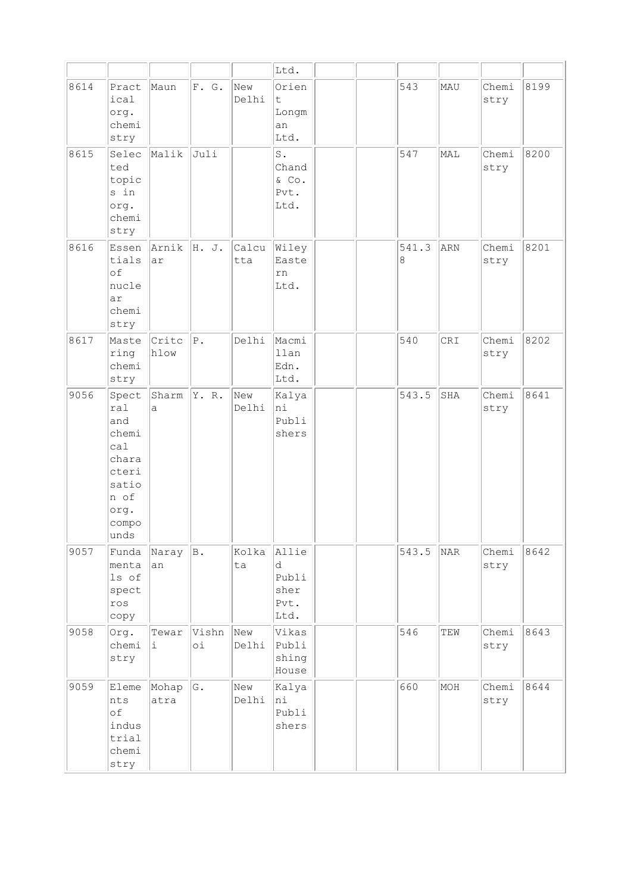| | | | | | | | | | | | |
|---|---|---|---|---|---|---|---|---|---|---|---|
| | | | | | Ltd. | | | | | | |
| 8614 | Practical org. chemistry | Maun | F. G. | New Delhi | Orient Longman Ltd. | | | 543 | MAU | Chemistry | 8199 |
| 8615 | Selected topics in org. chemistry | Malik | Juli | | S. Chand & Co. Pvt. Ltd. | | | 547 | MAL | Chemistry | 8200 |
| 8616 | Essentials of nuclear chemistry | Arnikar | H. J. | Calcutta | Wiley Eastern Ltd. | | | 541.38 | ARN | Chemistry | 8201 |
| 8617 | Mastering chemistry | Critchlow | P. | Delhi | Macmillan Edn. Ltd. | | | 540 | CRI | Chemistry | 8202 |
| 9056 | Spectral and chemical characterisation of org. compounds | Sharma | Y. R. | New Delhi | Kalyani Publishers | | | 543.5 | SHA | Chemistry | 8641 |
| 9057 | Fundamentals of spectroscopy | Narayan | B. | Kolkata | Allied Publisher Pvt. Ltd. | | | 543.5 | NAR | Chemistry | 8642 |
| 9058 | Org. chemistry | Tewari | Vishnoi | New Delhi | Vikas Publishing House | | | 546 | TEW | Chemistry | 8643 |
| 9059 | Elements of industrial chemistry | Mohapatra | G. | New Delhi | Kalyani Publishers | | | 660 | MOH | Chemistry | 8644 |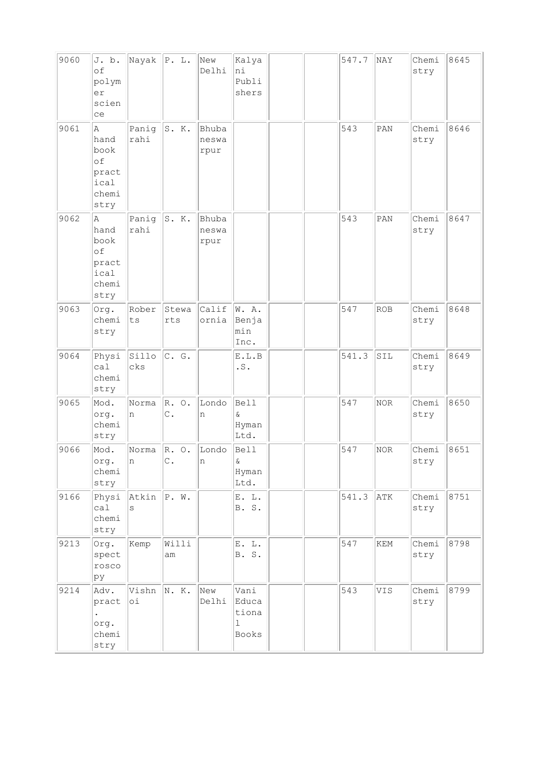| 9060 | J. b. of polymer science | Nayak | P. L. | New Delhi | Kalyani Publishers | | | 547.7 | NAY | Chemistry | 8645 |
|---|---|---|---|---|---|---|---|---|---|---|---|
| 9061 | A hand book of practical chemistry | Panigrahi | S. K. | Bhubaneswarpur | | | | 543 | PAN | Chemistry | 8646 |
| 9062 | A hand book of practical chemistry | Panigrahi | S. K. | Bhubaneswarpur | | | | 543 | PAN | Chemistry | 8647 |
| 9063 | Org. chemistry | Roberts | Stewarts | California | W. A. Benjamin Inc. | | | 547 | ROB | Chemistry | 8648 |
| 9064 | Physical chemistry | Sillocks | C. G. | | E.L.B.S. | | | 541.3 | SIL | Chemistry | 8649 |
| 9065 | Mod. org. chemistry | Norman | R. O. C. | London | Bell & Hyman Ltd. | | | 547 | NOR | Chemistry | 8650 |
| 9066 | Mod. org. chemistry | Norman | R. O. C. | London | Bell & Hyman Ltd. | | | 547 | NOR | Chemistry | 8651 |
| 9166 | Physical chemistry | Atkins | P. W. | | E. L. B. S. | | | 541.3 | ATK | Chemistry | 8751 |
| 9213 | Org. spectroscopy | Kemp | William | | E. L. B. S. | | | 547 | KEM | Chemistry | 8798 |
| 9214 | Adv. pract. org. chemistry | Vishnoi | N. K. | New Delhi | Vani Educational Books | | | 543 | VIS | Chemistry | 8799 |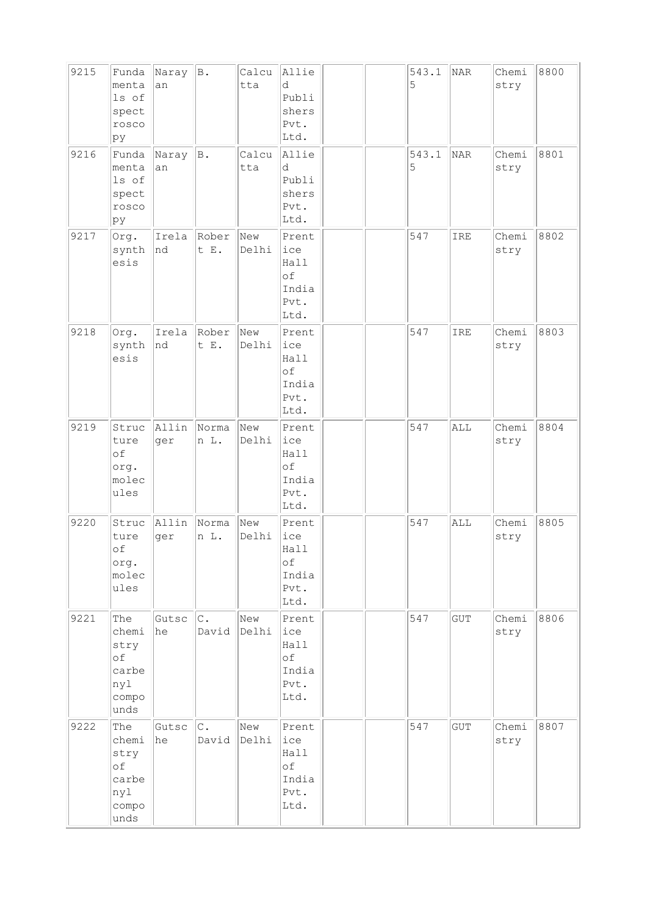| 9215 | Fundamentals of spectroscopy | Narayan | B. | Calcutta | Allied Publishers Pvt. Ltd. | | | 543.15 | NAR | Chemistry | 8800 |
|---|---|---|---|---|---|---|---|---|---|---|---|
| 9216 | Fundamentals of spectroscopy | Narayan | B. | Calcutta | Allied Publishers Pvt. Ltd. | | | 543.15 | NAR | Chemistry | 8801 |
| 9217 | Org. synthesis | Ireland | Robert E. | New Delhi | Prentice Hall of India Pvt. Ltd. | | | 547 | IRE | Chemistry | 8802 |
| 9218 | Org. synthesis | Ireland | Robert E. | New Delhi | Prentice Hall of India Pvt. Ltd. | | | 547 | IRE | Chemistry | 8803 |
| 9219 | Structure of org. molecules | Allinger | Norman L. | New Delhi | Prentice Hall of India Pvt. Ltd. | | | 547 | ALL | Chemistry | 8804 |
| 9220 | Structure of org. molecules | Allinger | Norman L. | New Delhi | Prentice Hall of India Pvt. Ltd. | | | 547 | ALL | Chemistry | 8805 |
| 9221 | The chemistry of carbenyl compounds | Gutsche | C. David | New Delhi | Prentice Hall of India Pvt. Ltd. | | | 547 | GUT | Chemistry | 8806 |
| 9222 | The chemistry of carbenyl compounds | Gutsche | C. David | New Delhi | Prentice Hall of India Pvt. Ltd. | | | 547 | GUT | Chemistry | 8807 |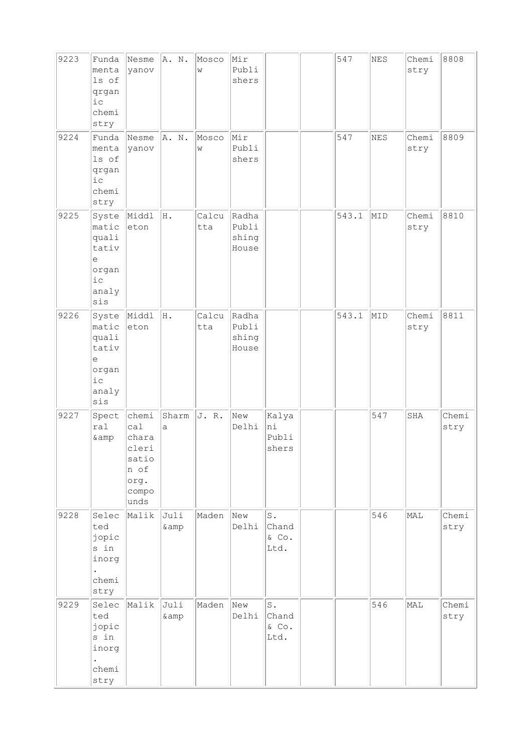| | | | | | | | | | | | |
|---|---|---|---|---|---|---|---|---|---|---|---|
| 9223 | Fundamentals of qrganic chemistry | Nesmeyanov | A. N. | Moscow | Mir Publishers | | | 547 | NES | Chemistry | 8808 |
| 9224 | Fundamentals of qrganic chemistry | Nesmeyanov | A. N. | Moscow | Mir Publishers | | | 547 | NES | Chemistry | 8809 |
| 9225 | Systematic qualitative organic analysis | Middleton | H. | Calcutta | Radha Publishing House | | | 543.1 | MID | Chemistry | 8810 |
| 9226 | Systematic qualitative organic analysis | Middleton | H. | Calcutta | Radha Publishing House | | | 543.1 | MID | Chemistry | 8811 |
| 9227 | Spectral &amp | chemical chareclerisation of org. compounds | Sharma | J. R. | New Delhi | Kalyani Publishers | | | 547 | SHA | Chemistry |
| 9228 | Selected jopics in inorg. chemistry | Malik | Juli &amp | Maden | New Delhi | S. Chand & Co. Ltd. | | | 546 | MAL | Chemistry |
| 9229 | Selected jopics in inorg. chemistry | Malik | Juli &amp | Maden | New Delhi | S. Chand & Co. Ltd. | | | 546 | MAL | Chemistry |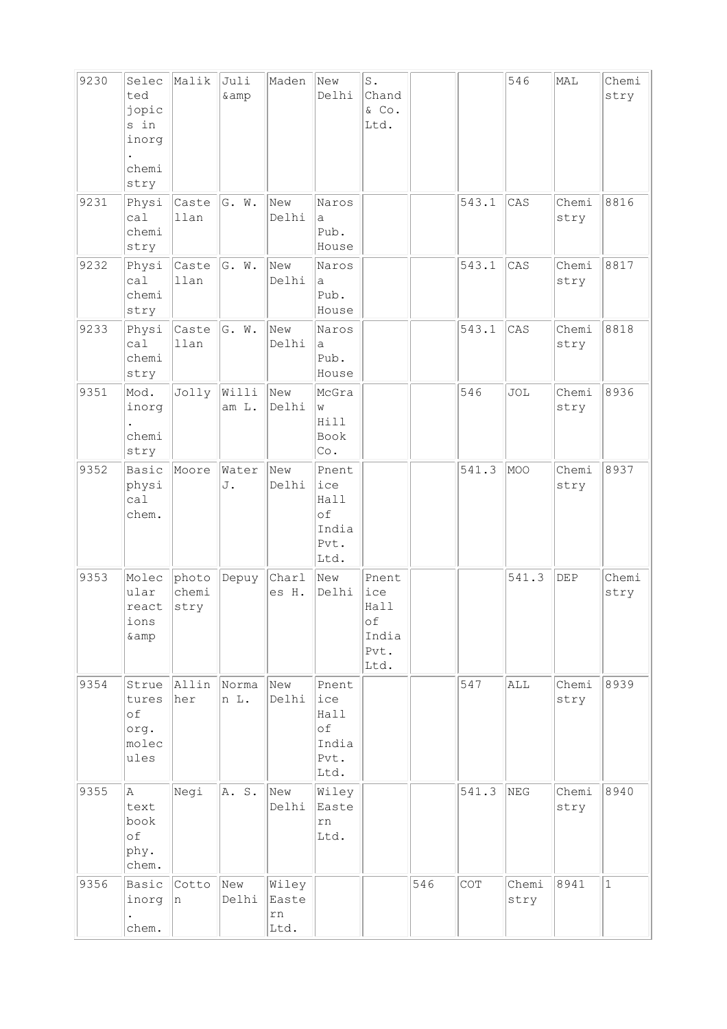| 9230 | Selected jopics in inorg. chemistry | Malik | Juli &amp | Maden | New Delhi | S. Chand & Co. Ltd. | | | 546 | MAL | Chemistry |
|---|---|---|---|---|---|---|---|---|---|---|---|
| 9231 | Physical chemistry | Castellan | G. W. | New Delhi | Narosa Pub. House | | | 543.1 | CAS | Chemistry | 8816 |
| 9232 | Physical chemistry | Castellan | G. W. | New Delhi | Narosa Pub. House | | | 543.1 | CAS | Chemistry | 8817 |
| 9233 | Physical chemistry | Castellan | G. W. | New Delhi | Narosa Pub. House | | | 543.1 | CAS | Chemistry | 8818 |
| 9351 | Mod. inorg. chemistry | Jolly | William L. | New Delhi | McGraw Hill Book Co. | | | 546 | JOL | Chemistry | 8936 |
| 9352 | Basic physical chem. | Moore | Water J. | New Delhi | Pnentice Hall of India Pvt. Ltd. | | | 541.3 | MOO | Chemistry | 8937 |
| 9353 | Molecular reactions &amp | photochemistry | Depuy | Charles H. | New Delhi | Pnentice Hall of India Pvt. Ltd. | | | 541.3 | DEP | Chemistry |
| 9354 | Struetures of org. molecules | Allinher | Norman L. | New Delhi | Pnentice Hall of India Pvt. Ltd. | | | 547 | ALL | Chemistry | 8939 |
| 9355 | A text book of phy. chem. | Negi | A. S. | New Delhi | Wiley Eastern Ltd. | | | 541.3 | NEG | Chemistry | 8940 |
| 9356 | Basic inorg. chem. | Cotton | New Delhi | Wiley Eastern Ltd. | | | 546 | COT | Chemistry | 8941 | 1 |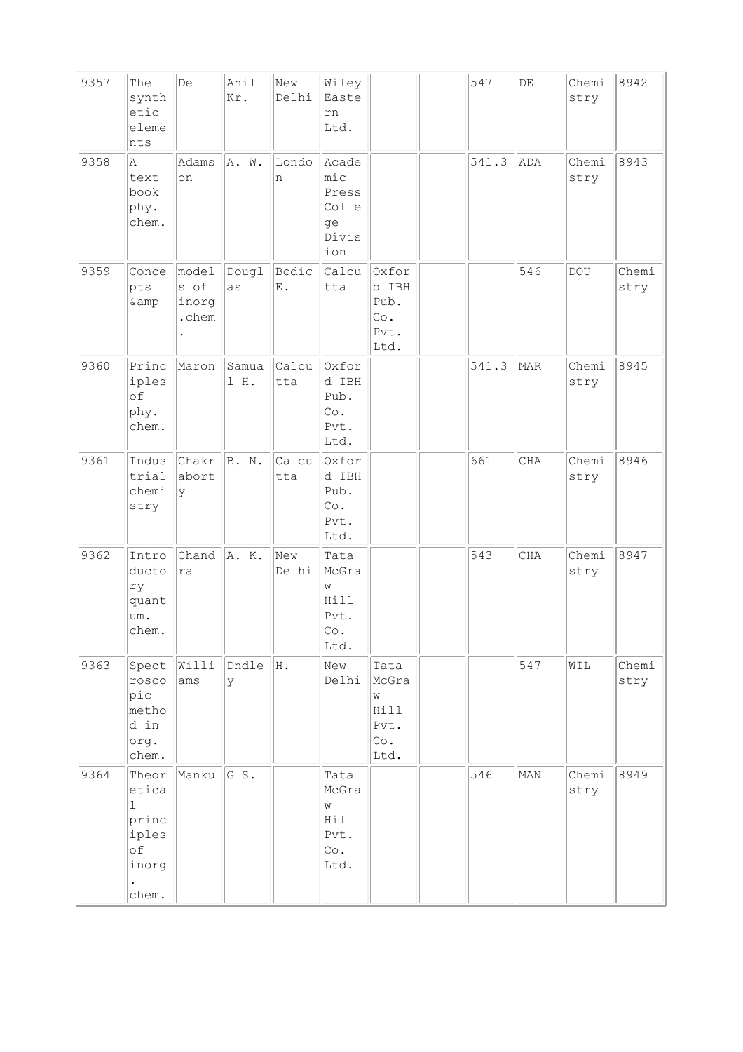| | | | | | | | | | | | |
|---|---|---|---|---|---|---|---|---|---|---|---|
| 9357 | The synthetic elements | De | Anil Kr. | New Delhi | Wiley Eastern Ltd. | | | 547 | DE | Chemistry | 8942 |
| 9358 | A text book phy. chem. | Adamson | A. W. | London | Academic Press College Division | | | 541.3 | ADA | Chemistry | 8943 |
| 9359 | Concepts &amp | models of inorg.chem. | Douglas | Bodic E. | Calcutta | Oxford IBH Pub. Co. Pvt. Ltd. | | | 546 | DOU | Chemistry |
| 9360 | Principles of phy. chem. | Maron | Samuel H. | Calcutta | Oxford IBH Pub. Co. Pvt. Ltd. | | | 541.3 | MAR | Chemistry | 8945 |
| 9361 | Industrial chemistry | Chakraborty | B. N. | Calcutta | Oxford IBH Pub. Co. Pvt. Ltd. | | | 661 | CHA | Chemistry | 8946 |
| 9362 | Introductory quantum. chem. | Chandra | A. K. | New Delhi | Tata McGraw Hill Pvt. Co. Ltd. | | | 543 | CHA | Chemistry | 8947 |
| 9363 | Spectroscopic method in org. chem. | Williams | Dndley | H. | New Delhi | Tata McGraw Hill Pvt. Co. Ltd. | | | 547 | WIL | Chemistry |
| 9364 | Theoretical principles of inorg. chem. | Manku | G S. | | Tata McGraw Hill Pvt. Co. Ltd. | | | 546 | MAN | Chemistry | 8949 |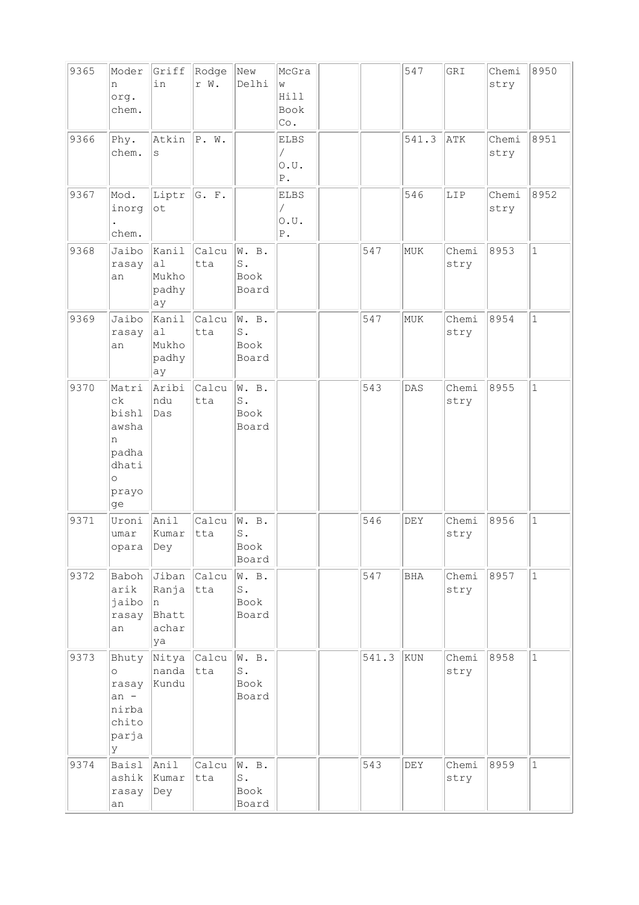| | | | | | | | | | | | |
|---|---|---|---|---|---|---|---|---|---|---|---|
| 9365 | Modern org. chem. | Griffin | Rodger W. | New Delhi | McGraw Hill Book Co. | | | 547 | GRI | Chemistry | 8950 |
| 9366 | Phy. chem. | Atkins | P. W. | | ELBS / O.U.P. | | | 541.3 | ATK | Chemistry | 8951 |
| 9367 | Mod. inorg. chem. | Liptrot | G. F. | | ELBS / O.U.P. | | | 546 | LIP | Chemistry | 8952 |
| 9368 | Jaiborasayan | Kanilal Mukhopadhyay | Calcutta | W. B. S. Book Board | | | 547 | MUK | Chemistry | 8953 | 1 |
| 9369 | Jaiborasayan | Kanilal Mukhopadhyay | Calcutta | W. B. S. Book Board | | | 547 | MUK | Chemistry | 8954 | 1 |
| 9370 | Matrick bishlawshan padhadhatio prayoge | Aribindu Das | Calcutta | W. B. S. Book Board | | | 543 | DAS | Chemistry | 8955 | 1 |
| 9371 | Uroniumar opara | Anil Kumar Dey | Calcutta | W. B. S. Book Board | | | 546 | DEY | Chemistry | 8956 | 1 |
| 9372 | Baboharik jaiborasayan | Jiban Ranjan Bhattacharya | Calcutta | W. B. S. Book Board | | | 547 | BHA | Chemistry | 8957 | 1 |
| 9373 | Bhutyo rasayan - nirbachito parjay | Nityananda Kundu | Calcutta | W. B. S. Book Board | | | 541.3 | KUN | Chemistry | 8958 | 1 |
| 9374 | Baislashik rasayan | Anil Kumar Dey | Calcutta | W. B. S. Book Board | | | 543 | DEY | Chemistry | 8959 | 1 |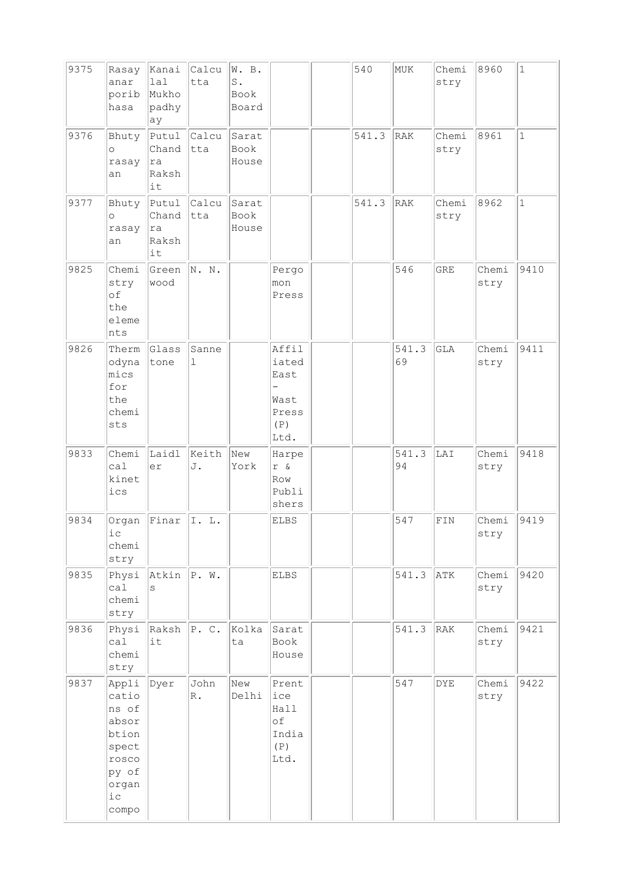| 9375 | Rasayanar porib hasa | Kanailal Mukhopadhyay | Calcutta | W. B. S. Book Board | | | 540 | MUK | Chemistry | 8960 | 1 |
|---|---|---|---|---|---|---|---|---|---|---|---|
| 9376 | Bhutyo rasayan | Putul Chandra Rakshit | Calcutta | Sarat Book House | | | 541.3 | RAK | Chemistry | 8961 | 1 |
| 9377 | Bhutyo rasayan | Putul Chandra Rakshit | Calcutta | Sarat Book House | | | 541.3 | RAK | Chemistry | 8962 | 1 |
| 9825 | Chemistry of the elements | Greenwood | N. N. | | Pergomon Press | | | 546 | GRE | Chemistry | 9410 |
| 9826 | Thermodynamics for the chemists | Glasstone | Sannel | | Affiliated East - Wast Press (P) Ltd. | | | 541.369 | GLA | Chemistry | 9411 |
| 9833 | Chemical kinetics | Laidler | Keith J. | New York | Harper & Row Publishers | | | 541.394 | LAI | Chemistry | 9418 |
| 9834 | Organic chemistry | Finar | I. L. | | ELBS | | | 547 | FIN | Chemistry | 9419 |
| 9835 | Physical chemistry | Atkins | P. W. | | ELBS | | | 541.3 | ATK | Chemistry | 9420 |
| 9836 | Physical chemistry | Rakshit | P. C. | Kolkata | Sarat Book House | | | 541.3 | RAK | Chemistry | 9421 |
| 9837 | Applications of absorbtion spectroscopy of organic compo | Dyer | John R. | New Delhi | Prentice Hall of India (P) Ltd. | | | 547 | DYE | Chemistry | 9422 |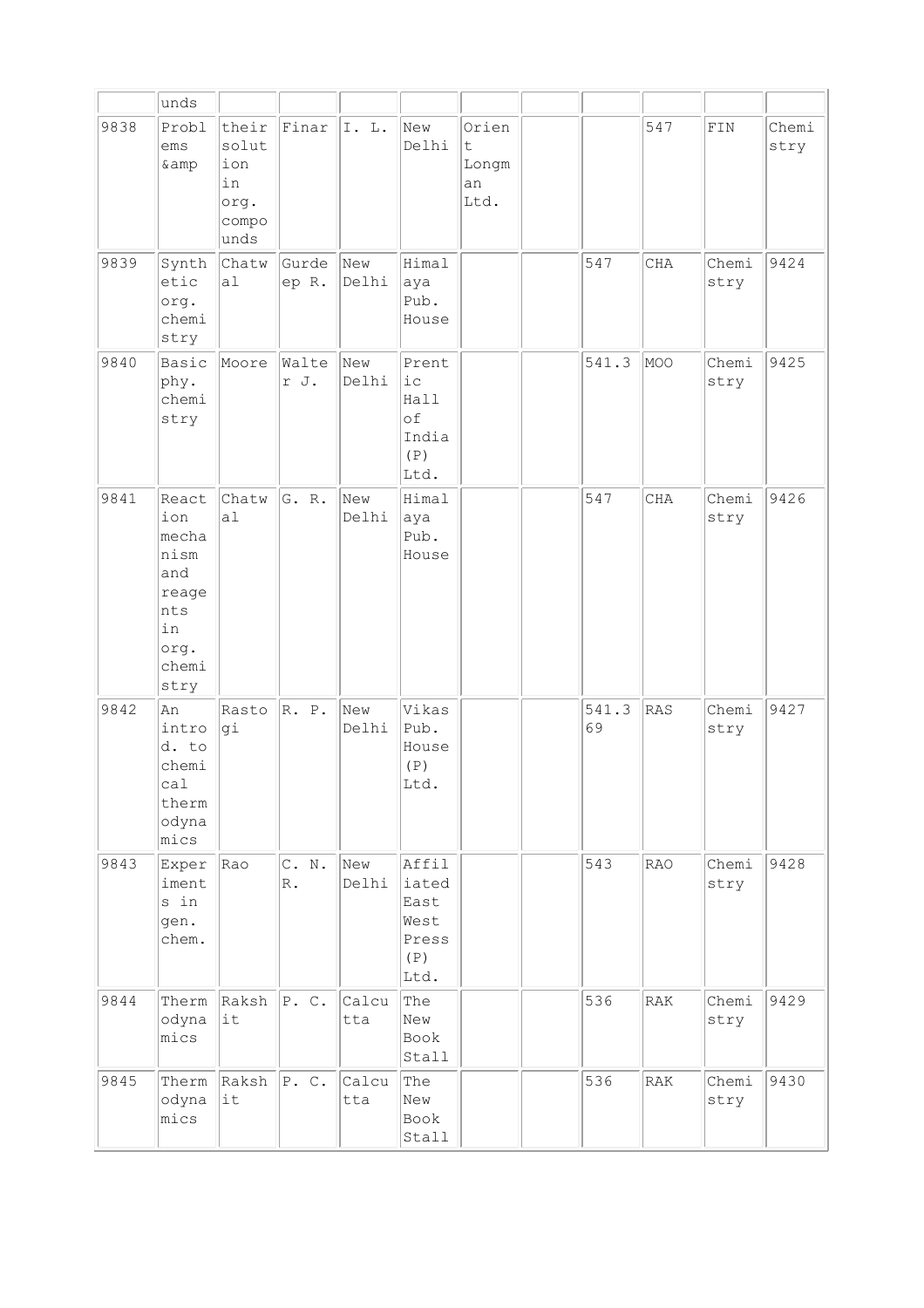| | | | | | | | | | | | |
|---|---|---|---|---|---|---|---|---|---|---|---|
| | unds | | | | | | | | | | |
| 9838 | Problems &amp | their solution in org. compounds | Finar | I. L. | New Delhi | Orient Longman Ltd. | | | 547 | FIN | Chemistry |
| 9839 | Synthetic org. chemistry | Chatwal | Gurdeep R. | New Delhi | Himalaya Pub. House | | | 547 | CHA | Chemistry | 9424 |
| 9840 | Basic phy. chemistry | Moore | Walter J. | New Delhi | Prentic Hall of India (P) Ltd. | | | 541.3 | MOO | Chemistry | 9425 |
| 9841 | Reaction mechanism and reagents in org. chemistry | Chatwal | G. R. | New Delhi | Himalaya Pub. House | | | 547 | CHA | Chemistry | 9426 |
| 9842 | An introd. to chemical thermodynamics | Rastogi | R. P. | New Delhi | Vikas Pub. House (P) Ltd. | | | 541.369 | RAS | Chemistry | 9427 |
| 9843 | Experiments in gen. chem. | Rao | C. N. R. | New Delhi | Affiliated East West Press (P) Ltd. | | | 543 | RAO | Chemistry | 9428 |
| 9844 | Thermodynamics | Rakshit | P. C. | Calcutta | The New Book Stall | | | 536 | RAK | Chemistry | 9429 |
| 9845 | Thermodynamics | Rakshit | P. C. | Calcutta | The New Book Stall | | | 536 | RAK | Chemistry | 9430 |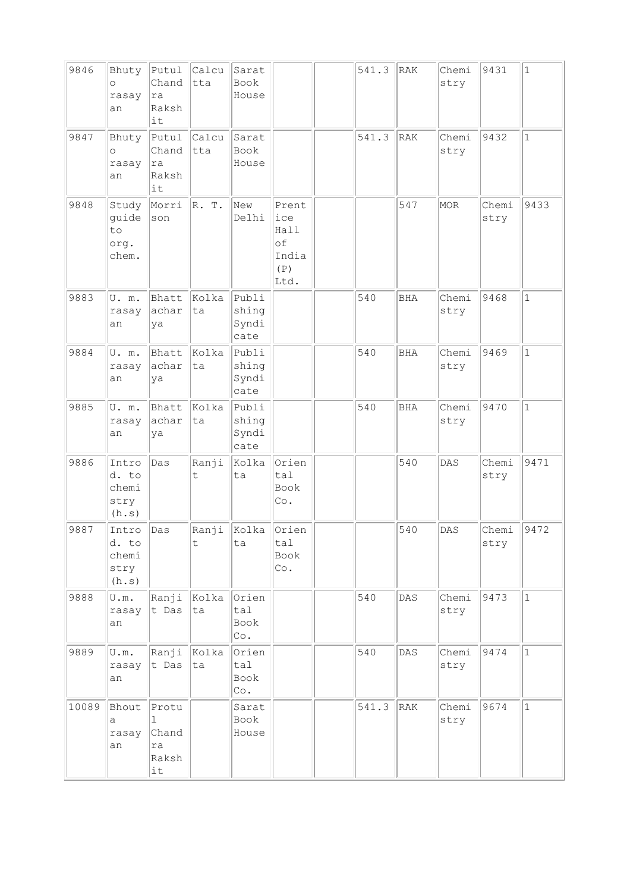| | | | | | | | | | | | |
|---|---|---|---|---|---|---|---|---|---|---|---|
| 9846 | Bhutyo rasayan | Putul Chandra Rakshit | Calcutta | Sarat Book House | | | 541.3 | RAK | Chemistry | 9431 | 1 |
| 9847 | Bhutyo rasayan | Putul Chandra Rakshit | Calcutta | Sarat Book House | | | 541.3 | RAK | Chemistry | 9432 | 1 |
| 9848 | Study guide to org. chem. | Morrison | R. T. | New Delhi | Prentice Hall of India (P) Ltd. | | | 547 | MOR | Chemistry | 9433 |
| 9883 | U. m. rasayan | Bhattacharya | Kolkata | Publishing Syndicate | | | 540 | BHA | Chemistry | 9468 | 1 |
| 9884 | U. m. rasayan | Bhattacharya | Kolkata | Publishing Syndicate | | | 540 | BHA | Chemistry | 9469 | 1 |
| 9885 | U. m. rasayan | Bhattacharya | Kolkata | Publishing Syndicate | | | 540 | BHA | Chemistry | 9470 | 1 |
| 9886 | Introd. to chemistry (h.s) | Das | Ranjit | Kolkata | Oriental Book Co. | | | 540 | DAS | Chemistry | 9471 |
| 9887 | Introd. to chemistry (h.s) | Das | Ranjit | Kolkata | Oriental Book Co. | | | 540 | DAS | Chemistry | 9472 |
| 9888 | U.m. rasayan | Ranjit Das | Kolkata | Oriental Book Co. | | | 540 | DAS | Chemistry | 9473 | 1 |
| 9889 | U.m. rasayan | Ranjit Das | Kolkata | Oriental Book Co. | | | 540 | DAS | Chemistry | 9474 | 1 |
| 10089 | Bhouta rasayan | Protul Chandra Rakshit | | Sarat Book House | | | 541.3 | RAK | Chemistry | 9674 | 1 |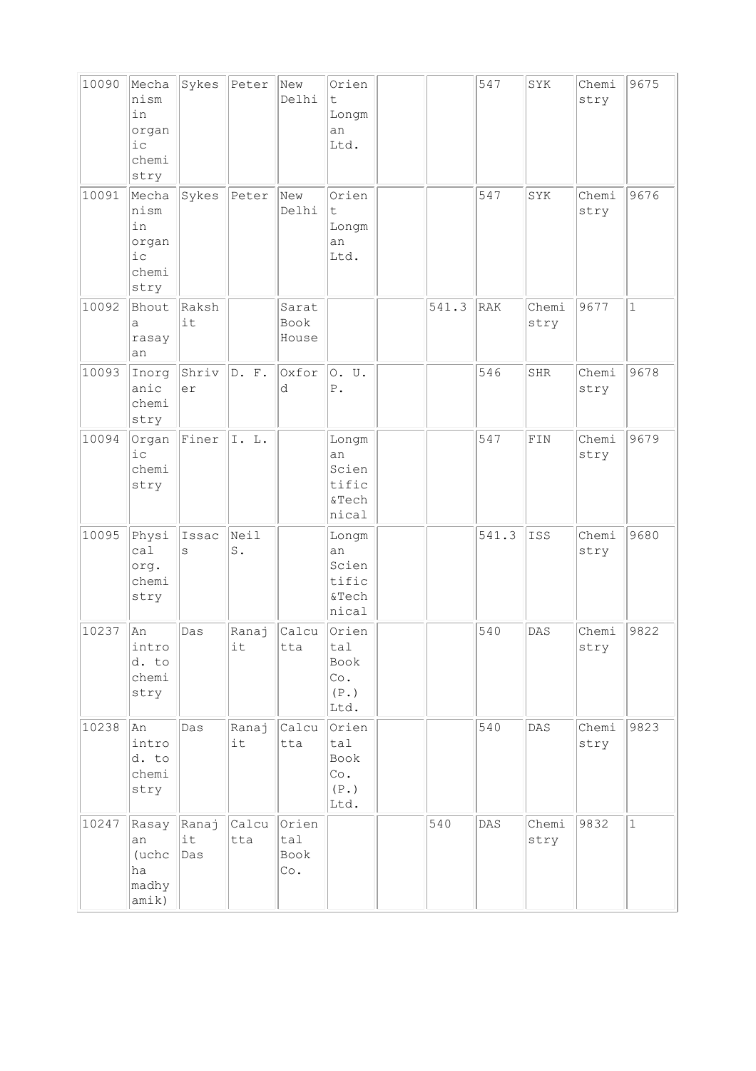| | | | | | | | | | | | |
|---|---|---|---|---|---|---|---|---|---|---|---|
| 10090 | Mechanism in organic chemistry | Sykes | Peter | New Delhi | Orient Longman Ltd. | | | 547 | SYK | Chemistry | 9675 |
| 10091 | Mechanism in organic chemistry | Sykes | Peter | New Delhi | Orient Longman Ltd. | | | 547 | SYK | Chemistry | 9676 |
| 10092 | Bhouta rasayan | Rakshit | | Sarat Book House | | | 541.3 | RAK | Chemistry | 9677 | 1 |
| 10093 | Inorganic chemistry | Shriver | D. F. | Oxford | O. U. P. | | | 546 | SHR | Chemistry | 9678 |
| 10094 | Organic chemistry | Finer | I. L. | | Longman Scientific &Technical | | | 547 | FIN | Chemistry | 9679 |
| 10095 | Physical org. chemistry | Issacs | Neil S. | | Longman Scientific &Technical | | | 541.3 | ISS | Chemistry | 9680 |
| 10237 | An introd. to chemistry | Das | Ranajit | Calcutta | Oriental Book Co. (P.) Ltd. | | | 540 | DAS | Chemistry | 9822 |
| 10238 | An introd. to chemistry | Das | Ranajit | Calcutta | Oriental Book Co. (P.) Ltd. | | | 540 | DAS | Chemistry | 9823 |
| 10247 | Rasayan (uchcha madhyamik) | Ranajit Das | Calcutta | Oriental Book Co. | | | 540 | DAS | Chemistry | 9832 | 1 |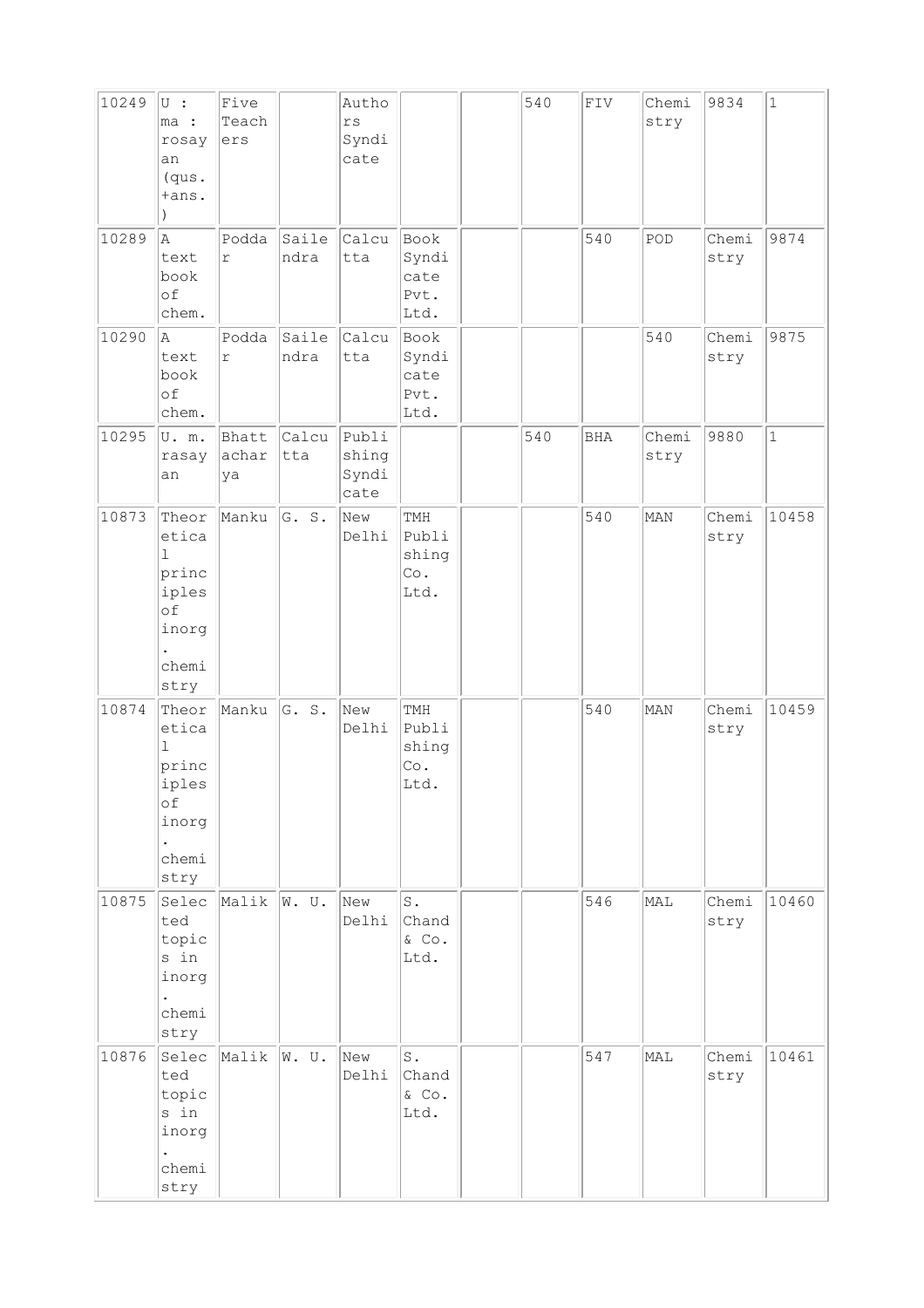| | | | | | | | | | | | |
|---|---|---|---|---|---|---|---|---|---|---|---|
| 10249 | U : ma : rosayan (qus. +ans. ) | Five Teachers | | Authors Syndicate | | | 540 | FIV | Chemistry | 9834 | 1 |
| 10289 | A text book of chem. | Poddar | Sailendra | Calcutta | Book Syndicate Pvt. Ltd. | | | 540 | POD | Chemistry | 9874 |
| 10290 | A text book of chem. | Poddar | Sailendra | Calcutta | Book Syndicate Pvt. Ltd. | | | | 540 | Chemistry | 9875 |
| 10295 | U. m. rasayan | Bhattacharya | Calcutta | Publishing Syndicate | | | 540 | BHA | Chemistry | 9880 | 1 |
| 10873 | Theoretical principles of inorg. chemistry | Manku | G. S. | New Delhi | TMH Publishing Co. Ltd. | | | 540 | MAN | Chemistry | 10458 |
| 10874 | Theoretical principles of inorg. chemistry | Manku | G. S. | New Delhi | TMH Publishing Co. Ltd. | | | 540 | MAN | Chemistry | 10459 |
| 10875 | Selected topics in inorg. chemistry | Malik | W. U. | New Delhi | S. Chand & Co. Ltd. | | | 546 | MAL | Chemistry | 10460 |
| 10876 | Selected topics in inorg. chemistry | Malik | W. U. | New Delhi | S. Chand & Co. Ltd. | | | 547 | MAL | Chemistry | 10461 |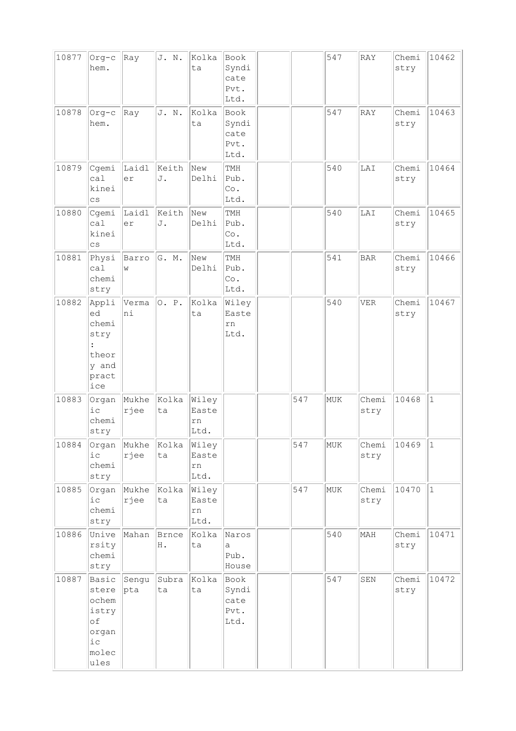| | | | | | | | | | | | |
|---|---|---|---|---|---|---|---|---|---|---|---|
| 10877 | Org-chem. | Ray | J. N. | Kolkata | Book Syndicate Pvt. Ltd. | | | 547 | RAY | Chemistry | 10462 |
| 10878 | Org-chem. | Ray | J. N. | Kolkata | Book Syndicate Pvt. Ltd. | | | 547 | RAY | Chemistry | 10463 |
| 10879 | Cgemical kineics | Laidler | Keith J. | New Delhi | TMH Pub. Co. Ltd. | | | 540 | LAI | Chemistry | 10464 |
| 10880 | Cgemical kineics | Laidler | Keith J. | New Delhi | TMH Pub. Co. Ltd. | | | 540 | LAI | Chemistry | 10465 |
| 10881 | Physical chemistry | Barrow | G. M. | New Delhi | TMH Pub. Co. Ltd. | | | 541 | BAR | Chemistry | 10466 |
| 10882 | Applied chemistry : theory and practice | Vermani | O. P. | Kolkata | Wiley Eastern Ltd. | | | 540 | VER | Chemistry | 10467 |
| 10883 | Organic chemistry | Mukherjee | Kolkata | Wiley Eastern Ltd. | | | 547 | MUK | Chemistry | 10468 | 1 |
| 10884 | Organic chemistry | Mukherjee | Kolkata | Wiley Eastern Ltd. | | | 547 | MUK | Chemistry | 10469 | 1 |
| 10885 | Organic chemistry | Mukherjee | Kolkata | Wiley Eastern Ltd. | | | 547 | MUK | Chemistry | 10470 | 1 |
| 10886 | University chemistry | Mahan | Brnce H. | Kolkata | Narosa Pub. House | | | 540 | MAH | Chemistry | 10471 |
| 10887 | Basic stereochemistry of organic molecules | Sengupta | Subrata | Kolkata | Book Syndicate Pvt. Ltd. | | | 547 | SEN | Chemistry | 10472 |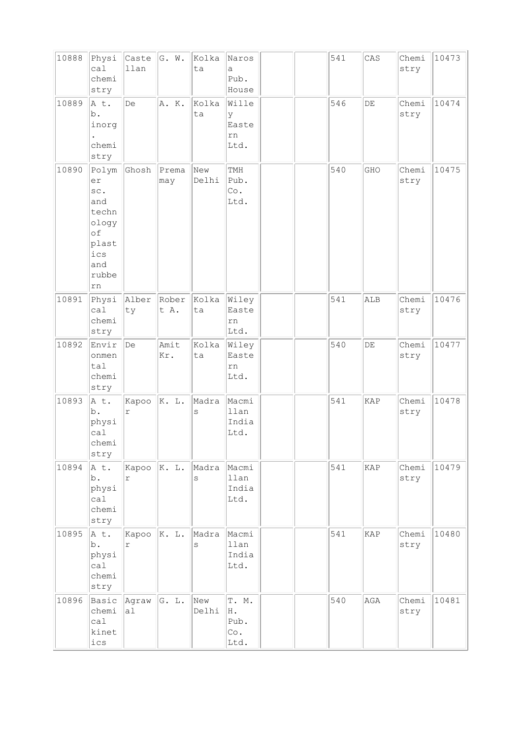| 10888 | Physical chemistry | Castellan | G. W. | Kolkata | Narosa Pub. House | | | 541 | CAS | Chemistry | 10473 |
|---|---|---|---|---|---|---|---|---|---|---|---|
| 10889 | A t. b. inorg. chemistry | De | A. K. | Kolkata | Willey Eastern Ltd. | | | 546 | DE | Chemistry | 10474 |
| 10890 | Polymer sc. and technology of plastics and rubbern | Ghosh | Premamay | New Delhi | TMH Pub. Co. Ltd. | | | 540 | GHO | Chemistry | 10475 |
| 10891 | Physical chemistry | Alberty | Robert A. | Kolkata | Wiley Eastern Ltd. | | | 541 | ALB | Chemistry | 10476 |
| 10892 | Environmental chemistry | De | Amit Kr. | Kolkata | Wiley Eastern Ltd. | | | 540 | DE | Chemistry | 10477 |
| 10893 | A t. b. physical chemistry | Kapoor | K. L. | Madras | Macmillan India Ltd. | | | 541 | KAP | Chemistry | 10478 |
| 10894 | A t. b. physical chemistry | Kapoor | K. L. | Madras | Macmillan India Ltd. | | | 541 | KAP | Chemistry | 10479 |
| 10895 | A t. b. physical chemistry | Kapoor | K. L. | Madras | Macmillan India Ltd. | | | 541 | KAP | Chemistry | 10480 |
| 10896 | Basic chemical kinetics | Agrawal | G. L. | New Delhi | T. M. H. Pub. Co. Ltd. | | | 540 | AGA | Chemistry | 10481 |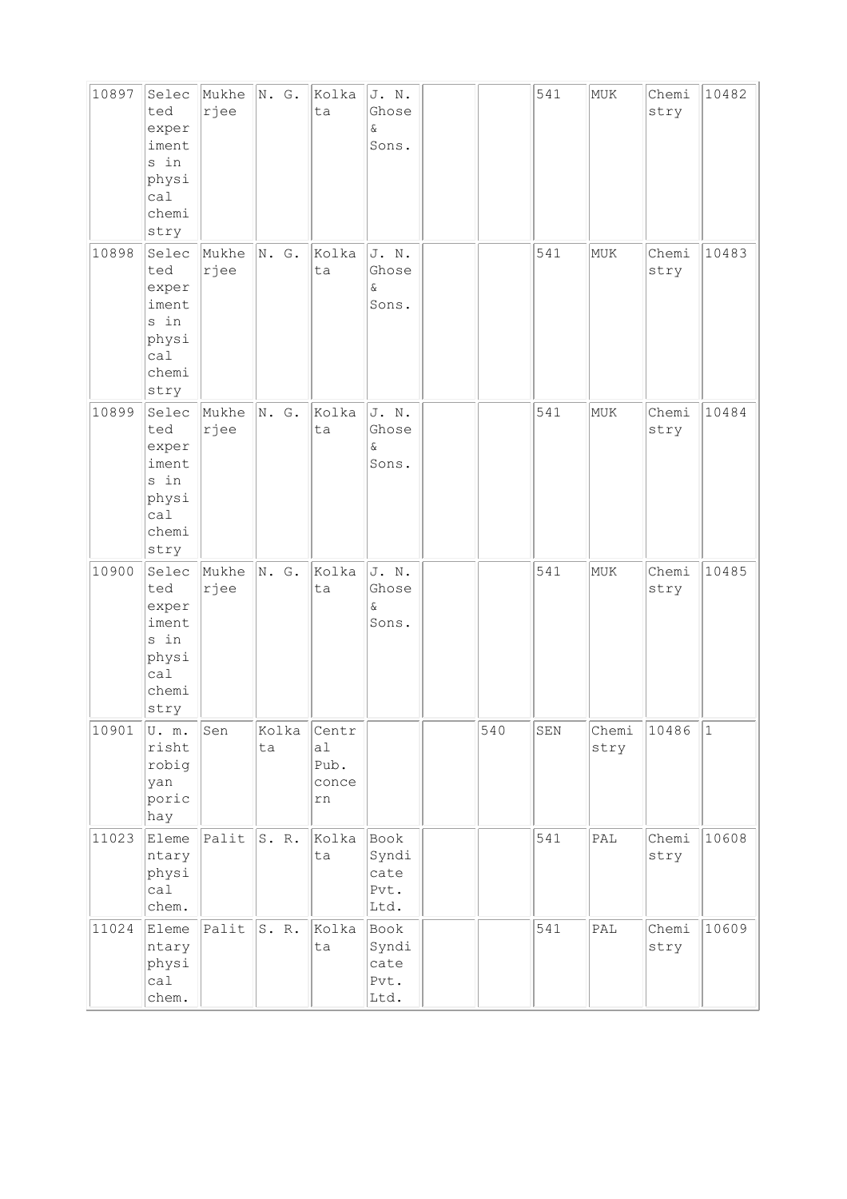| 10897 | Selected experiments in physical chemistry | Mukherjee | N. G. | Kolkata | J. N. Ghose & Sons. | | | 541 | MUK | Chemistry | 10482 |
|---|---|---|---|---|---|---|---|---|---|---|---|
| 10898 | Selected experiments in physical chemistry | Mukherjee | N. G. | Kolkata | J. N. Ghose & Sons. | | | 541 | MUK | Chemistry | 10483 |
| 10899 | Selected experiments in physical chemistry | Mukherjee | N. G. | Kolkata | J. N. Ghose & Sons. | | | 541 | MUK | Chemistry | 10484 |
| 10900 | Selected experiments in physical chemistry | Mukherjee | N. G. | Kolkata | J. N. Ghose & Sons. | | | 541 | MUK | Chemistry | 10485 |
| 10901 | U. m. rishtrobigyan porichay | Sen | Kolkata | Central Pub. concern | | | 540 | SEN | Chemistry | 10486 | 1 |
| 11023 | Elementary physical chem. | Palit | S. R. | Kolkata | Book Syndicate Pvt. Ltd. | | | 541 | PAL | Chemistry | 10608 |
| 11024 | Elementary physical chem. | Palit | S. R. | Kolkata | Book Syndicate Pvt. Ltd. | | | 541 | PAL | Chemistry | 10609 |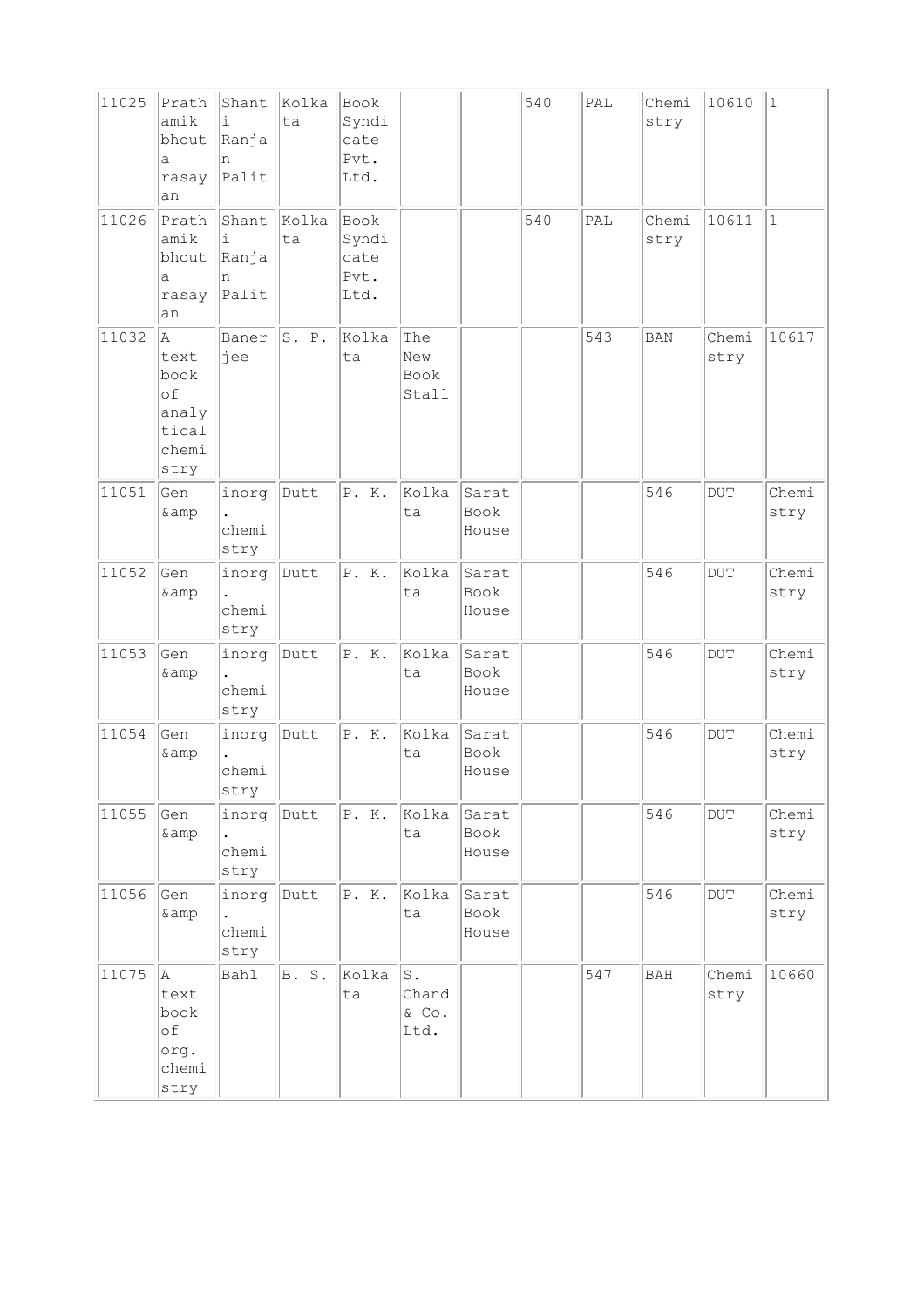| 11025 | Prathamik bhouta rasayan | Shanti Ranjan Palit | Kolkata | Book Syndicate Pvt. Ltd. | | | 540 | PAL | Chemistry | 10610 | 1 |
|---|---|---|---|---|---|---|---|---|---|---|---|
| 11026 | Prathamik bhouta rasayan | Shanti Ranjan Palit | Kolkata | Book Syndicate Pvt. Ltd. | | | 540 | PAL | Chemistry | 10611 | 1 |
| 11032 | A text book of analytical chemistry | Banerjee | S. P. | Kolkata | The New Book Stall | | | 543 | BAN | Chemistry | 10617 |
| 11051 | Gen &amp | inorg. chemistry | Dutt | P. K. | Kolkata | Sarat Book House | | | 546 | DUT | Chemistry |
| 11052 | Gen &amp | inorg. chemistry | Dutt | P. K. | Kolkata | Sarat Book House | | | 546 | DUT | Chemistry |
| 11053 | Gen &amp | inorg. chemistry | Dutt | P. K. | Kolkata | Sarat Book House | | | 546 | DUT | Chemistry |
| 11054 | Gen &amp | inorg. chemistry | Dutt | P. K. | Kolkata | Sarat Book House | | | 546 | DUT | Chemistry |
| 11055 | Gen &amp | inorg. chemistry | Dutt | P. K. | Kolkata | Sarat Book House | | | 546 | DUT | Chemistry |
| 11056 | Gen &amp | inorg. chemistry | Dutt | P. K. | Kolkata | Sarat Book House | | | 546 | DUT | Chemistry |
| 11075 | A text book of org. chemistry | Bahl | B. S. | Kolkata | S. Chand & Co. Ltd. | | | 547 | BAH | Chemistry | 10660 |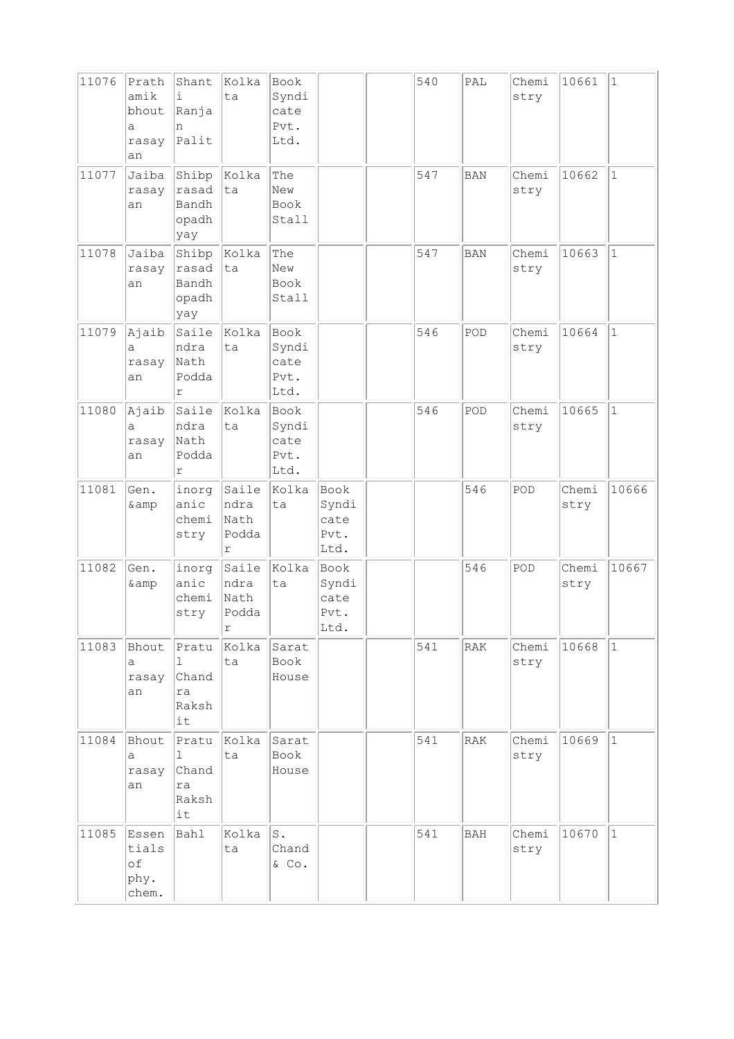| 11076 | Prathamik bhouta rasayan | Shanti Ranjan Palit | Kolkata | Book Syndicate Pvt. Ltd. | | | 540 | PAL | Chemistry | 10661 | 1 |
|---|---|---|---|---|---|---|---|---|---|---|---|
| 11077 | Jaiba rasayan | Shibprasad Bandhopadhyay | Kolkata | The New Book Stall | | | 547 | BAN | Chemistry | 10662 | 1 |
| 11078 | Jaiba rasayan | Shibprasad Bandhopadhyay | Kolkata | The New Book Stall | | | 547 | BAN | Chemistry | 10663 | 1 |
| 11079 | Ajaiba rasayan | Sailendra Nath Poddar | Kolkata | Book Syndicate Pvt. Ltd. | | | 546 | POD | Chemistry | 10664 | 1 |
| 11080 | Ajaiba rasayan | Sailendra Nath Poddar | Kolkata | Book Syndicate Pvt. Ltd. | | | 546 | POD | Chemistry | 10665 | 1 |
| 11081 | Gen. &amp | inorganic chemistry | Sailendra Nath Poddar | Kolkata | Book Syndicate Pvt. Ltd. | | | 546 | POD | Chemistry | 10666 |
| 11082 | Gen. &amp | inorganic chemistry | Sailendra Nath Poddar | Kolkata | Book Syndicate Pvt. Ltd. | | | 546 | POD | Chemistry | 10667 |
| 11083 | Bhouta rasayan | Pratul Chandra Rakshit | Kolkata | Sarat Book House | | | 541 | RAK | Chemistry | 10668 | 1 |
| 11084 | Bhouta rasayan | Pratul Chandra Rakshit | Kolkata | Sarat Book House | | | 541 | RAK | Chemistry | 10669 | 1 |
| 11085 | Essentials of phy. chem. | Bahl | Kolkata | S. Chand & Co. | | | 541 | BAH | Chemistry | 10670 | 1 |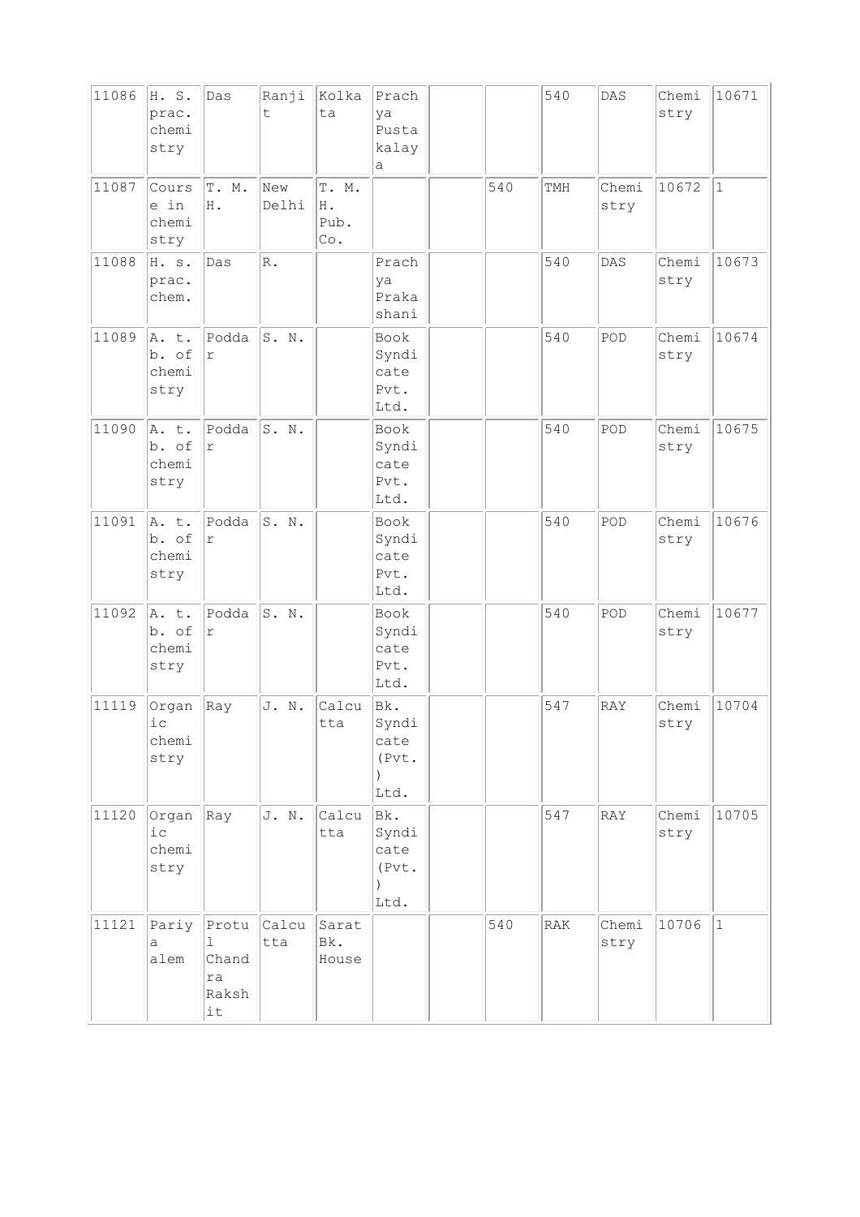| | | | | | | | | | | | |
|---|---|---|---|---|---|---|---|---|---|---|---|
| 11086 | H. S. prac. chemistry | Das | Ranjit | Kolkata | Prachya Pustakalaya | | | 540 | DAS | Chemistry | 10671 |
| 11087 | Course in chemistry | T. M. H. | New Delhi | T. M. H. Pub. Co. | | | 540 | TMH | Chemistry | 10672 | 1 |
| 11088 | H. s. prac. chem. | Das | R. | | Prachya Prakashani | | | 540 | DAS | Chemistry | 10673 |
| 11089 | A. t. b. of chemistry | Poddar | S. N. | | Book Syndicate Pvt. Ltd. | | | 540 | POD | Chemistry | 10674 |
| 11090 | A. t. b. of chemistry | Poddar | S. N. | | Book Syndicate Pvt. Ltd. | | | 540 | POD | Chemistry | 10675 |
| 11091 | A. t. b. of chemistry | Poddar | S. N. | | Book Syndicate Pvt. Ltd. | | | 540 | POD | Chemistry | 10676 |
| 11092 | A. t. b. of chemistry | Poddar | S. N. | | Book Syndicate Pvt. Ltd. | | | 540 | POD | Chemistry | 10677 |
| 11119 | Organic chemistry | Ray | J. N. | Calcutta | Bk. Syndicate (Pvt.) Ltd. | | | 547 | RAY | Chemistry | 10704 |
| 11120 | Organic chemistry | Ray | J. N. | Calcutta | Bk. Syndicate (Pvt.) Ltd. | | | 547 | RAY | Chemistry | 10705 |
| 11121 | Pariya alem | Protul Chandra Rakshit | Calcutta | Sarat Bk. House | | | 540 | RAK | Chemistry | 10706 | 1 |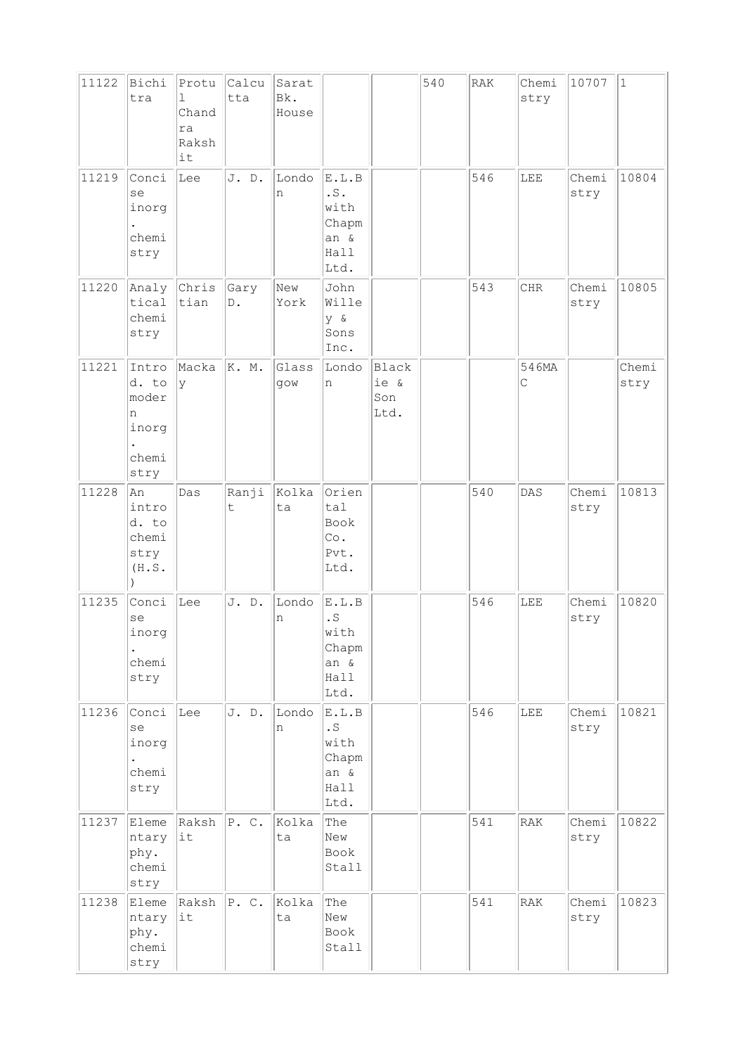| | | | | | | | | | | | |
|---|---|---|---|---|---|---|---|---|---|---|---|
| 11122 | Bichitra | Protul Chandra Rakshit | Calcutta | Sarat Bk. House | | | 540 | RAK | Chemistry | 10707 | 1 |
| 11219 | Concise inorg. chemistry | Lee | J. D. | London | E.L.B.S. with Chapman & Hall Ltd. | | | 546 | LEE | Chemistry | 10804 |
| 11220 | Analytical chemistry | Christian | Gary D. | New York | John Willey & Sons Inc. | | | 543 | CHR | Chemistry | 10805 |
| 11221 | Introd. to modern inorg. chemistry | Mackay | K. M. | Glassgow | London | Blackie & Son Ltd. | | | 546MAC | | Chemistry |
| 11228 | An introd. to chemistry (H.S.) | Das | Ranjit | Kolkata | Oriental Book Co. Pvt. Ltd. | | | 540 | DAS | Chemistry | 10813 |
| 11235 | Concise inorg. chemistry | Lee | J. D. | London | E.L.B.S with Chapman & Hall Ltd. | | | 546 | LEE | Chemistry | 10820 |
| 11236 | Concise inorg. chemistry | Lee | J. D. | London | E.L.B.S with Chapman & Hall Ltd. | | | 546 | LEE | Chemistry | 10821 |
| 11237 | Elementary phy. chemistry | Rakshit | P. C. | Kolkata | The New Book Stall | | | 541 | RAK | Chemistry | 10822 |
| 11238 | Elementary phy. chemistry | Rakshit | P. C. | Kolkata | The New Book Stall | | | 541 | RAK | Chemistry | 10823 |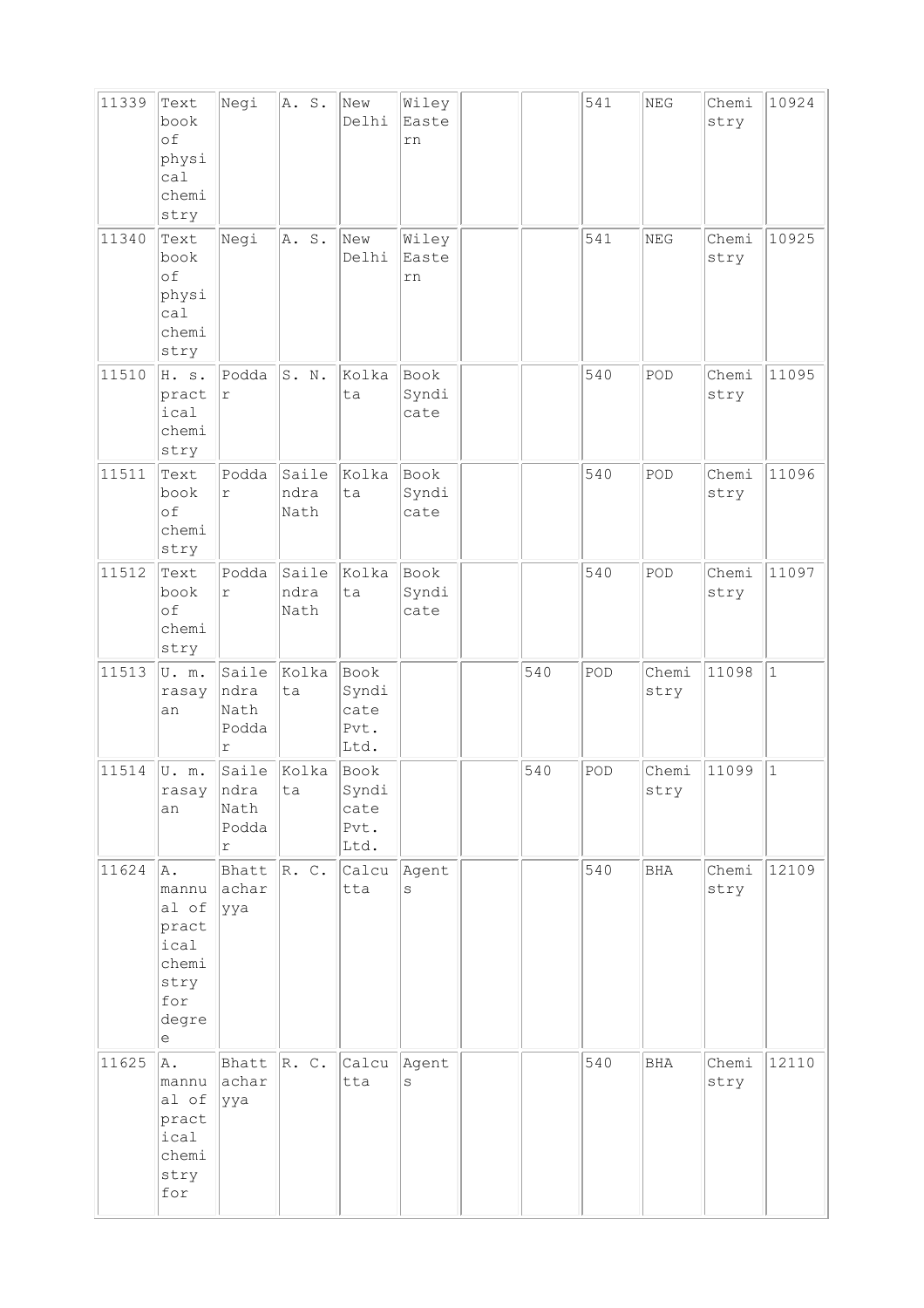| | | | | | | | | | | | |
|---|---|---|---|---|---|---|---|---|---|---|---|
| 11339 | Text book of physical chemistry | Negi | A. S. | New Delhi | Wiley Eastern | | | 541 | NEG | Chemistry | 10924 |
| 11340 | Text book of physical chemistry | Negi | A. S. | New Delhi | Wiley Eastern | | | 541 | NEG | Chemistry | 10925 |
| 11510 | H. s. practical chemistry | Poddar | S. N. | Kolkata | Book Syndicate | | | 540 | POD | Chemistry | 11095 |
| 11511 | Text book of chemistry | Poddar | Sailendra Nath | Kolkata | Book Syndicate | | | 540 | POD | Chemistry | 11096 |
| 11512 | Text book of chemistry | Poddar | Sailendra Nath | Kolkata | Book Syndicate | | | 540 | POD | Chemistry | 11097 |
| 11513 | U. m. rasayan | Sailendra Nath Poddar | Kolkata | Book Syndicate Pvt. Ltd. | | | 540 | POD | Chemistry | 11098 | 1 |
| 11514 | U. m. rasayan | Sailendra Nath Poddar | Kolkata | Book Syndicate Pvt. Ltd. | | | 540 | POD | Chemistry | 11099 | 1 |
| 11624 | A. mannual of practical chemistry for degree | Bhattacharyya | R. C. | Calcutta | Agents | | | 540 | BHA | Chemistry | 12109 |
| 11625 | A. mannual of practical chemistry for | Bhattacharyya | R. C. | Calcutta | Agents | | | 540 | BHA | Chemistry | 12110 |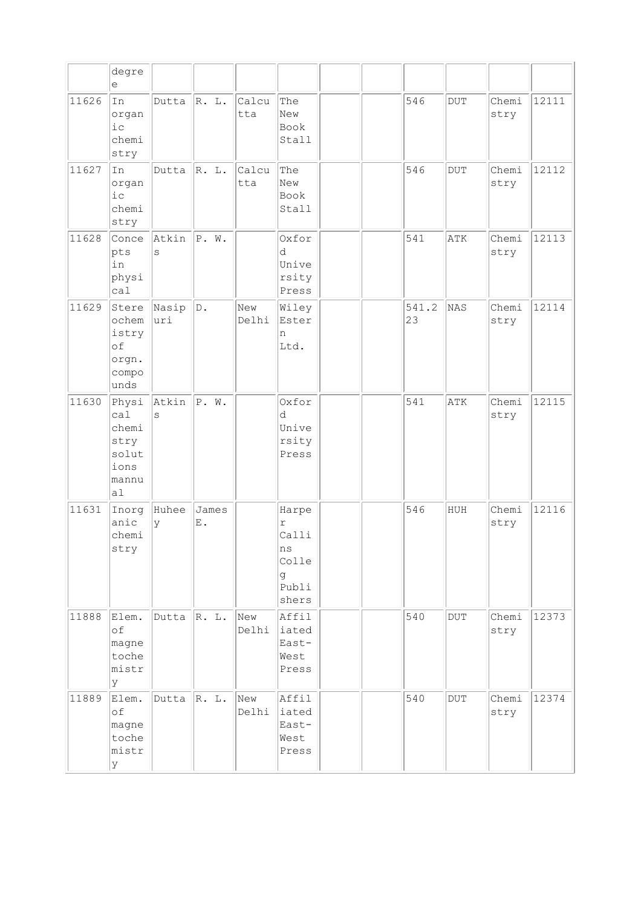| | degree | | | | | | | | | | |
|---|---|---|---|---|---|---|---|---|---|---|---|
| 11626 | In organic chemistry | Dutta | R. L. | Calcutta | The New Book Stall | | | 546 | DUT | Chemistry | 12111 |
| 11627 | In organic chemistry | Dutta | R. L. | Calcutta | The New Book Stall | | | 546 | DUT | Chemistry | 12112 |
| 11628 | Concepts in physical | Atkins | P. W. | | Oxford University Press | | | 541 | ATK | Chemistry | 12113 |
| 11629 | Stereochemistry of orgn. compounds | Nasipuri | D. | New Delhi | Wiley Estern Ltd. | | | 541.223 | NAS | Chemistry | 12114 |
| 11630 | Physical chemistry solutions mannual | Atkins | P. W. | | Oxford University Press | | | 541 | ATK | Chemistry | 12115 |
| 11631 | Inorganic chemistry | Huheey | James E. | | Harper Callins Colleg Publishers | | | 546 | HUH | Chemistry | 12116 |
| 11888 | Elem. of magnetochemistry | Dutta | R. L. | New Delhi | Affiliated East-West Press | | | 540 | DUT | Chemistry | 12373 |
| 11889 | Elem. of magnetochemistry | Dutta | R. L. | New Delhi | Affiliated East-West Press | | | 540 | DUT | Chemistry | 12374 |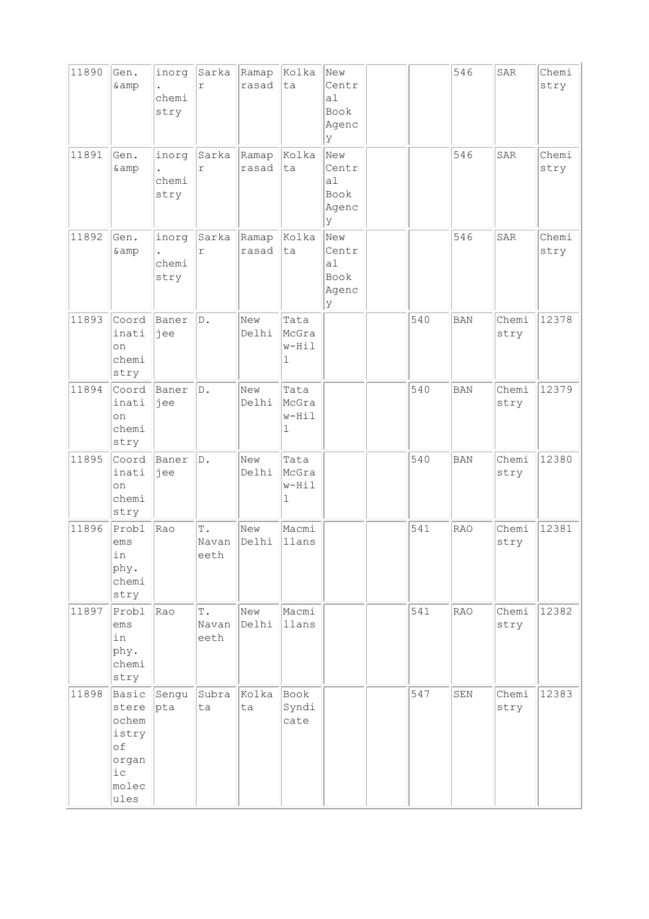| | | | | | | | | | | | |
|---|---|---|---|---|---|---|---|---|---|---|---|
| 11890 | Gen. &amp | inorg. chemistry | Sarkar | Ramaprasad | Kolkata | New Central Book Agency | | | 546 | SAR | Chemistry |
| 11891 | Gen. &amp | inorg. chemistry | Sarkar | Ramaprasad | Kolkata | New Central Book Agency | | | 546 | SAR | Chemistry |
| 11892 | Gen. &amp | inorg. chemistry | Sarkar | Ramaprasad | Kolkata | New Central Book Agency | | | 546 | SAR | Chemistry |
| 11893 | Coordination chemistry | Banerjee | D. | New Delhi | Tata McGraw-Hill | | | 540 | BAN | Chemistry | 12378 |
| 11894 | Coordination chemistry | Banerjee | D. | New Delhi | Tata McGraw-Hill | | | 540 | BAN | Chemistry | 12379 |
| 11895 | Coordination chemistry | Banerjee | D. | New Delhi | Tata McGraw-Hill | | | 540 | BAN | Chemistry | 12380 |
| 11896 | Problems in phy. chemistry | Rao | T. Navaneeth | New Delhi | Macmillans | | | 541 | RAO | Chemistry | 12381 |
| 11897 | Problems in phy. chemistry | Rao | T. Navaneeth | New Delhi | Macmillans | | | 541 | RAO | Chemistry | 12382 |
| 11898 | Basic stereochemistry of organic molecules | Sengupta | Subrata | Kolkata | Book Syndicate | | | 547 | SEN | Chemistry | 12383 |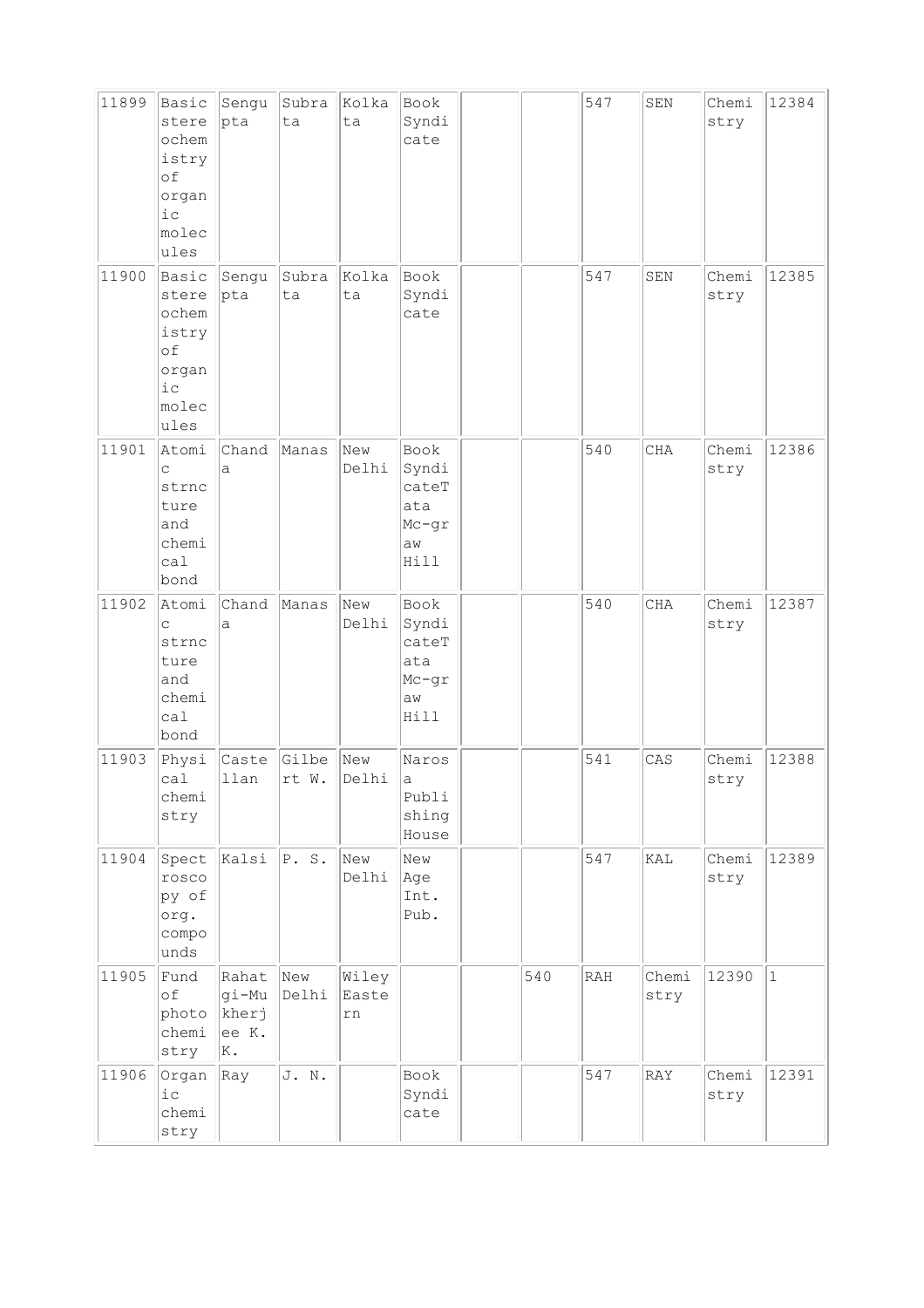| | | | | | | | | | | | |
|---|---|---|---|---|---|---|---|---|---|---|---|
| 11899 | Basic stereochemistry of organic molecules | Sengupta | Subrata | Kolkata | Book Syndicate | | | 547 | SEN | Chemistry | 12384 |
| 11900 | Basic stereochemistry of organic molecules | Sengupta | Subrata | Kolkata | Book Syndicate | | | 547 | SEN | Chemistry | 12385 |
| 11901 | Atomic strncture and chemical bond | Chanda | Manas | New Delhi | Book SyndicateTata Mc-graw Hill | | | 540 | CHA | Chemistry | 12386 |
| 11902 | Atomic strncture and chemical bond | Chanda | Manas | New Delhi | Book SyndicateTata Mc-graw Hill | | | 540 | CHA | Chemistry | 12387 |
| 11903 | Physical chemistry | Castellan | Gilbert W. | New Delhi | Narosa Publishing House | | | 541 | CAS | Chemistry | 12388 |
| 11904 | Spectroscopy of org. compounds | Kalsi | P. S. | New Delhi | New Age Int. Pub. | | | 547 | KAL | Chemistry | 12389 |
| 11905 | Fund of photochemistry | Rahatgi-Mukherjee K.K. | New Delhi | Wiley Eastern | | | 540 | RAH | Chemistry | 12390 | 1 |
| 11906 | Organic chemistry | Ray | J. N. | | Book Syndicate | | | 547 | RAY | Chemistry | 12391 |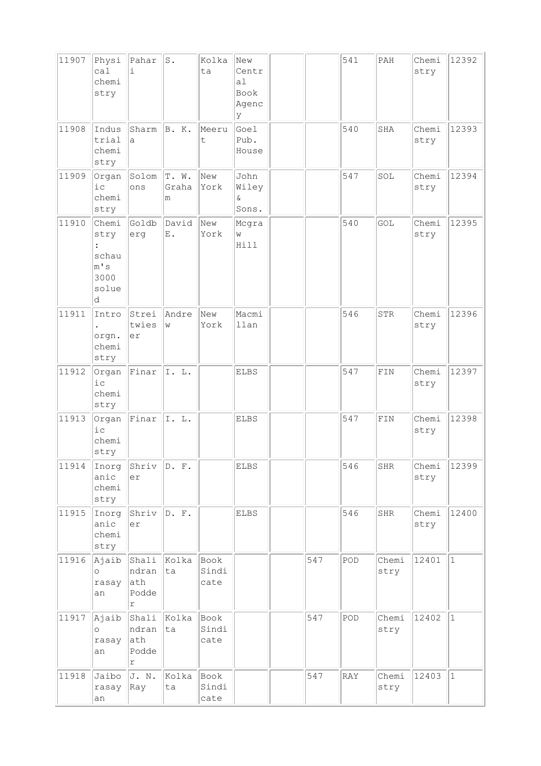| | | | | | | | | | | | |
|---|---|---|---|---|---|---|---|---|---|---|---|
| 11907 | Physical chemistry | Pahari | S. | Kolkata | New Central Book Agency | | | 541 | PAH | Chemistry | 12392 |
| 11908 | Industrial chemistry | Sharma | B. K. | Meerut | Goel Pub. House | | | 540 | SHA | Chemistry | 12393 |
| 11909 | Organic chemistry | Solomons | T. W. Graham | New York | John Wiley & Sons. | | | 547 | SOL | Chemistry | 12394 |
| 11910 | Chemistry : schaum's 3000 solued | Goldberg | David E. | New York | Mcgraw Hill | | | 540 | GOL | Chemistry | 12395 |
| 11911 | Intro. orgn. chemistry | Streitwieser | Andrew | New York | Macmillan | | | 546 | STR | Chemistry | 12396 |
| 11912 | Organic chemistry | Finar | I. L. | | ELBS | | | 547 | FIN | Chemistry | 12397 |
| 11913 | Organic chemistry | Finar | I. L. | | ELBS | | | 547 | FIN | Chemistry | 12398 |
| 11914 | Inorganic chemistry | Shriver | D. F. | | ELBS | | | 546 | SHR | Chemistry | 12399 |
| 11915 | Inorganic chemistry | Shriver | D. F. | | ELBS | | | 546 | SHR | Chemistry | 12400 |
| 11916 | Ajaibo rasayan | Shalindranath Podder | Kolkata | Book Sindicate | | | 547 | POD | Chemistry | 12401 | 1 |
| 11917 | Ajaibo rasayan | Shalindranath Podder | Kolkata | Book Sindicate | | | 547 | POD | Chemistry | 12402 | 1 |
| 11918 | Jaibo rasayan | J. N. Ray | Kolkata | Book Sindicate | | | 547 | RAY | Chemistry | 12403 | 1 |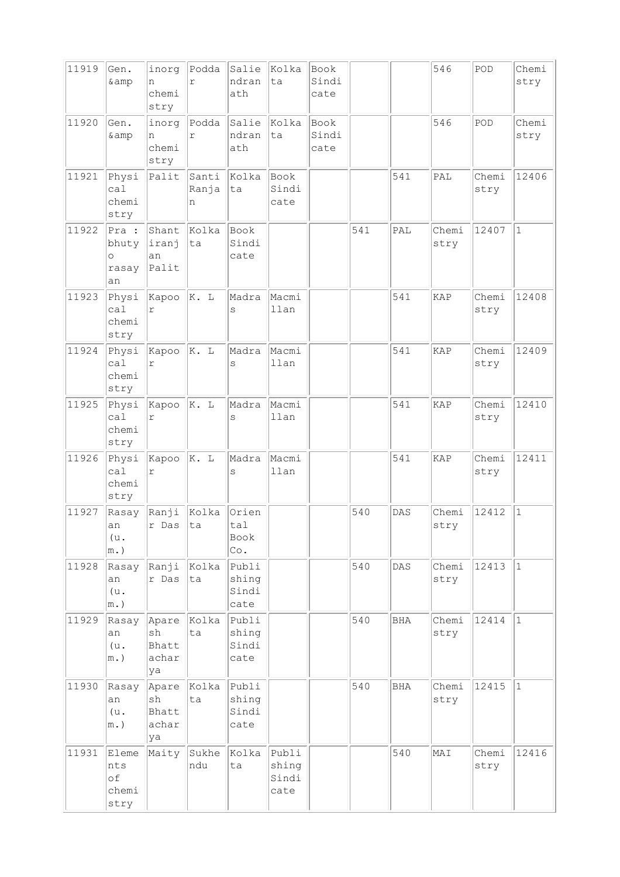| 11919 | Gen. &amp | inorgn chemistry | Poddar | Saliendranath | Kolkata | Book Sindicate | | | 546 | POD | Chemistry |
|---|---|---|---|---|---|---|---|---|---|---|---|
| 11920 | Gen. &amp | inorgn chemistry | Poddar | Saliendranath | Kolkata | Book Sindicate | | | 546 | POD | Chemistry |
| 11921 | Physical chemistry | Palit | Santi Ranjan | Kolkata | Book Sindicate | | | 541 | PAL | Chemistry | 12406 |
| 11922 | Pra : bhutyo rasayan | Shantiranjan Palit | Kolkata | Book Sindicate | | | 541 | PAL | Chemistry | 12407 | 1 |
| 11923 | Physical chemistry | Kapoor | K. L | Madras | Macmillan | | | 541 | KAP | Chemistry | 12408 |
| 11924 | Physical chemistry | Kapoor | K. L | Madras | Macmillan | | | 541 | KAP | Chemistry | 12409 |
| 11925 | Physical chemistry | Kapoor | K. L | Madras | Macmillan | | | 541 | KAP | Chemistry | 12410 |
| 11926 | Physical chemistry | Kapoor | K. L | Madras | Macmillan | | | 541 | KAP | Chemistry | 12411 |
| 11927 | Rasayan (u. m.) | Ranjir Das | Kolkata | Oriental Book Co. | | | 540 | DAS | Chemistry | 12412 | 1 |
| 11928 | Rasayan (u. m.) | Ranjir Das | Kolkata | Publishing Sindicate | | | 540 | DAS | Chemistry | 12413 | 1 |
| 11929 | Rasayan (u. m.) | Aparesh Bhattacharya | Kolkata | Publishing Sindicate | | | 540 | BHA | Chemistry | 12414 | 1 |
| 11930 | Rasayan (u. m.) | Aparesh Bhattacharya | Kolkata | Publishing Sindicate | | | 540 | BHA | Chemistry | 12415 | 1 |
| 11931 | Elements of chemistry | Maity | Sukhendu | Kolkata | Publishing Sindicate | | | 540 | MAI | Chemistry | 12416 |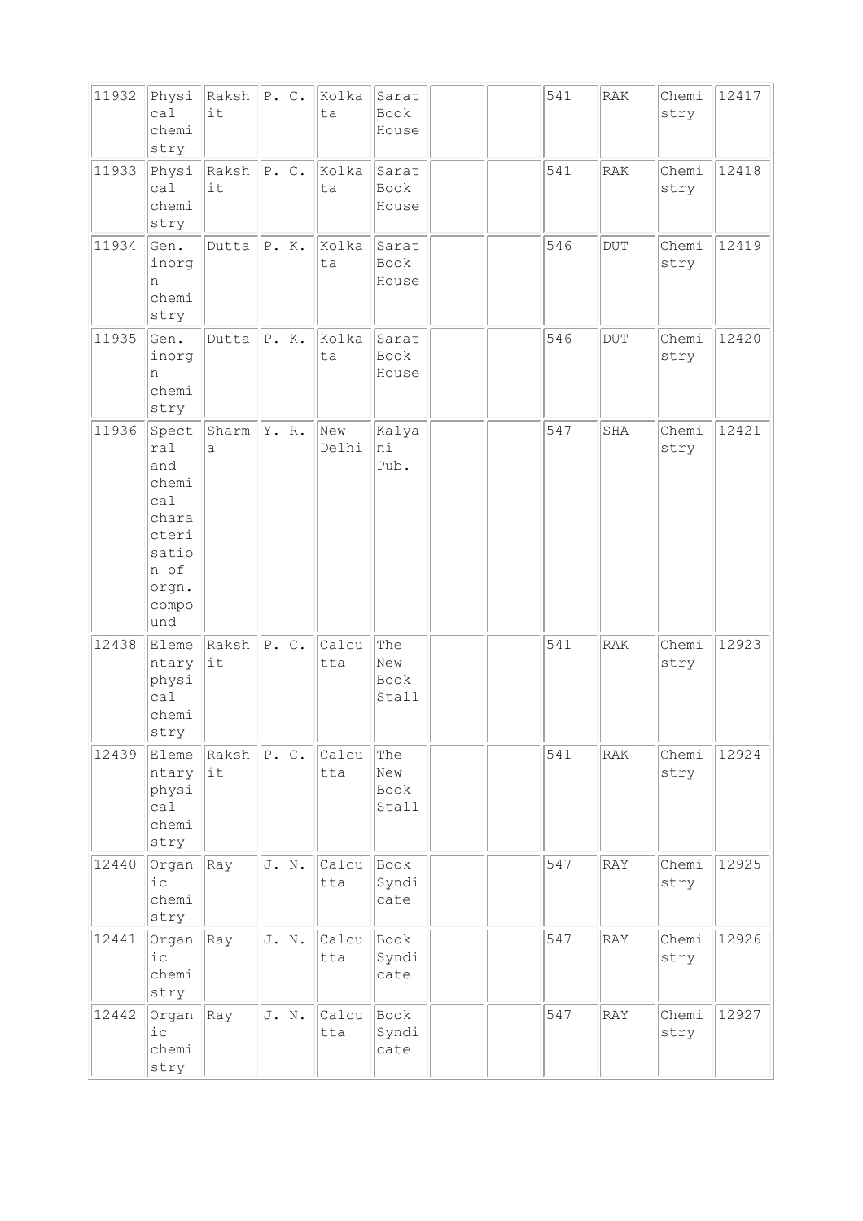| 11932 | Physical chemistry | Rakshit | P. C. | Kolkata | Sarat Book House | | | 541 | RAK | Chemistry | 12417 |
|---|---|---|---|---|---|---|---|---|---|---|---|
| 11933 | Physical chemistry | Rakshit | P. C. | Kolkata | Sarat Book House | | | 541 | RAK | Chemistry | 12418 |
| 11934 | Gen. inorgn chemistry | Dutta | P. K. | Kolkata | Sarat Book House | | | 546 | DUT | Chemistry | 12419 |
| 11935 | Gen. inorgn chemistry | Dutta | P. K. | Kolkata | Sarat Book House | | | 546 | DUT | Chemistry | 12420 |
| 11936 | Spectral and chemical characterisation of orgn. compound | Sharma | Y. R. | New Delhi | Kalyani Pub. | | | 547 | SHA | Chemistry | 12421 |
| 12438 | Elementary physical chemistry | Rakshit | P. C. | Calcutta | The New Book Stall | | | 541 | RAK | Chemistry | 12923 |
| 12439 | Elementary physical chemistry | Rakshit | P. C. | Calcutta | The New Book Stall | | | 541 | RAK | Chemistry | 12924 |
| 12440 | Organic chemistry | Ray | J. N. | Calcutta | Book Syndicate | | | 547 | RAY | Chemistry | 12925 |
| 12441 | Organic chemistry | Ray | J. N. | Calcutta | Book Syndicate | | | 547 | RAY | Chemistry | 12926 |
| 12442 | Organic chemistry | Ray | J. N. | Calcutta | Book Syndicate | | | 547 | RAY | Chemistry | 12927 |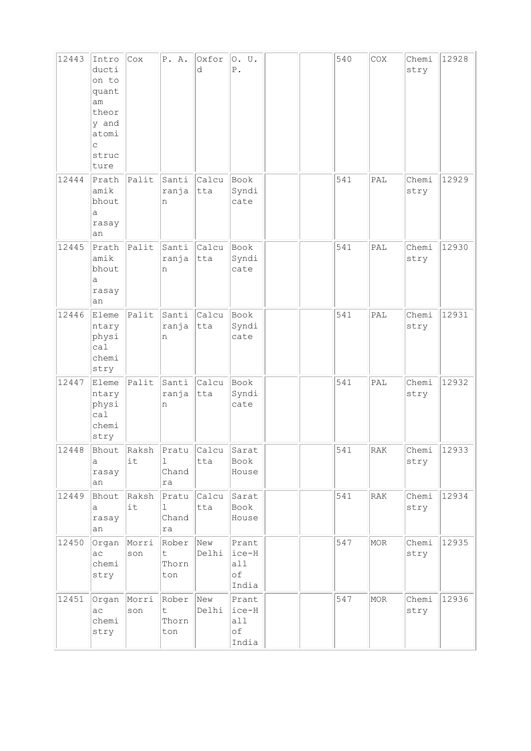| 12443 | Introduction to quantam theory and atomic structure | Cox | P. A. | Oxford | O. U. P. | | | 540 | COX | Chemistry | 12928 |
|---|---|---|---|---|---|---|---|---|---|---|---|
| 12444 | Prathamik bhouta rasayan | Palit | Santiranjan | Calcutta | Book Syndicate | | | 541 | PAL | Chemistry | 12929 |
| 12445 | Prathamik bhouta rasayan | Palit | Santiranjan | Calcutta | Book Syndicate | | | 541 | PAL | Chemistry | 12930 |
| 12446 | Elementary physical chemistry | Palit | Santiranjan | Calcutta | Book Syndicate | | | 541 | PAL | Chemistry | 12931 |
| 12447 | Elementary physical chemistry | Palit | Santiranjan | Calcutta | Book Syndicate | | | 541 | PAL | Chemistry | 12932 |
| 12448 | Bhouta rasayan | Rakshit | Pratul Chandra | Calcutta | Sarat Book House | | | 541 | RAK | Chemistry | 12933 |
| 12449 | Bhouta rasayan | Rakshit | Pratul Chandra | Calcutta | Sarat Book House | | | 541 | RAK | Chemistry | 12934 |
| 12450 | Organac chemistry | Morrison | Robert Thornton | New Delhi | Prantice-Hall of India | | | 547 | MOR | Chemistry | 12935 |
| 12451 | Organac chemistry | Morrison | Robert Thornton | New Delhi | Prantice-Hall of India | | | 547 | MOR | Chemistry | 12936 |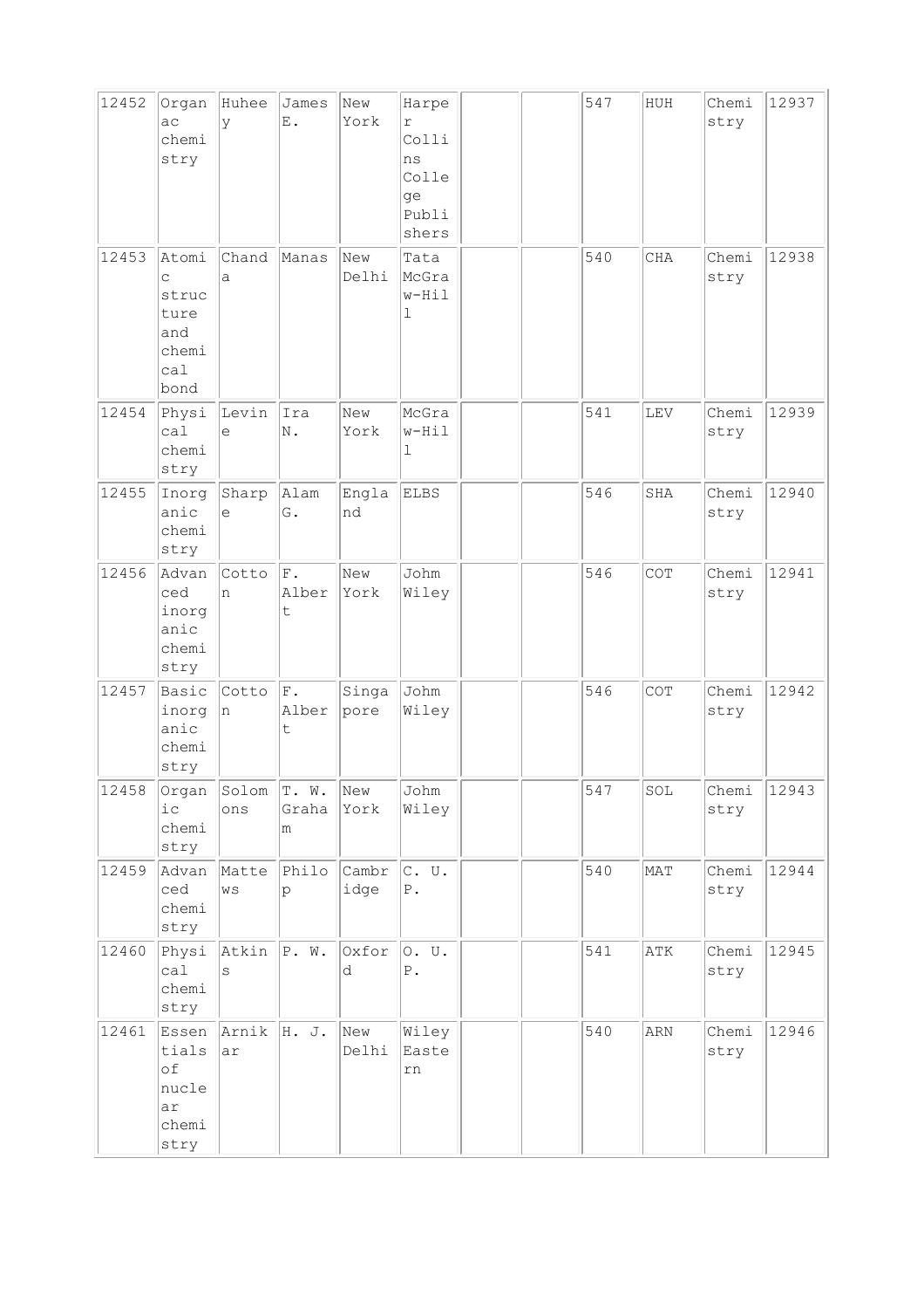| 12452 | Organac chemistry | Huheey | James E. | New York | Harper Collins College Publishers | | | 547 | HUH | Chemistry | 12937 |
|---|---|---|---|---|---|---|---|---|---|---|---|
| 12453 | Atomic structure and chemical bond | Chanda | Manas | New Delhi | Tata McGraw-Hill | | | 540 | CHA | Chemistry | 12938 |
| 12454 | Physical chemistry | Levine | Ira N. | New York | McGraw-Hill | | | 541 | LEV | Chemistry | 12939 |
| 12455 | Inorganic chemistry | Sharpe | Alam G. | England | ELBS | | | 546 | SHA | Chemistry | 12940 |
| 12456 | Advanced inorganic chemistry | Cotton | F. Albert | New York | Johm Wiley | | | 546 | COT | Chemistry | 12941 |
| 12457 | Basic inorganic chemistry | Cotton | F. Albert | Singapore | Johm Wiley | | | 546 | COT | Chemistry | 12942 |
| 12458 | Organic chemistry | Solomons | T. W. Graham | New York | Johm Wiley | | | 547 | SOL | Chemistry | 12943 |
| 12459 | Advanced chemistry | Mattews | Philop | Cambridge | C. U. P. | | | 540 | MAT | Chemistry | 12944 |
| 12460 | Physical chemistry | Atkins | P. W. | Oxford | O. U. P. | | | 541 | ATK | Chemistry | 12945 |
| 12461 | Essentials of nuclear chemistry | Arnikar | H. J. | New Delhi | Wiley Eastern | | | 540 | ARN | Chemistry | 12946 |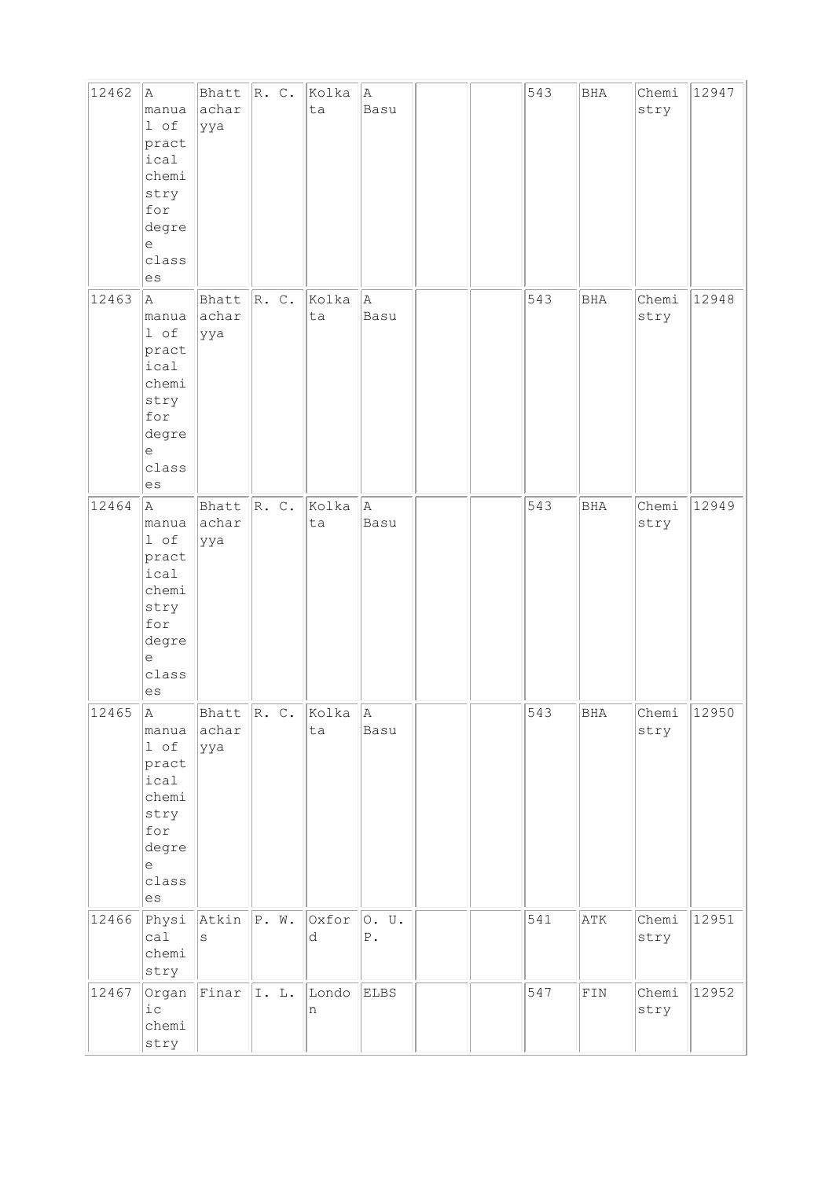| 12462 | A manual of practical chemistry for degree classes | Bhattacharyya | R. C. | Kolkata | A Basu | | | 543 | BHA | Chemistry | 12947 |
|---|---|---|---|---|---|---|---|---|---|---|---|
| 12463 | A manual of practical chemistry for degree classes | Bhattacharyya | R. C. | Kolkata | A Basu | | | 543 | BHA | Chemistry | 12948 |
| 12464 | A manual of practical chemistry for degree classes | Bhattacharyya | R. C. | Kolkata | A Basu | | | 543 | BHA | Chemistry | 12949 |
| 12465 | A manual of practical chemistry for degree classes | Bhattacharyya | R. C. | Kolkata | A Basu | | | 543 | BHA | Chemistry | 12950 |
| 12466 | Physical chemistry | Atkins | P. W. | Oxford | O. U. P. | | | 541 | ATK | Chemistry | 12951 |
| 12467 | Organic chemistry | Finar | I. L. | London | ELBS | | | 547 | FIN | Chemistry | 12952 |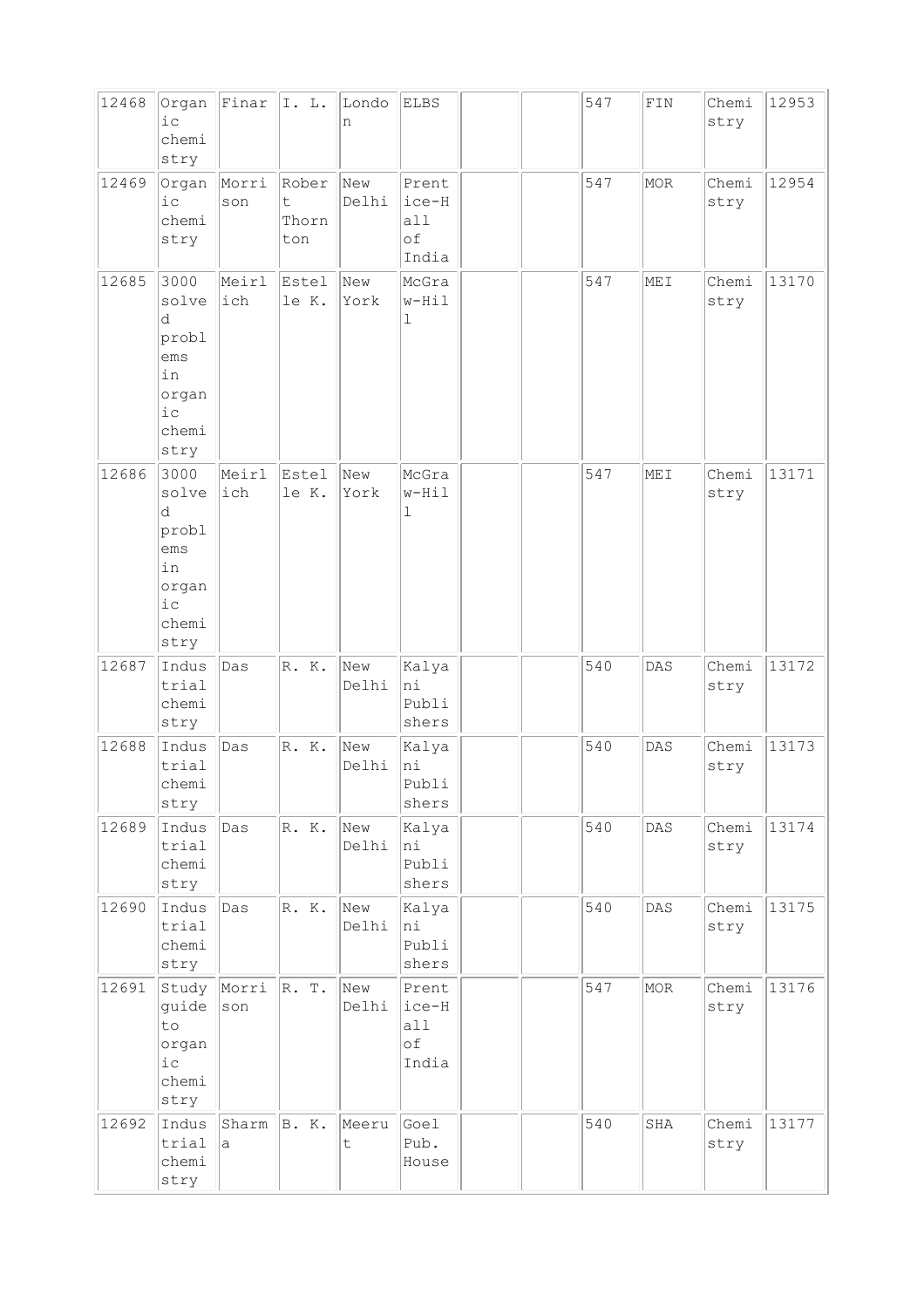| 12468 | Organic chemistry | Finar | I. L. | London | ELBS | | | 547 | FIN | Chemistry | 12953 |
|---|---|---|---|---|---|---|---|---|---|---|---|
| 12469 | Organic chemistry | Morrison | Robert Thornton | New Delhi | Prentice-Hall of India | | | 547 | MOR | Chemistry | 12954 |
| 12685 | 3000 solved problems in organic chemistry | Meirlich | Estelle K. | New York | McGraw-Hill | | | 547 | MEI | Chemistry | 13170 |
| 12686 | 3000 solved problems in organic chemistry | Meirlich | Estelle K. | New York | McGraw-Hill | | | 547 | MEI | Chemistry | 13171 |
| 12687 | Industrial chemistry | Das | R. K. | New Delhi | Kalyani Publishers | | | 540 | DAS | Chemistry | 13172 |
| 12688 | Industrial chemistry | Das | R. K. | New Delhi | Kalyani Publishers | | | 540 | DAS | Chemistry | 13173 |
| 12689 | Industrial chemistry | Das | R. K. | New Delhi | Kalyani Publishers | | | 540 | DAS | Chemistry | 13174 |
| 12690 | Industrial chemistry | Das | R. K. | New Delhi | Kalyani Publishers | | | 540 | DAS | Chemistry | 13175 |
| 12691 | Study guide to organic chemistry | Morrison | R. T. | New Delhi | Prentice-Hall of India | | | 547 | MOR | Chemistry | 13176 |
| 12692 | Industrial chemistry | Sharma | B. K. | Meerut | Goel Pub. House | | | 540 | SHA | Chemistry | 13177 |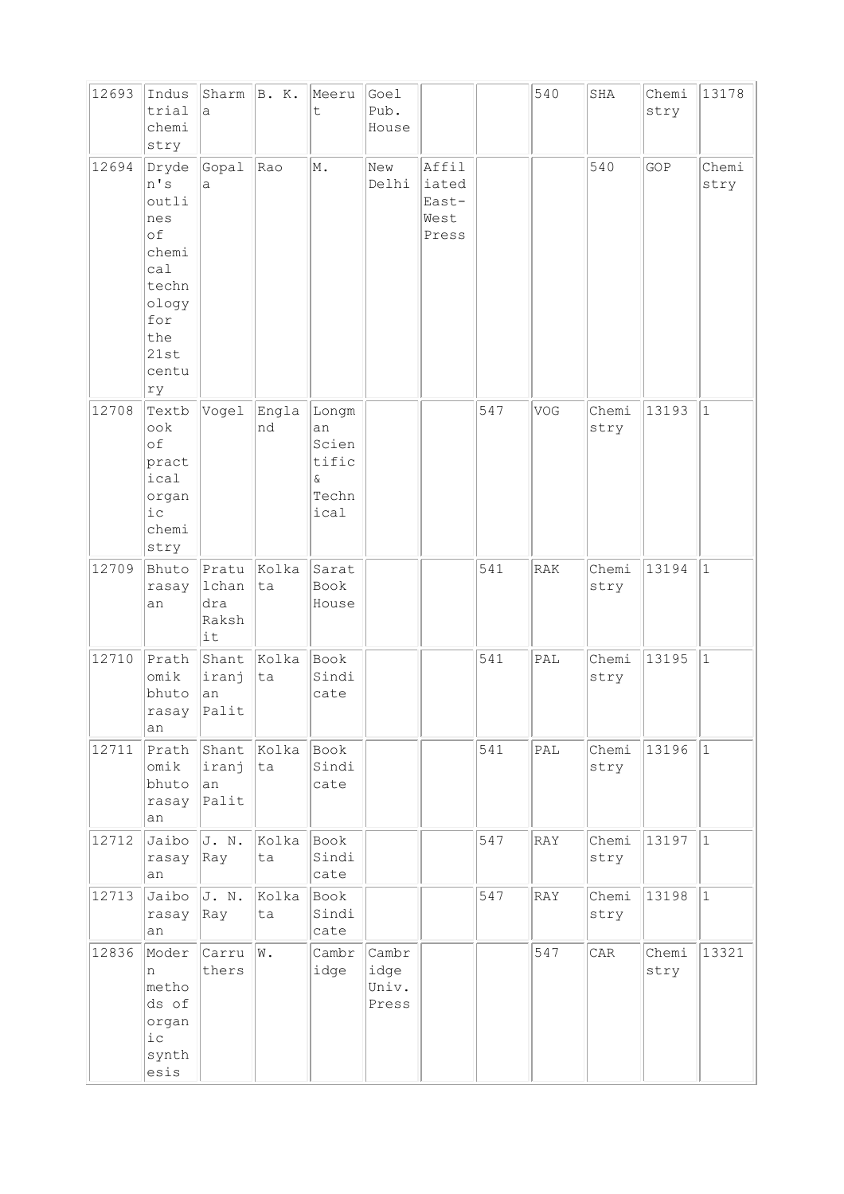| | | | | | | | | | | | |
|---|---|---|---|---|---|---|---|---|---|---|---|
| 12693 | Industrial chemistry | Sharma | B. K. | Meerut | Goel Pub. House | | | 540 | SHA | Chemistry | 13178 |
| 12694 | Dryden's outlines of chemical technology for the 21st century | Gopala | Rao | M. | New Delhi | Affiliated East-West Press | | | 540 | GOP | Chemistry |
| 12708 | Textbook of practical organic chemistry | Vogel | England | Longman Scientific & Technical | | | 547 | VOG | Chemistry | 13193 | 1 |
| 12709 | Bhutorasayan | Pratulchandra Rakshit | Kolkata | Sarat Book House | | | 541 | RAK | Chemistry | 13194 | 1 |
| 12710 | Prathomik bhutorasayan | Shantiranjan Palit | Kolkata | Book Sindicate | | | 541 | PAL | Chemistry | 13195 | 1 |
| 12711 | Prathomik bhutorasayan | Shantiranjan Palit | Kolkata | Book Sindicate | | | 541 | PAL | Chemistry | 13196 | 1 |
| 12712 | Jaiborasayan | J. N. Ray | Kolkata | Book Sindicate | | | 547 | RAY | Chemistry | 13197 | 1 |
| 12713 | Jaiborasayan | J. N. Ray | Kolkata | Book Sindicate | | | 547 | RAY | Chemistry | 13198 | 1 |
| 12836 | Modern methods of organic synthesis | Carruthers | W. | Cambridge | Cambridge Univ. Press | | | 547 | CAR | Chemistry | 13321 |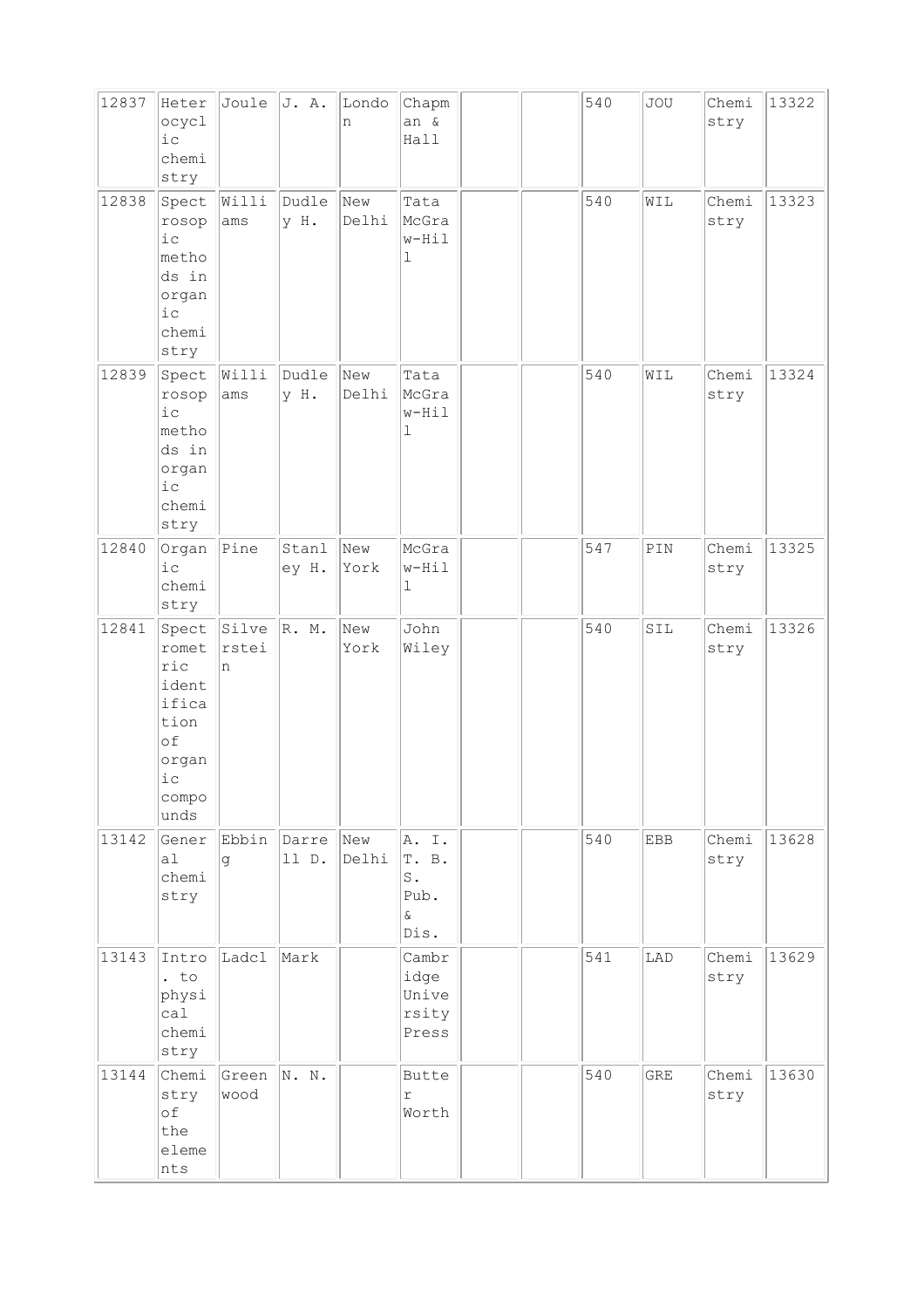| 12837 | Heterocyclic chemistry | Joule | J. A. | London | Chapman & Hall | | | 540 | JOU | Chemistry | 13322 |
|---|---|---|---|---|---|---|---|---|---|---|---|
| 12838 | Spectroscopic methods in organic chemistry | Williams | Dudley H. | New Delhi | Tata McGraw-Hill | | | 540 | WIL | Chemistry | 13323 |
| 12839 | Spectroscopic methods in organic chemistry | Williams | Dudley H. | New Delhi | Tata McGraw-Hill | | | 540 | WIL | Chemistry | 13324 |
| 12840 | Organic chemistry | Pine | Stanley H. | New York | McGraw-Hill | | | 547 | PIN | Chemistry | 13325 |
| 12841 | Spectrometric identification of organic compounds | Silverstein | R. M. | New York | John Wiley | | | 540 | SIL | Chemistry | 13326 |
| 13142 | General chemistry | Ebbing | Darrell D. | New Delhi | A. I. T. B. S. Pub. & Dis. | | | 540 | EBB | Chemistry | 13628 |
| 13143 | Intro. to physical chemistry | Ladcl | Mark | | Cambridge University Press | | | 541 | LAD | Chemistry | 13629 |
| 13144 | Chemistry of the elements | Greenwood | N. N. | | Butter Worth | | | 540 | GRE | Chemistry | 13630 |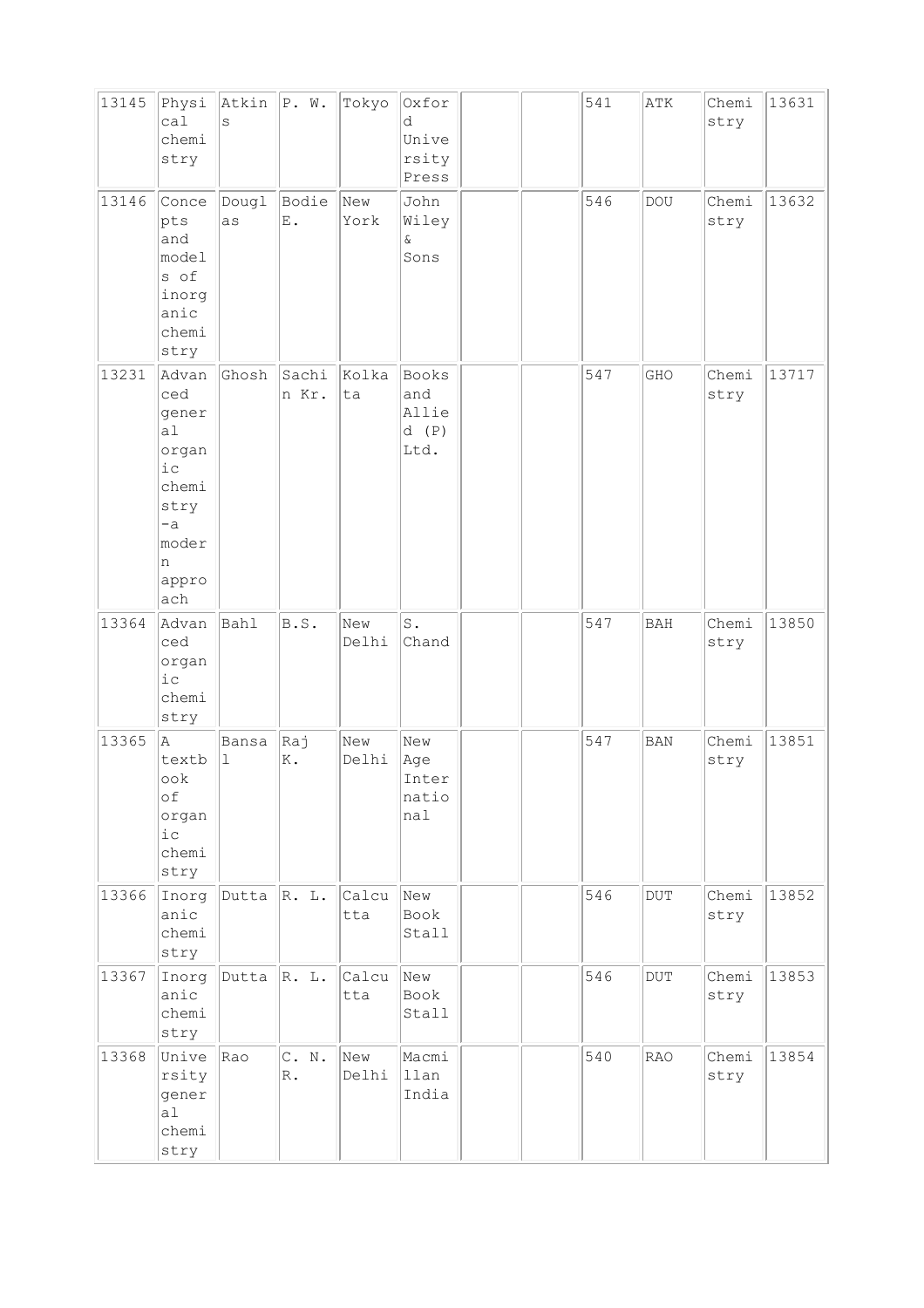| 13145 | Physical chemistry | Atkins | P. W. | Tokyo | Oxford University Press | | | 541 | ATK | Chemistry | 13631 |
|---|---|---|---|---|---|---|---|---|---|---|---|
| 13146 | Concepts and models of inorganic chemistry | Douglas | Bodie E. | New York | John Wiley & Sons | | | 546 | DOU | Chemistry | 13632 |
| 13231 | Advanced general organic chemistry -a modern approach | Ghosh | Sachin Kr. | Kolkata | Books and Allied (P) Ltd. | | | 547 | GHO | Chemistry | 13717 |
| 13364 | Advanced organic chemistry | Bahl | B.S. | New Delhi | S. Chand | | | 547 | BAH | Chemistry | 13850 |
| 13365 | A textbook of organic chemistry | Bansal | Raj K. | New Delhi | New Age International | | | 547 | BAN | Chemistry | 13851 |
| 13366 | Inorganic chemistry | Dutta | R. L. | Calcutta | New Book Stall | | | 546 | DUT | Chemistry | 13852 |
| 13367 | Inorganic chemistry | Dutta | R. L. | Calcutta | New Book Stall | | | 546 | DUT | Chemistry | 13853 |
| 13368 | University general chemistry | Rao | C. N. R. | New Delhi | Macmillan India | | | 540 | RAO | Chemistry | 13854 |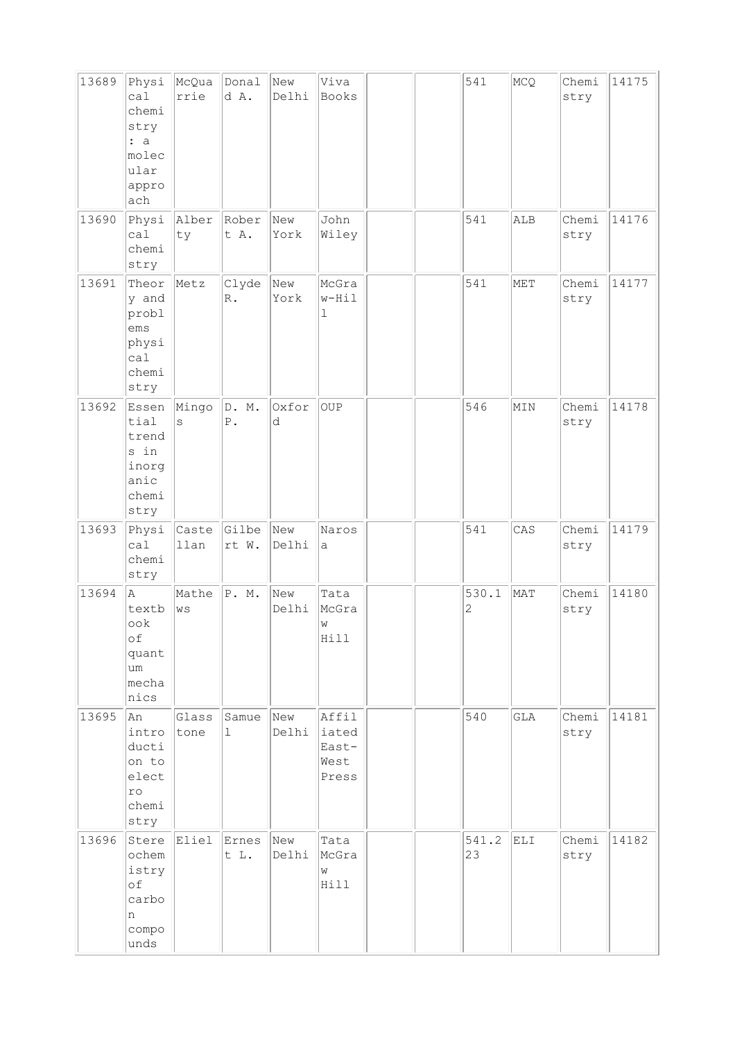| 13689 | Physical chemistry : a molecular approach | McQuarrie | Donald A. | New Delhi | Viva Books | | | 541 | MCQ | Chemistry | 14175 |
|---|---|---|---|---|---|---|---|---|---|---|---|
| 13690 | Physical chemistry | Alberty | Robert A. | New York | John Wiley | | | 541 | ALB | Chemistry | 14176 |
| 13691 | Theory and problems physical chemistry | Metz | Clyde R. | New York | McGraw-Hill | | | 541 | MET | Chemistry | 14177 |
| 13692 | Essential trends in inorganic chemistry | Mingos | D. M. P. | Oxford | OUP | | | 546 | MIN | Chemistry | 14178 |
| 13693 | Physical chemistry | Castellan | Gilbert W. | New Delhi | Narosa | | | 541 | CAS | Chemistry | 14179 |
| 13694 | A textbook of quantum mechanics | Mathews | P. M. | New Delhi | Tata McGraw Hill | | | 530.12 | MAT | Chemistry | 14180 |
| 13695 | An introduction to electro chemistry | Glasstone | Samuel | New Delhi | Affiliated East-West Press | | | 540 | GLA | Chemistry | 14181 |
| 13696 | Stereochemistry of carbon compounds | Eliel | Ernest L. | New Delhi | Tata McGraw Hill | | | 541.223 | ELI | Chemistry | 14182 |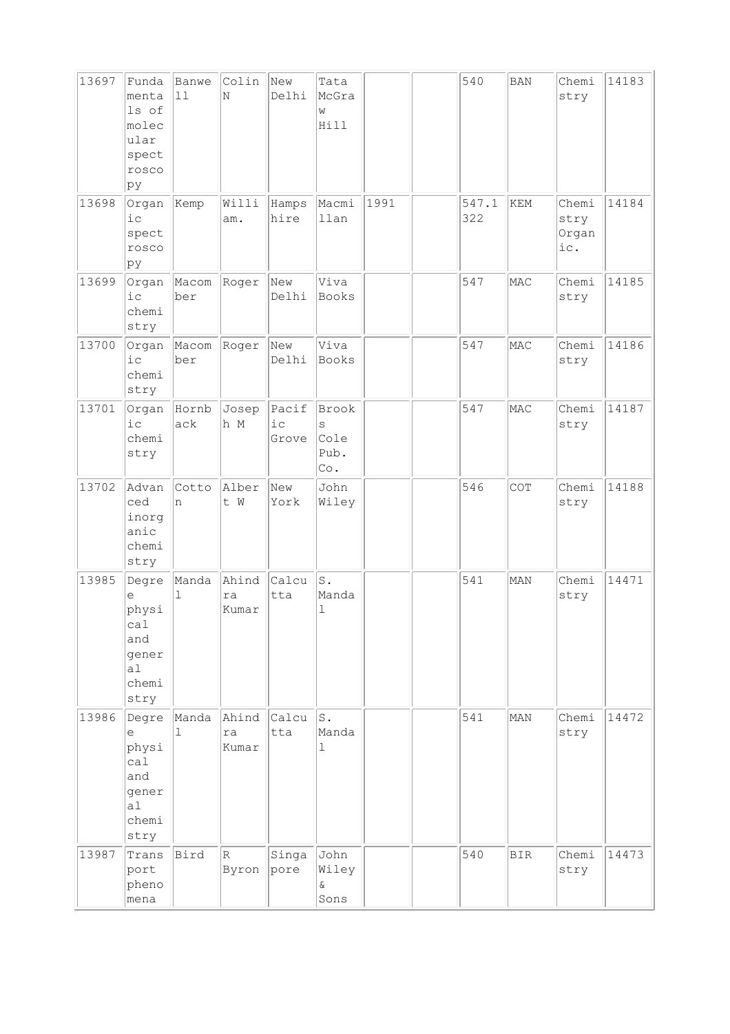| 13697 | Fundamentals of molecular spectroscopy | Banwell | Colin N | New Delhi | Tata McGraw Hill | | | 540 | BAN | Chemistry | 14183 |
|---|---|---|---|---|---|---|---|---|---|---|---|
| 13698 | Organic spectroscopy | Kemp | William. | Hampshire | Macmillan | 1991 | | 547.1322 | KEM | Chemistry Organic. | 14184 |
| 13699 | Organic chemistry | Macomber | Roger | New Delhi | Viva Books | | | 547 | MAC | Chemistry | 14185 |
| 13700 | Organic chemistry | Macomber | Roger | New Delhi | Viva Books | | | 547 | MAC | Chemistry | 14186 |
| 13701 | Organic chemistry | Hornback | Joseph M | Pacific Grove | Brooks Cole Pub. Co. | | | 547 | MAC | Chemistry | 14187 |
| 13702 | Advanced inorganic chemistry | Cotton | Albert W | New York | John Wiley | | | 546 | COT | Chemistry | 14188 |
| 13985 | Degree physical and general chemistry | Mandal | Ahindra Kumar | Calcutta | S. Mandal | | | 541 | MAN | Chemistry | 14471 |
| 13986 | Degree physical and general chemistry | Mandal | Ahindra Kumar | Calcutta | S. Mandal | | | 541 | MAN | Chemistry | 14472 |
| 13987 | Transport phenomena | Bird | R Byron | Singapore | John Wiley & Sons | | | 540 | BIR | Chemistry | 14473 |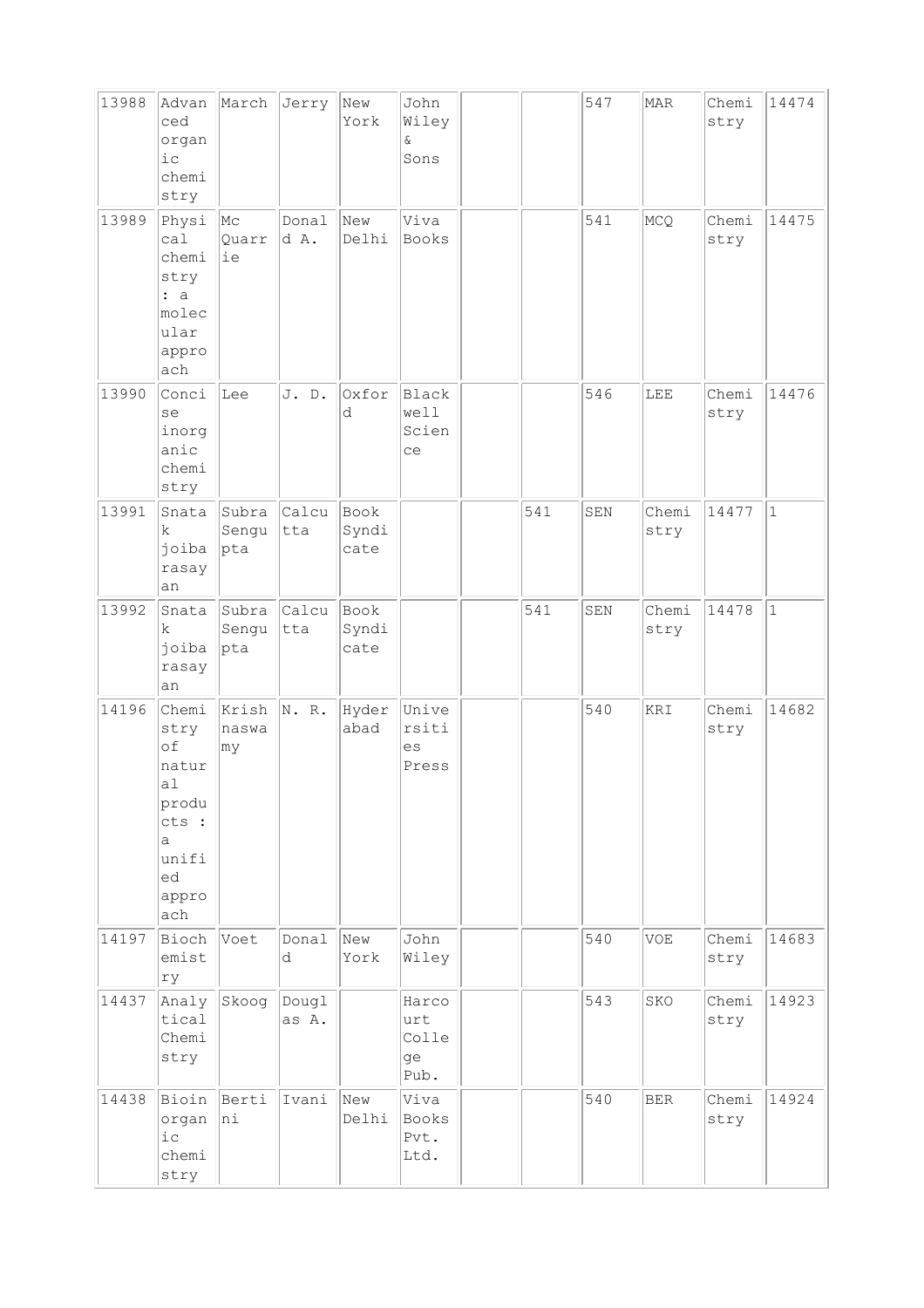| | | | | | | | | | | | |
|---|---|---|---|---|---|---|---|---|---|---|---|
| 13988 | Advanced organic chemistry | March | Jerry | New York | John Wiley & Sons | | | 547 | MAR | Chemistry | 14474 |
| 13989 | Physical chemistry : a molecular approach | Mc Quarrie | Donald A. | New Delhi | Viva Books | | | 541 | MCQ | Chemistry | 14475 |
| 13990 | Concise inorganic chemistry | Lee | J. D. | Oxford | Blackwell Science | | | 546 | LEE | Chemistry | 14476 |
| 13991 | Snatak joiba rasayan | Subra Sengupta | Calcutta | Book Syndicate | | | 541 | SEN | Chemistry | 14477 | 1 |
| 13992 | Snatak joiba rasayan | Subra Sengupta | Calcutta | Book Syndicate | | | 541 | SEN | Chemistry | 14478 | 1 |
| 14196 | Chemistry of natural products : a unified approach | Krishnaswamy | N. R. | Hyderabad | Universities Press | | | 540 | KRI | Chemistry | 14682 |
| 14197 | Biochemistry | Voet | Donald | New York | John Wiley | | | 540 | VOE | Chemistry | 14683 |
| 14437 | Analytical Chemistry | Skoog | Douglas A. | | Harcourt College Pub. | | | 543 | SKO | Chemistry | 14923 |
| 14438 | Bioinorganic chemistry | Bertini | Ivani | New Delhi | Viva Books Pvt. Ltd. | | | 540 | BER | Chemistry | 14924 |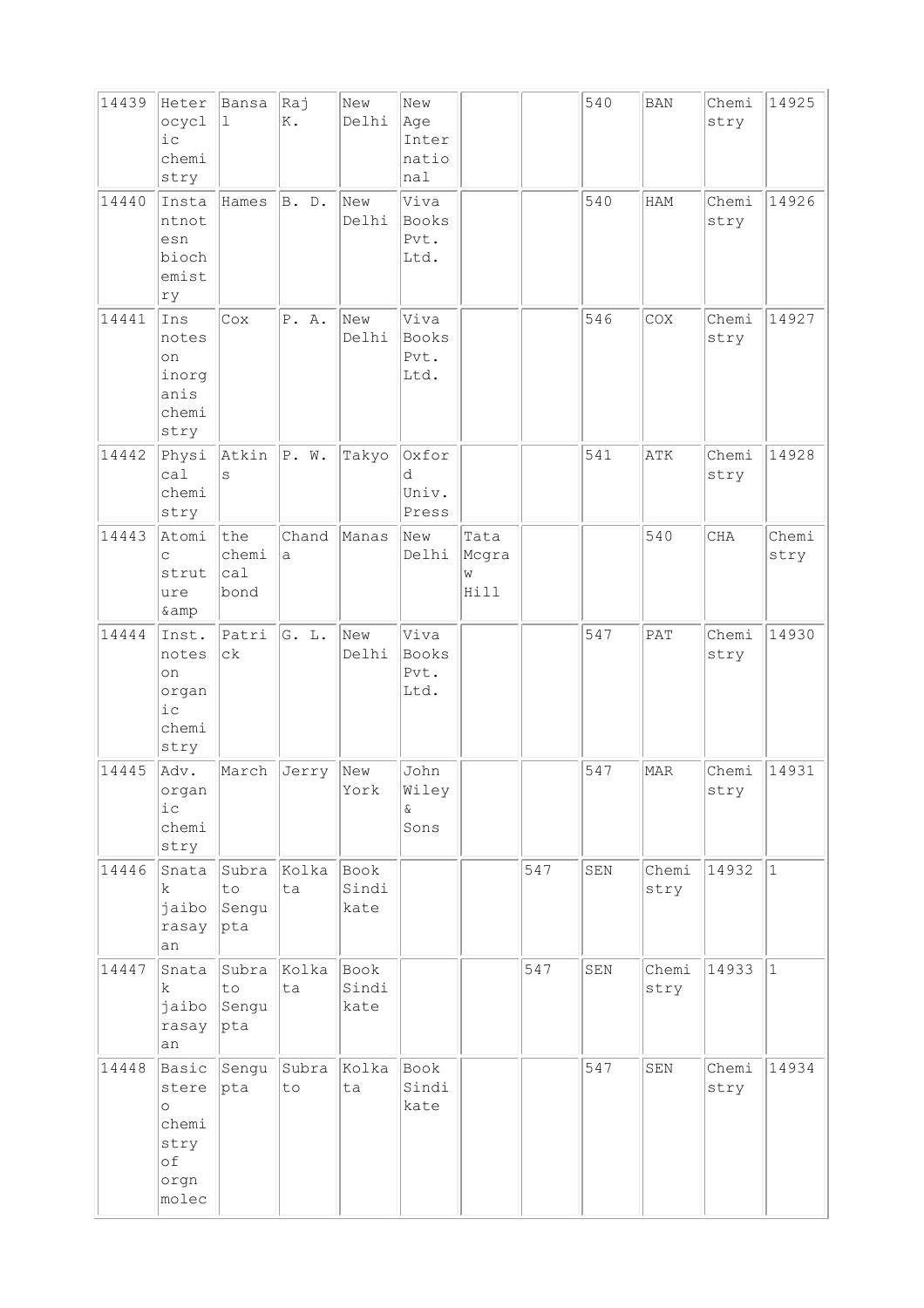| 14439 | Heterocyclic chemistry | Bansal | Raj K. | New Delhi | New Age International | | | 540 | BAN | Chemistry | 14925 |
|---|---|---|---|---|---|---|---|---|---|---|---|
| 14440 | Instantnotesn biochemistry | Hames | B. D. | New Delhi | Viva Books Pvt. Ltd. | | | 540 | HAM | Chemistry | 14926 |
| 14441 | Ins notes on inorganis chemistry | Cox | P. A. | New Delhi | Viva Books Pvt. Ltd. | | | 546 | COX | Chemistry | 14927 |
| 14442 | Physical chemistry | Atkins | P. W. | Takyo | Oxford Univ. Press | | | 541 | ATK | Chemistry | 14928 |
| 14443 | Atomic struture &amp | the chemical bond | Chanda | Manas | New Delhi | Tata Mcgraw Hill | | | 540 | CHA | Chemistry |
| 14444 | Inst. notes on organic chemistry | Patrick | G. L. | New Delhi | Viva Books Pvt. Ltd. | | | 547 | PAT | Chemistry | 14930 |
| 14445 | Adv. organic chemistry | March | Jerry | New York | John Wiley & Sons | | | 547 | MAR | Chemistry | 14931 |
| 14446 | Snatak jaiborasayan | Subrato Sengupta | Kolkata | Book Sindikate | | | 547 | SEN | Chemistry | 14932 | 1 |
| 14447 | Snatak jaiborasayan | Subrato Sengupta | Kolkata | Book Sindikate | | | 547 | SEN | Chemistry | 14933 | 1 |
| 14448 | Basic stereo chemistry of orgn molec | Sengupta | Subrato | Kolkata | Book Sindikate | | | 547 | SEN | Chemistry | 14934 |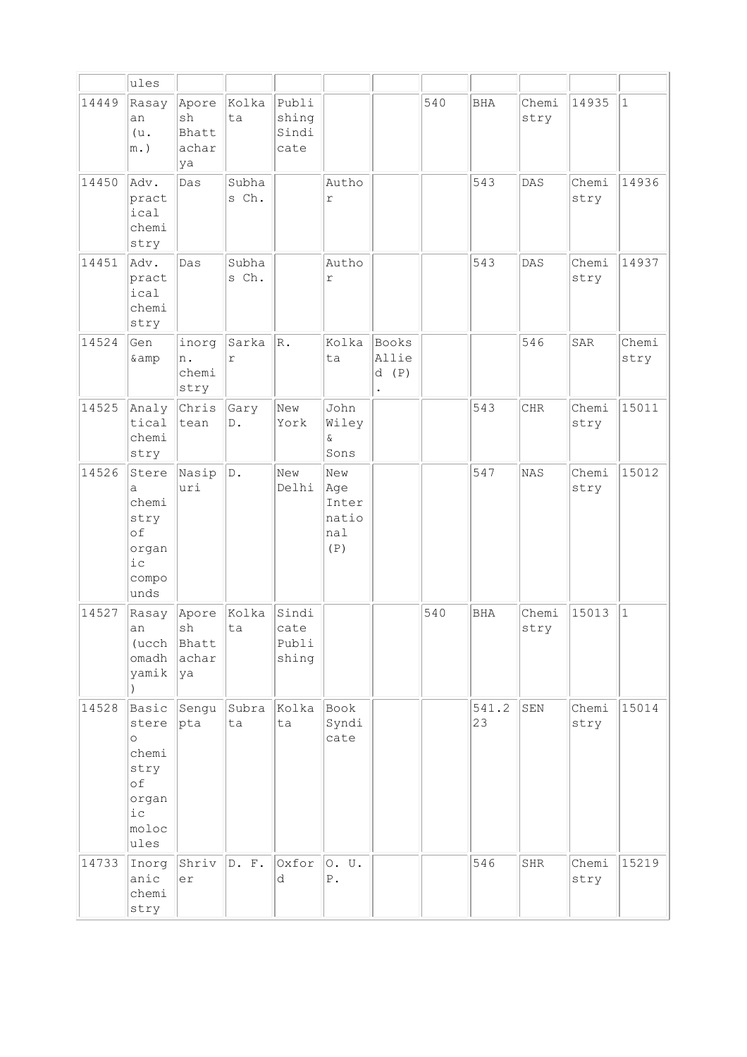| | ules | | | | | | | | | | |
|---|---|---|---|---|---|---|---|---|---|---|---|
| 14449 | Rasayan (u. m.) | Aporesh Bhattacharya | Kolkata | Publishing Sindicate | | | 540 | BHA | Chemistry | 14935 | 1 |
| 14450 | Adv. practical chemistry | Das | Subhas Ch. | | Author | | | 543 | DAS | Chemistry | 14936 |
| 14451 | Adv. practical chemistry | Das | Subhas Ch. | | Author | | | 543 | DAS | Chemistry | 14937 |
| 14524 | Gen &amp | inorgn. chemistry | Sarkar | R. | Kolkata | Books Allied (P). | | | 546 | SAR | Chemistry |
| 14525 | Analytical chemistry | Christean | Gary D. | New York | John Wiley & Sons | | | 543 | CHR | Chemistry | 15011 |
| 14526 | Sterea chemistry of organic compounds | Nasipuri | D. | New Delhi | New Age International (P) | | | 547 | NAS | Chemistry | 15012 |
| 14527 | Rasayan (uchchomadhyamik) | Aporesh Bhattacharya | Kolkata | Sindicate Publishing | | | 540 | BHA | Chemistry | 15013 | 1 |
| 14528 | Basic stereo chemistry of organic molocules | Sengupta | Subrata | Kolkata | Book Syndicate | | | 541.23 | SEN | Chemistry | 15014 |
| 14733 | Inorganic chemistry | Shriver | D. F. | Oxford | O. U. P. | | | 546 | SHR | Chemistry | 15219 |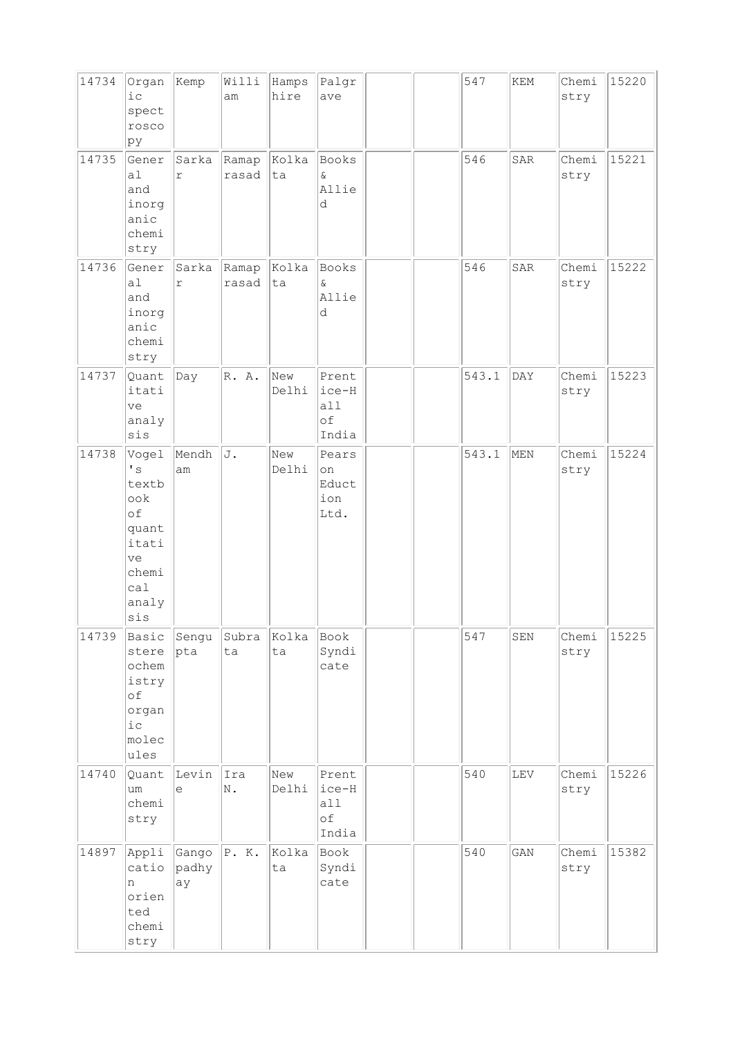| 14734 | Organic spectroscopy | Kemp | William | Hampshire | Palgrave | | | 547 | KEM | Chemistry | 15220 |
|---|---|---|---|---|---|---|---|---|---|---|---|
| 14735 | General and inorganic chemistry | Sarkar | Ramaprasad | Kolkata | Books & Allied | | | 546 | SAR | Chemistry | 15221 |
| 14736 | General and inorganic chemistry | Sarkar | Ramaprasad | Kolkata | Books & Allied | | | 546 | SAR | Chemistry | 15222 |
| 14737 | Quantitative analysis | Day | R. A. | New Delhi | Prentice-Hall of India | | | 543.1 | DAY | Chemistry | 15223 |
| 14738 | Vogel's textbook of quantitative chemical analysis | Mendham | J. | New Delhi | Pearson Eduction Ltd. | | | 543.1 | MEN | Chemistry | 15224 |
| 14739 | Basic stereochemistry of organic molecules | Sengupta | Subrata | Kolkata | Book Syndicate | | | 547 | SEN | Chemistry | 15225 |
| 14740 | Quantum chemistry | Levine | Ira N. | New Delhi | Prentice-Hall of India | | | 540 | LEV | Chemistry | 15226 |
| 14897 | Application oriented chemistry | Gangopadhyay | P. K. | Kolkata | Book Syndicate | | | 540 | GAN | Chemistry | 15382 |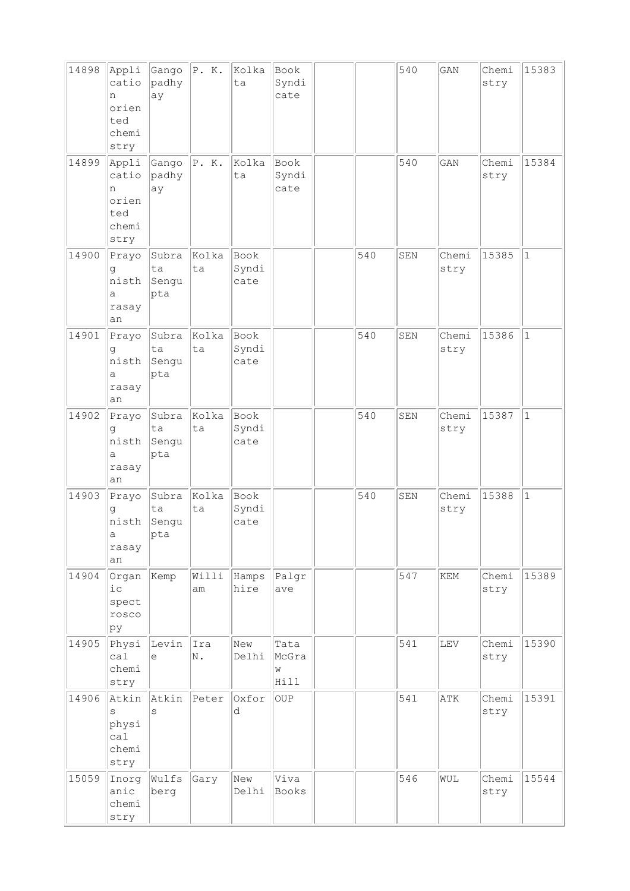| | | | | | | | | | | | |
|---|---|---|---|---|---|---|---|---|---|---|---|
| 14898 | Application oriented chemistry | Gangopadhyay | P. K. | Kolkata | Book Syndicate | | | 540 | GAN | Chemistry | 15383 |
| 14899 | Application oriented chemistry | Gangopadhyay | P. K. | Kolkata | Book Syndicate | | | 540 | GAN | Chemistry | 15384 |
| 14900 | Prayog nistha rasayan | Subrata Sengupta | Kolkata | Book Syndicate | | | 540 | SEN | Chemistry | 15385 | 1 |
| 14901 | Prayog nistha rasayan | Subrata Sengupta | Kolkata | Book Syndicate | | | 540 | SEN | Chemistry | 15386 | 1 |
| 14902 | Prayog nistha rasayan | Subrata Sengupta | Kolkata | Book Syndicate | | | 540 | SEN | Chemistry | 15387 | 1 |
| 14903 | Prayog nistha rasayan | Subrata Sengupta | Kolkata | Book Syndicate | | | 540 | SEN | Chemistry | 15388 | 1 |
| 14904 | Organic spectroscopy | Kemp | William | Hampshire | Palgrave | | | 547 | KEM | Chemistry | 15389 |
| 14905 | Physical chemistry | Levine | Ira N. | New Delhi | Tata McGraw Hill | | | 541 | LEV | Chemistry | 15390 |
| 14906 | Atkins physical chemistry | Atkins | Peter | Oxford | OUP | | | 541 | ATK | Chemistry | 15391 |
| 15059 | Inorganic chemistry | Wulfsberg | Gary | New Delhi | Viva Books | | | 546 | WUL | Chemistry | 15544 |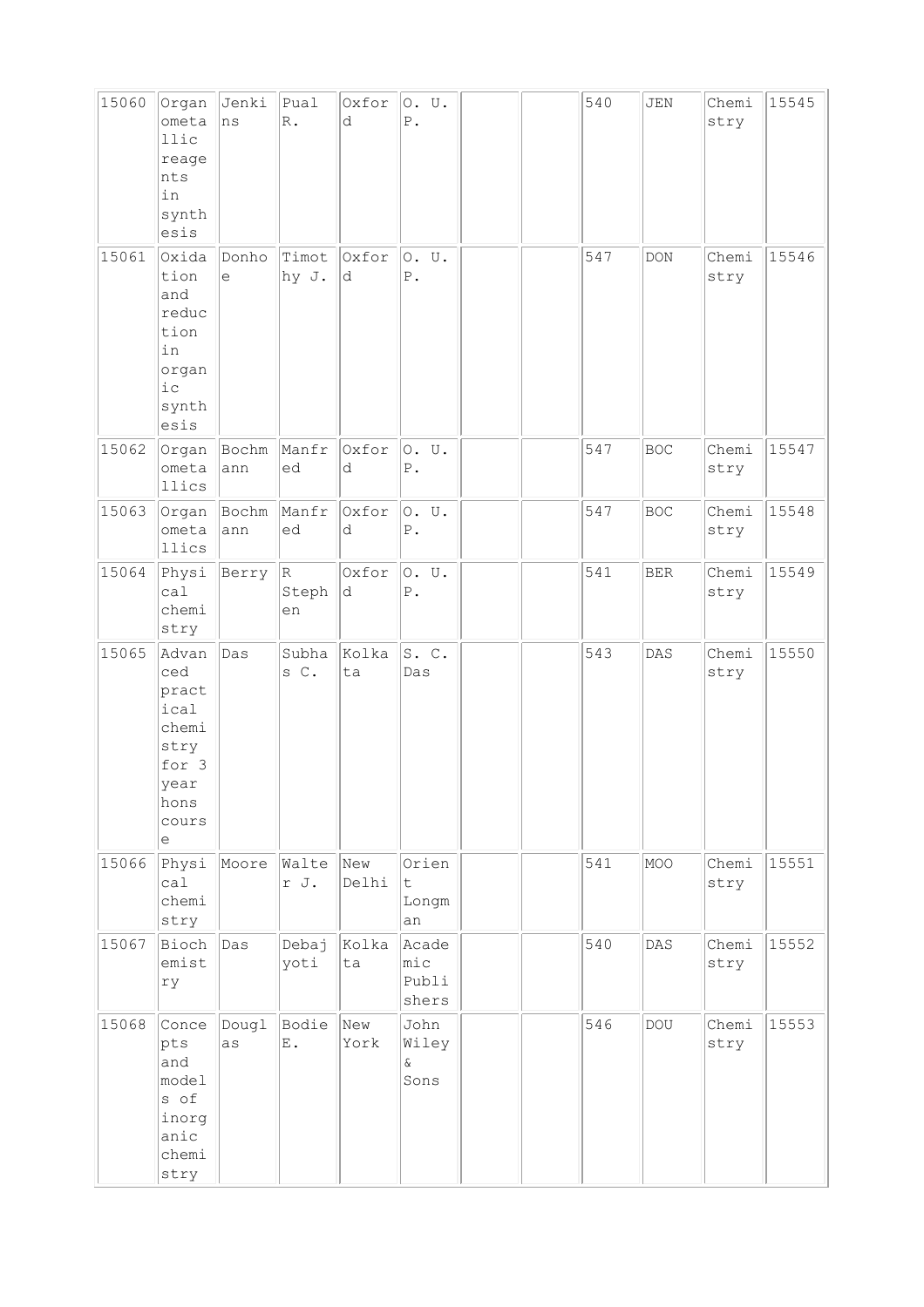| 15060 | Organometallic reagents in synthesis | Jenkins | Pual R. | Oxford | O. U. P. | | | 540 | JEN | Chemistry | 15545 |
|---|---|---|---|---|---|---|---|---|---|---|---|
| 15061 | Oxidation and reduction in organic synthesis | Donhoe | Timothy J. | Oxford | O. U. P. | | | 547 | DON | Chemistry | 15546 |
| 15062 | Organometallics | Bochmann | Manfred | Oxford | O. U. P. | | | 547 | BOC | Chemistry | 15547 |
| 15063 | Organometallics | Bochmann | Manfred | Oxford | O. U. P. | | | 547 | BOC | Chemistry | 15548 |
| 15064 | Physical chemistry | Berry | R Stephen | Oxford | O. U. P. | | | 541 | BER | Chemistry | 15549 |
| 15065 | Advanced practical chemistry for 3 year hons course | Das | Subhas C. | Kolkata | S. C. Das | | | 543 | DAS | Chemistry | 15550 |
| 15066 | Physical chemistry | Moore | Walter J. | New Delhi | Orient Longman | | | 541 | MOO | Chemistry | 15551 |
| 15067 | Biochemistry | Das | Debajyoti | Kolkata | Academic Publishers | | | 540 | DAS | Chemistry | 15552 |
| 15068 | Concepts and models of inorganic chemistry | Douglas | Bodie E. | New York | John Wiley & Sons | | | 546 | DOU | Chemistry | 15553 |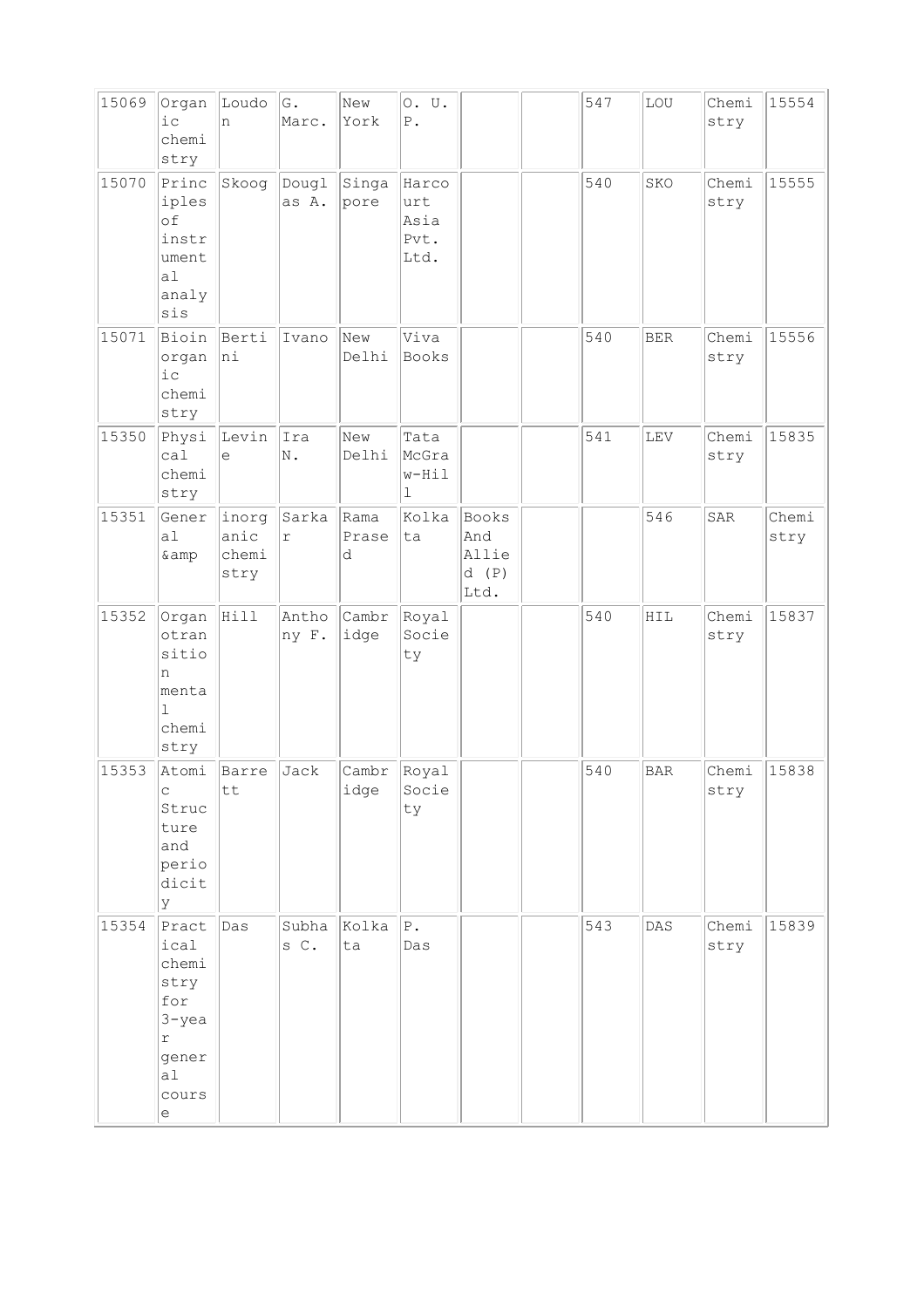| 15069 | Organic chemistry | Loudon | G. Marc. | New York | O. U. P. | | | 547 | LOU | Chemistry | 15554 |
|---|---|---|---|---|---|---|---|---|---|---|---|
| 15070 | Principles of instrumental analysis | Skoog | Douglas A. | Singapore | Harcourt Asia Pvt. Ltd. | | | 540 | SKO | Chemistry | 15555 |
| 15071 | Bioinorganic chemistry | Bertini | Ivano | New Delhi | Viva Books | | | 540 | BER | Chemistry | 15556 |
| 15350 | Physical chemistry | Levine | Ira N. | New Delhi | Tata McGraw-Hill | | | 541 | LEV | Chemistry | 15835 |
| 15351 | General &amp | inorganic chemistry | Sarkar | Rama Prasad | Kolkata | Books And Allied (P) Ltd. | | | 546 | SAR | Chemistry |
| 15352 | Organotransition mental chemistry | Hill | Anthony F. | Cambridge | Royal Society | | | 540 | HIL | Chemistry | 15837 |
| 15353 | Atomic Structure and periodicity | Barrett | Jack | Cambridge | Royal Society | | | 540 | BAR | Chemistry | 15838 |
| 15354 | Practical chemistry for 3-year general course | Das | Subhas C. | Kolkata | P. Das | | | 543 | DAS | Chemistry | 15839 |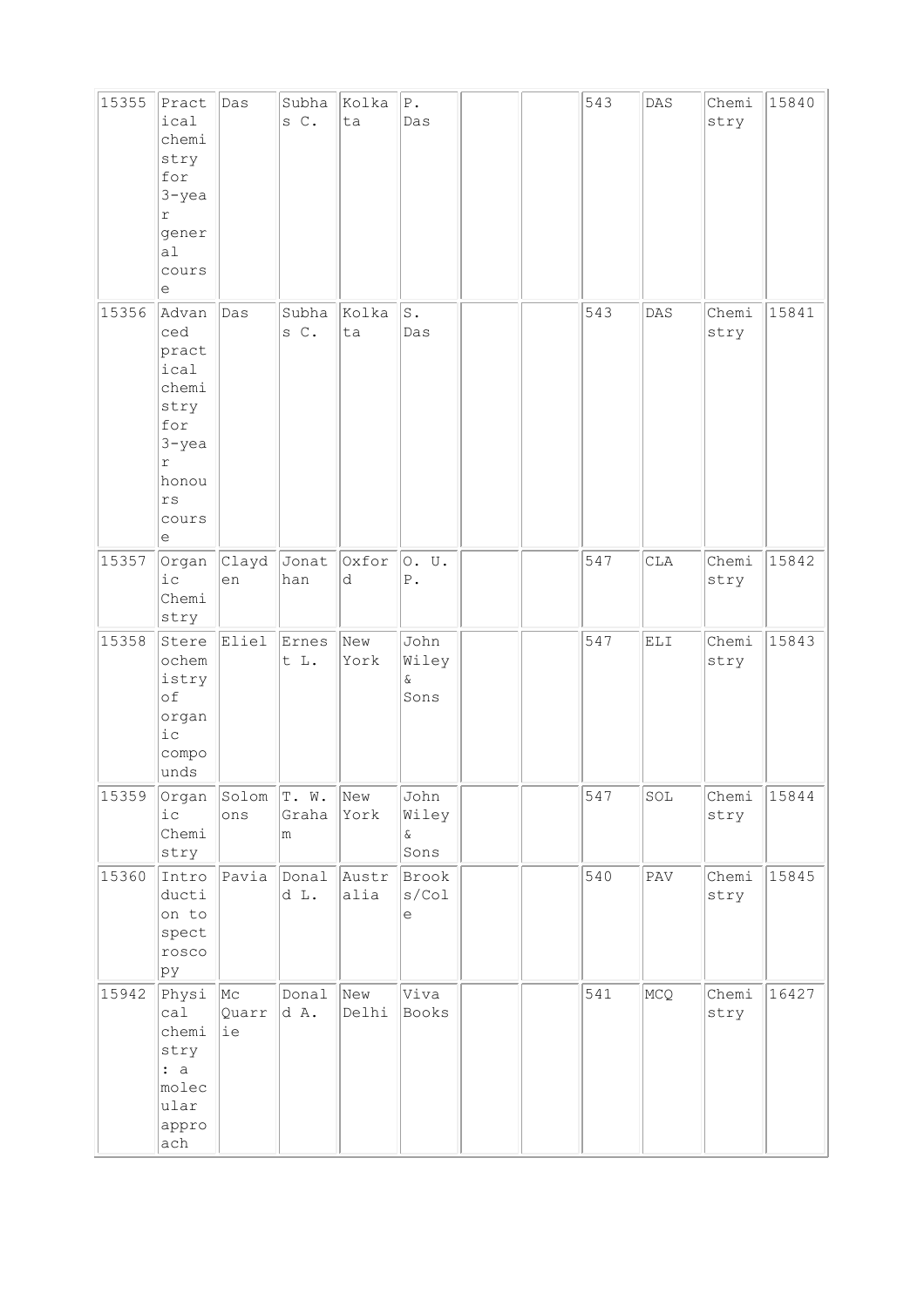| 15355 | Practical chemistry for 3-year general course | Das | Subhas C. | Kolkata | P. Das | | | 543 | DAS | Chemistry | 15840 |
|---|---|---|---|---|---|---|---|---|---|---|---|
| 15356 | Advanced practical chemistry for 3-year honours course | Das | Subhas C. | Kolkata | S. Das | | | 543 | DAS | Chemistry | 15841 |
| 15357 | Organic Chemistry | Clayden | Jonathan | Oxford | O. U. P. | | | 547 | CLA | Chemistry | 15842 |
| 15358 | Stereochemistry of organic compounds | Eliel | Ernest L. | New York | John Wiley & Sons | | | 547 | ELI | Chemistry | 15843 |
| 15359 | Organic Chemistry | Solomons | T. W. Graham | New York | John Wiley & Sons | | | 547 | SOL | Chemistry | 15844 |
| 15360 | Introduction to spectroscopy | Pavia | Donald L. | Australia | Brooks/Cole | | | 540 | PAV | Chemistry | 15845 |
| 15942 | Physical chemistry : a molecular approach | Mc Quarrie | Donald A. | New Delhi | Viva Books | | | 541 | MCQ | Chemistry | 16427 |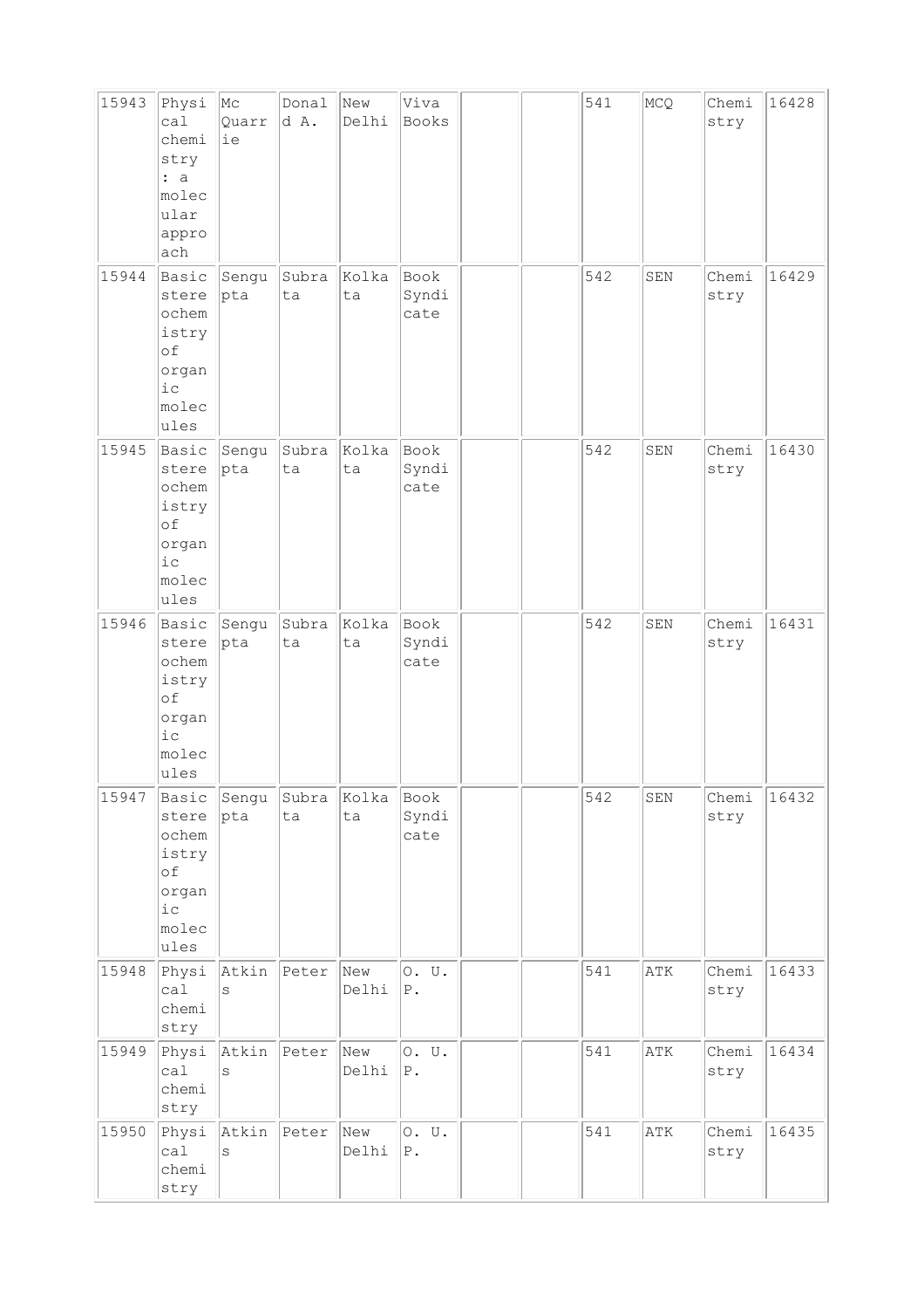| 15943 | Physical chemistry : a molecular approach | Mc Quarrie | Donald A. | New Delhi | Viva Books | | | 541 | MCQ | Chemistry | 16428 |
|---|---|---|---|---|---|---|---|---|---|---|---|
| 15944 | Basic stereochemistry of organic molecules | Sengupta | Subrata | Kolkata | Book Syndicate | | | 542 | SEN | Chemistry | 16429 |
| 15945 | Basic stereochemistry of organic molecules | Sengupta | Subrata | Kolkata | Book Syndicate | | | 542 | SEN | Chemistry | 16430 |
| 15946 | Basic stereochemistry of organic molecules | Sengupta | Subrata | Kolkata | Book Syndicate | | | 542 | SEN | Chemistry | 16431 |
| 15947 | Basic stereochemistry of organic molecules | Sengupta | Subrata | Kolkata | Book Syndicate | | | 542 | SEN | Chemistry | 16432 |
| 15948 | Physical chemistry | Atkins | Peter | New Delhi | O. U. P. | | | 541 | ATK | Chemistry | 16433 |
| 15949 | Physical chemistry | Atkins | Peter | New Delhi | O. U. P. | | | 541 | ATK | Chemistry | 16434 |
| 15950 | Physical chemistry | Atkins | Peter | New Delhi | O. U. P. | | | 541 | ATK | Chemistry | 16435 |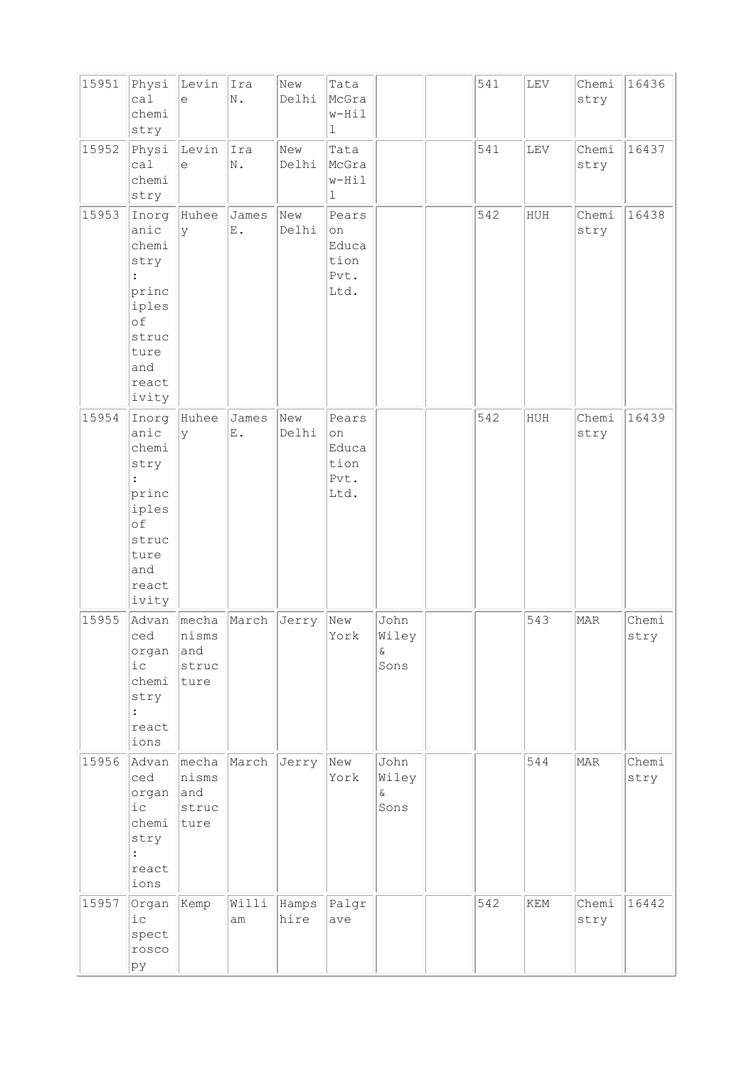| | | | | | | | | | | | |
|---|---|---|---|---|---|---|---|---|---|---|---|
| 15951 | Physical chemistry | Levine | Ira N. | New Delhi | Tata McGraw-Hill | | | 541 | LEV | Chemistry | 16436 |
| 15952 | Physical chemistry | Levine | Ira N. | New Delhi | Tata McGraw-Hill | | | 541 | LEV | Chemistry | 16437 |
| 15953 | Inorganic chemistry : principles of structure and reactivity | Huheey | James E. | New Delhi | Pearson Education Pvt. Ltd. | | | 542 | HUH | Chemistry | 16438 |
| 15954 | Inorganic chemistry : principles of structure and reactivity | Huheey | James E. | New Delhi | Pearson Education Pvt. Ltd. | | | 542 | HUH | Chemistry | 16439 |
| 15955 | Advanced organic chemistry : reactions | mechanisms and structure | March | Jerry | New York | John Wiley & Sons | | 543 | MAR | Chemistry | |
| 15956 | Advanced organic chemistry : reactions | mechanisms and structure | March | Jerry | New York | John Wiley & Sons | | 544 | MAR | Chemistry | |
| 15957 | Organic spectroscopy | Kemp | William | Hampshire | Palgrave | | | 542 | KEM | Chemistry | 16442 |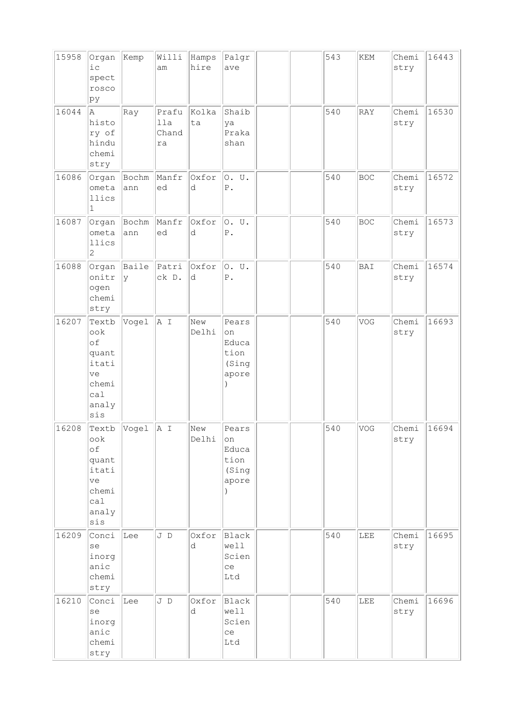| 15958 | Organic spectroscopy | Kemp | William | Hampshire | Palgrave | | | 543 | KEM | Chemistry | 16443 |
|---|---|---|---|---|---|---|---|---|---|---|---|
| 16044 | A history of hindu chemistry | Ray | Prafulla Chandra | Kolkata | Shaibya Prakashan | | | 540 | RAY | Chemistry | 16530 |
| 16086 | Organometallics 1 | Bochmann | Manfred | Oxford | O. U. P. | | | 540 | BOC | Chemistry | 16572 |
| 16087 | Organometallics 2 | Bochmann | Manfred | Oxford | O. U. P. | | | 540 | BOC | Chemistry | 16573 |
| 16088 | Organonitrogen chemistry | Bailey | Patrick D. | Oxford | O. U. P. | | | 540 | BAI | Chemistry | 16574 |
| 16207 | Textbook of quantitative chemical analysis | Vogel | A I | New Delhi | Pearson Education (Singapore) | | | 540 | VOG | Chemistry | 16693 |
| 16208 | Textbook of quantitative chemical analysis | Vogel | A I | New Delhi | Pearson Education (Singapore) | | | 540 | VOG | Chemistry | 16694 |
| 16209 | Concise inorganic chemistry | Lee | J D | Oxford | Blackwell Science Ltd | | | 540 | LEE | Chemistry | 16695 |
| 16210 | Concise inorganic chemistry | Lee | J D | Oxford | Blackwell Science Ltd | | | 540 | LEE | Chemistry | 16696 |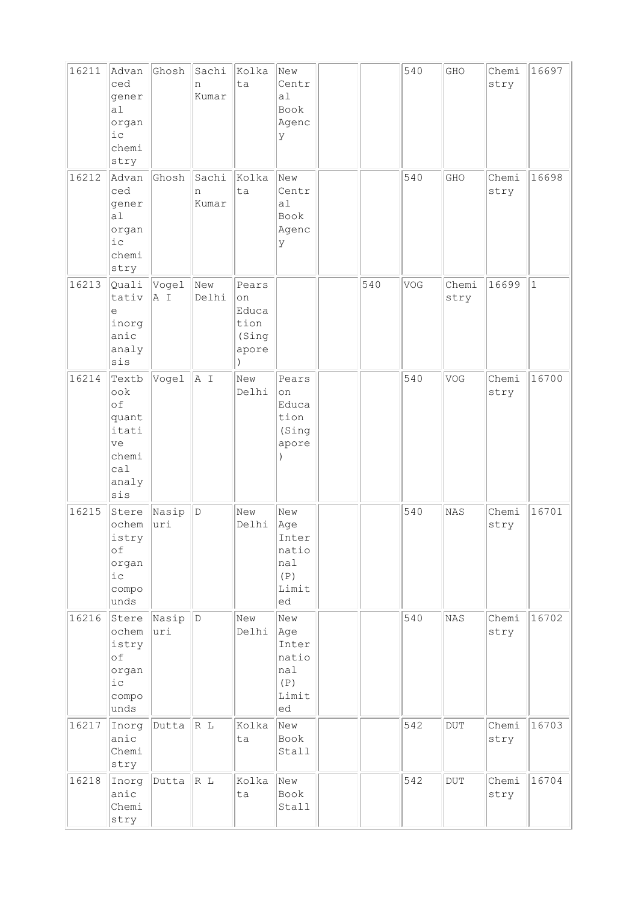| | | | | | | | | | | | |
|---|---|---|---|---|---|---|---|---|---|---|---|
| 16211 | Advanced general organic chemistry | Ghosh | Sachin Kumar | Kolkata | New Central Book Agency | | | 540 | GHO | Chemistry | 16697 |
| 16212 | Advanced general organic chemistry | Ghosh | Sachin Kumar | Kolkata | New Central Book Agency | | | 540 | GHO | Chemistry | 16698 |
| 16213 | Qualitative inorganic analysis | Vogel A I | New Delhi | Pearson Education (Singapore) | | | 540 | VOG | Chemistry | 16699 | 1 |
| 16214 | Textbook of quantitative chemical analysis | Vogel | A I | New Delhi | Pearson Education (Singapore) | | | 540 | VOG | Chemistry | 16700 |
| 16215 | Stereochemistry of organic compounds | Nasipuri | D | New Delhi | New Age International (P) Limited | | | 540 | NAS | Chemistry | 16701 |
| 16216 | Stereochemistry of organic compounds | Nasipuri | D | New Delhi | New Age International (P) Limited | | | 540 | NAS | Chemistry | 16702 |
| 16217 | Inorganic Chemistry | Dutta | R L | Kolkata | New Book Stall | | | 542 | DUT | Chemistry | 16703 |
| 16218 | Inorganic Chemistry | Dutta | R L | Kolkata | New Book Stall | | | 542 | DUT | Chemistry | 16704 |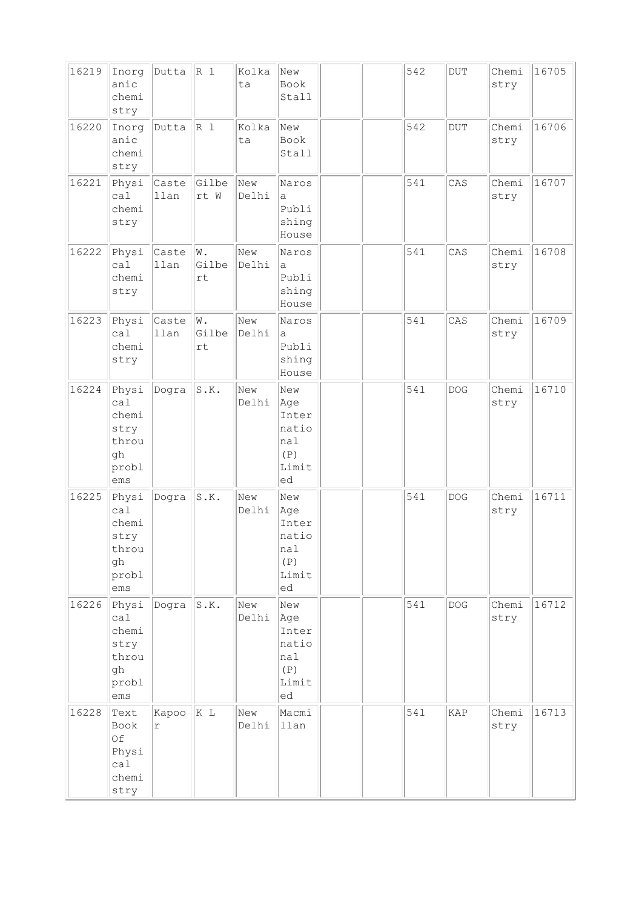| 16219 | Inorganic chemistry | Dutta | R l | Kolkata | New Book Stall | | | 542 | DUT | Chemistry | 16705 |
|---|---|---|---|---|---|---|---|---|---|---|---|
| 16220 | Inorganic chemistry | Dutta | R l | Kolkata | New Book Stall | | | 542 | DUT | Chemistry | 16706 |
| 16221 | Physical chemistry | Castellan | Gilbert W | New Delhi | Narosa Publishing House | | | 541 | CAS | Chemistry | 16707 |
| 16222 | Physical chemistry | Castellan | W. Gilbert | New Delhi | Narosa Publishing House | | | 541 | CAS | Chemistry | 16708 |
| 16223 | Physical chemistry | Castellan | W. Gilbert | New Delhi | Narosa Publishing House | | | 541 | CAS | Chemistry | 16709 |
| 16224 | Physical chemistry through problems | Dogra | S.K. | New Delhi | New Age International (P) Limited | | | 541 | DOG | Chemistry | 16710 |
| 16225 | Physical chemistry through problems | Dogra | S.K. | New Delhi | New Age International (P) Limited | | | 541 | DOG | Chemistry | 16711 |
| 16226 | Physical chemistry through problems | Dogra | S.K. | New Delhi | New Age International (P) Limited | | | 541 | DOG | Chemistry | 16712 |
| 16228 | Text Book Of Physical chemistry | Kapoor | K L | New Delhi | Macmillan | | | 541 | KAP | Chemistry | 16713 |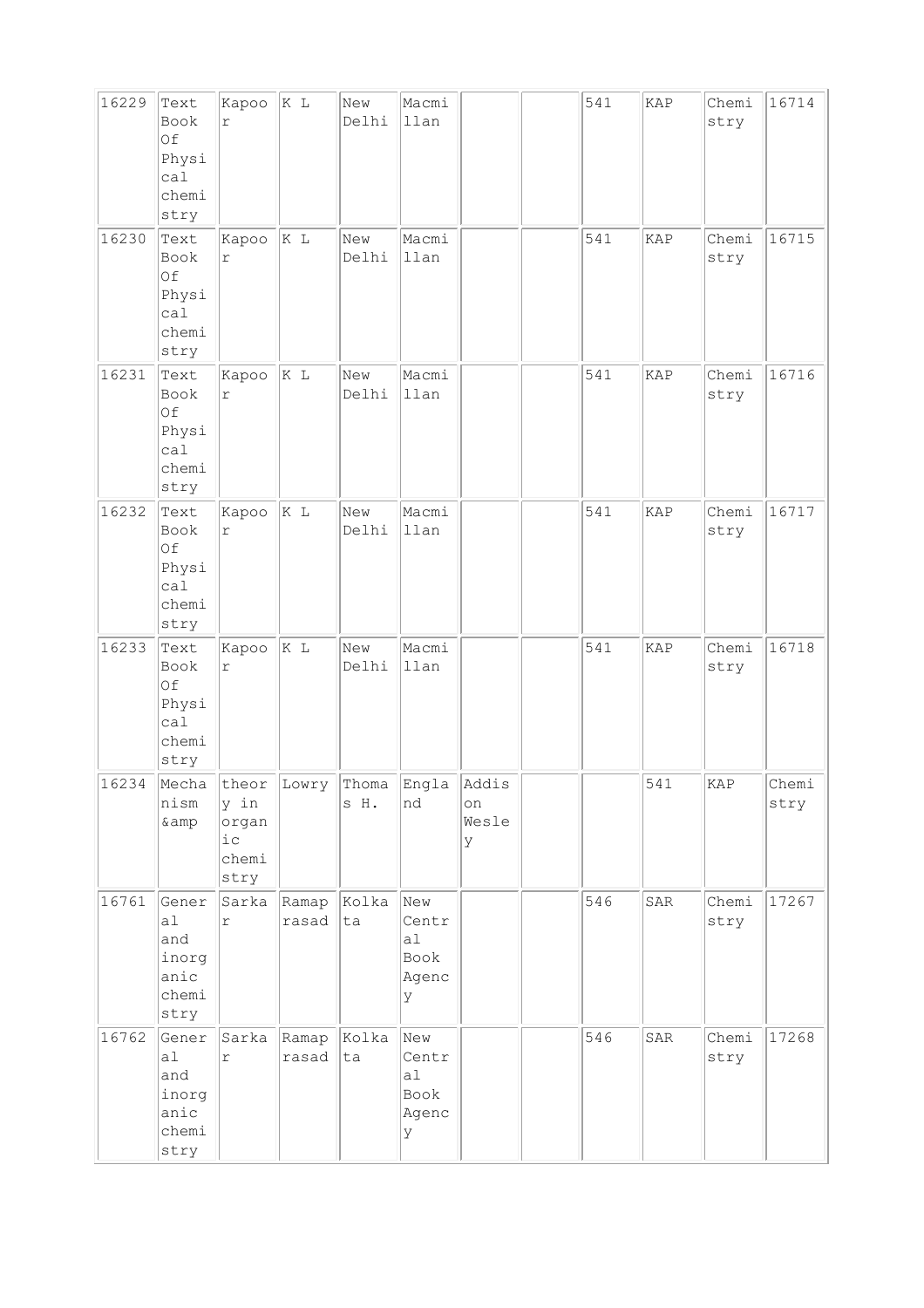| | | | | | | | | | | | |
|---|---|---|---|---|---|---|---|---|---|---|---|
| 16229 | Text Book Of Physical chemistry | Kapoor | K L | New Delhi | Macmillan | | | 541 | KAP | Chemistry | 16714 |
| 16230 | Text Book Of Physical chemistry | Kapoor | K L | New Delhi | Macmillan | | | 541 | KAP | Chemistry | 16715 |
| 16231 | Text Book Of Physical chemistry | Kapoor | K L | New Delhi | Macmillan | | | 541 | KAP | Chemistry | 16716 |
| 16232 | Text Book Of Physical chemistry | Kapoor | K L | New Delhi | Macmillan | | | 541 | KAP | Chemistry | 16717 |
| 16233 | Text Book Of Physical chemistry | Kapoor | K L | New Delhi | Macmillan | | | 541 | KAP | Chemistry | 16718 |
| 16234 | Mechanism &amp | theory in organic chemistry | Lowry | Thomas H. | England | Addison Wesley | | | 541 | KAP | Chemistry |
| 16761 | General and inorganic chemistry | Sarkar | Ramaprasad | Kolkata | New Central Book Agency | | | 546 | SAR | Chemistry | 17267 |
| 16762 | General and inorganic chemistry | Sarkar | Ramaprasad | Kolkata | New Central Book Agency | | | 546 | SAR | Chemistry | 17268 |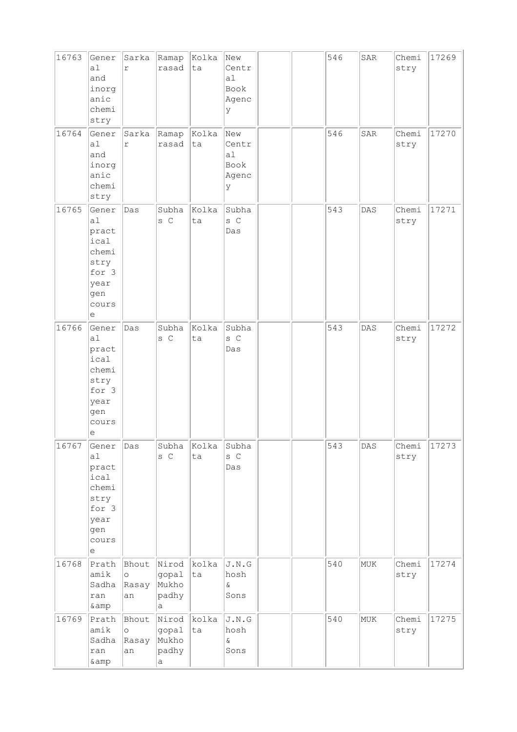| 16763 | General and inorganic chemistry | Sarkar | Ramaprasad | Kolkata | New Central Book Agency | | | 546 | SAR | Chemistry | 17269 |
|---|---|---|---|---|---|---|---|---|---|---|---|
| 16764 | General and inorganic chemistry | Sarkar | Ramaprasad | Kolkata | New Central Book Agency | | | 546 | SAR | Chemistry | 17270 |
| 16765 | General practical chemistry for 3 year gen course | Das | Subhas C | Kolkata | Subhas C Das | | | 543 | DAS | Chemistry | 17271 |
| 16766 | General practical chemistry for 3 year gen course | Das | Subhas C | Kolkata | Subhas C Das | | | 543 | DAS | Chemistry | 17272 |
| 16767 | General practical chemistry for 3 year gen course | Das | Subhas C | Kolkata | Subhas C Das | | | 543 | DAS | Chemistry | 17273 |
| 16768 | Prathamik Sadharan &amp | Bhouto Rasayan | Nirodgopal Mukhopadhya | kolkata | J.N.Ghosh & Sons | | | 540 | MUK | Chemistry | 17274 |
| 16769 | Prathamik Sadharan &amp | Bhouto Rasayan | Nirodgopal Mukhopadhya | kolkata | J.N.Ghosh & Sons | | | 540 | MUK | Chemistry | 17275 |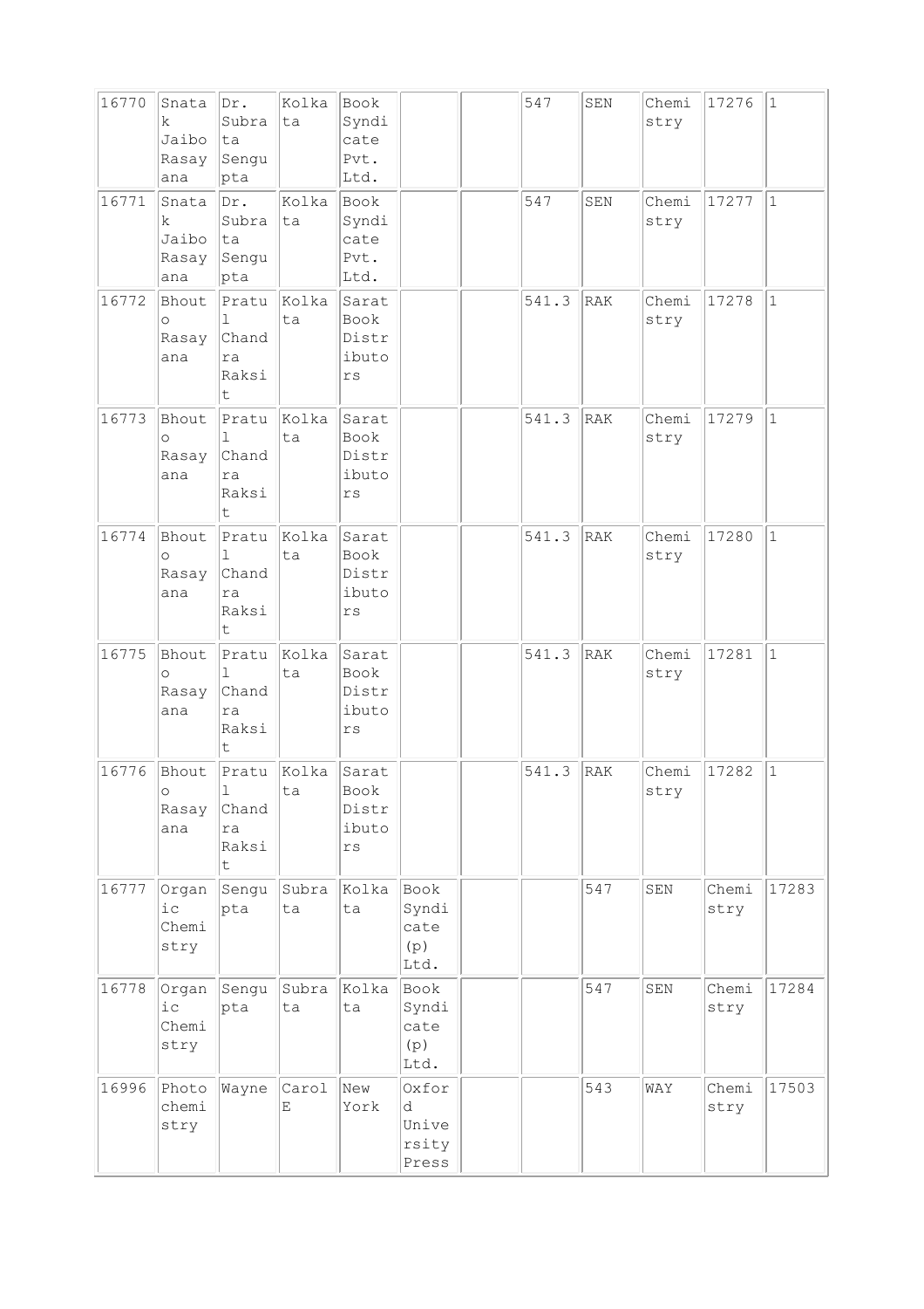| 16770 | Snatak Jaibo Rasayana | Dr. Subrata Sengupta | Kolkata | Book Syndicate Pvt. Ltd. | | | 547 | SEN | Chemistry | 17276 | 1 |
|---|---|---|---|---|---|---|---|---|---|---|---|
| 16771 | Snatak Jaibo Rasayana | Dr. Subrata Sengupta | Kolkata | Book Syndicate Pvt. Ltd. | | | 547 | SEN | Chemistry | 17277 | 1 |
| 16772 | Bhouto Rasayana | Pratul Chandra Raksit | Kolkata | Sarat Book Distributors | | | 541.3 | RAK | Chemistry | 17278 | 1 |
| 16773 | Bhouto Rasayana | Pratul Chandra Raksit | Kolkata | Sarat Book Distributors | | | 541.3 | RAK | Chemistry | 17279 | 1 |
| 16774 | Bhouto Rasayana | Pratul Chandra Raksit | Kolkata | Sarat Book Distributors | | | 541.3 | RAK | Chemistry | 17280 | 1 |
| 16775 | Bhouto Rasayana | Pratul Chandra Raksit | Kolkata | Sarat Book Distributors | | | 541.3 | RAK | Chemistry | 17281 | 1 |
| 16776 | Bhouto Rasayana | Pratul Chandra Raksit | Kolkata | Sarat Book Distributors | | | 541.3 | RAK | Chemistry | 17282 | 1 |
| 16777 | Organic Chemistry | Sengupta | Subrata | Kolkata | Book Syndicate (p) Ltd. | | | 547 | SEN | Chemistry | 17283 |
| 16778 | Organic Chemistry | Sengupta | Subrata | Kolkata | Book Syndicate (p) Ltd. | | | 547 | SEN | Chemistry | 17284 |
| 16996 | Photochemistry | Wayne | Carol E | New York | Oxford University Press | | | 543 | WAY | Chemistry | 17503 |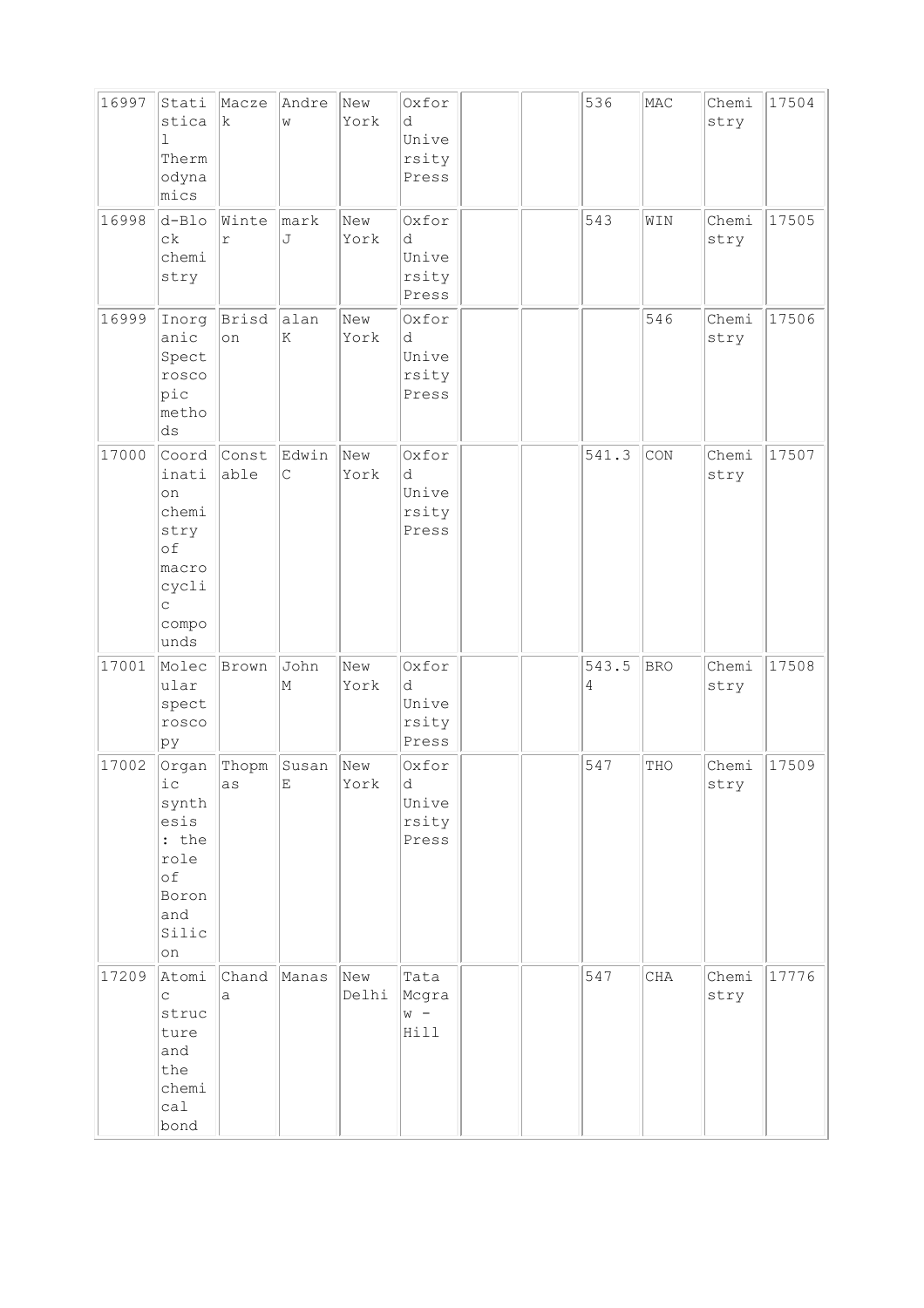| | | | | | | | | | | | |
|---|---|---|---|---|---|---|---|---|---|---|---|
| 16997 | Statistical Thermodynamics | Maczek | Andrew | New York | Oxford University Press | | | 536 | MAC | Chemistry | 17504 |
| 16998 | d-Block chemistry | Winter | mark J | New York | Oxford University Press | | | 543 | WIN | Chemistry | 17505 |
| 16999 | Inorganic Spectroscopic methods | Brisdon | alan K | New York | Oxford University Press | | | | 546 | Chemistry | 17506 |
| 17000 | Coordination chemistry of macrocyclic compounds | Constable | Edwin C | New York | Oxford University Press | | | 541.3 | CON | Chemistry | 17507 |
| 17001 | Molecular spectroscopy | Brown | John M | New York | Oxford University Press | | | 543.54 | BRO | Chemistry | 17508 |
| 17002 | Organic synthesis : the role of Boron and Silicon | Thopmas | Susan E | New York | Oxford University Press | | | 547 | THO | Chemistry | 17509 |
| 17209 | Atomic structure and the chemical bond | Chanda | Manas | New Delhi | Tata Mcgraw - Hill | | | 547 | CHA | Chemistry | 17776 |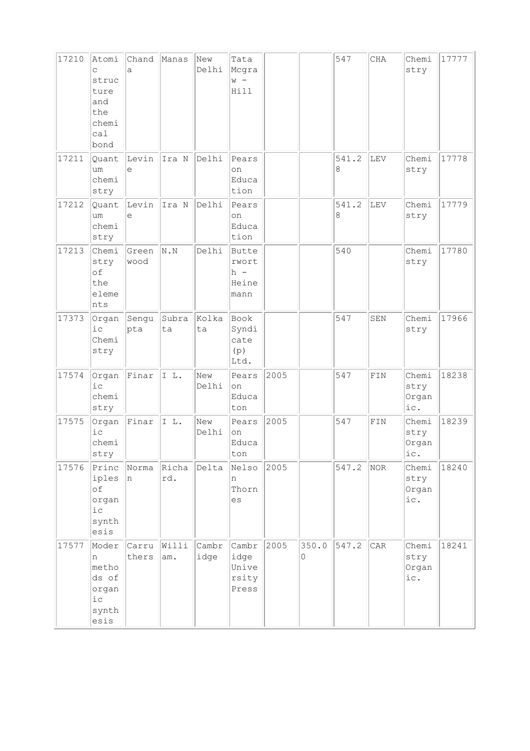| 17210 | Atomic structure and the chemical bond | Chanda | Manas | New Delhi | Tata Mcgraw - Hill | | | 547 | CHA | Chemistry | 17777 |
|---|---|---|---|---|---|---|---|---|---|---|---|
| 17211 | Quantum chemistry | Levine | Ira N | Delhi | Pearson Education | | | 541.28 | LEV | Chemistry | 17778 |
| 17212 | Quantum chemistry | Levine | Ira N | Delhi | Pearson Education | | | 541.28 | LEV | Chemistry | 17779 |
| 17213 | Chemistry of the elements | Greenwood | N.N | Delhi | Butterworth - Heinemann | | | 540 | | Chemistry | 17780 |
| 17373 | Organic Chemistry | Sengupta | Subrata | Kolkata | Book Syndicate (p) Ltd. | | | 547 | SEN | Chemistry | 17966 |
| 17574 | Organic chemistry | Finar | I L. | New Delhi | Pearson Educaton | 2005 | | 547 | FIN | Chemistry Organic. | 18238 |
| 17575 | Organic chemistry | Finar | I L. | New Delhi | Pearson Educaton | 2005 | | 547 | FIN | Chemistry Organic. | 18239 |
| 17576 | Principles of organic synthesis | Norman | Richard. | Delta | Nelson Thornes | 2005 | | 547.2 | NOR | Chemistry Organic. | 18240 |
| 17577 | Modern methods of organic synthesis | Carruthers | William. | Cambridge | Cambridge University Press | 2005 | 350.00 | 547.2 | CAR | Chemistry Organic. | 18241 |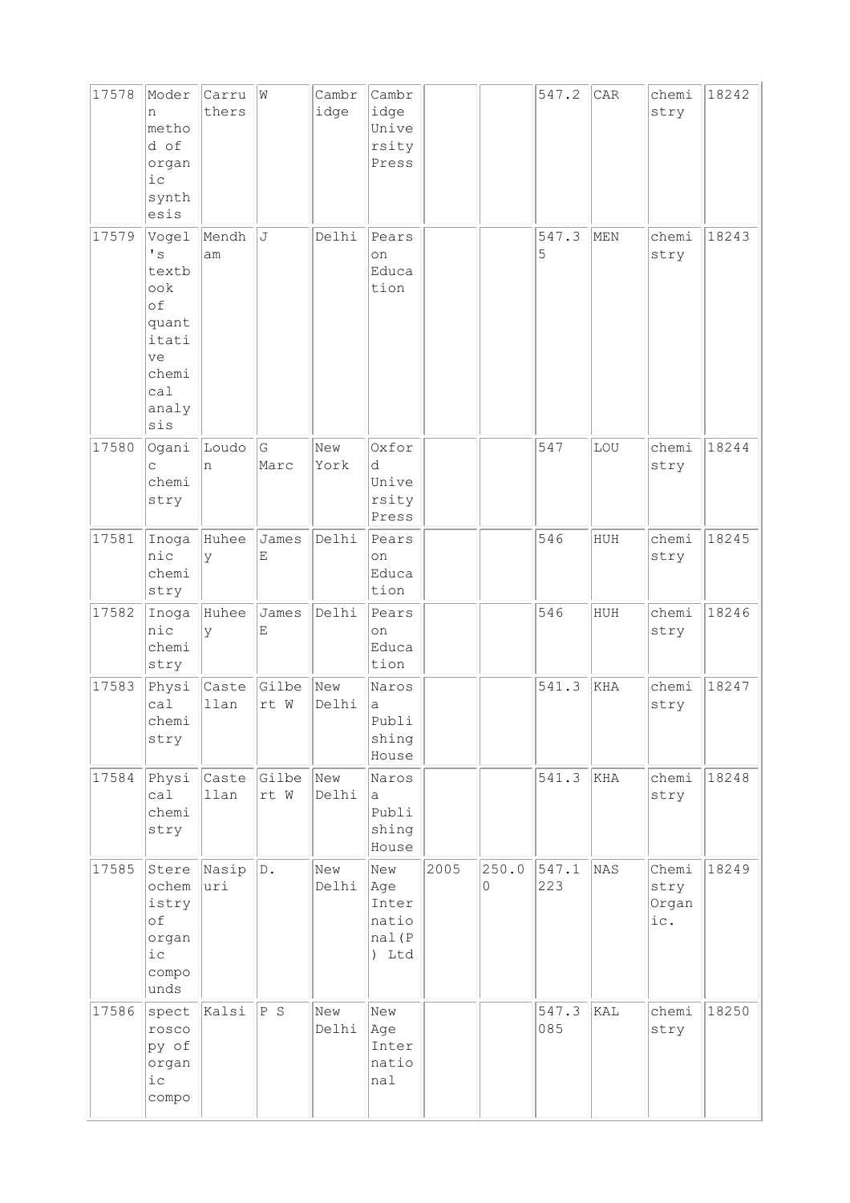| 17578 | Modern method of organic synthesis | Carruthers | W | Cambridge | Cambridge University Press | | | 547.2 | CAR | chemistry | 18242 |
|---|---|---|---|---|---|---|---|---|---|---|---|
| 17579 | Vogel's textbook of quantitative chemical analysis | Mendham | J | Delhi | Pearson Education | | | 547.35 | MEN | chemistry | 18243 |
| 17580 | Oganic chemistry | Loudon | G Marc | New York | Oxford University Press | | | 547 | LOU | chemistry | 18244 |
| 17581 | Inoganic chemistry | Huheey | James E | Delhi | Pearson Education | | | 546 | HUH | chemistry | 18245 |
| 17582 | Inoganic chemistry | Huheey | James E | Delhi | Pearson Education | | | 546 | HUH | chemistry | 18246 |
| 17583 | Physical chemistry | Castellan | Gilbert W | New Delhi | Narosa Publishing House | | | 541.3 | KHA | chemistry | 18247 |
| 17584 | Physical chemistry | Castellan | Gilbert W | New Delhi | Narosa Publishing House | | | 541.3 | KHA | chemistry | 18248 |
| 17585 | Stereochemistry of organic compounds | Nasipuri | D. | New Delhi | New Age International(P) Ltd | 2005 | 250.00 | 547.1223 | NAS | Chemistry Organic. | 18249 |
| 17586 | spectroscopy of organic compo | Kalsi | P S | New Delhi | New Age International | | | 547.3085 | KAL | chemistry | 18250 |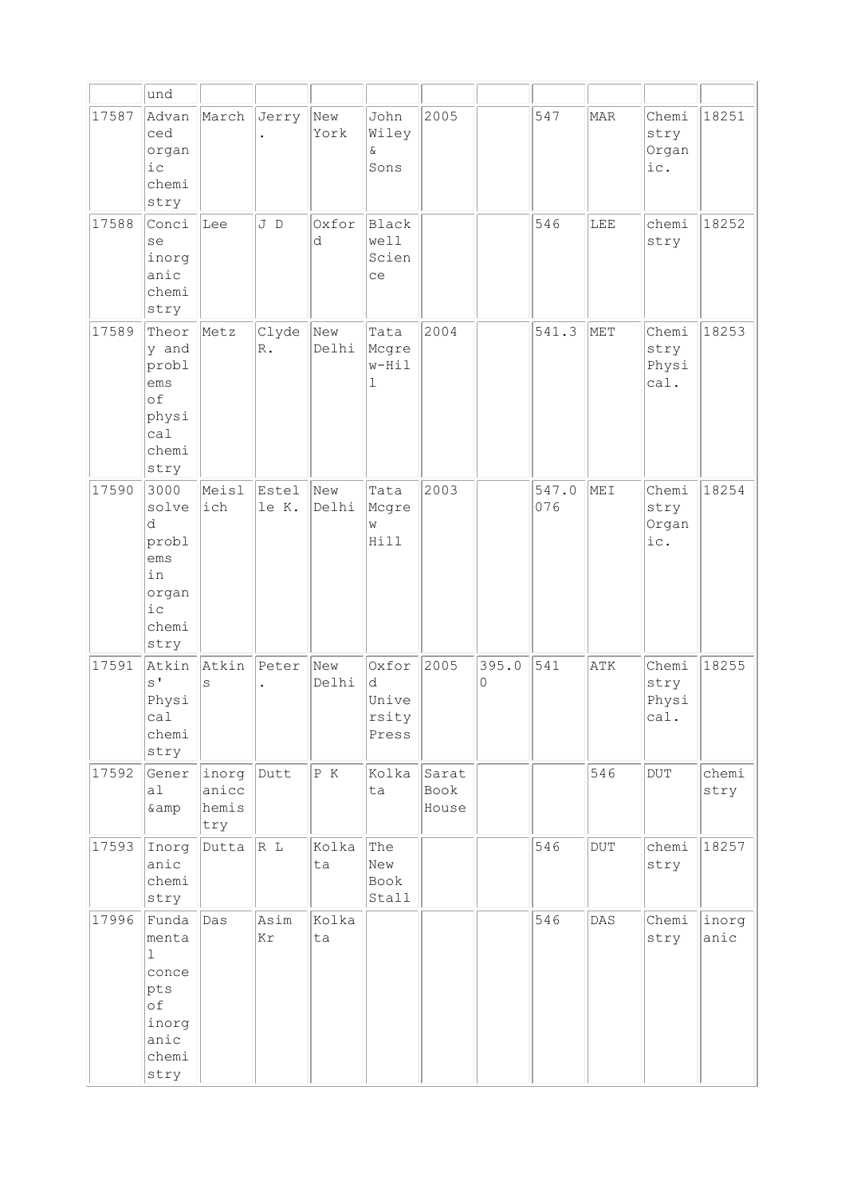| | und | | | | | | | | | | |
|---|---|---|---|---|---|---|---|---|---|---|---|
| 17587 | Advanced organic chemistry | March | Jerry . | New York | John Wiley & Sons | 2005 | | 547 | MAR | Chemistry Organic. | 18251 |
| 17588 | Concise inorganic chemistry | Lee | J D | Oxford | Blackwell Science | | | 546 | LEE | chemistry | 18252 |
| 17589 | Theory and problems of physical chemistry | Metz | Clyde R. | New Delhi | Tata Mcgrew-Hill | 2004 | | 541.3 | MET | Chemistry Physical. | 18253 |
| 17590 | 3000 solved problems in organic chemistry | Meislich | Estelle K. | New Delhi | Tata Mcgrew Hill | 2003 | | 547.076 | MEI | Chemistry Organic. | 18254 |
| 17591 | Atkins' Physical chemistry | Atkins | Peter . | New Delhi | Oxford University Press | 2005 | 395.00 | 541 | ATK | Chemistry Physical. | 18255 |
| 17592 | General &amp | inorganicchemistry | Dutt | P K | Kolkata | Sarat Book House | | | 546 | DUT | chemistry |
| 17593 | Inorganic chemistry | Dutta | R L | Kolkata | The New Book Stall | | | 546 | DUT | chemistry | 18257 |
| 17996 | Fundamental concepts of inorganic chemistry | Das | Asim Kr | Kolkata | | | | 546 | DAS | Chemistry | inorganic |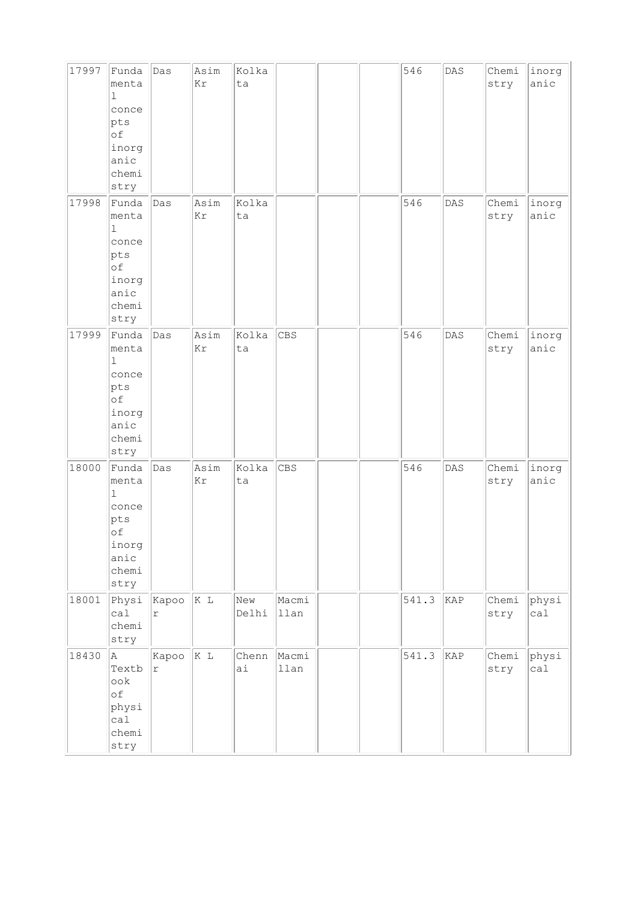| 17997 | Fundamental concepts of inorganic chemistry | Das | Asim Kr | Kolkata | | | | 546 | DAS | Chemistry | inorganic |
|---|---|---|---|---|---|---|---|---|---|---|---|
| 17998 | Fundamental concepts of inorganic chemistry | Das | Asim Kr | Kolkata | | | | 546 | DAS | Chemistry | inorganic |
| 17999 | Fundamental concepts of inorganic chemistry | Das | Asim Kr | Kolkata | CBS | | | 546 | DAS | Chemistry | inorganic |
| 18000 | Fundamental concepts of inorganic chemistry | Das | Asim Kr | Kolkata | CBS | | | 546 | DAS | Chemistry | inorganic |
| 18001 | Physical chemistry | Kapoor | K L | New Delhi | Macmillan | | | 541.3 | KAP | Chemistry | physical |
| 18430 | A Textbook of physical chemistry | Kapoor | K L | Chennai | Macmillan | | | 541.3 | KAP | Chemistry | physical |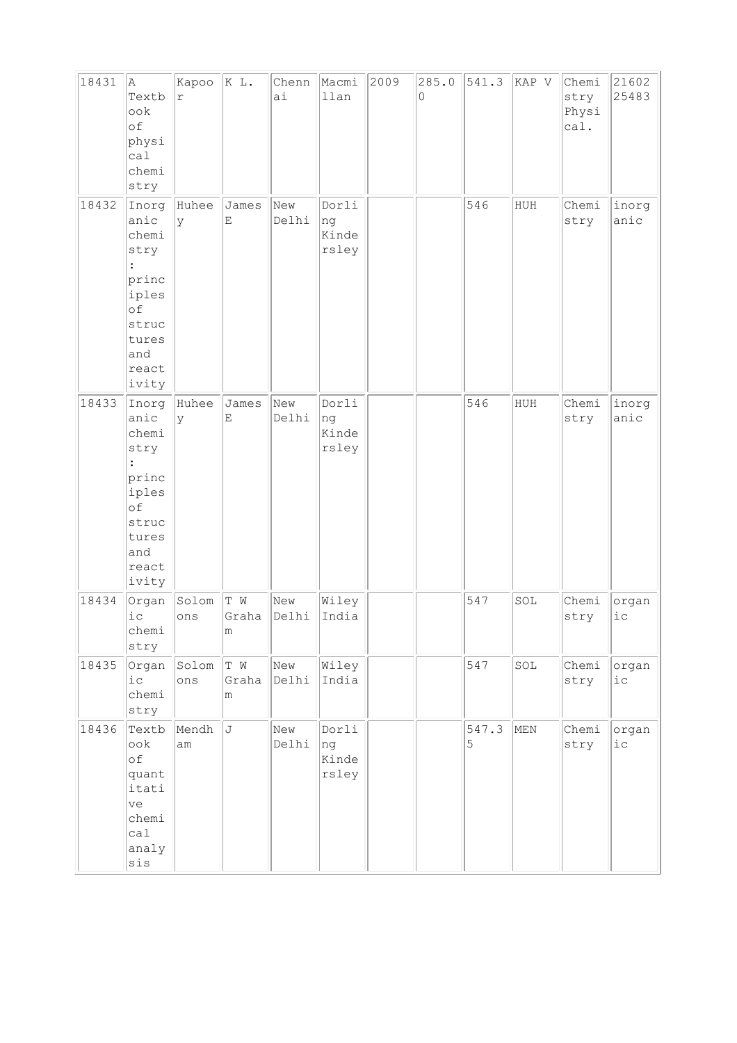| 18431 | A Textbook of physical chemistry | Kapoor | K L. | Chennai | Macmillan | 2009 | 285.00 | 541.3 | KAP V | Chemistry Physical. | 2160225483 |
|---|---|---|---|---|---|---|---|---|---|---|---|
| 18432 | Inorganic chemistry : principles of structures and reactivity | Huheey | James E | New Delhi | Dorling Kindersley | | | 546 | HUH | Chemistry | inorganic |
| 18433 | Inorganic chemistry : principles of structures and reactivity | Huheey | James E | New Delhi | Dorling Kindersley | | | 546 | HUH | Chemistry | inorganic |
| 18434 | Organic chemistry | Solomons | T W Graham | New Delhi | Wiley India | | | 547 | SOL | Chemistry | organic |
| 18435 | Organic chemistry | Solomons | T W Graham | New Delhi | Wiley India | | | 547 | SOL | Chemistry | organic |
| 18436 | Textbook of quantitative chemical analysis | Mendham | J | New Delhi | Dorling Kindersley | | | 547.35 | MEN | Chemistry | organic |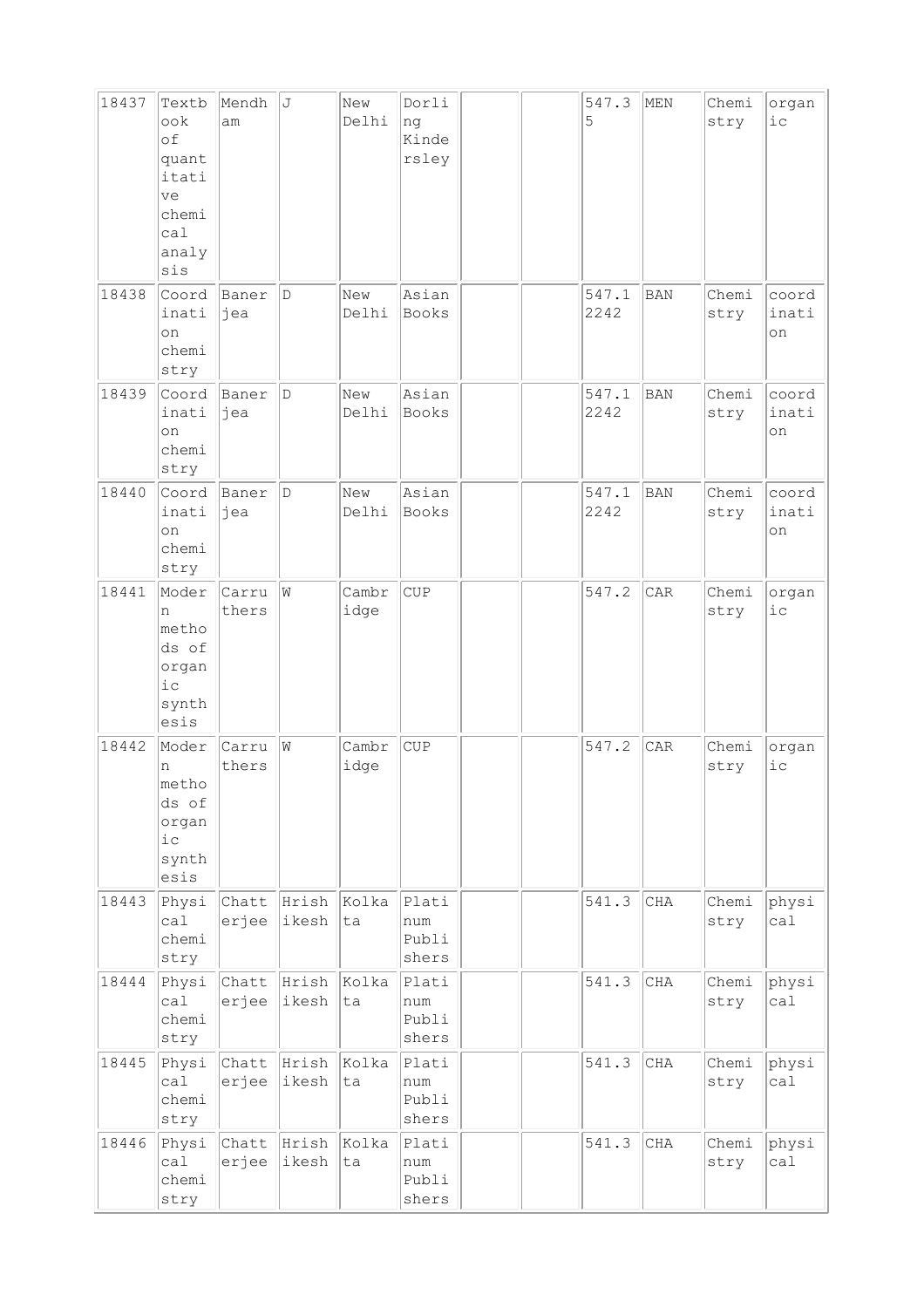| 18437 | Textbook of quantitative chemical analysis | Mendham | J | New Delhi | Dorling Kindersley | | | 547.35 | MEN | Chemistry | organic |
|---|---|---|---|---|---|---|---|---|---|---|---|
| 18438 | Coordination chemistry | Banerjea | D | New Delhi | Asian Books | | | 547.12242 | BAN | Chemistry | coordination |
| 18439 | Coordination chemistry | Banerjea | D | New Delhi | Asian Books | | | 547.12242 | BAN | Chemistry | coordination |
| 18440 | Coordination chemistry | Banerjea | D | New Delhi | Asian Books | | | 547.12242 | BAN | Chemistry | coordination |
| 18441 | Modern methods of organic synthesis | Carruthers | W | Cambridge | CUP | | | 547.2 | CAR | Chemistry | organic |
| 18442 | Modern methods of organic synthesis | Carruthers | W | Cambridge | CUP | | | 547.2 | CAR | Chemistry | organic |
| 18443 | Physical chemistry | Chatterjee | Hrishikesh | Kolkata | Platinum Publishers | | | 541.3 | CHA | Chemistry | physical |
| 18444 | Physical chemistry | Chatterjee | Hrishikesh | Kolkata | Platinum Publishers | | | 541.3 | CHA | Chemistry | physical |
| 18445 | Physical chemistry | Chatterjee | Hrishikesh | Kolkata | Platinum Publishers | | | 541.3 | CHA | Chemistry | physical |
| 18446 | Physical chemistry | Chatterjee | Hrishikesh | Kolkata | Platinum Publishers | | | 541.3 | CHA | Chemistry | physical |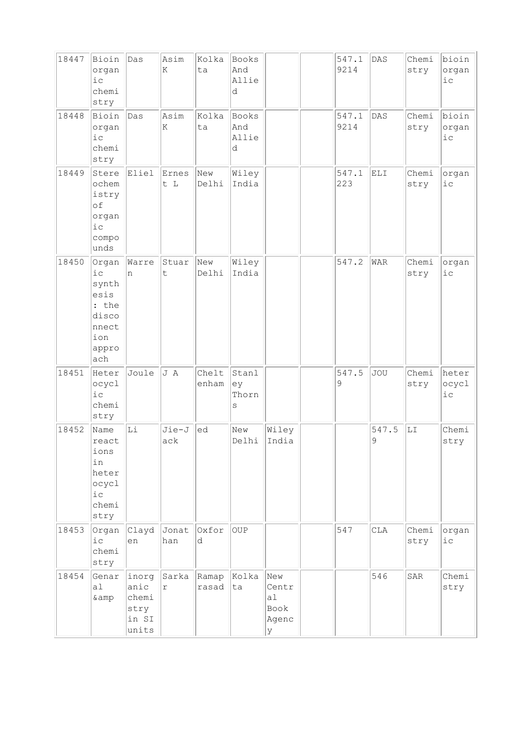| 18447 | Bioinorganic chemistry | Das | Asim K | Kolkata | Books And Allied | | | 547.19214 | DAS | Chemistry | bioinorganic |
|---|---|---|---|---|---|---|---|---|---|---|---|
| 18448 | Bioinorganic chemistry | Das | Asim K | Kolkata | Books And Allied | | | 547.19214 | DAS | Chemistry | bioinorganic |
| 18449 | Stereochemistry of organic compounds | Eliel | Ernest L | New Delhi | Wiley India | | | 547.1223 | ELI | Chemistry | organic |
| 18450 | Organic synthesis : the disconnection approach | Warren | Stuart | New Delhi | Wiley India | | | 547.2 | WAR | Chemistry | organic |
| 18451 | Heterocyclic chemistry | Joule | J A | Cheltenham | Stanley Thorns | | | 547.59 | JOU | Chemistry | heterocyclic |
| 18452 | Name reactions in heterocyclic chemistry | Li | Jie-Jack | ed | New Delhi | Wiley India | | | 547.59 | LI | Chemistry |
| 18453 | Organic chemistry | Clayden | Jonathan | Oxford | OUP | | | 547 | CLA | Chemistry | organic |
| 18454 | Genaral &amp | inorganic chemistry in SI units | Sarkar | Ramaprasad | Kolkata | New Central Book Agency | | | 546 | SAR | Chemistry |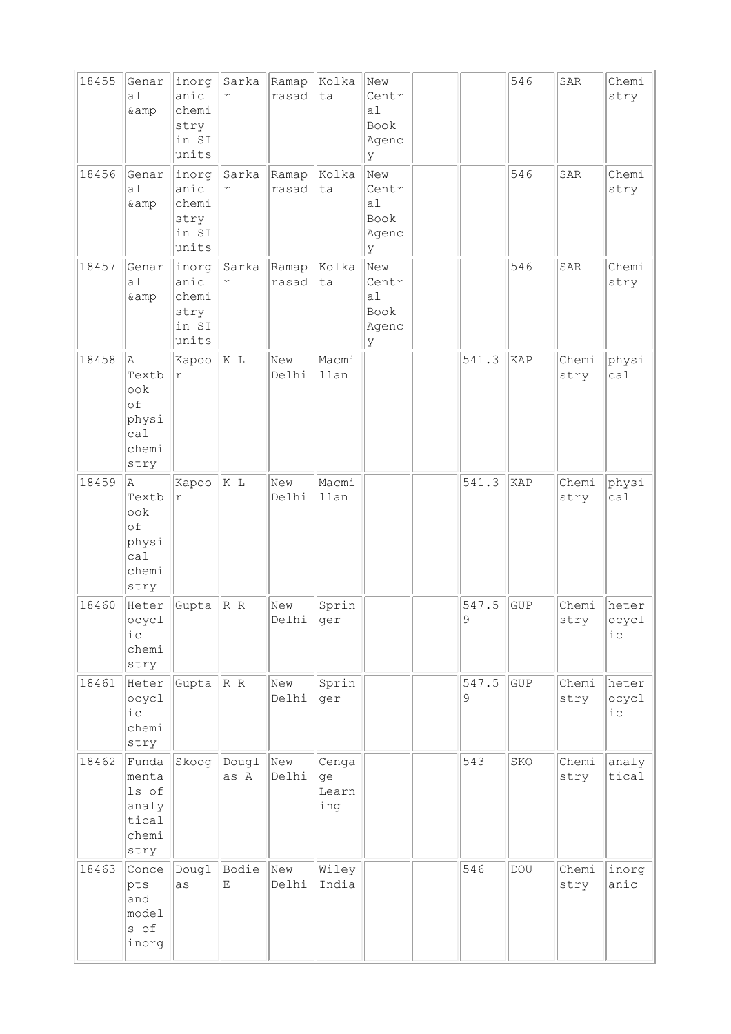| | | | | | | | | | | | |
|---|---|---|---|---|---|---|---|---|---|---|---|
| 18455 | Genaral &amp | inorganic chemistry in SI units | Sarkar | Ramaprasad | Kolkata | New Central Book Agency | | | 546 | SAR | Chemistry |
| 18456 | Genaral &amp | inorganic chemistry in SI units | Sarkar | Ramaprasad | Kolkata | New Central Book Agency | | | 546 | SAR | Chemistry |
| 18457 | Genaral &amp | inorganic chemistry in SI units | Sarkar | Ramaprasad | Kolkata | New Central Book Agency | | | 546 | SAR | Chemistry |
| 18458 | A Textbook of physical chemistry | Kapoor | K L | New Delhi | Macmillan | | | 541.3 | KAP | Chemistry | physical |
| 18459 | A Textbook of physical chemistry | Kapoor | K L | New Delhi | Macmillan | | | 541.3 | KAP | Chemistry | physical |
| 18460 | Heterocyclic chemistry | Gupta | R R | New Delhi | Springer | | | 547.59 | GUP | Chemistry | heterocyclic |
| 18461 | Heterocyclic chemistry | Gupta | R R | New Delhi | Springer | | | 547.59 | GUP | Chemistry | heterocyclic |
| 18462 | Fundamentals of analytical chemistry | Skoog | Douglas A | New Delhi | Cengage Learning | | | 543 | SKO | Chemistry | analytical |
| 18463 | Concepts and models of inorg | Douglas | Bodie E | New Delhi | Wiley India | | | 546 | DOU | Chemistry | inorganic |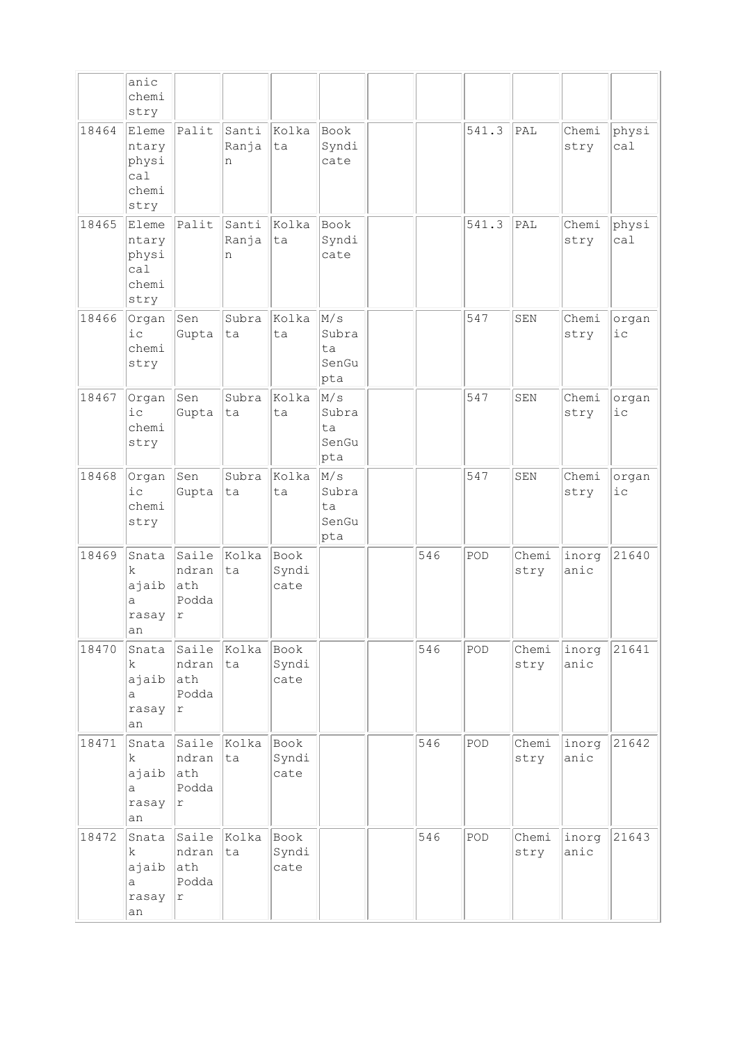| | anic chemistry | | | | | | | | | | |
|---|---|---|---|---|---|---|---|---|---|---|---|
| 18464 | Elementary physical chemistry | Palit | Santi Ranjan | Kolkata | Book Syndicate | | | 541.3 | PAL | Chemistry | physical |
| 18465 | Elementary physical chemistry | Palit | Santi Ranjan | Kolkata | Book Syndicate | | | 541.3 | PAL | Chemistry | physical |
| 18466 | Organic chemistry | Sen Gupta | Subrata | Kolkata | M/s Subrata SenGupta | | | 547 | SEN | Chemistry | organic |
| 18467 | Organic chemistry | Sen Gupta | Subrata | Kolkata | M/s Subrata SenGupta | | | 547 | SEN | Chemistry | organic |
| 18468 | Organic chemistry | Sen Gupta | Subrata | Kolkata | M/s Subrata SenGupta | | | 547 | SEN | Chemistry | organic |
| 18469 | Snatak ajaiba rasayan | Sailendranath Poddar | Kolkata | Book Syndicate | | | 546 | POD | Chemistry | inorganic | 21640 |
| 18470 | Snatak ajaiba rasayan | Sailendranath Poddar | Kolkata | Book Syndicate | | | 546 | POD | Chemistry | inorganic | 21641 |
| 18471 | Snatak ajaiba rasayan | Sailendranath Poddar | Kolkata | Book Syndicate | | | 546 | POD | Chemistry | inorganic | 21642 |
| 18472 | Snatak ajaiba rasayan | Sailendranath Poddar | Kolkata | Book Syndicate | | | 546 | POD | Chemistry | inorganic | 21643 |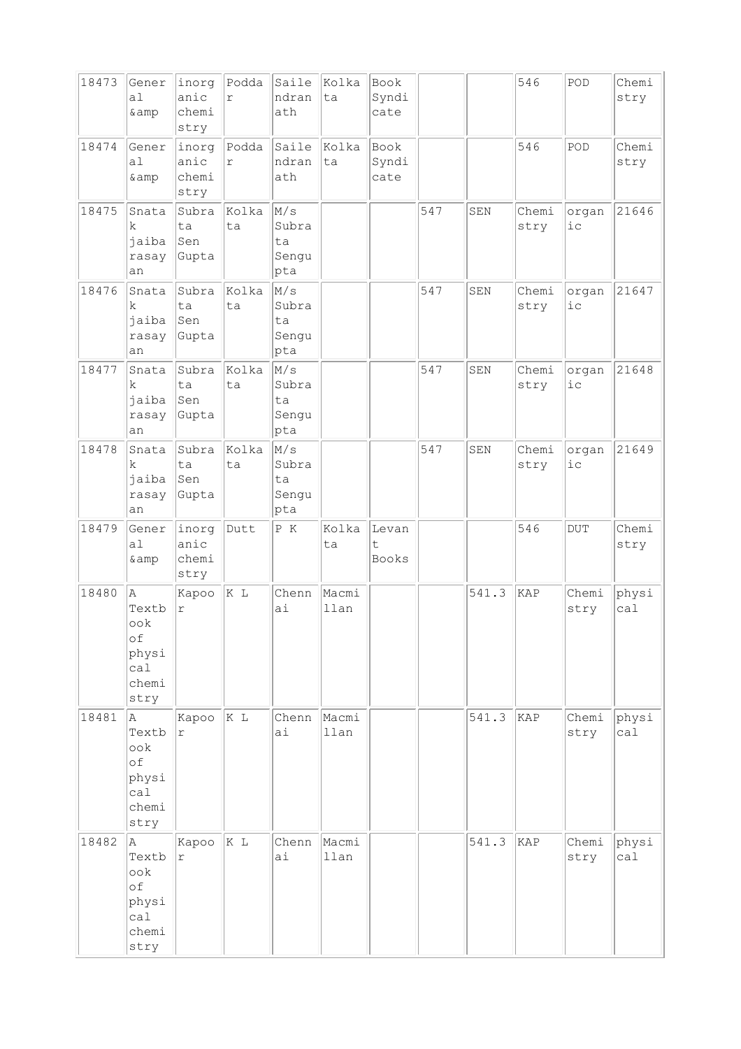| 18473 | General &amp | inorganic chemistry | Poddar | Sailendranath | Kolkata | Book Syndicate | | | 546 | POD | Chemistry |
|---|---|---|---|---|---|---|---|---|---|---|---|
| 18474 | General &amp | inorganic chemistry | Poddar | Sailendranath | Kolkata | Book Syndicate | | | 546 | POD | Chemistry |
| 18475 | Snatak jaibarasayan | Subrata Sen Gupta | Kolkata | M/s Subrata Sengupta | | | 547 | SEN | Chemistry | organic | 21646 |
| 18476 | Snatak jaibarasayan | Subrata Sen Gupta | Kolkata | M/s Subrata Sengupta | | | 547 | SEN | Chemistry | organic | 21647 |
| 18477 | Snatak jaibarasayan | Subrata Sen Gupta | Kolkata | M/s Subrata Sengupta | | | 547 | SEN | Chemistry | organic | 21648 |
| 18478 | Snatak jaibarasayan | Subrata Sen Gupta | Kolkata | M/s Subrata Sengupta | | | 547 | SEN | Chemistry | organic | 21649 |
| 18479 | General &amp | inorganic chemistry | Dutt | P K | Kolkata | Levant Books | | | 546 | DUT | Chemistry |
| 18480 | A Textbook of physical chemistry | Kapoor | K L | Chennai | Macmillan | | | 541.3 | KAP | Chemistry | physical |
| 18481 | A Textbook of physical chemistry | Kapoor | K L | Chennai | Macmillan | | | 541.3 | KAP | Chemistry | physical |
| 18482 | A Textbook of physical chemistry | Kapoor | K L | Chennai | Macmillan | | | 541.3 | KAP | Chemistry | physical |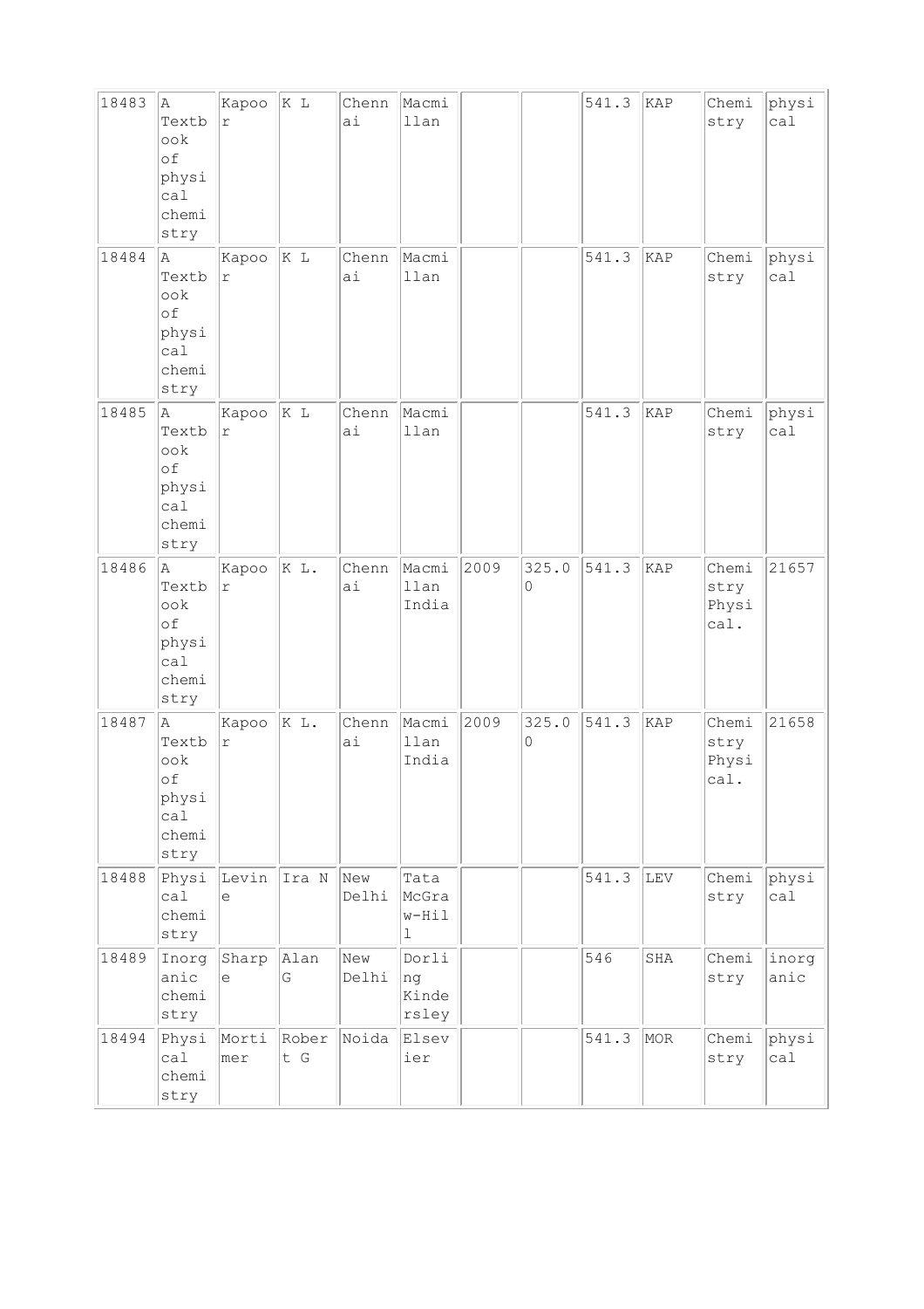| 18483 | A Textbook of physical chemistry | Kapoor | K L | Chennai | Macmillan | | | 541.3 | KAP | Chemistry | physical |
|---|---|---|---|---|---|---|---|---|---|---|---|
| 18484 | A Textbook of physical chemistry | Kapoor | K L | Chennai | Macmillan | | | 541.3 | KAP | Chemistry | physical |
| 18485 | A Textbook of physical chemistry | Kapoor | K L | Chennai | Macmillan | | | 541.3 | KAP | Chemistry | physical |
| 18486 | A Textbook of physical chemistry | Kapoor | K L. | Chennai | Macmillan India | 2009 | 325.00 | 541.3 | KAP | Chemistry Physical. | 21657 |
| 18487 | A Textbook of physical chemistry | Kapoor | K L. | Chennai | Macmillan India | 2009 | 325.00 | 541.3 | KAP | Chemistry Physical. | 21658 |
| 18488 | Physical chemistry | Levine | Ira N | New Delhi | Tata McGraw-Hill | | | 541.3 | LEV | Chemistry | physical |
| 18489 | Inorganic chemistry | Sharpe | Alan G | New Delhi | Dorling Kindersley | | | 546 | SHA | Chemistry | inorganic |
| 18494 | Physical chemistry | Mortimer | Robert G | Noida | Elsevier | | | 541.3 | MOR | Chemistry | physical |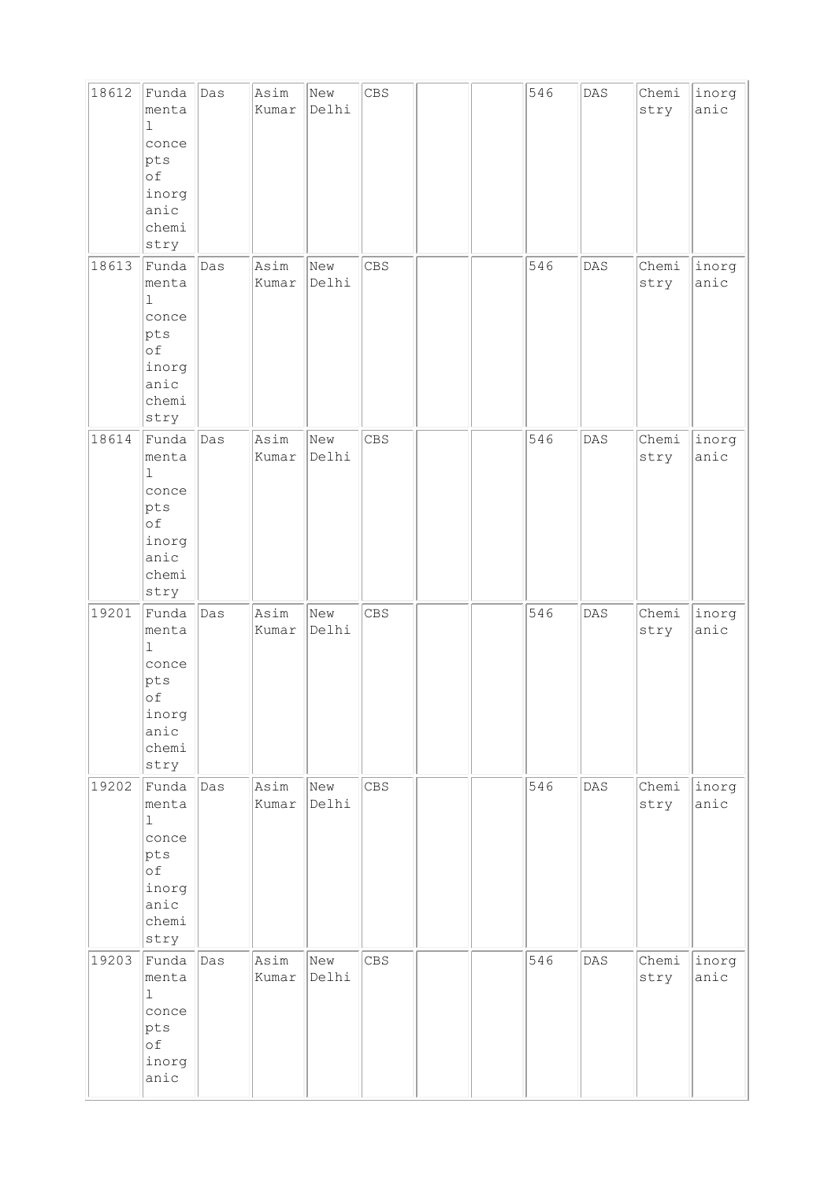| 18612 | Fundamental concepts of inorganic chemistry | Das | Asim Kumar | New Delhi | CBS | | | 546 | DAS | Chemistry | inorganic |
|---|---|---|---|---|---|---|---|---|---|---|---|
| 18613 | Fundamental concepts of inorganic chemistry | Das | Asim Kumar | New Delhi | CBS | | | 546 | DAS | Chemistry | inorganic |
| 18614 | Fundamental concepts of inorganic chemistry | Das | Asim Kumar | New Delhi | CBS | | | 546 | DAS | Chemistry | inorganic |
| 19201 | Fundamental concepts of inorganic chemistry | Das | Asim Kumar | New Delhi | CBS | | | 546 | DAS | Chemistry | inorganic |
| 19202 | Fundamental concepts of inorganic chemistry | Das | Asim Kumar | New Delhi | CBS | | | 546 | DAS | Chemistry | inorganic |
| 19203 | Fundamental concepts of inorganic | Das | Asim Kumar | New Delhi | CBS | | | 546 | DAS | Chemistry | inorganic |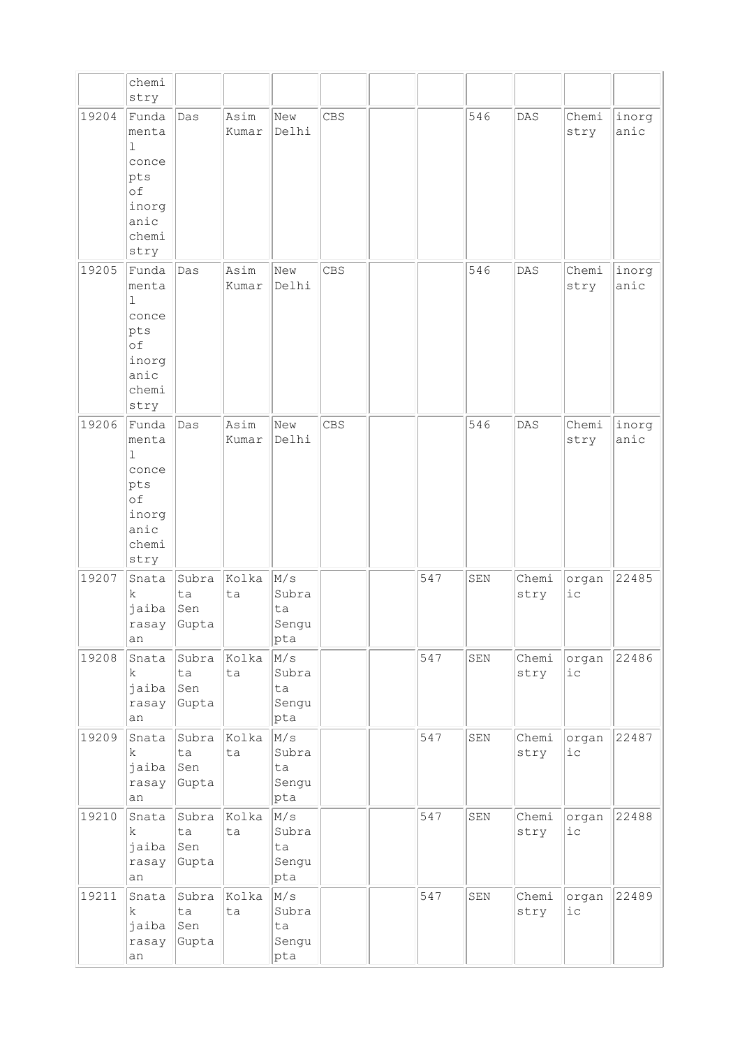| | | | | | | | | | | | |
|---|---|---|---|---|---|---|---|---|---|---|---|
| | chemistry | | | | | | | | | | |
| 19204 | Fundamental concepts of inorganic chemistry | Das | Asim Kumar | New Delhi | CBS | | | 546 | DAS | Chemistry | inorganic |
| 19205 | Fundamental concepts of inorganic chemistry | Das | Asim Kumar | New Delhi | CBS | | | 546 | DAS | Chemistry | inorganic |
| 19206 | Fundamental concepts of inorganic chemistry | Das | Asim Kumar | New Delhi | CBS | | | 546 | DAS | Chemistry | inorganic |
| 19207 | Snatak jaiba rasayan | Subrata Sen Gupta | Kolkata | M/s Subrata Sengupta | | | 547 | SEN | Chemistry | organic | 22485 |
| 19208 | Snatak jaiba rasayan | Subrata Sen Gupta | Kolkata | M/s Subrata Sengupta | | | 547 | SEN | Chemistry | organic | 22486 |
| 19209 | Snatak jaiba rasayan | Subrata Sen Gupta | Kolkata | M/s Subrata Sengupta | | | 547 | SEN | Chemistry | organic | 22487 |
| 19210 | Snatak jaiba rasayan | Subrata Sen Gupta | Kolkata | M/s Subrata Sengupta | | | 547 | SEN | Chemistry | organic | 22488 |
| 19211 | Snatak jaiba rasayan | Subrata Sen Gupta | Kolkata | M/s Subrata Sengupta | | | 547 | SEN | Chemistry | organic | 22489 |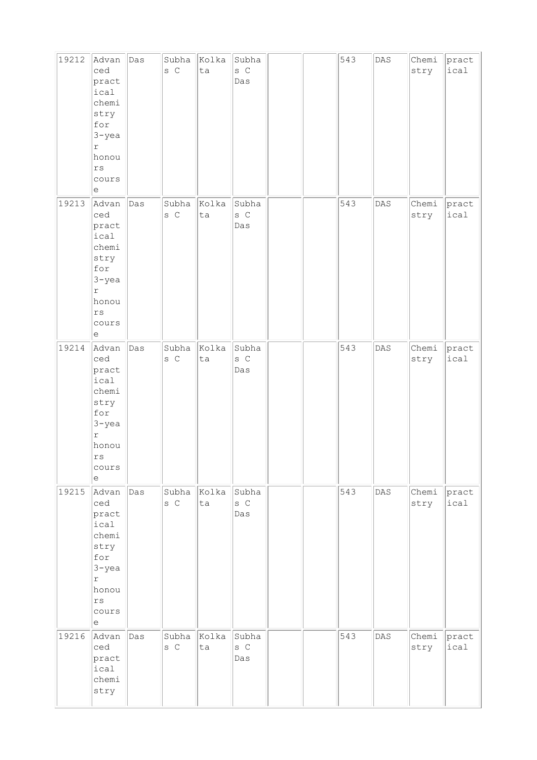| 19212 | Advanced practical chemistry for 3-year honours course | Das | Subhas C | Kolkata | Subhas C Das | | | 543 | DAS | Chemistry | practical |
|---|---|---|---|---|---|---|---|---|---|---|---|
| 19213 | Advanced practical chemistry for 3-year honours course | Das | Subhas C | Kolkata | Subhas C Das | | | 543 | DAS | Chemistry | practical |
| 19214 | Advanced practical chemistry for 3-year honours course | Das | Subhas C | Kolkata | Subhas C Das | | | 543 | DAS | Chemistry | practical |
| 19215 | Advanced practical chemistry for 3-year honours course | Das | Subhas C | Kolkata | Subhas C Das | | | 543 | DAS | Chemistry | practical |
| 19216 | Advanced practical chemistry | Das | Subhas C | Kolkata | Subhas C Das | | | 543 | DAS | Chemistry | practical |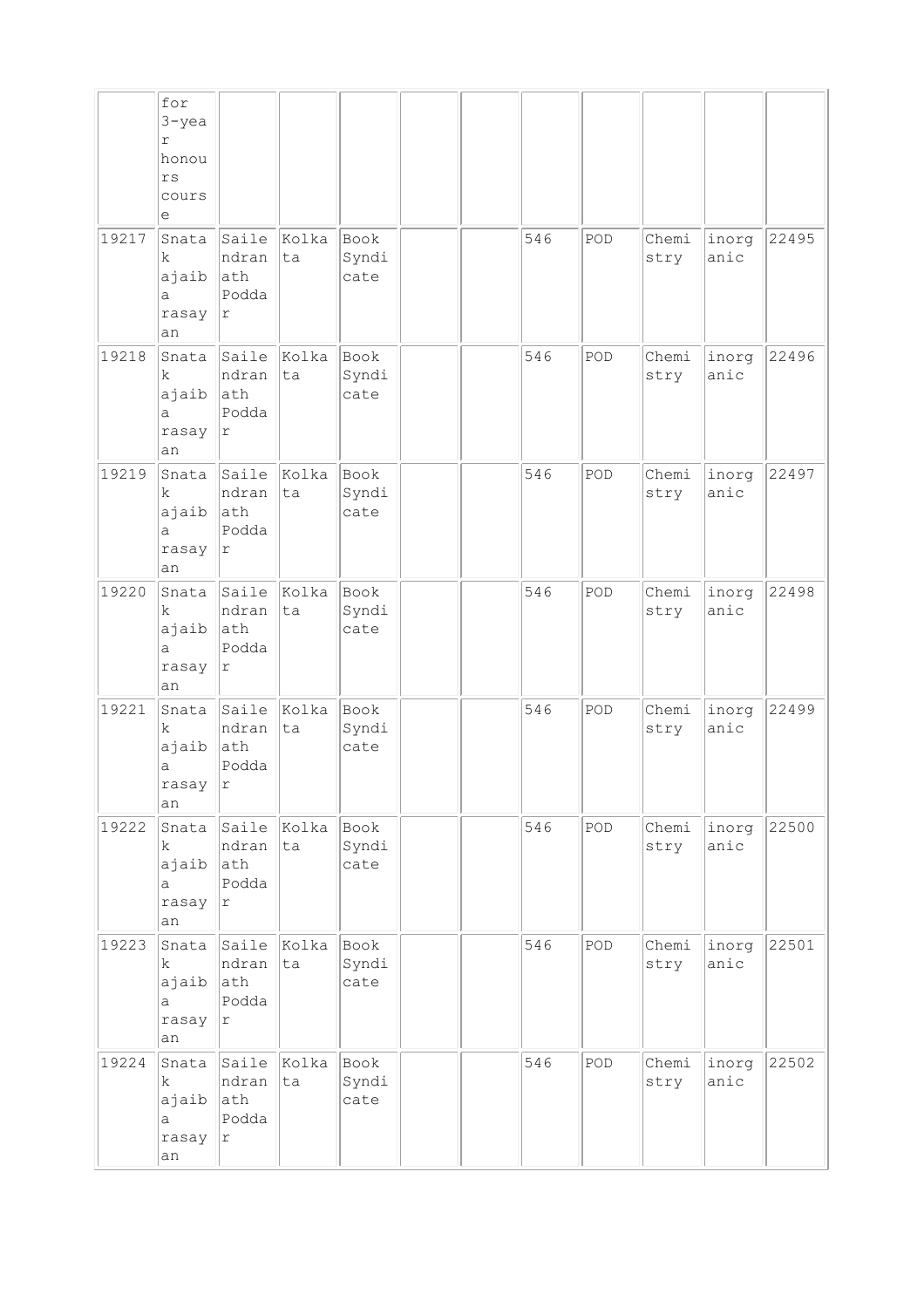|  | for 3-year honours course |  |  |  |  |  |  |  |  |  |  |
|---|---|---|---|---|---|---|---|---|---|---|---|
| 19217 | Snatak ajaiba rasayan | Sailendranath Poddar | Kolkata | Book Syndicate |  |  | 546 | POD | Chemistry | inorganic | 22495 |
| 19218 | Snatak ajaiba rasayan | Sailendranath Poddar | Kolkata | Book Syndicate |  |  | 546 | POD | Chemistry | inorganic | 22496 |
| 19219 | Snatak ajaiba rasayan | Sailendranath Poddar | Kolkata | Book Syndicate |  |  | 546 | POD | Chemistry | inorganic | 22497 |
| 19220 | Snatak ajaiba rasayan | Sailendranath Poddar | Kolkata | Book Syndicate |  |  | 546 | POD | Chemistry | inorganic | 22498 |
| 19221 | Snatak ajaiba rasayan | Sailendranath Poddar | Kolkata | Book Syndicate |  |  | 546 | POD | Chemistry | inorganic | 22499 |
| 19222 | Snatak ajaiba rasayan | Sailendranath Poddar | Kolkata | Book Syndicate |  |  | 546 | POD | Chemistry | inorganic | 22500 |
| 19223 | Snatak ajaiba rasayan | Sailendranath Poddar | Kolkata | Book Syndicate |  |  | 546 | POD | Chemistry | inorganic | 22501 |
| 19224 | Snatak ajaiba rasayan | Sailendranath Poddar | Kolkata | Book Syndicate |  |  | 546 | POD | Chemistry | inorganic | 22502 |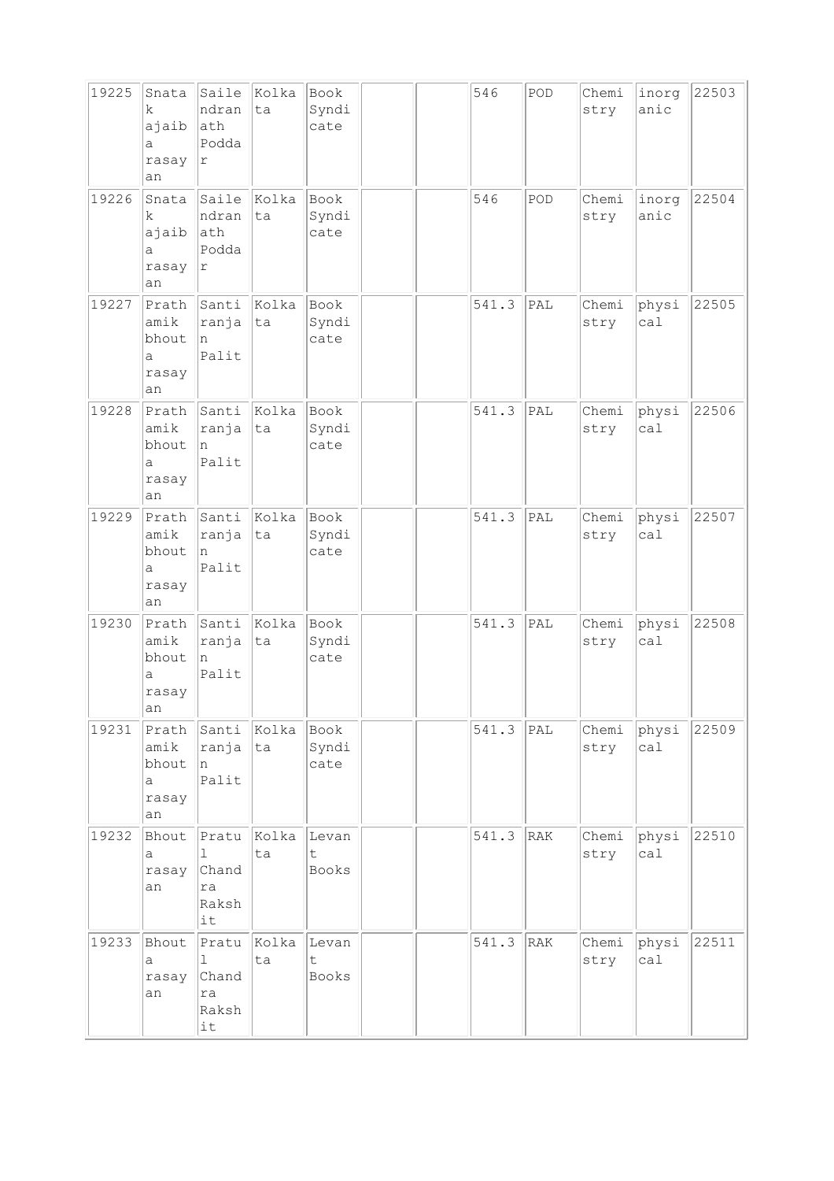| 19225 | Snatak ajaiba rasayan | Sailendranath Poddar | Kolkata | Book Syndicate | | | 546 | POD | Chemistry | inorganic | 22503 |
|---|---|---|---|---|---|---|---|---|---|---|---|
| 19226 | Snatak ajaiba rasayan | Sailendranath Poddar | Kolkata | Book Syndicate | | | 546 | POD | Chemistry | inorganic | 22504 |
| 19227 | Prathamik bhouta rasayan | Santiranjan Palit | Kolkata | Book Syndicate | | | 541.3 | PAL | Chemistry | physical | 22505 |
| 19228 | Prathamik bhouta rasayan | Santiranjan Palit | Kolkata | Book Syndicate | | | 541.3 | PAL | Chemistry | physical | 22506 |
| 19229 | Prathamik bhouta rasayan | Santiranjan Palit | Kolkata | Book Syndicate | | | 541.3 | PAL | Chemistry | physical | 22507 |
| 19230 | Prathamik bhouta rasayan | Santiranjan Palit | Kolkata | Book Syndicate | | | 541.3 | PAL | Chemistry | physical | 22508 |
| 19231 | Prathamik bhouta rasayan | Santiranjan Palit | Kolkata | Book Syndicate | | | 541.3 | PAL | Chemistry | physical | 22509 |
| 19232 | Bhouta rasayan | Pratul Chandra Rakshit | Kolkata | Levant Books | | | 541.3 | RAK | Chemistry | physical | 22510 |
| 19233 | Bhouta rasayan | Pratul Chandra Rakshit | Kolkata | Levant Books | | | 541.3 | RAK | Chemistry | physical | 22511 |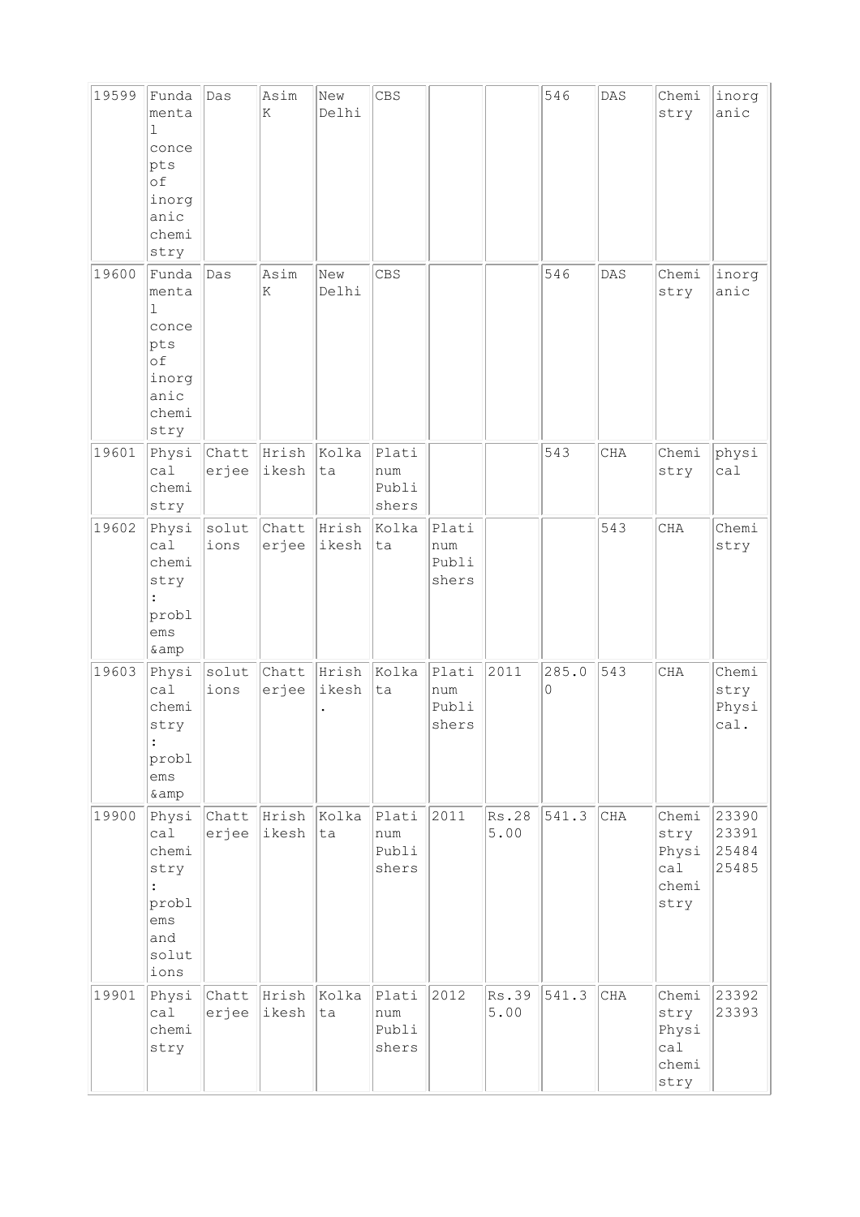| 19599 | Fundamental concepts of inorganic chemistry | Das | Asim K | New Delhi | CBS | | | 546 | DAS | Chemistry | inorganic |
|---|---|---|---|---|---|---|---|---|---|---|---|
| 19600 | Fundamental concepts of inorganic chemistry | Das | Asim K | New Delhi | CBS | | | 546 | DAS | Chemistry | inorganic |
| 19601 | Physical chemistry | Chatterjee | Hrishikesh | Kolkata | Platinum Publishers | | | 543 | CHA | Chemistry | physical |
| 19602 | Physical chemistry : problems &amp | solutions | Chatterjee | Hrishikesh | Kolkata | Platinum Publishers | | | 543 | CHA | Chemistry |
| 19603 | Physical chemistry : problems &amp | solutions | Chatterjee | Hrishikesh. | Kolkata | Platinum Publishers | 2011 | 285.00 | 543 | CHA | Chemistry Physical. |
| 19900 | Physical chemistry : problems and solutions | Chatterjee | Hrishikesh | Kolkata | Platinum Publishers | 2011 | Rs.285.00 | 541.3 | CHA | Chemistry Physical chemistry | 23390 23391 25484 25485 |
| 19901 | Physical chemistry | Chatterjee | Hrishikesh | Kolkata | Platinum Publishers | 2012 | Rs.395.00 | 541.3 | CHA | Chemistry Physical chemistry | 23392 23393 |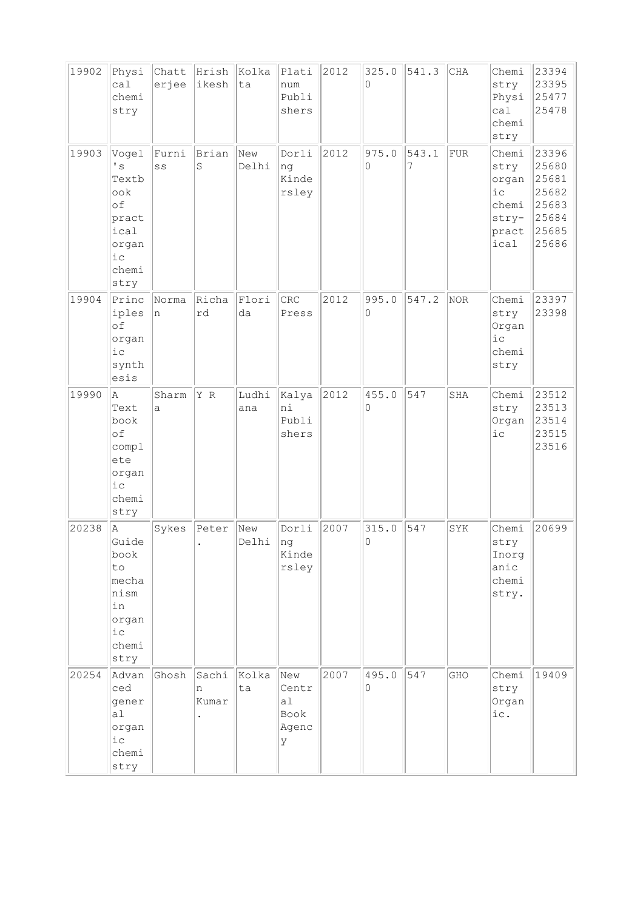| 19902 | Physical chemistry | Chatterjee | Hrishikesh | Kolkata | Platinum Publishers | 2012 | 325.00 | 541.3 | CHA | Chemistry Physical chemistry | 23394 23395 25477 25478 |
|---|---|---|---|---|---|---|---|---|---|---|---|
| 19903 | Vogel's Textbook of practical organic chemistry | Furniss | Brian S | New Delhi | Dorling Kindersley | 2012 | 975.00 | 543.17 | FUR | Chemistry organic chemistry-practical | 23396 25680 25681 25682 25683 25684 25685 25686 |
| 19904 | Principles of organic synthesis | Norman | Richard | Florida | CRC Press | 2012 | 995.00 | 547.2 | NOR | Chemistry Organic chemistry | 23397 23398 |
| 19990 | A Text book of complete organic chemistry | Sharma | Y R | Ludhiana | Kalyani Publishers | 2012 | 455.00 | 547 | SHA | Chemistry Organic | 23512 23513 23514 23515 23516 |
| 20238 | A Guide book to mechanism in organic chemistry | Sykes | Peter. | New Delhi | Dorling Kindersley | 2007 | 315.00 | 547 | SYK | Chemistry Inorganic chemistry. | 20699 |
| 20254 | Advanced general organic chemistry | Ghosh | Sachin Kumar. | Kolkata | New Central Book Agency | 2007 | 495.00 | 547 | GHO | Chemistry Organic. | 19409 |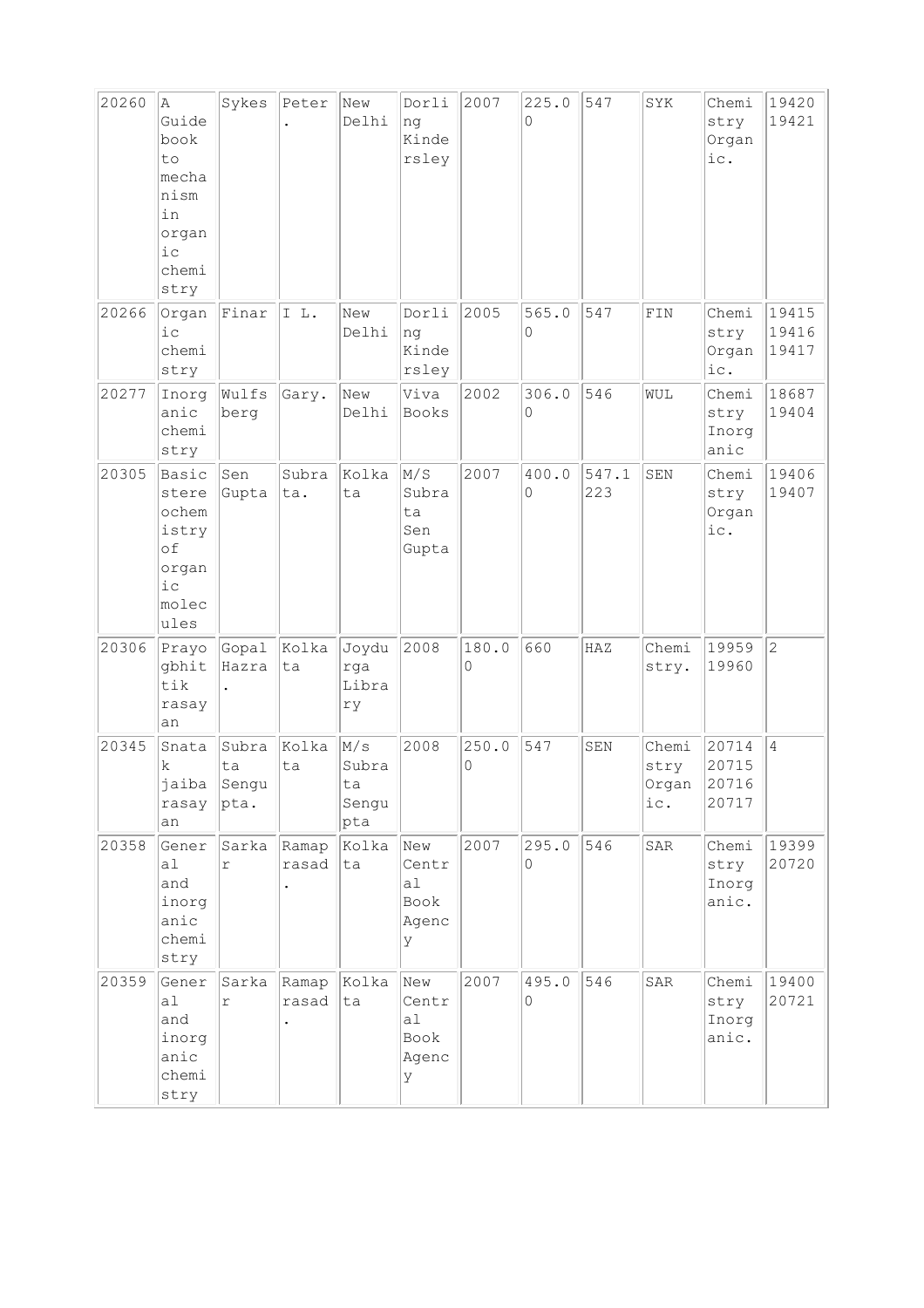| 20260 | A Guide book to mechanism in organic chemistry | Sykes | Peter. | New Delhi | Dorling Kindersley | 2007 | 225.00 | 547 | SYK | Chemistry Organic. | 19420 19421 |
|---|---|---|---|---|---|---|---|---|---|---|---|
| 20266 | Organic chemistry | Finar | I L. | New Delhi | Dorling Kindersley | 2005 | 565.00 | 547 | FIN | Chemistry Organic. | 19415 19416 19417 |
| 20277 | Inorganic chemistry | Wulfsberg | Gary. | New Delhi | Viva Books | 2002 | 306.00 | 546 | WUL | Chemistry Inorganic | 18687 19404 |
| 20305 | Basic stereochemistry of organic molecules | Sen Gupta | Subrata. | Kolkata | M/S Subrata Sen Gupta | 2007 | 400.00 | 547.1223 | SEN | Chemistry Organic. | 19406 19407 |
| 20306 | Prayogbhittik rasayan | Gopal Hazra. | Kolkata | Joydurga Library | 2008 | 180.00 | 660 | HAZ | Chemistry. | 19959 19960 | 2 |
| 20345 | Snatak jaiba rasayan | Subrata Sengupta. | Kolkata | M/s Subrata Sengupta | 2008 | 250.00 | 547 | SEN | Chemistry Organic. | 20714 20715 20716 20717 | 4 |
| 20358 | General and inorganic chemistry | Sarkar | Ramaprasad. | Kolkata | New Central Book Agency | 2007 | 295.00 | 546 | SAR | Chemistry Inorganic. | 19399 20720 |
| 20359 | General and inorganic chemistry | Sarkar | Ramaprasad. | Kolkata | New Central Book Agency | 2007 | 495.00 | 546 | SAR | Chemistry Inorganic. | 19400 20721 |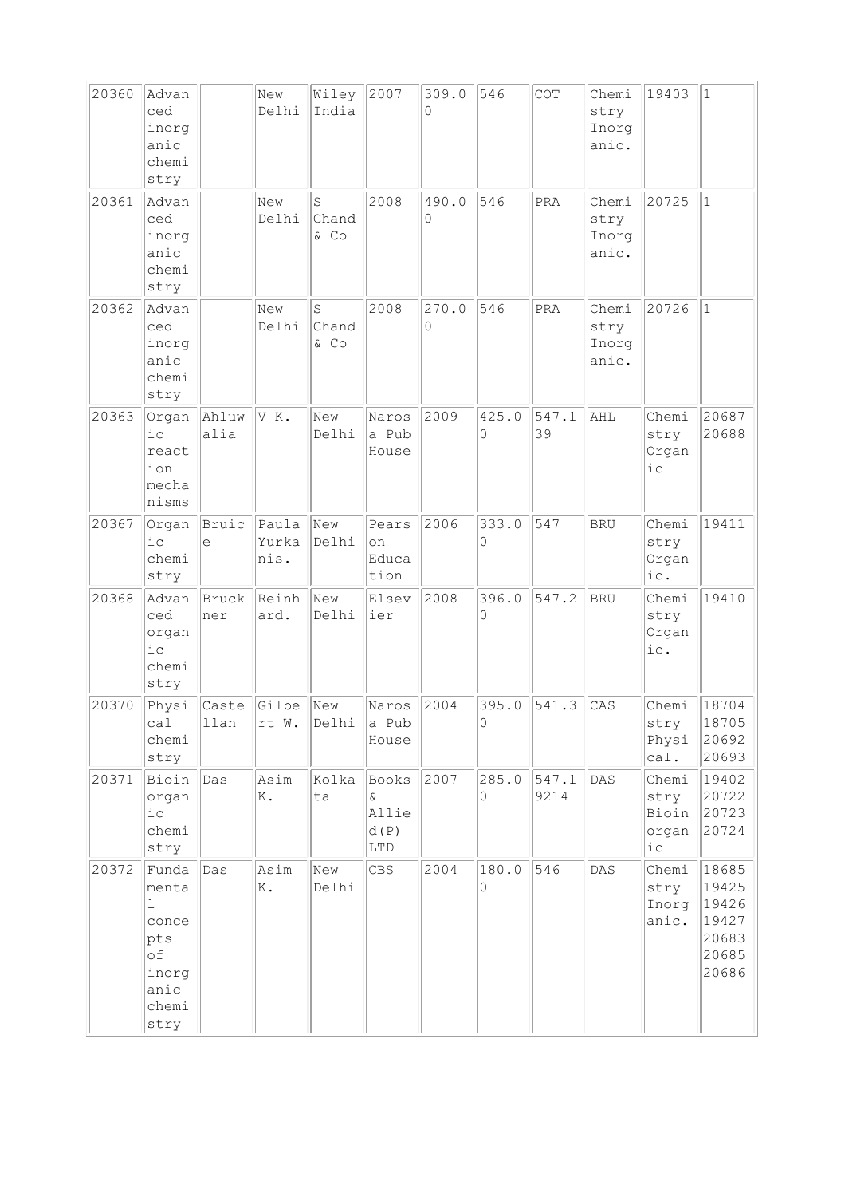| | | | | | | | | | | | |
|---|---|---|---|---|---|---|---|---|---|---|---|
| 20360 | Advanced inorganic chemistry | | New Delhi | Wiley India | 2007 | 309.00 | 546 | COT | Chemistry Inorganic. | 19403 | 1 |
| 20361 | Advanced inorganic chemistry | | New Delhi | S Chand & Co | 2008 | 490.00 | 546 | PRA | Chemistry Inorganic. | 20725 | 1 |
| 20362 | Advanced inorganic chemistry | | New Delhi | S Chand & Co | 2008 | 270.00 | 546 | PRA | Chemistry Inorganic. | 20726 | 1 |
| 20363 | Organic reaction mechanisms | Ahluwalia | V K. | New Delhi | Narosa Pub House | 2009 | 425.00 | 547.139 | AHL | Chemistry Organic | 20687 20688 |
| 20367 | Organic chemistry | Bruice | Paula Yurkanis. | New Delhi | Pearson Education | 2006 | 333.00 | 547 | BRU | Chemistry Organic. | 19411 |
| 20368 | Advanced organic chemistry | Bruckner | Reinhard. | New Delhi | Elsevier | 2008 | 396.00 | 547.2 | BRU | Chemistry Organic. | 19410 |
| 20370 | Physical chemistry | Castellan | Gilbert W. | New Delhi | Narosa Pub House | 2004 | 395.00 | 541.3 | CAS | Chemistry Physical. | 18704 18705 20692 20693 |
| 20371 | Bioinorganic chemistry | Das | Asim K. | Kolkata | Books & Allied(P) LTD | 2007 | 285.00 | 547.19214 | DAS | Chemistry Bioinorganic | 19402 20722 20723 20724 |
| 20372 | Fundamental concepts of inorganic chemistry | Das | Asim K. | New Delhi | CBS | 2004 | 180.00 | 546 | DAS | Chemistry Inorganic. | 18685 19425 19426 19427 20683 20685 20686 |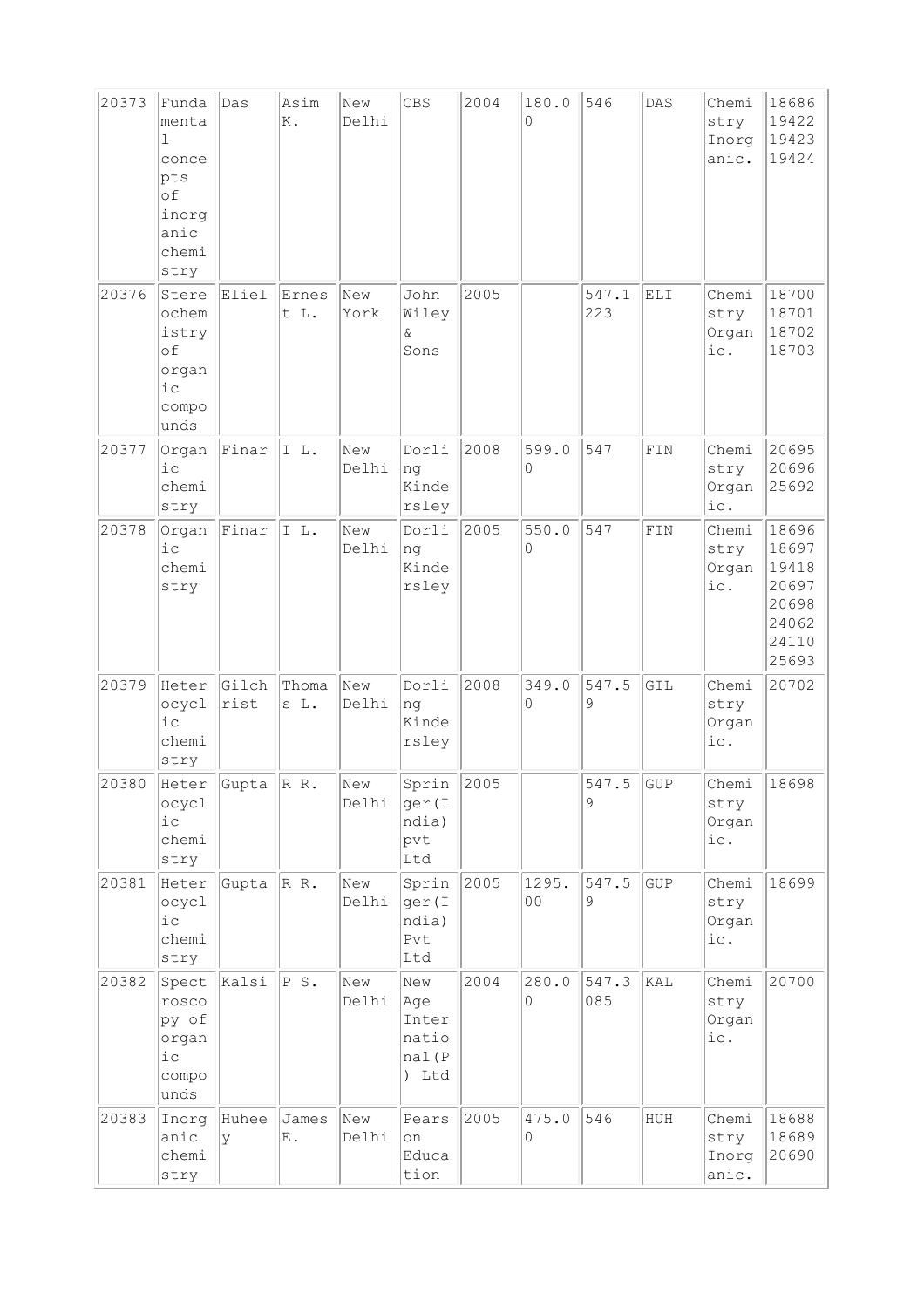| 20373 | Fundamental concepts of inorganic chemistry | Das | Asim K. | New Delhi | CBS | 2004 | 180.00 | 546 | DAS | Chemistry Inorganic. | 18686 19422 19423 19424 |
|---|---|---|---|---|---|---|---|---|---|---|---|
| 20376 | Stereochemistry of organic compounds | Eliel | Ernest L. | New York | John Wiley & Sons | 2005 | | 547.1223 | ELI | Chemistry Organic. | 18700 18701 18702 18703 |
| 20377 | Organic chemistry | Finar | I L. | New Delhi | Dorling Kindersley | 2008 | 599.00 | 547 | FIN | Chemistry Organic. | 20695 20696 25692 |
| 20378 | Organic chemistry | Finar | I L. | New Delhi | Dorling Kindersley | 2005 | 550.00 | 547 | FIN | Chemistry Organic. | 18696 18697 19418 20697 20698 24062 24110 25693 |
| 20379 | Heterocyclic chemistry | Gilchrist | Thomas L. | New Delhi | Dorling Kindersley | 2008 | 349.00 | 547.59 | GIL | Chemistry Organic. | 20702 |
| 20380 | Heterocyclic chemistry | Gupta | R R. | New Delhi | Springer(India) pvt Ltd | 2005 | | 547.59 | GUP | Chemistry Organic. | 18698 |
| 20381 | Heterocyclic chemistry | Gupta | R R. | New Delhi | Springer(India) Pvt Ltd | 2005 | 1295.00 | 547.59 | GUP | Chemistry Organic. | 18699 |
| 20382 | Spectroscopy of organic compounds | Kalsi | P S. | New Delhi | New Age International(P) Ltd | 2004 | 280.00 | 547.3085 | KAL | Chemistry Organic. | 20700 |
| 20383 | Inorganic chemistry | Huheey | James E. | New Delhi | Pearson Education | 2005 | 475.00 | 546 | HUH | Chemistry Inorganic. | 18688 18689 20690 |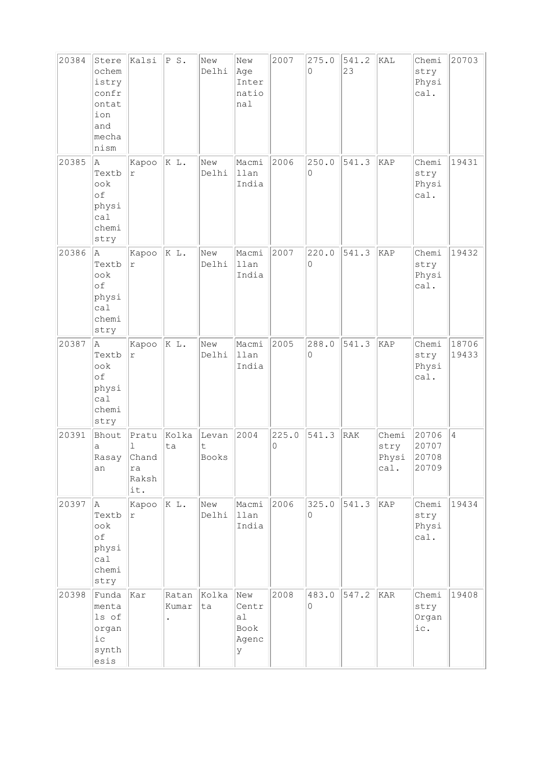| 20384 | Stereochemistry confrontation and mechanism | Kalsi | P S. | New Delhi | New Age International | 2007 | 275.00 | 541.223 | KAL | Chemistry Physical. | 20703 |
|---|---|---|---|---|---|---|---|---|---|---|---|
| 20385 | A Textbook of physical chemistry | Kapoor | K L. | New Delhi | Macmillan India | 2006 | 250.00 | 541.3 | KAP | Chemistry Physical. | 19431 |
| 20386 | A Textbook of physical chemistry | Kapoor | K L. | New Delhi | Macmillan India | 2007 | 220.00 | 541.3 | KAP | Chemistry Physical. | 19432 |
| 20387 | A Textbook of physical chemistry | Kapoor | K L. | New Delhi | Macmillan India | 2005 | 288.00 | 541.3 | KAP | Chemistry Physical. | 18706 19433 |
| 20391 | Bhouta Rasayan | Pratul Chandra Rakshit. | Kolkata | Levant Books | 2004 | 225.00 | 541.3 | RAK | Chemistry Physical. | 20706 20707 20708 20709 | 4 |
| 20397 | A Textbook of physical chemistry | Kapoor | K L. | New Delhi | Macmillan India | 2006 | 325.00 | 541.3 | KAP | Chemistry Physical. | 19434 |
| 20398 | Fundamentals of organic synthesis | Kar | Ratan Kumar. | Kolkata | New Central Book Agency | 2008 | 483.00 | 547.2 | KAR | Chemistry Organic. | 19408 |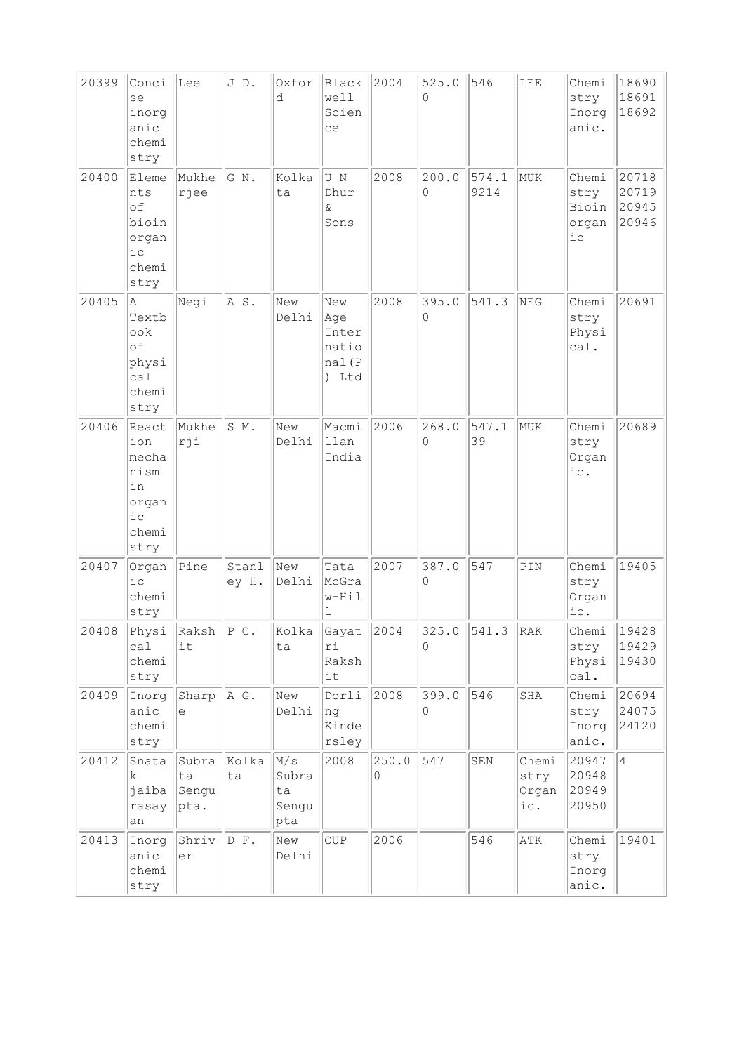| 20399 | Concise inorganic chemistry | Lee | J D. | Oxford | Blackwell Science | 2004 | 525.00 | 546 | LEE | Chemistry Inorganic. | 18690 18691 18692 |
|---|---|---|---|---|---|---|---|---|---|---|---|
| 20400 | Elements of bioinorganic chemistry | Mukherjee | G N. | Kolkata | U N Dhur & Sons | 2008 | 200.00 | 574.19214 | MUK | Chemistry Bioinorganic | 20718 20719 20945 20946 |
| 20405 | A Textbook of physical chemistry | Negi | A S. | New Delhi | New Age International(P) Ltd | 2008 | 395.00 | 541.3 | NEG | Chemistry Physical. | 20691 |
| 20406 | Reaction mechanism in organic chemistry | Mukherji | S M. | New Delhi | Macmillan India | 2006 | 268.00 | 547.139 | MUK | Chemistry Organic. | 20689 |
| 20407 | Organic chemistry | Pine | Stanley H. | New Delhi | Tata McGraw-Hill | 2007 | 387.00 | 547 | PIN | Chemistry Organic. | 19405 |
| 20408 | Physical chemistry | Rakshit | P C. | Kolkata | Gayatri Rakshit | 2004 | 325.00 | 541.3 | RAK | Chemistry Physical. | 19428 19429 19430 |
| 20409 | Inorganic chemistry | Sharpe | A G. | New Delhi | Dorling Kindersley | 2008 | 399.00 | 546 | SHA | Chemistry Inorganic. | 20694 24075 24120 |
| 20412 | Snatak jaiba rasayan | Subrata Sengupta. | Kolkata | M/s Subrata Sengupta | 2008 | 250.00 | 547 | SEN | Chemistry Organic. | 20947 20948 20949 20950 | 4 |
| 20413 | Inorganic chemistry | Shriver | D F. | New Delhi | OUP | 2006 | | 546 | ATK | Chemistry Inorganic. | 19401 |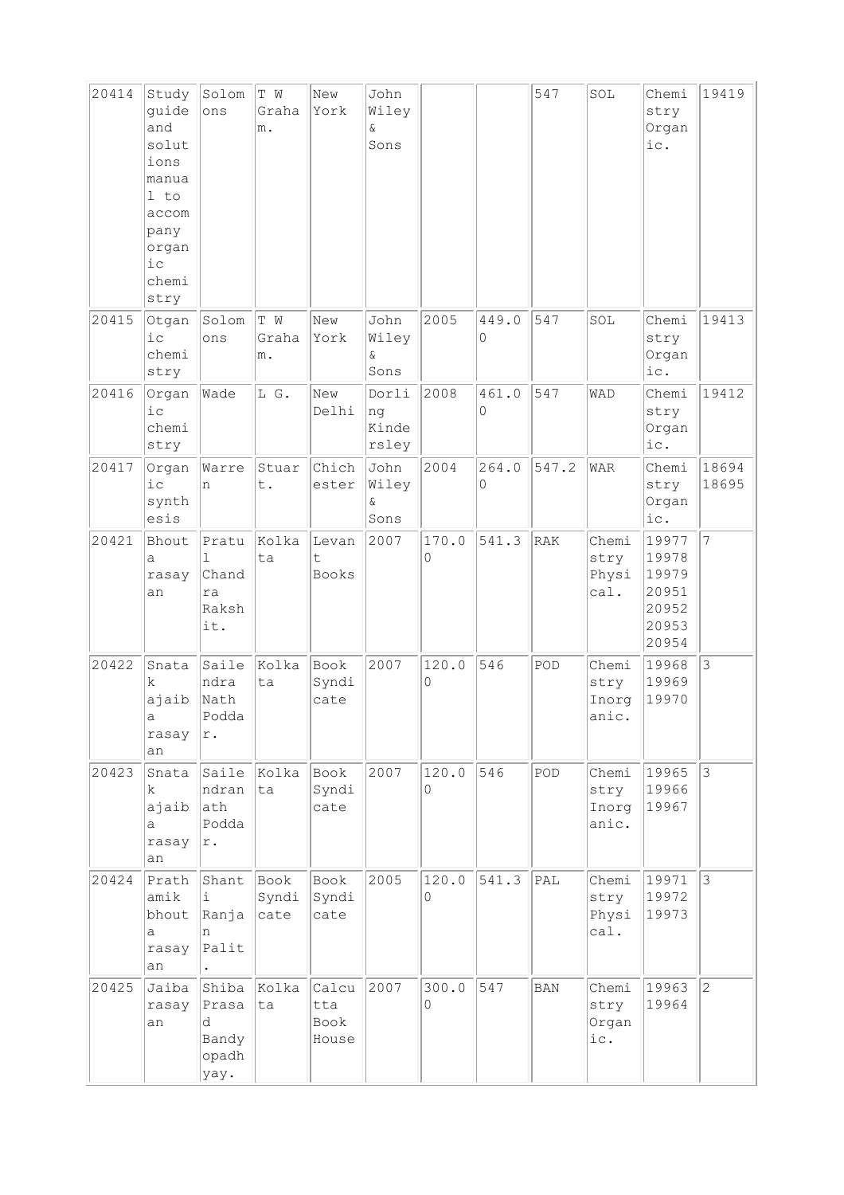| | | | | | | | | | | | |
|---|---|---|---|---|---|---|---|---|---|---|---|
| 20414 | Study guide and solutions manual to accompany organic chemistry | Solomons | T W Graham. | New York | John Wiley & Sons | | | 547 | SOL | Chemistry Organic. | 19419 |
| 20415 | Otganic chemistry | Solomons | T W Graham. | New York | John Wiley & Sons | 2005 | 449.00 | 547 | SOL | Chemistry Organic. | 19413 |
| 20416 | Organic chemistry | Wade | L G. | New Delhi | Dorling Kindersley | 2008 | 461.00 | 547 | WAD | Chemistry Organic. | 19412 |
| 20417 | Organic synthesis | Warren | Stuart. | Chichester | John Wiley & Sons | 2004 | 264.00 | 547.2 | WAR | Chemistry Organic. | 18694 18695 |
| 20421 | Bhouta rasayan | Pratul Chandra Rakshit. | Kolkata | Levant Books | 2007 | 170.00 | 541.3 | RAK | Chemistry Physical. | 19977 19978 19979 20951 20952 20953 20954 | 7 |
| 20422 | Snatak ajaiba rasayan | Sailendra Nath Poddar. | Kolkata | Book Syndicate | 2007 | 120.00 | 546 | POD | Chemistry Inorganic. | 19968 19969 19970 | 3 |
| 20423 | Snatak ajaiba rasayan | Sailendranath Poddar. | Kolkata | Book Syndicate | 2007 | 120.00 | 546 | POD | Chemistry Inorganic. | 19965 19966 19967 | 3 |
| 20424 | Prathamik bhouta rasayan | Shanti Ranjan Palit. | Book Syndicate | Book Syndicate | 2005 | 120.00 | 541.3 | PAL | Chemistry Physical. | 19971 19972 19973 | 3 |
| 20425 | Jaiba rasayan | Shiba Prasad Bandyopadhyay. | Kolkata | Calcutta Book House | 2007 | 300.00 | 547 | BAN | Chemistry Organic. | 19963 19964 | 2 |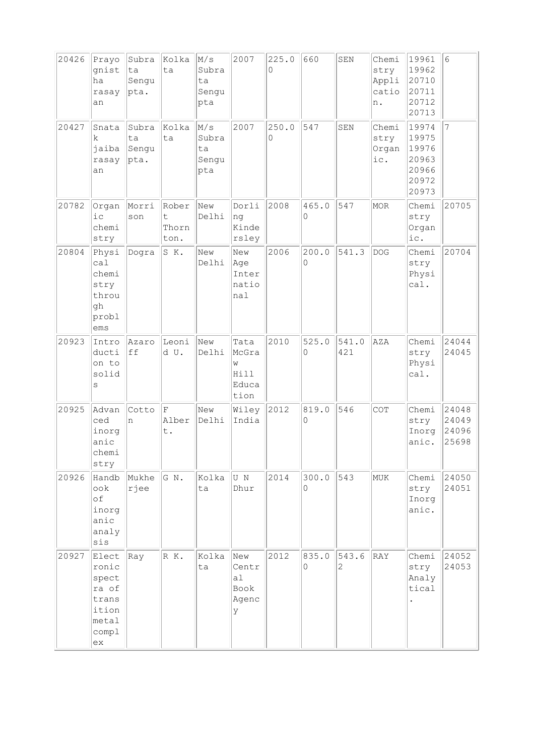| | | | | | | | | | | | |
|---|---|---|---|---|---|---|---|---|---|---|---|
| 20426 | Prayognistha rasayan | Subrata Sengupta. | Kolkata | M/s Subrata Sengupta | 2007 | 225.00 | 660 | SEN | Chemistry Application. | 19961 19962 20710 20711 20712 20713 | 6 |
| 20427 | Snatak jaiba rasayan | Subrata Sengupta. | Kolkata | M/s Subrata Sengupta | 2007 | 250.00 | 547 | SEN | Chemistry Organic. | 19974 19975 19976 20963 20966 20972 20973 | 7 |
| 20782 | Organic chemistry | Morrison | Robert Thornton. | New Delhi | Dorling Kindersley | 2008 | 465.00 | 547 | MOR | Chemistry Organic. | 20705 |
| 20804 | Physical chemistry through problems | Dogra | S K. | New Delhi | New Age International | 2006 | 200.00 | 541.3 | DOG | Chemistry Physical. | 20704 |
| 20923 | Introduction to solids | Azaroff | Leonid U. | New Delhi | Tata McGraw Hill Education | 2010 | 525.00 | 541.0421 | AZA | Chemistry Physical. | 24044 24045 |
| 20925 | Advanced inorganic chemistry | Cotton | F Albert. | New Delhi | Wiley India | 2012 | 819.00 | 546 | COT | Chemistry Inorganic. | 24048 24049 24096 25698 |
| 20926 | Handbook of inorganic analysis | Mukherjee | G N. | Kolkata | U N Dhur | 2014 | 300.00 | 543 | MUK | Chemistry Inorganic. | 24050 24051 |
| 20927 | Electronic spectra of transition metal complex | Ray | R K. | Kolkata | New Central Book Agency | 2012 | 835.00 | 543.62 | RAY | Chemistry Analytical. | 24052 24053 |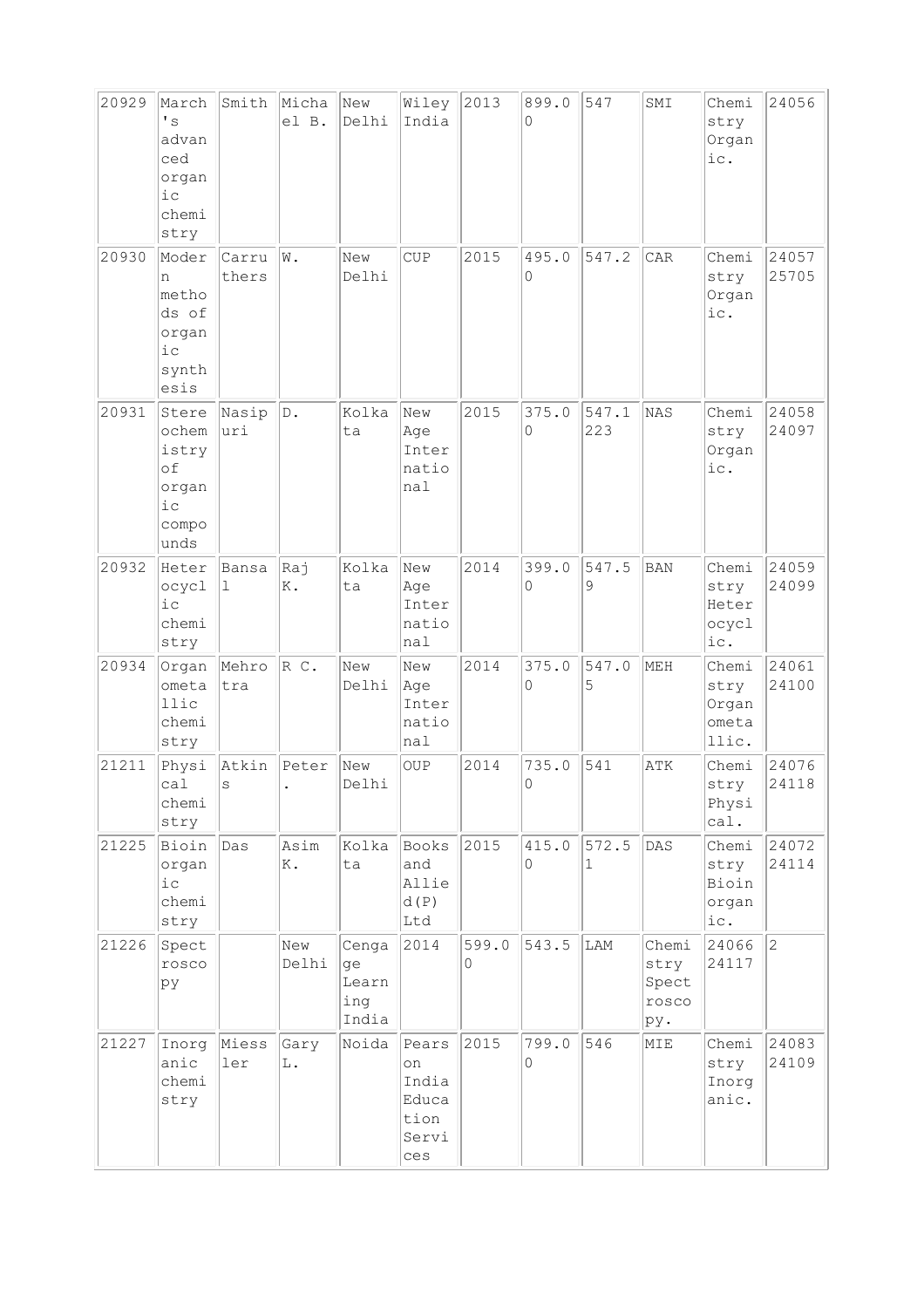| 20929 | March's advanced organic chemistry | Smith | Michael B. | New Delhi | Wiley India | 2013 | 899.00 | 547 | SMI | Chemistry Organic. | 24056 |
|---|---|---|---|---|---|---|---|---|---|---|---|
| 20930 | Modern methods of organic synthesis | Carruthers | W. | New Delhi | CUP | 2015 | 495.00 | 547.2 | CAR | Chemistry Organic. | 24057 25705 |
| 20931 | Stereochemistry of organic compounds | Nasipuri | D. | Kolkata | New Age International | 2015 | 375.00 | 547.1223 | NAS | Chemistry Organic. | 24058 24097 |
| 20932 | Heterocyclic chemistry | Bansal | Raj K. | Kolkata | New Age International | 2014 | 399.00 | 547.59 | BAN | Chemistry Heterocyclic. | 24059 24099 |
| 20934 | Organometallic chemistry | Mehrotra | R C. | New Delhi | New Age International | 2014 | 375.00 | 547.05 | MEH | Chemistry Organometallic. | 24061 24100 |
| 21211 | Physical chemistry | Atkins | Peter. | New Delhi | OUP | 2014 | 735.00 | 541 | ATK | Chemistry Physical. | 24076 24118 |
| 21225 | Bioinorganic chemistry | Das | Asim K. | Kolkata | Books and Allied(P) Ltd | 2015 | 415.00 | 572.51 | DAS | Chemistry Bioinorganic. | 24072 24114 |
| 21226 | Spectroscopy | | New Delhi | Cengage Learning India | 2014 | 599.00 | 543.5 | LAM | Chemistry Spectroscopy. | 24066 24117 | 2 |
| 21227 | Inorganic chemistry | Miessler | Gary L. | Noida | Pearson India Education Services | 2015 | 799.00 | 546 | MIE | Chemistry Inorganic. | 24083 24109 |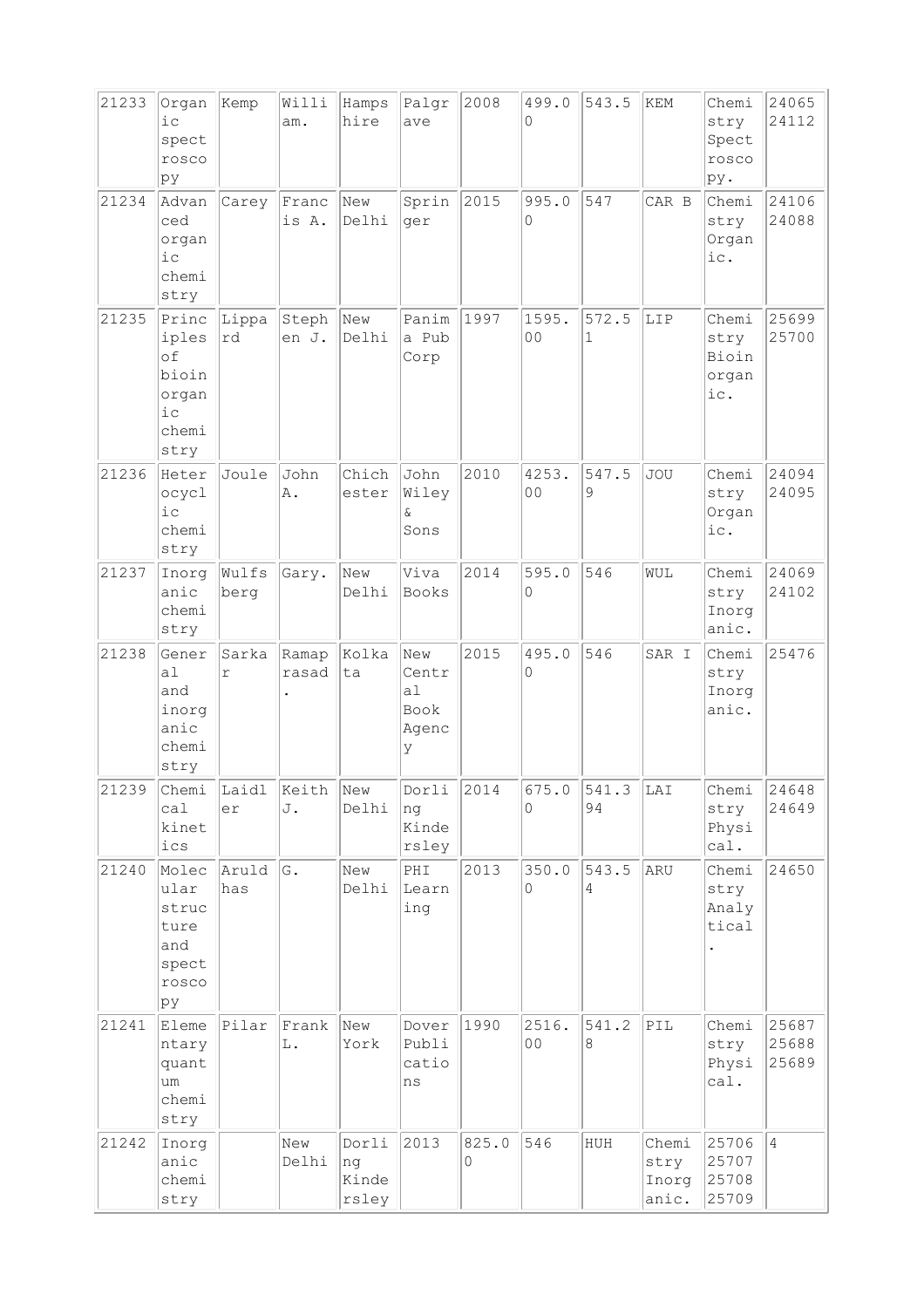| 21233 | Organic spectroscopy | Kemp | William. | Hampshire | Palgrave | 2008 | 499.00 | 543.5 | KEM | Chemistry Spectroscopy. | 24065 24112 |
|---|---|---|---|---|---|---|---|---|---|---|---|
| 21234 | Advanced organic chemistry | Carey | Francis A. | New Delhi | Springer | 2015 | 995.00 | 547 | CAR B | Chemistry Organic. | 24106 24088 |
| 21235 | Principles of bioinorganic chemistry | Lippard | Stephen J. | New Delhi | Panima Pub Corp | 1997 | 1595.00 | 572.51 | LIP | Chemistry Bioinorganic. | 25699 25700 |
| 21236 | Heterocyclic chemistry | Joule | John A. | Chichester | John Wiley & Sons | 2010 | 4253.00 | 547.59 | JOU | Chemistry Organic. | 24094 24095 |
| 21237 | Inorganic chemistry | Wulfsberg | Gary. | New Delhi | Viva Books | 2014 | 595.00 | 546 | WUL | Chemistry Inorganic. | 24069 24102 |
| 21238 | General and inorganic chemistry | Sarkar | Ramaprasad. | Kolkata | New Central Book Agency | 2015 | 495.00 | 546 | SAR I | Chemistry Inorganic. | 25476 |
| 21239 | Chemical kinetics | Laidler | Keith J. | New Delhi | Dorling Kindersley | 2014 | 675.00 | 541.394 | LAI | Chemistry Physical. | 24648 24649 |
| 21240 | Molecular structure and spectroscopy | Aruldhas | G. | New Delhi | PHI Learning | 2013 | 350.00 | 543.54 | ARU | Chemistry Analytical. | 24650 |
| 21241 | Elementary quantum chemistry | Pilar | Frank L. | New York | Dover Publications | 1990 | 2516.00 | 541.28 | PIL | Chemistry Physical. | 25687 25688 25689 |
| 21242 | Inorganic chemistry | | New Delhi | Dorling Kindersley | 2013 | 825.00 | 546 | HUH | Chemistry Inorganic. | 25706 25707 25708 25709 | 4 |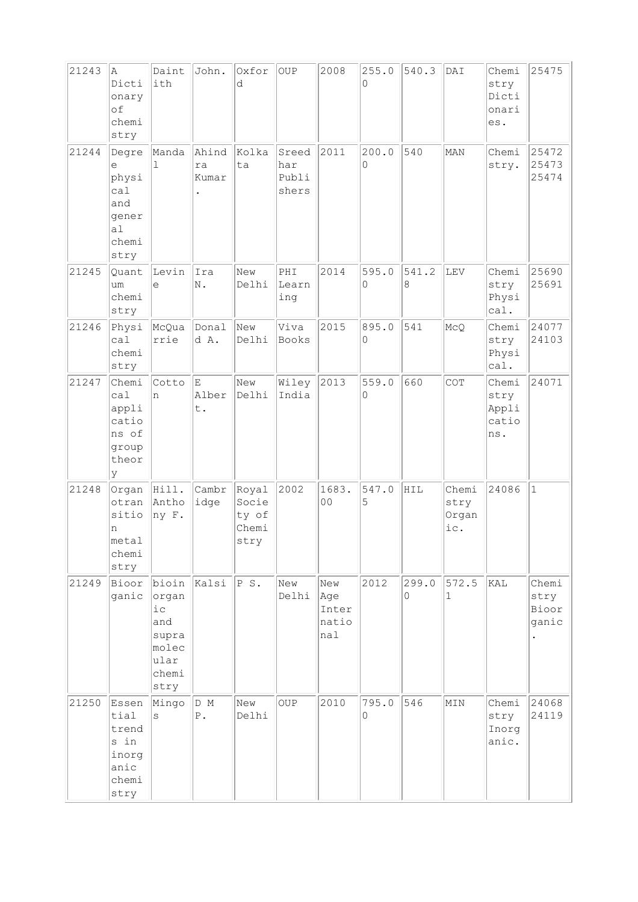| 21243 | A Dictionary of chemistry | Daintith | John. | Oxford | OUP | 2008 | 255.00 | 540.3 | DAI | Chemistry Dictionaries. | 25475 |
|---|---|---|---|---|---|---|---|---|---|---|---|
| 21244 | Degree physical and general chemistry | Mandal | Ahindra Kumar. | Kolkata | Sreedhar Publishers | 2011 | 200.00 | 540 | MAN | Chemistry. | 25472 25473 25474 |
| 21245 | Quantum chemistry | Levine | Ira N. | New Delhi | PHI Learning | 2014 | 595.00 | 541.28 | LEV | Chemistry Physical. | 25690 25691 |
| 21246 | Physical chemistry | McQuarrie | Donald A. | New Delhi | Viva Books | 2015 | 895.00 | 541 | McQ | Chemistry Physical. | 24077 24103 |
| 21247 | Chemical applications of group theory | Cotton | E Albert. | New Delhi | Wiley India | 2013 | 559.00 | 660 | COT | Chemistry Applications. | 24071 |
| 21248 | Organotransition metal chemistry | Hill. Anthony F. | Cambridge | Royal Society of Chemistry | 2002 | 1683.00 | 547.05 | HIL | Chemistry Organic. | 24086 | 1 |
| 21249 | Bioorganic | bioinorganic and supramolecular chemistry | Kalsi | P S. | New Delhi | New Age International | 2012 | 299.00 | 572.51 | KAL | Chemistry Bioorganic. |
| 21250 | Essential trends in inorganic chemistry | Mingos | D M P. | New Delhi | OUP | 2010 | 795.00 | 546 | MIN | Chemistry Inorganic. | 24068 24119 |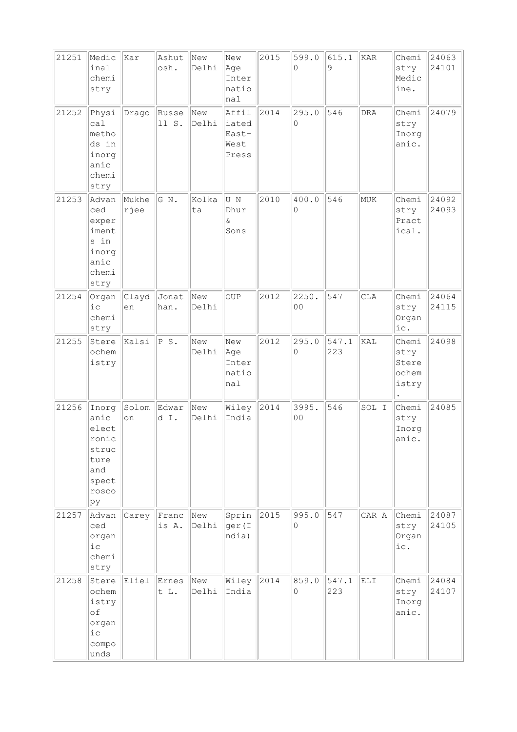| 21251 | Medicinal chemistry | Kar | Ashutosh. | New Delhi | New Age International | 2015 | 599.00 | 615.19 | KAR | Chemistry Medicine. | 24063 24101 |
|---|---|---|---|---|---|---|---|---|---|---|---|
| 21252 | Physical methods in inorganic chemistry | Drago | Russell S. | New Delhi | Affiliated East-West Press | 2014 | 295.00 | 546 | DRA | Chemistry Inorganic. | 24079 |
| 21253 | Advanced experiments in inorganic chemistry | Mukherjee | G N. | Kolkata | U N Dhur & Sons | 2010 | 400.00 | 546 | MUK | Chemistry Practical. | 24092 24093 |
| 21254 | Organic chemistry | Clayden | Jonathan. | New Delhi | OUP | 2012 | 2250.00 | 547 | CLA | Chemistry Organic. | 24064 24115 |
| 21255 | Stereochemistry | Kalsi | P S. | New Delhi | New Age International | 2012 | 295.00 | 547.1223 | KAL | Chemistry Stereochemistry. | 24098 |
| 21256 | Inorganic electronic structure and spectroscopy | Solomon | Edward I. | New Delhi | Wiley India | 2014 | 3995.00 | 546 | SOL I | Chemistry Inorganic. | 24085 |
| 21257 | Advanced organic chemistry | Carey | Francis A. | New Delhi | Springer(India) | 2015 | 995.00 | 547 | CAR A | Chemistry Organic. | 24087 24105 |
| 21258 | Stereochemistry of organic compounds | Eliel | Ernest L. | New Delhi | Wiley India | 2014 | 859.00 | 547.1223 | ELI | Chemistry Inorganic. | 24084 24107 |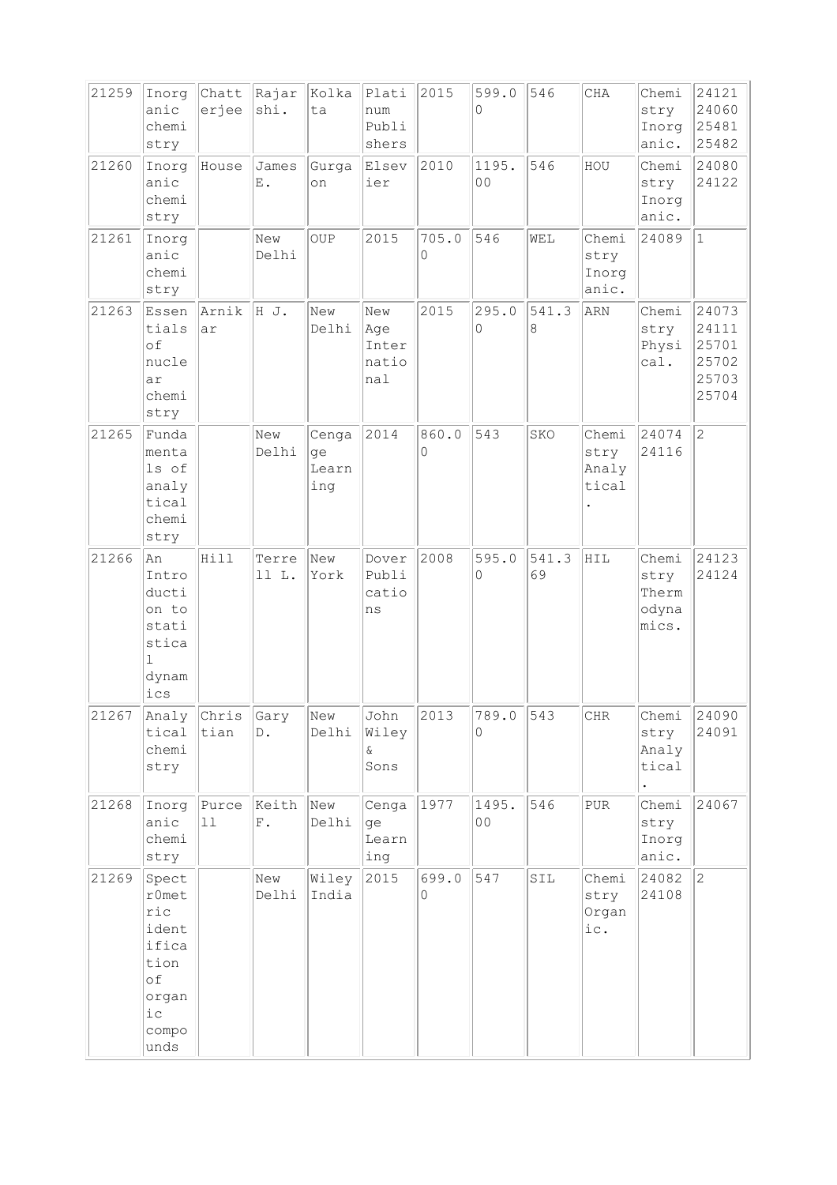| | | | | | | | | | | | |
|---|---|---|---|---|---|---|---|---|---|---|---|
| 21259 | Inorganic chemistry | Chatterjee | Rajarshi. | Kolkata | Platinum Publishers | 2015 | 599.00 | 546 | CHA | Chemistry Inorganic. | 24121 24060 25481 25482 |
| 21260 | Inorganic chemistry | House | James E. | Gurgaon | Elsevier | 2010 | 1195.00 | 546 | HOU | Chemistry Inorganic. | 24080 24122 |
| 21261 | Inorganic chemistry | | New Delhi | OUP | 2015 | 705.00 | 546 | WEL | Chemistry Inorganic. | 24089 | 1 |
| 21263 | Essentials of nuclear chemistry | Arnikar | H J. | New Delhi | New Age International | 2015 | 295.00 | 541.38 | ARN | Chemistry Physical. | 24073 24111 25701 25702 25703 25704 |
| 21265 | Fundamentals of analytical chemistry | | New Delhi | Cengage Learning | 2014 | 860.00 | 543 | SKO | Chemistry Analytical. | 24074 24116 | 2 |
| 21266 | An Introduction to statistical dynamics | Hill | Terrell L. | New York | Dover Publications | 2008 | 595.00 | 541.369 | HIL | Chemistry Thermodynamics. | 24123 24124 |
| 21267 | Analytical chemistry | Christian | Gary D. | New Delhi | John Wiley & Sons | 2013 | 789.00 | 543 | CHR | Chemistry Analytical. | 24090 24091 |
| 21268 | Inorganic chemistry | Purcell | Keith F. | New Delhi | Cengage Learning | 1977 | 1495.00 | 546 | PUR | Chemistry Inorganic. | 24067 |
| 21269 | Spectr0metric identification of organic compounds | | New Delhi | Wiley India | 2015 | 699.00 | 547 | SIL | Chemistry Organic. | 24082 24108 | 2 |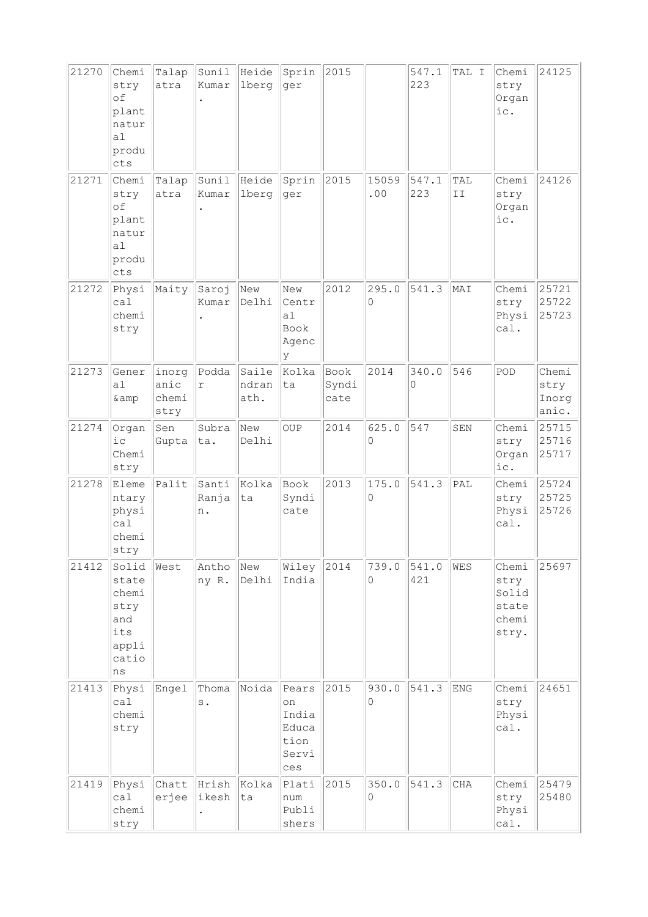| | | | | | | | | | | | |
|---|---|---|---|---|---|---|---|---|---|---|---|
| 21270 | Chemistry of plant natural products | Talapatra | Sunil Kumar. | Heidelberg | Springer | 2015 | | 547.1223 | TAL I | Chemistry Organic. | 24125 |
| 21271 | Chemistry of plant natural products | Talapatra | Sunil Kumar. | Heidelberg | Springer | 2015 | 15059.00 | 547.1223 | TAL II | Chemistry Organic. | 24126 |
| 21272 | Physical chemistry | Maity | Saroj Kumar. | New Delhi | New Central Book Agency | 2012 | 295.00 | 541.3 | MAI | Chemistry Physical. | 25721 25722 25723 |
| 21273 | General &amp | inorganic chemistry | Poddar | Sailendranath. | Kolkata | Book Syndicate | 2014 | 340.00 | 546 | POD | Chemistry Inorganic. |
| 21274 | Organic Chemistry | Sen Gupta | Subrata. | New Delhi | OUP | 2014 | 625.00 | 547 | SEN | Chemistry Organic. | 25715 25716 25717 |
| 21278 | Elementary physical chemistry | Palit | Santi Ranjan. | Kolkata | Book Syndicate | 2013 | 175.00 | 541.3 | PAL | Chemistry Physical. | 25724 25725 25726 |
| 21412 | Solid state chemistry and its applications | West | Anthony R. | New Delhi | Wiley India | 2014 | 739.00 | 541.0421 | WES | Chemistry Solid state chemistry. | 25697 |
| 21413 | Physical chemistry | Engel | Thomas. | Noida | Pearson India Education Services | 2015 | 930.00 | 541.3 | ENG | Chemistry Physical. | 24651 |
| 21419 | Physical chemistry | Chatterjee | Hrishikesh. | Kolkata | Platinum Publishers | 2015 | 350.00 | 541.3 | CHA | Chemistry Physical. | 25479 25480 |